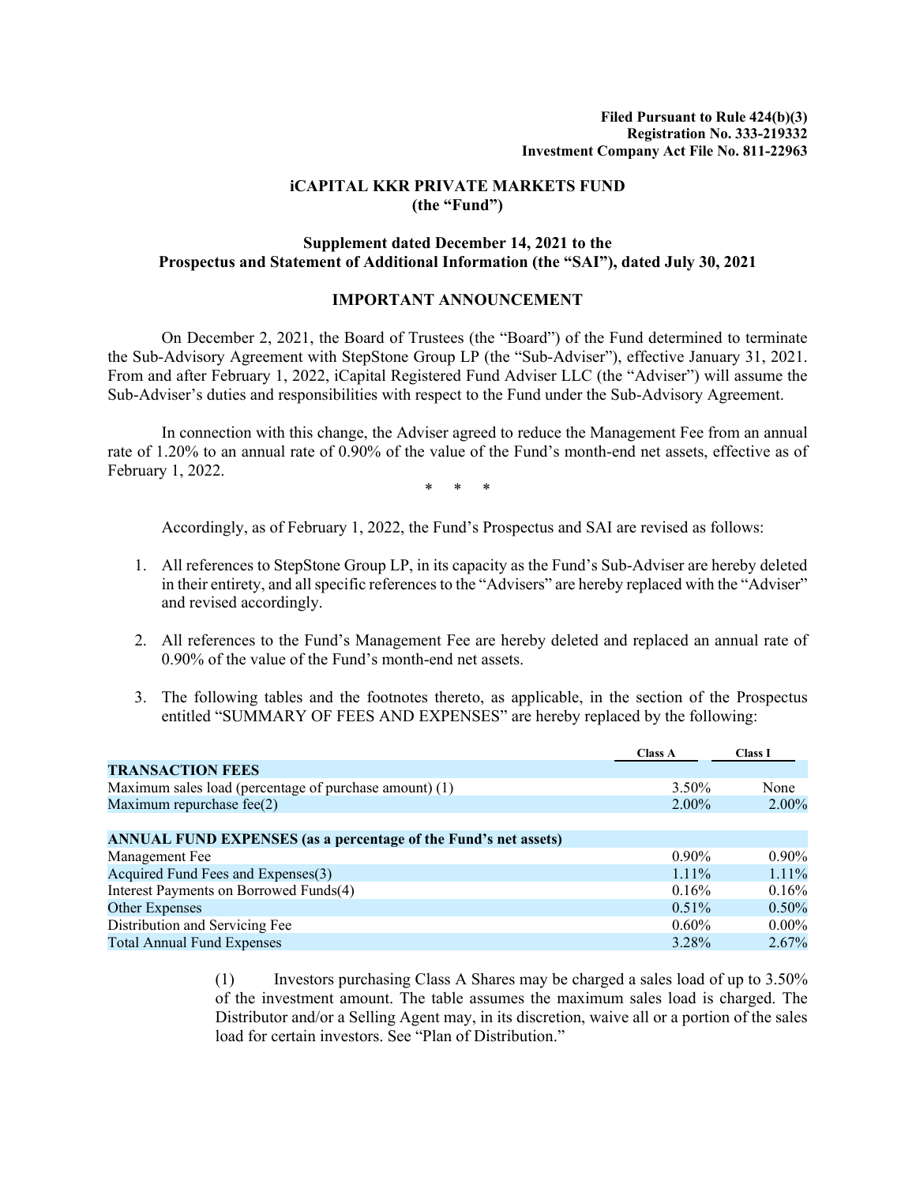**Filed Pursuant to Rule 424(b)(3)**
**Registration No. 333-219332**
**Investment Company Act File No. 811-22963**

# iCAPITAL KKR PRIVATE MARKETS FUND
## (the "Fund")

### Supplement dated December 14, 2021 to the Prospectus and Statement of Additional Information (the "SAI"), dated July 30, 2021

### IMPORTANT ANNOUNCEMENT

On December 2, 2021, the Board of Trustees (the "Board") of the Fund determined to terminate the Sub-Advisory Agreement with StepStone Group LP (the "Sub-Adviser"), effective January 31, 2021. From and after February 1, 2022, iCapital Registered Fund Adviser LLC (the "Adviser") will assume the Sub-Adviser's duties and responsibilities with respect to the Fund under the Sub-Advisory Agreement.

In connection with this change, the Adviser agreed to reduce the Management Fee from an annual rate of 1.20% to an annual rate of 0.90% of the value of the Fund's month-end net assets, effective as of February 1, 2022.

\* \* \*

Accordingly, as of February 1, 2022, the Fund's Prospectus and SAI are revised as follows:

1. All references to StepStone Group LP, in its capacity as the Fund's Sub-Adviser are hereby deleted in their entirety, and all specific references to the "Advisers" are hereby replaced with the "Adviser" and revised accordingly.

2. All references to the Fund's Management Fee are hereby deleted and replaced an annual rate of 0.90% of the value of the Fund's month-end net assets.

3. The following tables and the footnotes thereto, as applicable, in the section of the Prospectus entitled "SUMMARY OF FEES AND EXPENSES" are hereby replaced by the following:

| | Class A | Class I |
|---|---|---|
| **TRANSACTION FEES** | | |
| Maximum sales load (percentage of purchase amount) (1) | 3.50% | None |
| Maximum repurchase fee(2) | 2.00% | 2.00% |
| | | |
| **ANNUAL FUND EXPENSES (as a percentage of the Fund's net assets)** | | |
| Management Fee | 0.90% | 0.90% |
| Acquired Fund Fees and Expenses(3) | 1.11% | 1.11% |
| Interest Payments on Borrowed Funds(4) | 0.16% | 0.16% |
| Other Expenses | 0.51% | 0.50% |
| Distribution and Servicing Fee | 0.60% | 0.00% |
| Total Annual Fund Expenses | 3.28% | 2.67% |

(1) Investors purchasing Class A Shares may be charged a sales load of up to 3.50% of the investment amount. The table assumes the maximum sales load is charged. The Distributor and/or a Selling Agent may, in its discretion, waive all or a portion of the sales load for certain investors. See "Plan of Distribution."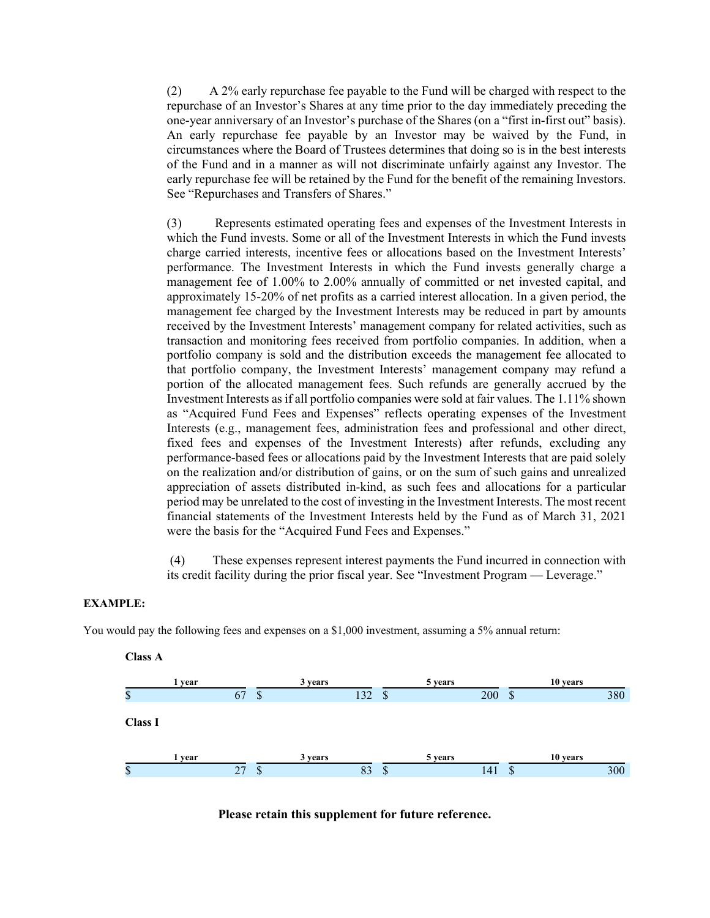(2) A 2% early repurchase fee payable to the Fund will be charged with respect to the repurchase of an Investor's Shares at any time prior to the day immediately preceding the one-year anniversary of an Investor's purchase of the Shares (on a "first in-first out" basis). An early repurchase fee payable by an Investor may be waived by the Fund, in circumstances where the Board of Trustees determines that doing so is in the best interests of the Fund and in a manner as will not discriminate unfairly against any Investor. The early repurchase fee will be retained by the Fund for the benefit of the remaining Investors. See "Repurchases and Transfers of Shares."

(3) Represents estimated operating fees and expenses of the Investment Interests in which the Fund invests. Some or all of the Investment Interests in which the Fund invests charge carried interests, incentive fees or allocations based on the Investment Interests' performance. The Investment Interests in which the Fund invests generally charge a management fee of 1.00% to 2.00% annually of committed or net invested capital, and approximately 15-20% of net profits as a carried interest allocation. In a given period, the management fee charged by the Investment Interests may be reduced in part by amounts received by the Investment Interests' management company for related activities, such as transaction and monitoring fees received from portfolio companies. In addition, when a portfolio company is sold and the distribution exceeds the management fee allocated to that portfolio company, the Investment Interests' management company may refund a portion of the allocated management fees. Such refunds are generally accrued by the Investment Interests as if all portfolio companies were sold at fair values. The 1.11% shown as "Acquired Fund Fees and Expenses" reflects operating expenses of the Investment Interests (e.g., management fees, administration fees and professional and other direct, fixed fees and expenses of the Investment Interests) after refunds, excluding any performance-based fees or allocations paid by the Investment Interests that are paid solely on the realization and/or distribution of gains, or on the sum of such gains and unrealized appreciation of assets distributed in-kind, as such fees and allocations for a particular period may be unrelated to the cost of investing in the Investment Interests. The most recent financial statements of the Investment Interests held by the Fund as of March 31, 2021 were the basis for the "Acquired Fund Fees and Expenses."

(4) These expenses represent interest payments the Fund incurred in connection with its credit facility during the prior fiscal year. See "Investment Program — Leverage."

**EXAMPLE:**

You would pay the following fees and expenses on a $1,000 investment, assuming a 5% annual return:

**Class A**

| 1 year | 3 years | 5 years | 10 years |
|---|---|---|---|
| $ 67 | $ 132 | $ 200 | $ 380 |

**Class I**

| 1 year | 3 years | 5 years | 10 years |
|---|---|---|---|
| $ 27 | $ 83 | $ 141 | $ 300 |

**Please retain this supplement for future reference.**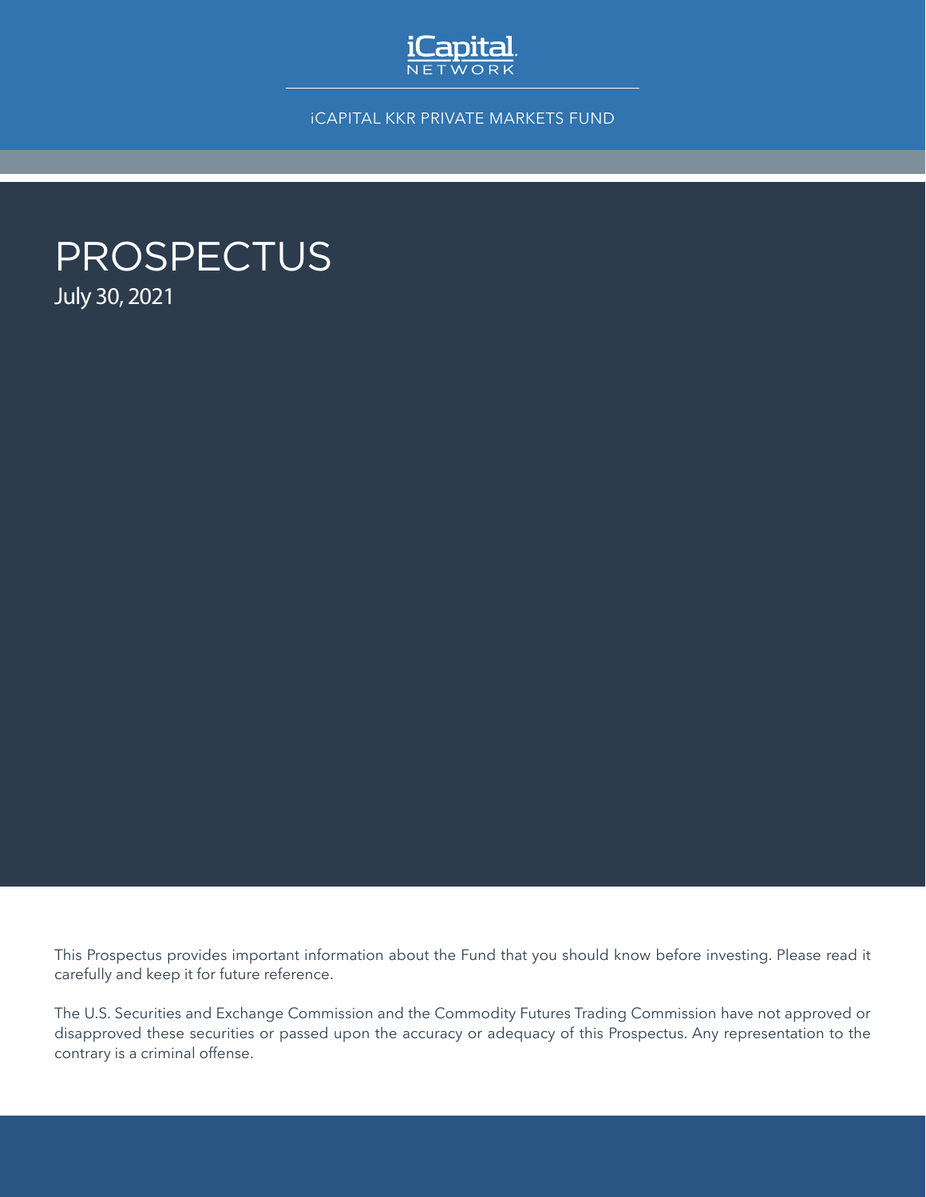iCapital NETWORK

iCAPITAL KKR PRIVATE MARKETS FUND

# PROSPECTUS

July 30, 2021

This Prospectus provides important information about the Fund that you should know before investing. Please read it carefully and keep it for future reference.

The U.S. Securities and Exchange Commission and the Commodity Futures Trading Commission have not approved or disapproved these securities or passed upon the accuracy or adequacy of this Prospectus. Any representation to the contrary is a criminal offense.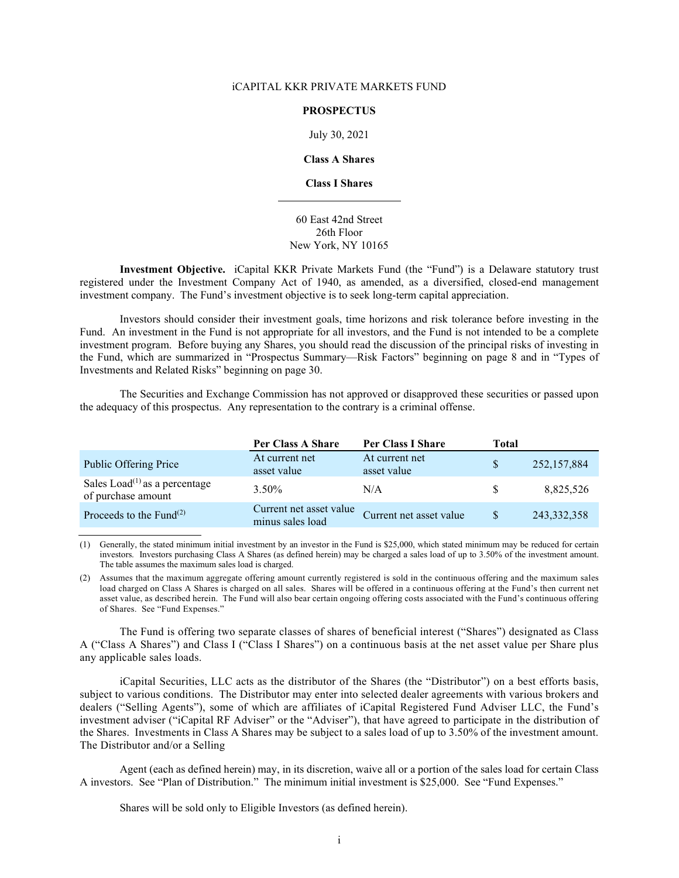iCAPITAL KKR PRIVATE MARKETS FUND

**PROSPECTUS**

July 30, 2021

**Class A Shares**

**Class I Shares**

---

60 East 42nd Street
26th Floor
New York, NY 10165

**Investment Objective.** iCapital KKR Private Markets Fund (the "Fund") is a Delaware statutory trust registered under the Investment Company Act of 1940, as amended, as a diversified, closed-end management investment company. The Fund's investment objective is to seek long-term capital appreciation.

Investors should consider their investment goals, time horizons and risk tolerance before investing in the Fund. An investment in the Fund is not appropriate for all investors, and the Fund is not intended to be a complete investment program. Before buying any Shares, you should read the discussion of the principal risks of investing in the Fund, which are summarized in "Prospectus Summary—Risk Factors" beginning on page 8 and in "Types of Investments and Related Risks" beginning on page 30.

The Securities and Exchange Commission has not approved or disapproved these securities or passed upon the adequacy of this prospectus. Any representation to the contrary is a criminal offense.

| | **Per Class A Share** | **Per Class I Share** | **Total** |
|---|---|---|---|
| Public Offering Price | At current net asset value | At current net asset value | $ 252,157,884 |
| Sales Load[(1)] as a percentage of purchase amount | 3.50% | N/A | $ 8,825,526 |
| Proceeds to the Fund[(2)] | Current net asset value minus sales load | Current net asset value | $ 243,332,358 |

(1) Generally, the stated minimum initial investment by an investor in the Fund is $25,000, which stated minimum may be reduced for certain investors. Investors purchasing Class A Shares (as defined herein) may be charged a sales load of up to 3.50% of the investment amount. The table assumes the maximum sales load is charged.

(2) Assumes that the maximum aggregate offering amount currently registered is sold in the continuous offering and the maximum sales load charged on Class A Shares is charged on all sales. Shares will be offered in a continuous offering at the Fund's then current net asset value, as described herein. The Fund will also bear certain ongoing offering costs associated with the Fund's continuous offering of Shares. See "Fund Expenses."

The Fund is offering two separate classes of shares of beneficial interest ("Shares") designated as Class A ("Class A Shares") and Class I ("Class I Shares") on a continuous basis at the net asset value per Share plus any applicable sales loads.

iCapital Securities, LLC acts as the distributor of the Shares (the "Distributor") on a best efforts basis, subject to various conditions. The Distributor may enter into selected dealer agreements with various brokers and dealers ("Selling Agents"), some of which are affiliates of iCapital Registered Fund Adviser LLC, the Fund's investment adviser ("iCapital RF Adviser" or the "Adviser"), that have agreed to participate in the distribution of the Shares. Investments in Class A Shares may be subject to a sales load of up to 3.50% of the investment amount. The Distributor and/or a Selling

Agent (each as defined herein) may, in its discretion, waive all or a portion of the sales load for certain Class A investors. See "Plan of Distribution." The minimum initial investment is $25,000. See "Fund Expenses."

Shares will be sold only to Eligible Investors (as defined herein).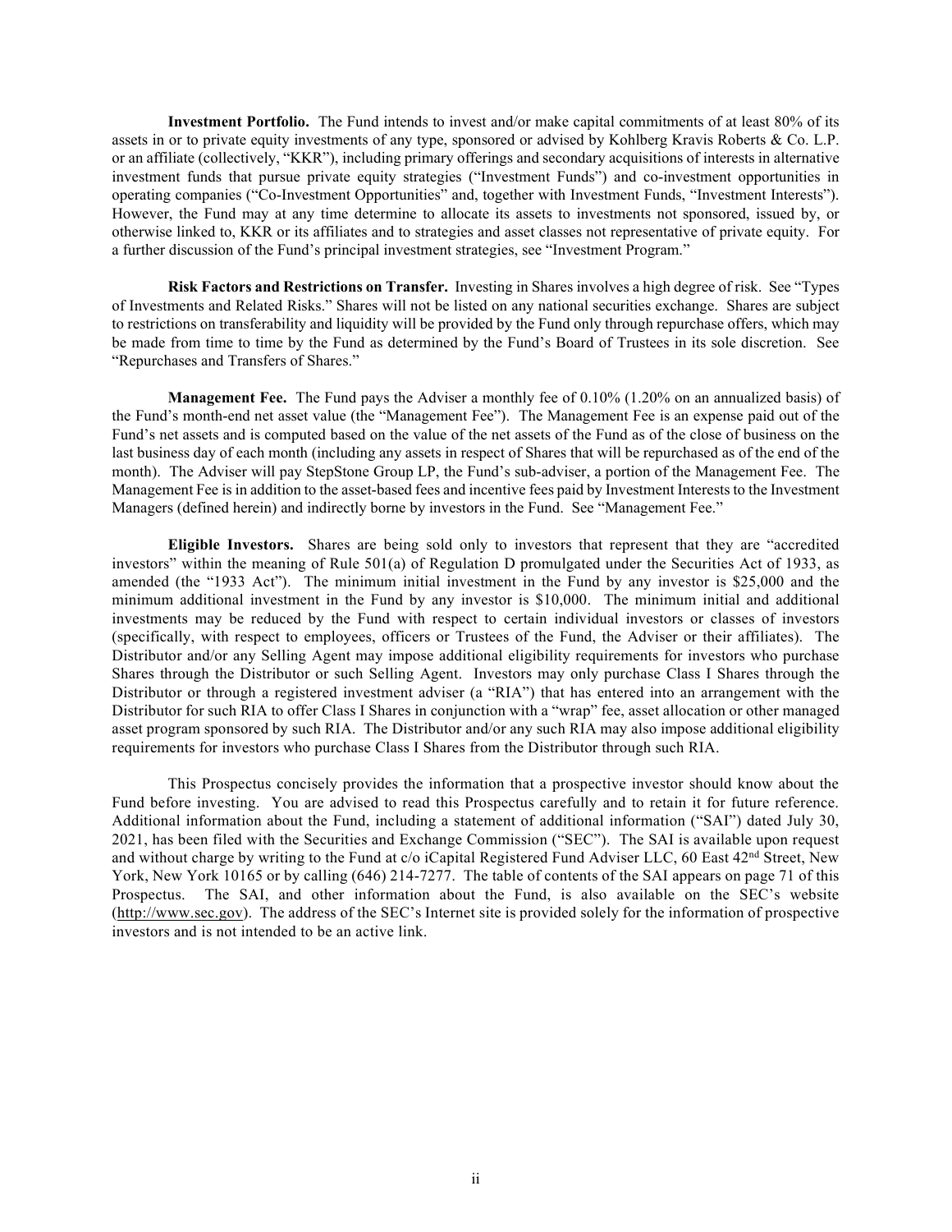**Investment Portfolio.** The Fund intends to invest and/or make capital commitments of at least 80% of its assets in or to private equity investments of any type, sponsored or advised by Kohlberg Kravis Roberts & Co. L.P. or an affiliate (collectively, "KKR"), including primary offerings and secondary acquisitions of interests in alternative investment funds that pursue private equity strategies ("Investment Funds") and co-investment opportunities in operating companies ("Co-Investment Opportunities" and, together with Investment Funds, "Investment Interests"). However, the Fund may at any time determine to allocate its assets to investments not sponsored, issued by, or otherwise linked to, KKR or its affiliates and to strategies and asset classes not representative of private equity. For a further discussion of the Fund's principal investment strategies, see "Investment Program."

**Risk Factors and Restrictions on Transfer.** Investing in Shares involves a high degree of risk. See "Types of Investments and Related Risks." Shares will not be listed on any national securities exchange. Shares are subject to restrictions on transferability and liquidity will be provided by the Fund only through repurchase offers, which may be made from time to time by the Fund as determined by the Fund's Board of Trustees in its sole discretion. See "Repurchases and Transfers of Shares."

**Management Fee.** The Fund pays the Adviser a monthly fee of 0.10% (1.20% on an annualized basis) of the Fund's month-end net asset value (the "Management Fee"). The Management Fee is an expense paid out of the Fund's net assets and is computed based on the value of the net assets of the Fund as of the close of business on the last business day of each month (including any assets in respect of Shares that will be repurchased as of the end of the month). The Adviser will pay StepStone Group LP, the Fund's sub-adviser, a portion of the Management Fee. The Management Fee is in addition to the asset-based fees and incentive fees paid by Investment Interests to the Investment Managers (defined herein) and indirectly borne by investors in the Fund. See "Management Fee."

**Eligible Investors.** Shares are being sold only to investors that represent that they are "accredited investors" within the meaning of Rule 501(a) of Regulation D promulgated under the Securities Act of 1933, as amended (the "1933 Act"). The minimum initial investment in the Fund by any investor is $25,000 and the minimum additional investment in the Fund by any investor is $10,000. The minimum initial and additional investments may be reduced by the Fund with respect to certain individual investors or classes of investors (specifically, with respect to employees, officers or Trustees of the Fund, the Adviser or their affiliates). The Distributor and/or any Selling Agent may impose additional eligibility requirements for investors who purchase Shares through the Distributor or such Selling Agent. Investors may only purchase Class I Shares through the Distributor or through a registered investment adviser (a "RIA") that has entered into an arrangement with the Distributor for such RIA to offer Class I Shares in conjunction with a "wrap" fee, asset allocation or other managed asset program sponsored by such RIA. The Distributor and/or any such RIA may also impose additional eligibility requirements for investors who purchase Class I Shares from the Distributor through such RIA.

This Prospectus concisely provides the information that a prospective investor should know about the Fund before investing. You are advised to read this Prospectus carefully and to retain it for future reference. Additional information about the Fund, including a statement of additional information ("SAI") dated July 30, 2021, has been filed with the Securities and Exchange Commission ("SEC"). The SAI is available upon request and without charge by writing to the Fund at c/o iCapital Registered Fund Adviser LLC, 60 East 42nd Street, New York, New York 10165 or by calling (646) 214-7277. The table of contents of the SAI appears on page 71 of this Prospectus. The SAI, and other information about the Fund, is also available on the SEC's website (http://www.sec.gov). The address of the SEC's Internet site is provided solely for the information of prospective investors and is not intended to be an active link.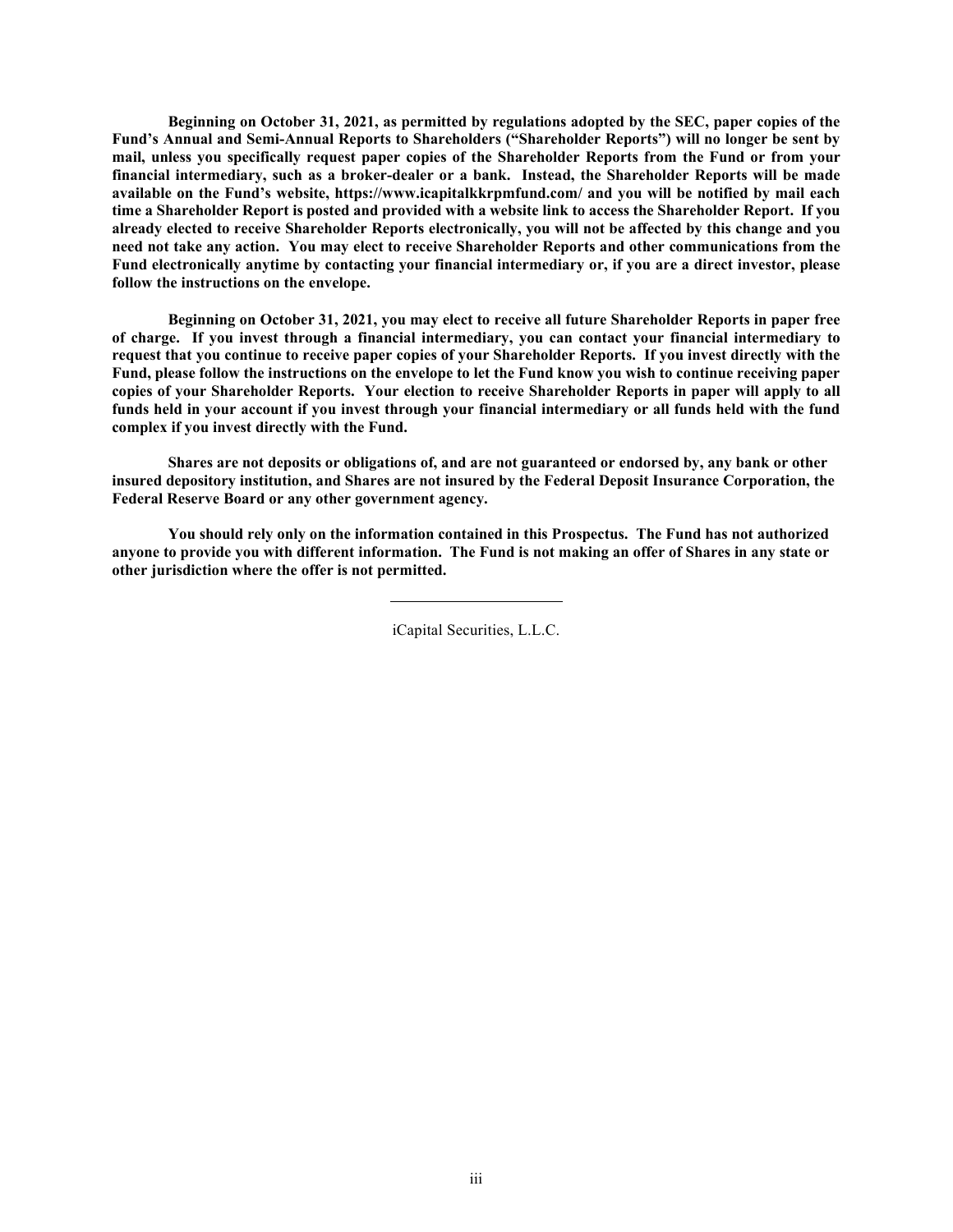**Beginning on October 31, 2021, as permitted by regulations adopted by the SEC, paper copies of the Fund's Annual and Semi-Annual Reports to Shareholders ("Shareholder Reports") will no longer be sent by mail, unless you specifically request paper copies of the Shareholder Reports from the Fund or from your financial intermediary, such as a broker-dealer or a bank. Instead, the Shareholder Reports will be made available on the Fund's website, https://www.icapitalkkrpmfund.com/ and you will be notified by mail each time a Shareholder Report is posted and provided with a website link to access the Shareholder Report. If you already elected to receive Shareholder Reports electronically, you will not be affected by this change and you need not take any action. You may elect to receive Shareholder Reports and other communications from the Fund electronically anytime by contacting your financial intermediary or, if you are a direct investor, please follow the instructions on the envelope.**

**Beginning on October 31, 2021, you may elect to receive all future Shareholder Reports in paper free of charge. If you invest through a financial intermediary, you can contact your financial intermediary to request that you continue to receive paper copies of your Shareholder Reports. If you invest directly with the Fund, please follow the instructions on the envelope to let the Fund know you wish to continue receiving paper copies of your Shareholder Reports. Your election to receive Shareholder Reports in paper will apply to all funds held in your account if you invest through your financial intermediary or all funds held with the fund complex if you invest directly with the Fund.**

**Shares are not deposits or obligations of, and are not guaranteed or endorsed by, any bank or other insured depository institution, and Shares are not insured by the Federal Deposit Insurance Corporation, the Federal Reserve Board or any other government agency.**

**You should rely only on the information contained in this Prospectus. The Fund has not authorized anyone to provide you with different information. The Fund is not making an offer of Shares in any state or other jurisdiction where the offer is not permitted.**

---

iCapital Securities, L.L.C.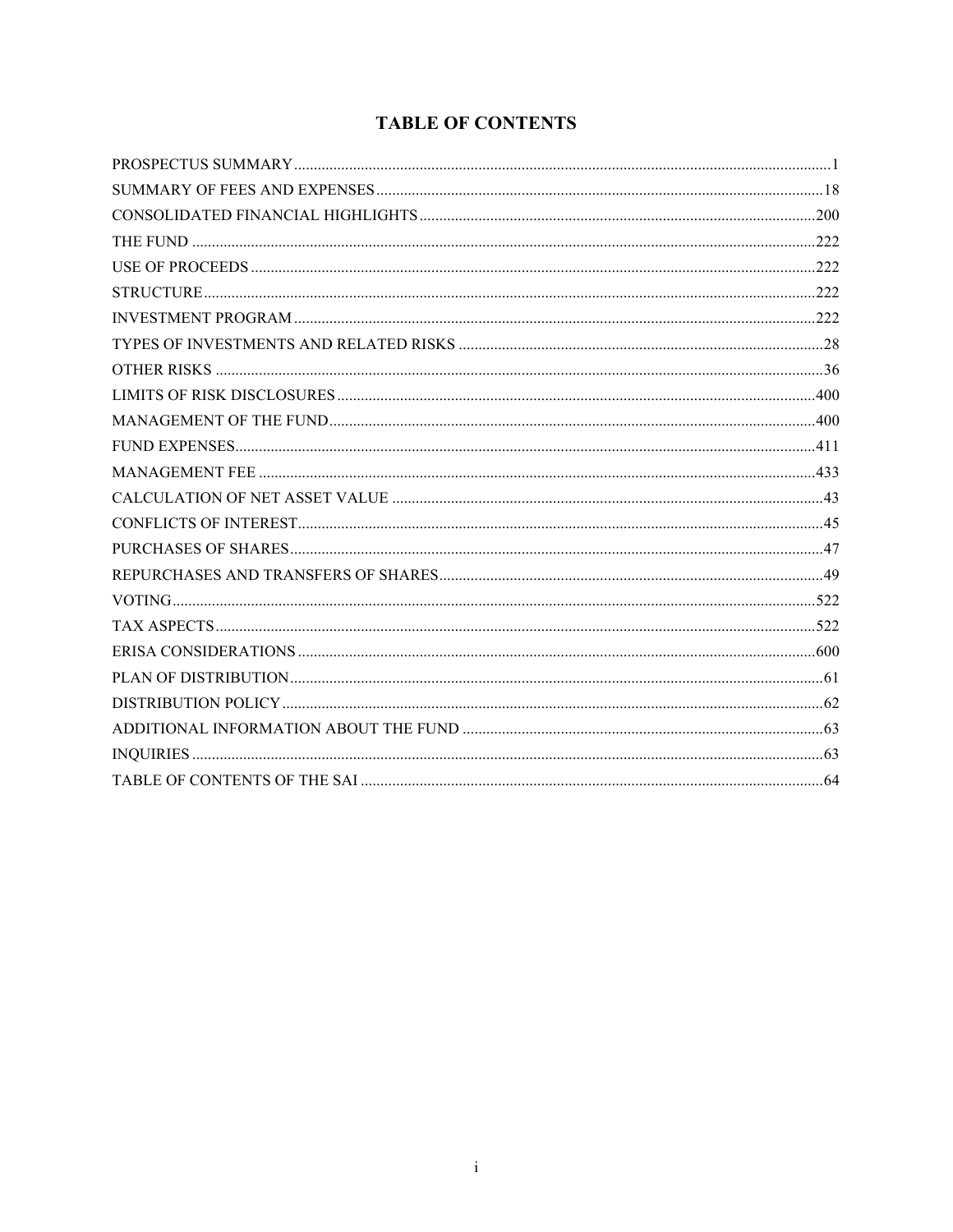# TABLE OF CONTENTS

| | |
|---|---|
| PROSPECTUS SUMMARY | 1 |
| SUMMARY OF FEES AND EXPENSES | 18 |
| CONSOLIDATED FINANCIAL HIGHLIGHTS | 200 |
| THE FUND | 222 |
| USE OF PROCEEDS | 222 |
| STRUCTURE | 222 |
| INVESTMENT PROGRAM | 222 |
| TYPES OF INVESTMENTS AND RELATED RISKS | 28 |
| OTHER RISKS | 36 |
| LIMITS OF RISK DISCLOSURES | 400 |
| MANAGEMENT OF THE FUND | 400 |
| FUND EXPENSES | 411 |
| MANAGEMENT FEE | 433 |
| CALCULATION OF NET ASSET VALUE | 43 |
| CONFLICTS OF INTEREST | 45 |
| PURCHASES OF SHARES | 47 |
| REPURCHASES AND TRANSFERS OF SHARES | 49 |
| VOTING | 522 |
| TAX ASPECTS | 522 |
| ERISA CONSIDERATIONS | 600 |
| PLAN OF DISTRIBUTION | 61 |
| DISTRIBUTION POLICY | 62 |
| ADDITIONAL INFORMATION ABOUT THE FUND | 63 |
| INQUIRIES | 63 |
| TABLE OF CONTENTS OF THE SAI | 64 |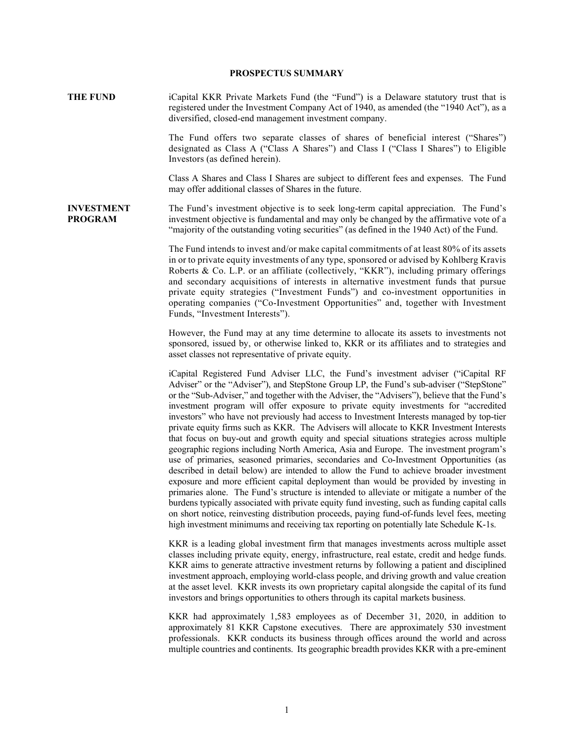# PROSPECTUS SUMMARY

**THE FUND**

iCapital KKR Private Markets Fund (the "Fund") is a Delaware statutory trust that is registered under the Investment Company Act of 1940, as amended (the "1940 Act"), as a diversified, closed-end management investment company.

The Fund offers two separate classes of shares of beneficial interest ("Shares") designated as Class A ("Class A Shares") and Class I ("Class I Shares") to Eligible Investors (as defined herein).

Class A Shares and Class I Shares are subject to different fees and expenses. The Fund may offer additional classes of Shares in the future.

**INVESTMENT PROGRAM**

The Fund's investment objective is to seek long-term capital appreciation. The Fund's investment objective is fundamental and may only be changed by the affirmative vote of a "majority of the outstanding voting securities" (as defined in the 1940 Act) of the Fund.

The Fund intends to invest and/or make capital commitments of at least 80% of its assets in or to private equity investments of any type, sponsored or advised by Kohlberg Kravis Roberts & Co. L.P. or an affiliate (collectively, "KKR"), including primary offerings and secondary acquisitions of interests in alternative investment funds that pursue private equity strategies ("Investment Funds") and co-investment opportunities in operating companies ("Co-Investment Opportunities" and, together with Investment Funds, "Investment Interests").

However, the Fund may at any time determine to allocate its assets to investments not sponsored, issued by, or otherwise linked to, KKR or its affiliates and to strategies and asset classes not representative of private equity.

iCapital Registered Fund Adviser LLC, the Fund's investment adviser ("iCapital RF Adviser" or the "Adviser"), and StepStone Group LP, the Fund's sub-adviser ("StepStone" or the "Sub-Adviser," and together with the Adviser, the "Advisers"), believe that the Fund's investment program will offer exposure to private equity investments for "accredited investors" who have not previously had access to Investment Interests managed by top-tier private equity firms such as KKR. The Advisers will allocate to KKR Investment Interests that focus on buy-out and growth equity and special situations strategies across multiple geographic regions including North America, Asia and Europe. The investment program's use of primaries, seasoned primaries, secondaries and Co-Investment Opportunities (as described in detail below) are intended to allow the Fund to achieve broader investment exposure and more efficient capital deployment than would be provided by investing in primaries alone. The Fund's structure is intended to alleviate or mitigate a number of the burdens typically associated with private equity fund investing, such as funding capital calls on short notice, reinvesting distribution proceeds, paying fund-of-funds level fees, meeting high investment minimums and receiving tax reporting on potentially late Schedule K-1s.

KKR is a leading global investment firm that manages investments across multiple asset classes including private equity, energy, infrastructure, real estate, credit and hedge funds. KKR aims to generate attractive investment returns by following a patient and disciplined investment approach, employing world-class people, and driving growth and value creation at the asset level. KKR invests its own proprietary capital alongside the capital of its fund investors and brings opportunities to others through its capital markets business.

KKR had approximately 1,583 employees as of December 31, 2020, in addition to approximately 81 KKR Capstone executives. There are approximately 530 investment professionals. KKR conducts its business through offices around the world and across multiple countries and continents. Its geographic breadth provides KKR with a pre-eminent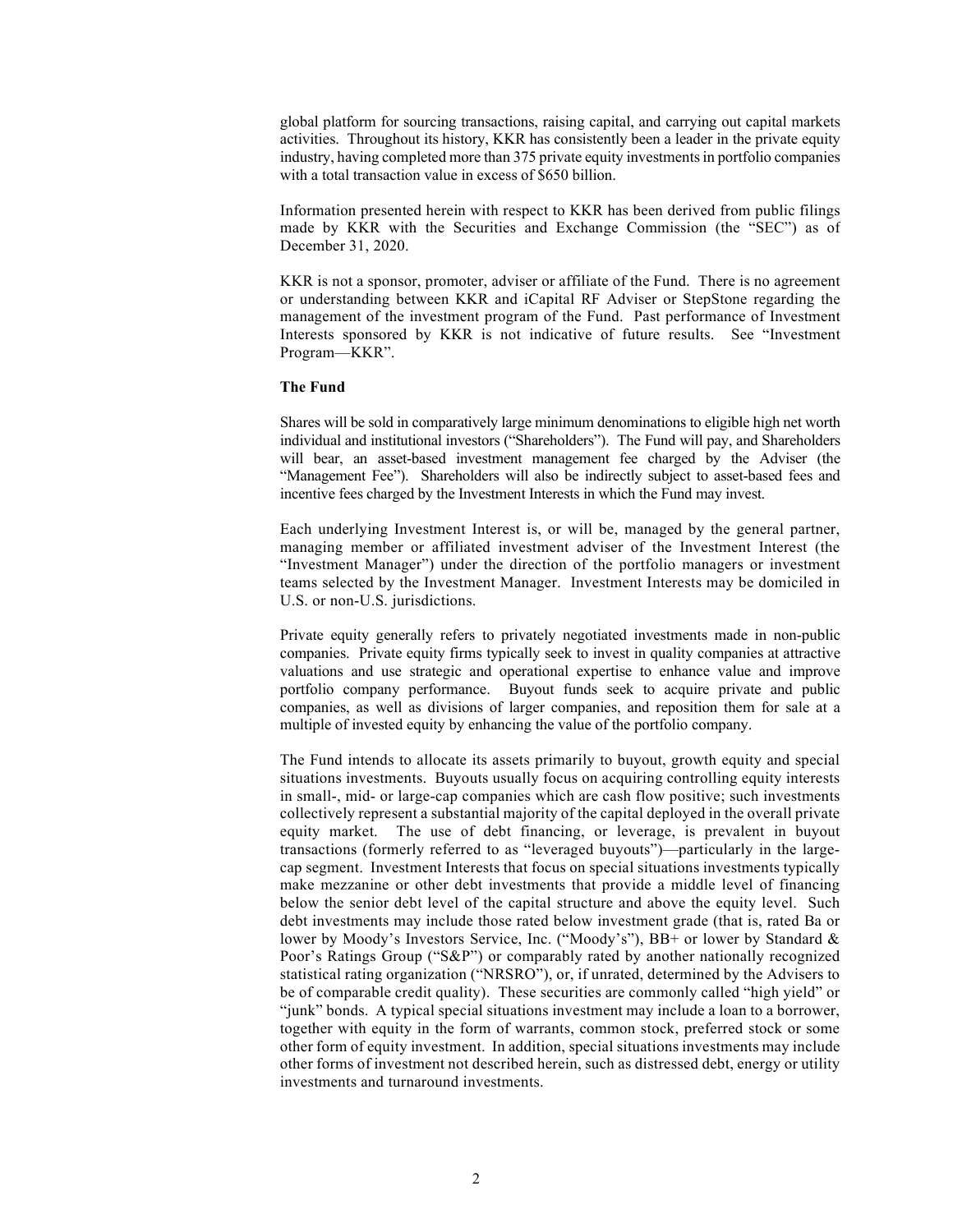global platform for sourcing transactions, raising capital, and carrying out capital markets activities. Throughout its history, KKR has consistently been a leader in the private equity industry, having completed more than 375 private equity investments in portfolio companies with a total transaction value in excess of $650 billion.

Information presented herein with respect to KKR has been derived from public filings made by KKR with the Securities and Exchange Commission (the "SEC") as of December 31, 2020.

KKR is not a sponsor, promoter, adviser or affiliate of the Fund. There is no agreement or understanding between KKR and iCapital RF Adviser or StepStone regarding the management of the investment program of the Fund. Past performance of Investment Interests sponsored by KKR is not indicative of future results. See "Investment Program—KKR".

**The Fund**

Shares will be sold in comparatively large minimum denominations to eligible high net worth individual and institutional investors ("Shareholders"). The Fund will pay, and Shareholders will bear, an asset-based investment management fee charged by the Adviser (the "Management Fee"). Shareholders will also be indirectly subject to asset-based fees and incentive fees charged by the Investment Interests in which the Fund may invest.

Each underlying Investment Interest is, or will be, managed by the general partner, managing member or affiliated investment adviser of the Investment Interest (the "Investment Manager") under the direction of the portfolio managers or investment teams selected by the Investment Manager. Investment Interests may be domiciled in U.S. or non-U.S. jurisdictions.

Private equity generally refers to privately negotiated investments made in non-public companies. Private equity firms typically seek to invest in quality companies at attractive valuations and use strategic and operational expertise to enhance value and improve portfolio company performance. Buyout funds seek to acquire private and public companies, as well as divisions of larger companies, and reposition them for sale at a multiple of invested equity by enhancing the value of the portfolio company.

The Fund intends to allocate its assets primarily to buyout, growth equity and special situations investments. Buyouts usually focus on acquiring controlling equity interests in small-, mid- or large-cap companies which are cash flow positive; such investments collectively represent a substantial majority of the capital deployed in the overall private equity market. The use of debt financing, or leverage, is prevalent in buyout transactions (formerly referred to as "leveraged buyouts")—particularly in the large-cap segment. Investment Interests that focus on special situations investments typically make mezzanine or other debt investments that provide a middle level of financing below the senior debt level of the capital structure and above the equity level. Such debt investments may include those rated below investment grade (that is, rated Ba or lower by Moody's Investors Service, Inc. ("Moody's"), BB+ or lower by Standard & Poor's Ratings Group ("S&P") or comparably rated by another nationally recognized statistical rating organization ("NRSRO"), or, if unrated, determined by the Advisers to be of comparable credit quality). These securities are commonly called "high yield" or "junk" bonds. A typical special situations investment may include a loan to a borrower, together with equity in the form of warrants, common stock, preferred stock or some other form of equity investment. In addition, special situations investments may include other forms of investment not described herein, such as distressed debt, energy or utility investments and turnaround investments.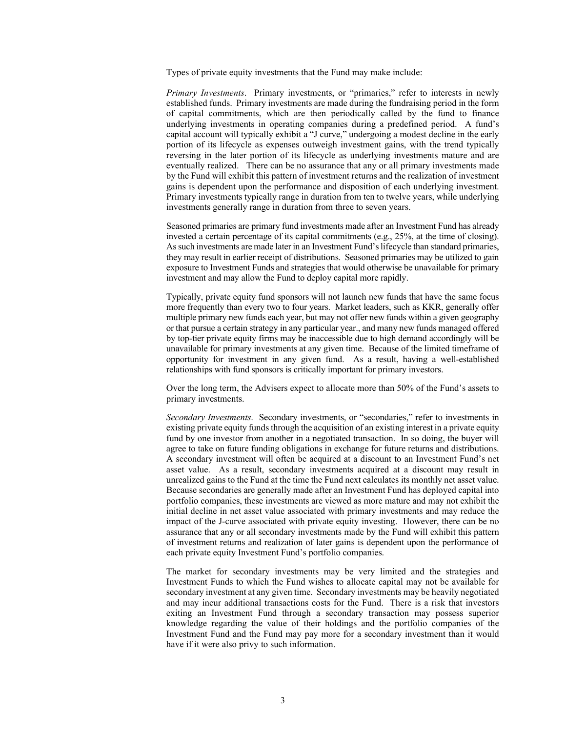Types of private equity investments that the Fund may make include:

*Primary Investments*. Primary investments, or "primaries," refer to interests in newly established funds. Primary investments are made during the fundraising period in the form of capital commitments, which are then periodically called by the fund to finance underlying investments in operating companies during a predefined period. A fund's capital account will typically exhibit a "J curve," undergoing a modest decline in the early portion of its lifecycle as expenses outweigh investment gains, with the trend typically reversing in the later portion of its lifecycle as underlying investments mature and are eventually realized. There can be no assurance that any or all primary investments made by the Fund will exhibit this pattern of investment returns and the realization of investment gains is dependent upon the performance and disposition of each underlying investment. Primary investments typically range in duration from ten to twelve years, while underlying investments generally range in duration from three to seven years.

Seasoned primaries are primary fund investments made after an Investment Fund has already invested a certain percentage of its capital commitments (e.g., 25%, at the time of closing). As such investments are made later in an Investment Fund's lifecycle than standard primaries, they may result in earlier receipt of distributions. Seasoned primaries may be utilized to gain exposure to Investment Funds and strategies that would otherwise be unavailable for primary investment and may allow the Fund to deploy capital more rapidly.

Typically, private equity fund sponsors will not launch new funds that have the same focus more frequently than every two to four years. Market leaders, such as KKR, generally offer multiple primary new funds each year, but may not offer new funds within a given geography or that pursue a certain strategy in any particular year., and many new funds managed offered by top-tier private equity firms may be inaccessible due to high demand accordingly will be unavailable for primary investments at any given time. Because of the limited timeframe of opportunity for investment in any given fund. As a result, having a well-established relationships with fund sponsors is critically important for primary investors.

Over the long term, the Advisers expect to allocate more than 50% of the Fund's assets to primary investments.

*Secondary Investments*. Secondary investments, or "secondaries," refer to investments in existing private equity funds through the acquisition of an existing interest in a private equity fund by one investor from another in a negotiated transaction. In so doing, the buyer will agree to take on future funding obligations in exchange for future returns and distributions. A secondary investment will often be acquired at a discount to an Investment Fund's net asset value. As a result, secondary investments acquired at a discount may result in unrealized gains to the Fund at the time the Fund next calculates its monthly net asset value. Because secondaries are generally made after an Investment Fund has deployed capital into portfolio companies, these investments are viewed as more mature and may not exhibit the initial decline in net asset value associated with primary investments and may reduce the impact of the J-curve associated with private equity investing. However, there can be no assurance that any or all secondary investments made by the Fund will exhibit this pattern of investment returns and realization of later gains is dependent upon the performance of each private equity Investment Fund's portfolio companies.

The market for secondary investments may be very limited and the strategies and Investment Funds to which the Fund wishes to allocate capital may not be available for secondary investment at any given time. Secondary investments may be heavily negotiated and may incur additional transactions costs for the Fund. There is a risk that investors exiting an Investment Fund through a secondary transaction may possess superior knowledge regarding the value of their holdings and the portfolio companies of the Investment Fund and the Fund may pay more for a secondary investment than it would have if it were also privy to such information.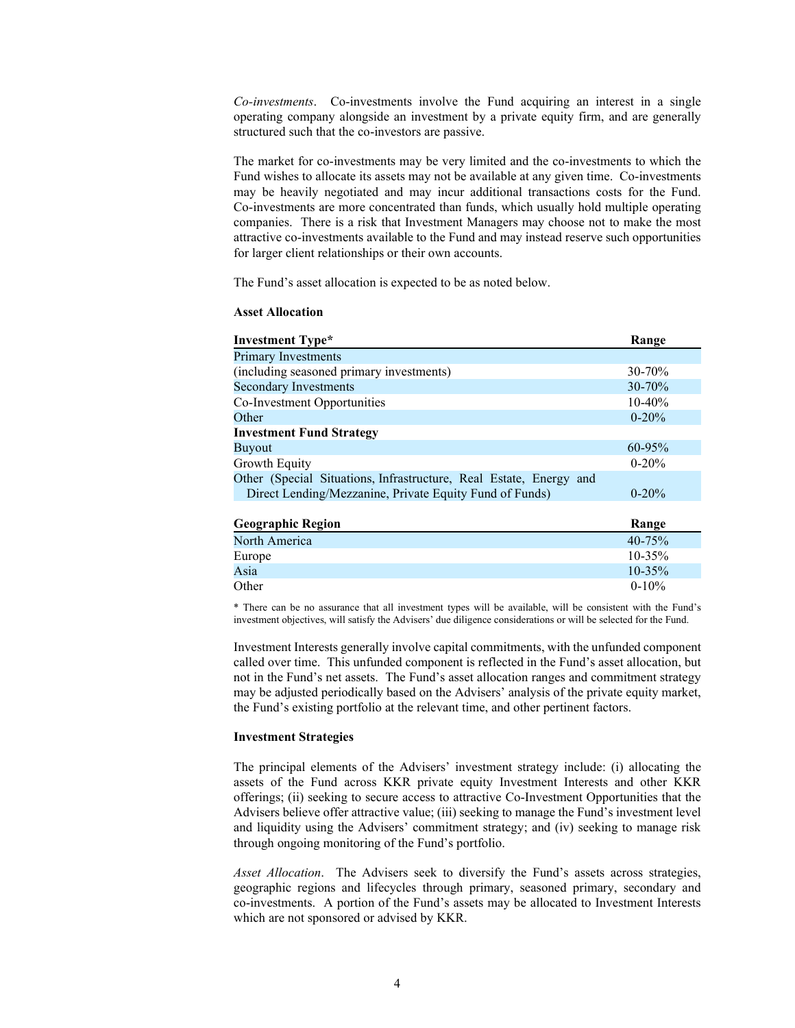*Co-investments*. Co-investments involve the Fund acquiring an interest in a single operating company alongside an investment by a private equity firm, and are generally structured such that the co-investors are passive.

The market for co-investments may be very limited and the co-investments to which the Fund wishes to allocate its assets may not be available at any given time. Co-investments may be heavily negotiated and may incur additional transactions costs for the Fund. Co-investments are more concentrated than funds, which usually hold multiple operating companies. There is a risk that Investment Managers may choose not to make the most attractive co-investments available to the Fund and may instead reserve such opportunities for larger client relationships or their own accounts.

The Fund's asset allocation is expected to be as noted below.

**Asset Allocation**

| **Investment Type*** | **Range** |
|---|---|
| Primary Investments (including seasoned primary investments) | 30-70% |
| Secondary Investments | 30-70% |
| Co-Investment Opportunities | 10-40% |
| Other | 0-20% |
| **Investment Fund Strategy** | |
| Buyout | 60-95% |
| Growth Equity | 0-20% |
| Other (Special Situations, Infrastructure, Real Estate, Energy and Direct Lending/Mezzanine, Private Equity Fund of Funds) | 0-20% |

| **Geographic Region** | **Range** |
|---|---|
| North America | 40-75% |
| Europe | 10-35% |
| Asia | 10-35% |
| Other | 0-10% |

* There can be no assurance that all investment types will be available, will be consistent with the Fund's investment objectives, will satisfy the Advisers' due diligence considerations or will be selected for the Fund.

Investment Interests generally involve capital commitments, with the unfunded component called over time. This unfunded component is reflected in the Fund's asset allocation, but not in the Fund's net assets. The Fund's asset allocation ranges and commitment strategy may be adjusted periodically based on the Advisers' analysis of the private equity market, the Fund's existing portfolio at the relevant time, and other pertinent factors.

**Investment Strategies**

The principal elements of the Advisers' investment strategy include: (i) allocating the assets of the Fund across KKR private equity Investment Interests and other KKR offerings; (ii) seeking to secure access to attractive Co-Investment Opportunities that the Advisers believe offer attractive value; (iii) seeking to manage the Fund's investment level and liquidity using the Advisers' commitment strategy; and (iv) seeking to manage risk through ongoing monitoring of the Fund's portfolio.

*Asset Allocation*. The Advisers seek to diversify the Fund's assets across strategies, geographic regions and lifecycles through primary, seasoned primary, secondary and co-investments. A portion of the Fund's assets may be allocated to Investment Interests which are not sponsored or advised by KKR.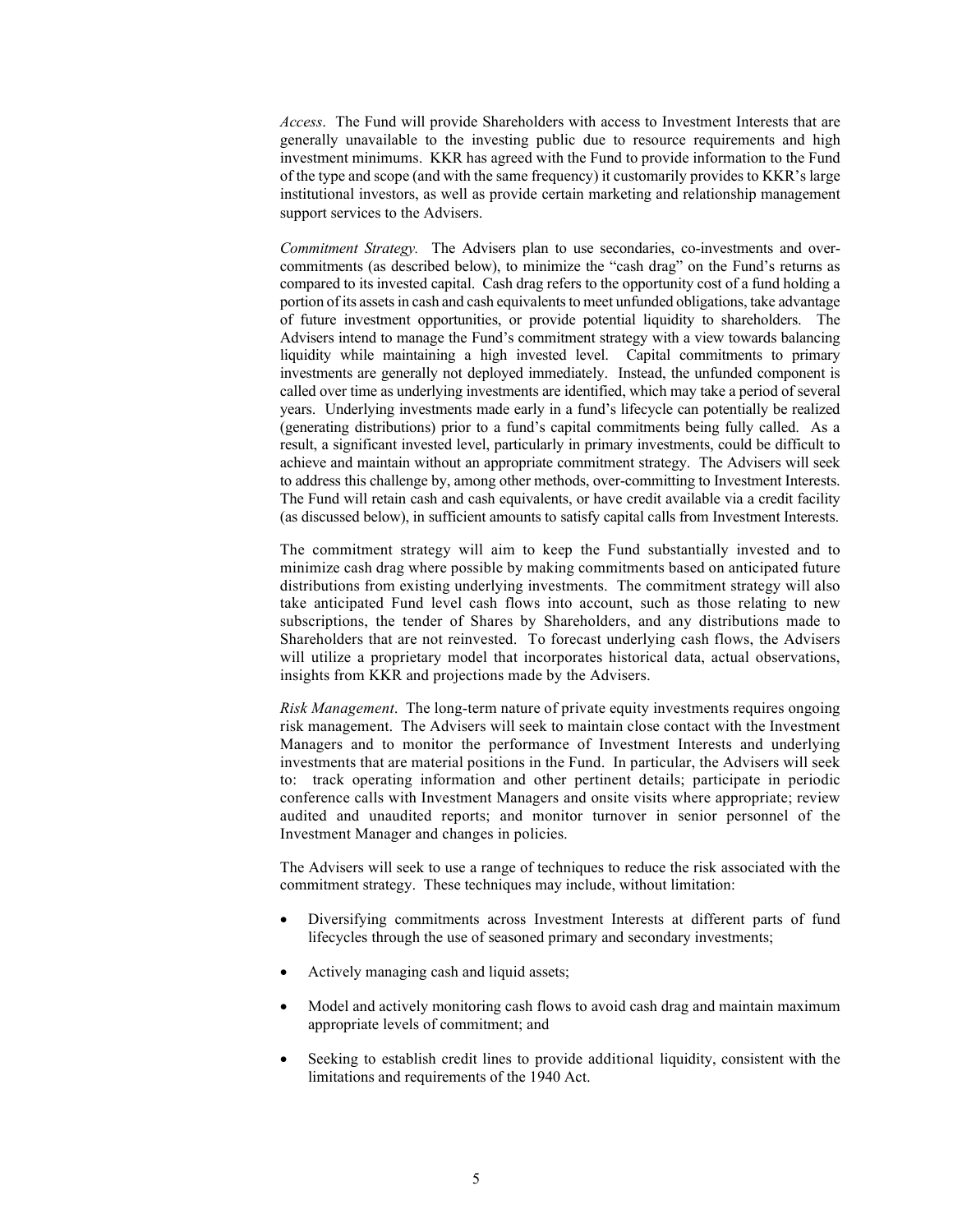*Access*. The Fund will provide Shareholders with access to Investment Interests that are generally unavailable to the investing public due to resource requirements and high investment minimums. KKR has agreed with the Fund to provide information to the Fund of the type and scope (and with the same frequency) it customarily provides to KKR's large institutional investors, as well as provide certain marketing and relationship management support services to the Advisers.

*Commitment Strategy.* The Advisers plan to use secondaries, co-investments and over-commitments (as described below), to minimize the "cash drag" on the Fund's returns as compared to its invested capital. Cash drag refers to the opportunity cost of a fund holding a portion of its assets in cash and cash equivalents to meet unfunded obligations, take advantage of future investment opportunities, or provide potential liquidity to shareholders. The Advisers intend to manage the Fund's commitment strategy with a view towards balancing liquidity while maintaining a high invested level. Capital commitments to primary investments are generally not deployed immediately. Instead, the unfunded component is called over time as underlying investments are identified, which may take a period of several years. Underlying investments made early in a fund's lifecycle can potentially be realized (generating distributions) prior to a fund's capital commitments being fully called. As a result, a significant invested level, particularly in primary investments, could be difficult to achieve and maintain without an appropriate commitment strategy. The Advisers will seek to address this challenge by, among other methods, over-committing to Investment Interests. The Fund will retain cash and cash equivalents, or have credit available via a credit facility (as discussed below), in sufficient amounts to satisfy capital calls from Investment Interests.

The commitment strategy will aim to keep the Fund substantially invested and to minimize cash drag where possible by making commitments based on anticipated future distributions from existing underlying investments. The commitment strategy will also take anticipated Fund level cash flows into account, such as those relating to new subscriptions, the tender of Shares by Shareholders, and any distributions made to Shareholders that are not reinvested. To forecast underlying cash flows, the Advisers will utilize a proprietary model that incorporates historical data, actual observations, insights from KKR and projections made by the Advisers.

*Risk Management*. The long-term nature of private equity investments requires ongoing risk management. The Advisers will seek to maintain close contact with the Investment Managers and to monitor the performance of Investment Interests and underlying investments that are material positions in the Fund. In particular, the Advisers will seek to: track operating information and other pertinent details; participate in periodic conference calls with Investment Managers and onsite visits where appropriate; review audited and unaudited reports; and monitor turnover in senior personnel of the Investment Manager and changes in policies.

The Advisers will seek to use a range of techniques to reduce the risk associated with the commitment strategy. These techniques may include, without limitation:

- Diversifying commitments across Investment Interests at different parts of fund lifecycles through the use of seasoned primary and secondary investments;
- Actively managing cash and liquid assets;
- Model and actively monitoring cash flows to avoid cash drag and maintain maximum appropriate levels of commitment; and
- Seeking to establish credit lines to provide additional liquidity, consistent with the limitations and requirements of the 1940 Act.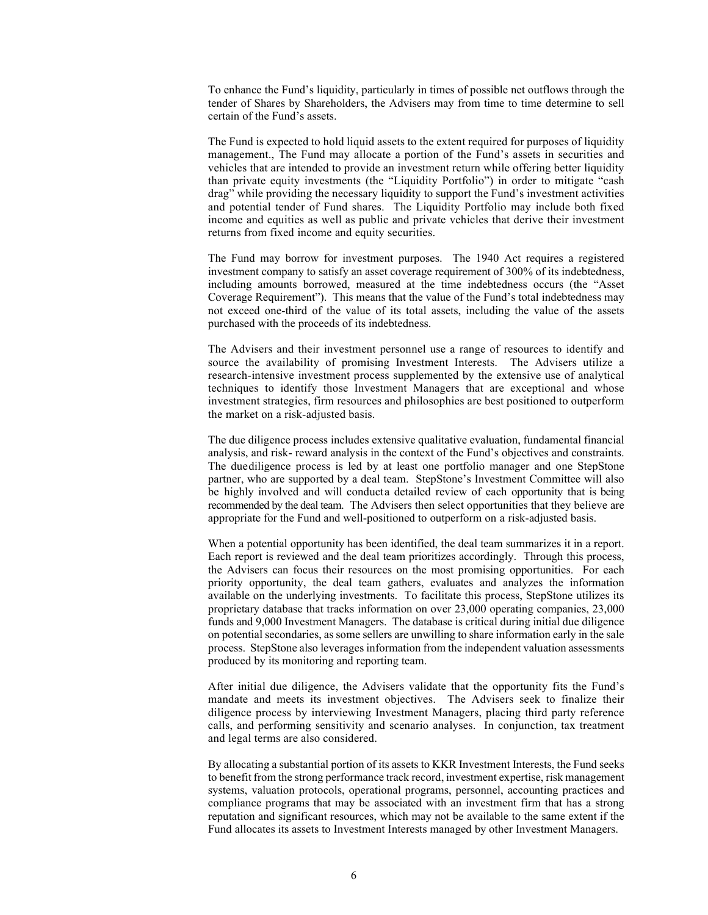To enhance the Fund's liquidity, particularly in times of possible net outflows through the tender of Shares by Shareholders, the Advisers may from time to time determine to sell certain of the Fund's assets.

The Fund is expected to hold liquid assets to the extent required for purposes of liquidity management., The Fund may allocate a portion of the Fund's assets in securities and vehicles that are intended to provide an investment return while offering better liquidity than private equity investments (the "Liquidity Portfolio") in order to mitigate "cash drag" while providing the necessary liquidity to support the Fund's investment activities and potential tender of Fund shares. The Liquidity Portfolio may include both fixed income and equities as well as public and private vehicles that derive their investment returns from fixed income and equity securities.

The Fund may borrow for investment purposes. The 1940 Act requires a registered investment company to satisfy an asset coverage requirement of 300% of its indebtedness, including amounts borrowed, measured at the time indebtedness occurs (the "Asset Coverage Requirement"). This means that the value of the Fund's total indebtedness may not exceed one-third of the value of its total assets, including the value of the assets purchased with the proceeds of its indebtedness.

The Advisers and their investment personnel use a range of resources to identify and source the availability of promising Investment Interests. The Advisers utilize a research-intensive investment process supplemented by the extensive use of analytical techniques to identify those Investment Managers that are exceptional and whose investment strategies, firm resources and philosophies are best positioned to outperform the market on a risk-adjusted basis.

The due diligence process includes extensive qualitative evaluation, fundamental financial analysis, and risk- reward analysis in the context of the Fund's objectives and constraints. The duediligence process is led by at least one portfolio manager and one StepStone partner, who are supported by a deal team. StepStone's Investment Committee will also be highly involved and will conducta detailed review of each opportunity that is being recommended by the deal team. The Advisers then select opportunities that they believe are appropriate for the Fund and well-positioned to outperform on a risk-adjusted basis.

When a potential opportunity has been identified, the deal team summarizes it in a report. Each report is reviewed and the deal team prioritizes accordingly. Through this process, the Advisers can focus their resources on the most promising opportunities. For each priority opportunity, the deal team gathers, evaluates and analyzes the information available on the underlying investments. To facilitate this process, StepStone utilizes its proprietary database that tracks information on over 23,000 operating companies, 23,000 funds and 9,000 Investment Managers. The database is critical during initial due diligence on potential secondaries, as some sellers are unwilling to share information early in the sale process. StepStone also leverages information from the independent valuation assessments produced by its monitoring and reporting team.

After initial due diligence, the Advisers validate that the opportunity fits the Fund's mandate and meets its investment objectives. The Advisers seek to finalize their diligence process by interviewing Investment Managers, placing third party reference calls, and performing sensitivity and scenario analyses. In conjunction, tax treatment and legal terms are also considered.

By allocating a substantial portion of its assets to KKR Investment Interests, the Fund seeks to benefit from the strong performance track record, investment expertise, risk management systems, valuation protocols, operational programs, personnel, accounting practices and compliance programs that may be associated with an investment firm that has a strong reputation and significant resources, which may not be available to the same extent if the Fund allocates its assets to Investment Interests managed by other Investment Managers.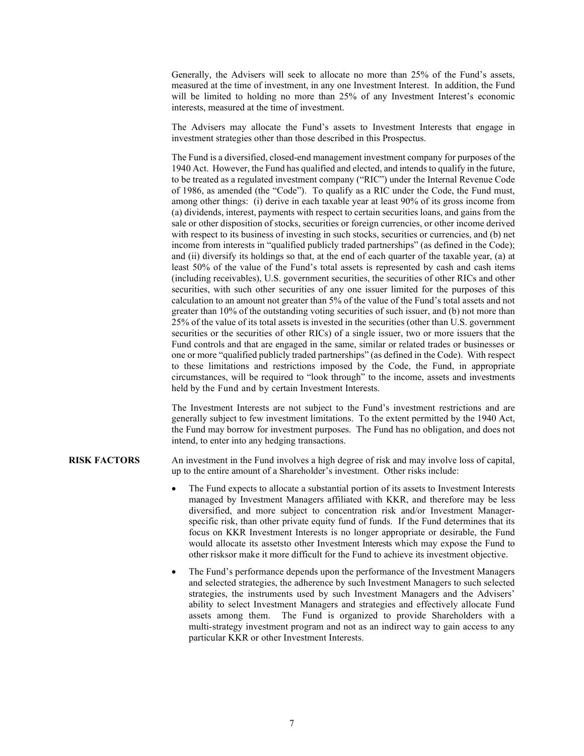Generally, the Advisers will seek to allocate no more than 25% of the Fund's assets, measured at the time of investment, in any one Investment Interest. In addition, the Fund will be limited to holding no more than 25% of any Investment Interest's economic interests, measured at the time of investment.

The Advisers may allocate the Fund's assets to Investment Interests that engage in investment strategies other than those described in this Prospectus.

The Fund is a diversified, closed-end management investment company for purposes of the 1940 Act. However, the Fund has qualified and elected, and intends to qualify in the future, to be treated as a regulated investment company ("RIC") under the Internal Revenue Code of 1986, as amended (the "Code"). To qualify as a RIC under the Code, the Fund must, among other things: (i) derive in each taxable year at least 90% of its gross income from (a) dividends, interest, payments with respect to certain securities loans, and gains from the sale or other disposition of stocks, securities or foreign currencies, or other income derived with respect to its business of investing in such stocks, securities or currencies, and (b) net income from interests in "qualified publicly traded partnerships" (as defined in the Code); and (ii) diversify its holdings so that, at the end of each quarter of the taxable year, (a) at least 50% of the value of the Fund's total assets is represented by cash and cash items (including receivables), U.S. government securities, the securities of other RICs and other securities, with such other securities of any one issuer limited for the purposes of this calculation to an amount not greater than 5% of the value of the Fund's total assets and not greater than 10% of the outstanding voting securities of such issuer, and (b) not more than 25% of the value of its total assets is invested in the securities (other than U.S. government securities or the securities of other RICs) of a single issuer, two or more issuers that the Fund controls and that are engaged in the same, similar or related trades or businesses or one or more "qualified publicly traded partnerships" (as defined in the Code). With respect to these limitations and restrictions imposed by the Code, the Fund, in appropriate circumstances, will be required to "look through" to the income, assets and investments held by the Fund and by certain Investment Interests.

The Investment Interests are not subject to the Fund's investment restrictions and are generally subject to few investment limitations. To the extent permitted by the 1940 Act, the Fund may borrow for investment purposes. The Fund has no obligation, and does not intend, to enter into any hedging transactions.

**RISK FACTORS**

An investment in the Fund involves a high degree of risk and may involve loss of capital, up to the entire amount of a Shareholder's investment. Other risks include:

- The Fund expects to allocate a substantial portion of its assets to Investment Interests managed by Investment Managers affiliated with KKR, and therefore may be less diversified, and more subject to concentration risk and/or Investment Manager-specific risk, than other private equity fund of funds. If the Fund determines that its focus on KKR Investment Interests is no longer appropriate or desirable, the Fund would allocate its assetsto other Investment Interests which may expose the Fund to other risksor make it more difficult for the Fund to achieve its investment objective.
- The Fund's performance depends upon the performance of the Investment Managers and selected strategies, the adherence by such Investment Managers to such selected strategies, the instruments used by such Investment Managers and the Advisers' ability to select Investment Managers and strategies and effectively allocate Fund assets among them. The Fund is organized to provide Shareholders with a multi-strategy investment program and not as an indirect way to gain access to any particular KKR or other Investment Interests.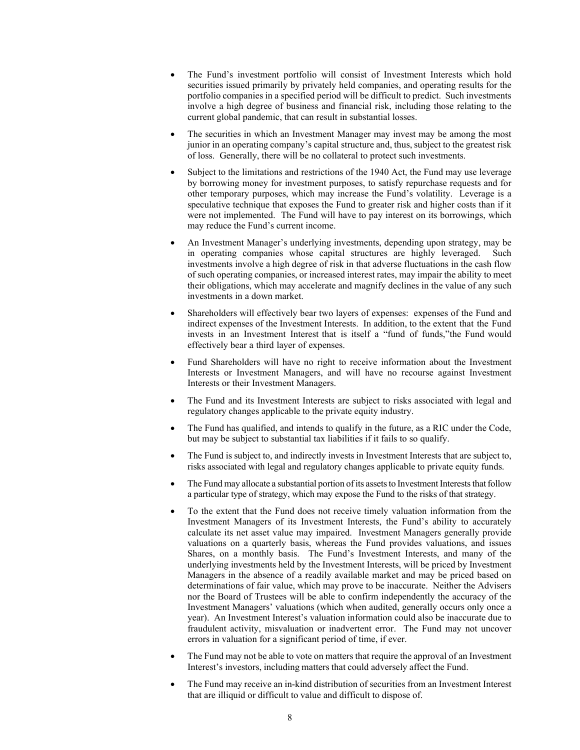- The Fund's investment portfolio will consist of Investment Interests which hold securities issued primarily by privately held companies, and operating results for the portfolio companies in a specified period will be difficult to predict. Such investments involve a high degree of business and financial risk, including those relating to the current global pandemic, that can result in substantial losses.

- The securities in which an Investment Manager may invest may be among the most junior in an operating company's capital structure and, thus, subject to the greatest risk of loss. Generally, there will be no collateral to protect such investments.

- Subject to the limitations and restrictions of the 1940 Act, the Fund may use leverage by borrowing money for investment purposes, to satisfy repurchase requests and for other temporary purposes, which may increase the Fund's volatility. Leverage is a speculative technique that exposes the Fund to greater risk and higher costs than if it were not implemented. The Fund will have to pay interest on its borrowings, which may reduce the Fund's current income.

- An Investment Manager's underlying investments, depending upon strategy, may be in operating companies whose capital structures are highly leveraged. Such investments involve a high degree of risk in that adverse fluctuations in the cash flow of such operating companies, or increased interest rates, may impair the ability to meet their obligations, which may accelerate and magnify declines in the value of any such investments in a down market.

- Shareholders will effectively bear two layers of expenses: expenses of the Fund and indirect expenses of the Investment Interests. In addition, to the extent that the Fund invests in an Investment Interest that is itself a "fund of funds,"the Fund would effectively bear a third layer of expenses.

- Fund Shareholders will have no right to receive information about the Investment Interests or Investment Managers, and will have no recourse against Investment Interests or their Investment Managers.

- The Fund and its Investment Interests are subject to risks associated with legal and regulatory changes applicable to the private equity industry.

- The Fund has qualified, and intends to qualify in the future, as a RIC under the Code, but may be subject to substantial tax liabilities if it fails to so qualify.

- The Fund is subject to, and indirectly invests in Investment Interests that are subject to, risks associated with legal and regulatory changes applicable to private equity funds.

- The Fund may allocate a substantial portion of its assets to Investment Interests that follow a particular type of strategy, which may expose the Fund to the risks of that strategy.

- To the extent that the Fund does not receive timely valuation information from the Investment Managers of its Investment Interests, the Fund's ability to accurately calculate its net asset value may impaired. Investment Managers generally provide valuations on a quarterly basis, whereas the Fund provides valuations, and issues Shares, on a monthly basis. The Fund's Investment Interests, and many of the underlying investments held by the Investment Interests, will be priced by Investment Managers in the absence of a readily available market and may be priced based on determinations of fair value, which may prove to be inaccurate. Neither the Advisers nor the Board of Trustees will be able to confirm independently the accuracy of the Investment Managers' valuations (which when audited, generally occurs only once a year). An Investment Interest's valuation information could also be inaccurate due to fraudulent activity, misvaluation or inadvertent error. The Fund may not uncover errors in valuation for a significant period of time, if ever.

- The Fund may not be able to vote on matters that require the approval of an Investment Interest's investors, including matters that could adversely affect the Fund.

- The Fund may receive an in-kind distribution of securities from an Investment Interest that are illiquid or difficult to value and difficult to dispose of.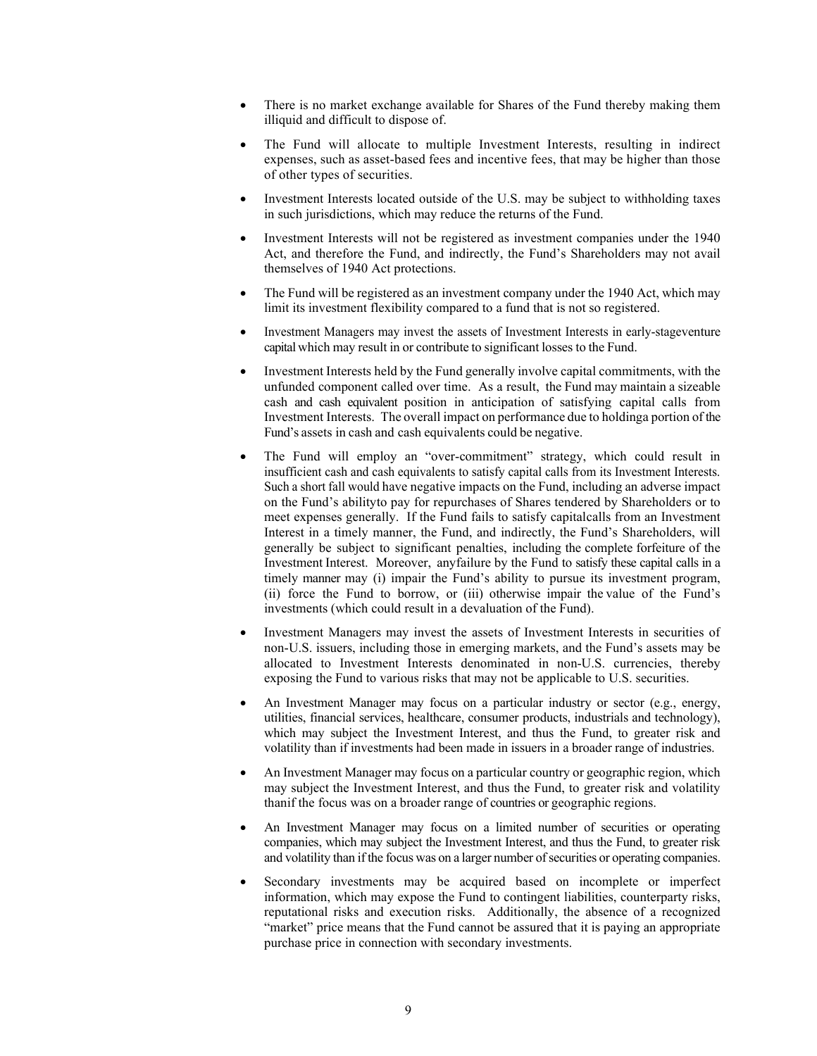- There is no market exchange available for Shares of the Fund thereby making them illiquid and difficult to dispose of.
- The Fund will allocate to multiple Investment Interests, resulting in indirect expenses, such as asset-based fees and incentive fees, that may be higher than those of other types of securities.
- Investment Interests located outside of the U.S. may be subject to withholding taxes in such jurisdictions, which may reduce the returns of the Fund.
- Investment Interests will not be registered as investment companies under the 1940 Act, and therefore the Fund, and indirectly, the Fund's Shareholders may not avail themselves of 1940 Act protections.
- The Fund will be registered as an investment company under the 1940 Act, which may limit its investment flexibility compared to a fund that is not so registered.
- Investment Managers may invest the assets of Investment Interests in early-stageventure capital which may result in or contribute to significant losses to the Fund.
- Investment Interests held by the Fund generally involve capital commitments, with the unfunded component called over time. As a result, the Fund may maintain a sizeable cash and cash equivalent position in anticipation of satisfying capital calls from Investment Interests. The overall impact on performance due to holdinga portion of the Fund's assets in cash and cash equivalents could be negative.
- The Fund will employ an "over-commitment" strategy, which could result in insufficient cash and cash equivalents to satisfy capital calls from its Investment Interests. Such a short fall would have negative impacts on the Fund, including an adverse impact on the Fund's abilityto pay for repurchases of Shares tendered by Shareholders or to meet expenses generally. If the Fund fails to satisfy capitalcalls from an Investment Interest in a timely manner, the Fund, and indirectly, the Fund's Shareholders, will generally be subject to significant penalties, including the complete forfeiture of the Investment Interest. Moreover, anyfailure by the Fund to satisfy these capital calls in a timely manner may (i) impair the Fund's ability to pursue its investment program, (ii) force the Fund to borrow, or (iii) otherwise impair the value of the Fund's investments (which could result in a devaluation of the Fund).
- Investment Managers may invest the assets of Investment Interests in securities of non-U.S. issuers, including those in emerging markets, and the Fund's assets may be allocated to Investment Interests denominated in non-U.S. currencies, thereby exposing the Fund to various risks that may not be applicable to U.S. securities.
- An Investment Manager may focus on a particular industry or sector (e.g., energy, utilities, financial services, healthcare, consumer products, industrials and technology), which may subject the Investment Interest, and thus the Fund, to greater risk and volatility than if investments had been made in issuers in a broader range of industries.
- An Investment Manager may focus on a particular country or geographic region, which may subject the Investment Interest, and thus the Fund, to greater risk and volatility thanif the focus was on a broader range of countries or geographic regions.
- An Investment Manager may focus on a limited number of securities or operating companies, which may subject the Investment Interest, and thus the Fund, to greater risk and volatility than if the focus was on a larger number of securities or operating companies.
- Secondary investments may be acquired based on incomplete or imperfect information, which may expose the Fund to contingent liabilities, counterparty risks, reputational risks and execution risks. Additionally, the absence of a recognized "market" price means that the Fund cannot be assured that it is paying an appropriate purchase price in connection with secondary investments.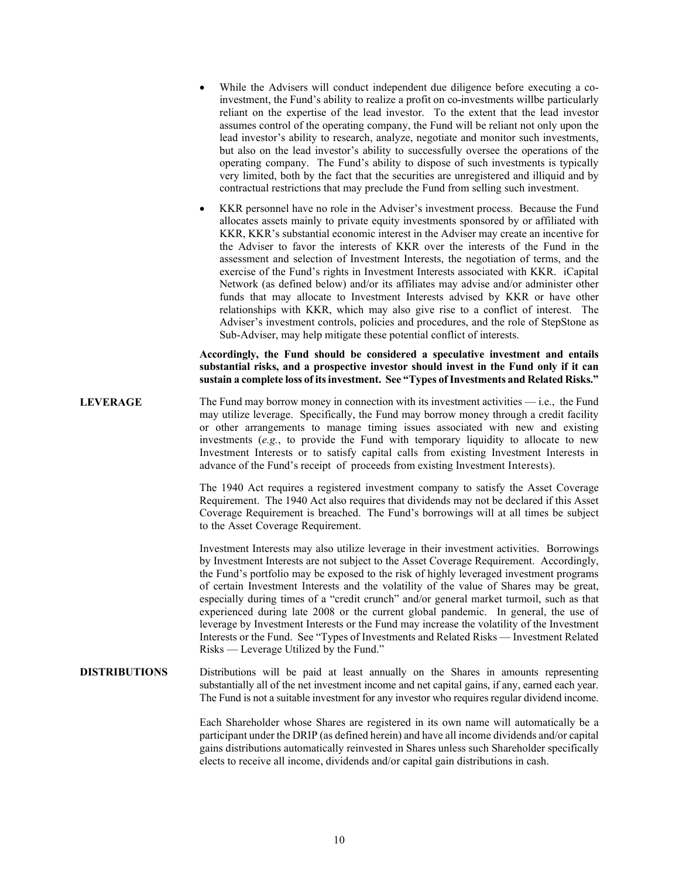- While the Advisers will conduct independent due diligence before executing a co-investment, the Fund's ability to realize a profit on co-investments willbe particularly reliant on the expertise of the lead investor. To the extent that the lead investor assumes control of the operating company, the Fund will be reliant not only upon the lead investor's ability to research, analyze, negotiate and monitor such investments, but also on the lead investor's ability to successfully oversee the operations of the operating company. The Fund's ability to dispose of such investments is typically very limited, both by the fact that the securities are unregistered and illiquid and by contractual restrictions that may preclude the Fund from selling such investment.
- KKR personnel have no role in the Adviser's investment process. Because the Fund allocates assets mainly to private equity investments sponsored by or affiliated with KKR, KKR's substantial economic interest in the Adviser may create an incentive for the Adviser to favor the interests of KKR over the interests of the Fund in the assessment and selection of Investment Interests, the negotiation of terms, and the exercise of the Fund's rights in Investment Interests associated with KKR. iCapital Network (as defined below) and/or its affiliates may advise and/or administer other funds that may allocate to Investment Interests advised by KKR or have other relationships with KKR, which may also give rise to a conflict of interest. The Adviser's investment controls, policies and procedures, and the role of StepStone as Sub-Adviser, may help mitigate these potential conflict of interests.

**Accordingly, the Fund should be considered a speculative investment and entails substantial risks, and a prospective investor should invest in the Fund only if it can sustain a complete loss of its investment. See "Types of Investments and Related Risks."**

**LEVERAGE**

The Fund may borrow money in connection with its investment activities — i.e., the Fund may utilize leverage. Specifically, the Fund may borrow money through a credit facility or other arrangements to manage timing issues associated with new and existing investments (*e.g.*, to provide the Fund with temporary liquidity to allocate to new Investment Interests or to satisfy capital calls from existing Investment Interests in advance of the Fund's receipt of proceeds from existing Investment Interests).

The 1940 Act requires a registered investment company to satisfy the Asset Coverage Requirement. The 1940 Act also requires that dividends may not be declared if this Asset Coverage Requirement is breached. The Fund's borrowings will at all times be subject to the Asset Coverage Requirement.

Investment Interests may also utilize leverage in their investment activities. Borrowings by Investment Interests are not subject to the Asset Coverage Requirement. Accordingly, the Fund's portfolio may be exposed to the risk of highly leveraged investment programs of certain Investment Interests and the volatility of the value of Shares may be great, especially during times of a "credit crunch" and/or general market turmoil, such as that experienced during late 2008 or the current global pandemic. In general, the use of leverage by Investment Interests or the Fund may increase the volatility of the Investment Interests or the Fund. See "Types of Investments and Related Risks — Investment Related Risks — Leverage Utilized by the Fund."

**DISTRIBUTIONS**

Distributions will be paid at least annually on the Shares in amounts representing substantially all of the net investment income and net capital gains, if any, earned each year. The Fund is not a suitable investment for any investor who requires regular dividend income.

Each Shareholder whose Shares are registered in its own name will automatically be a participant under the DRIP (as defined herein) and have all income dividends and/or capital gains distributions automatically reinvested in Shares unless such Shareholder specifically elects to receive all income, dividends and/or capital gain distributions in cash.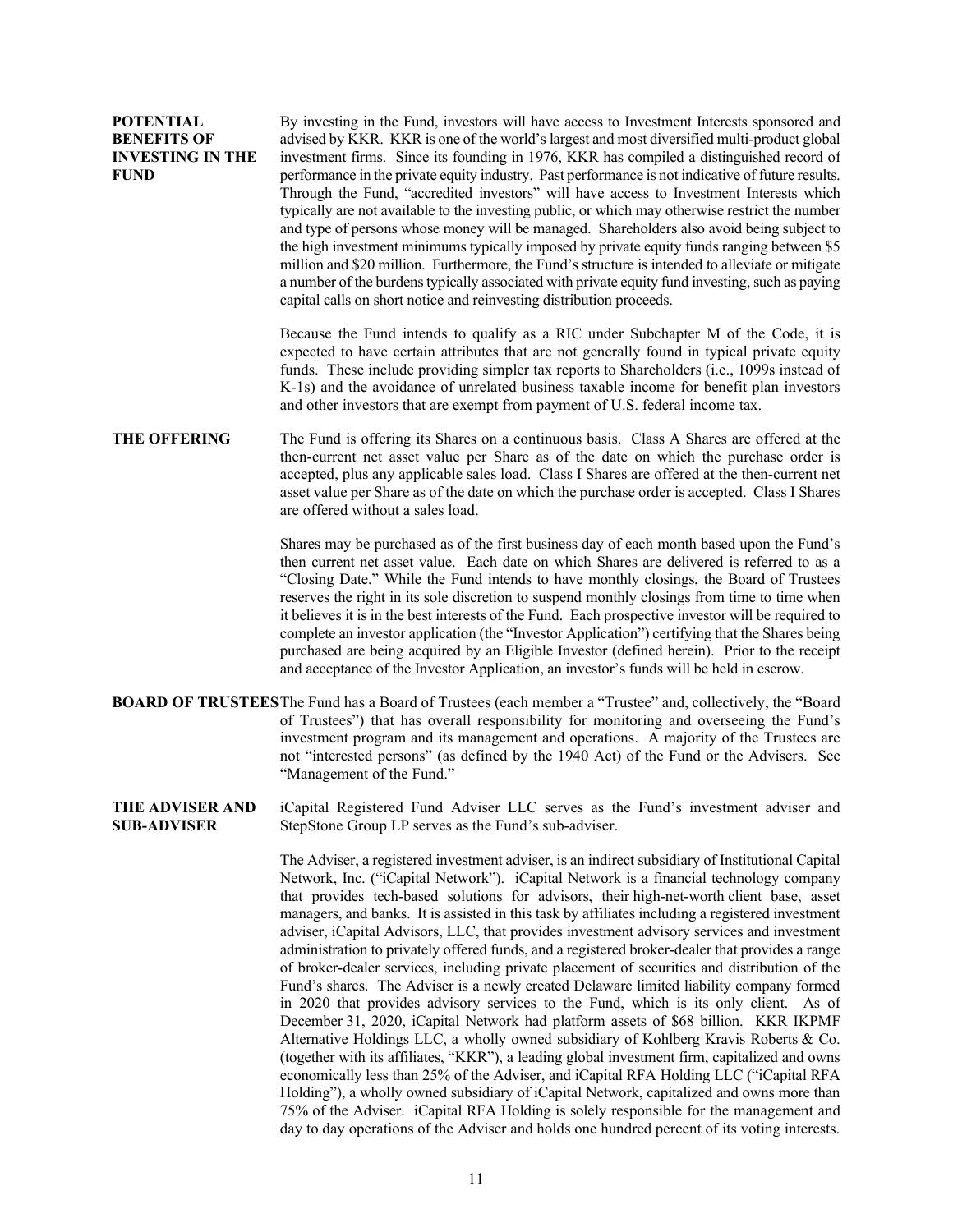**POTENTIAL BENEFITS OF INVESTING IN THE FUND**

By investing in the Fund, investors will have access to Investment Interests sponsored and advised by KKR. KKR is one of the world's largest and most diversified multi-product global investment firms. Since its founding in 1976, KKR has compiled a distinguished record of performance in the private equity industry. Past performance is not indicative of future results. Through the Fund, "accredited investors" will have access to Investment Interests which typically are not available to the investing public, or which may otherwise restrict the number and type of persons whose money will be managed. Shareholders also avoid being subject to the high investment minimums typically imposed by private equity funds ranging between $5 million and $20 million. Furthermore, the Fund's structure is intended to alleviate or mitigate a number of the burdens typically associated with private equity fund investing, such as paying capital calls on short notice and reinvesting distribution proceeds.

Because the Fund intends to qualify as a RIC under Subchapter M of the Code, it is expected to have certain attributes that are not generally found in typical private equity funds. These include providing simpler tax reports to Shareholders (i.e., 1099s instead of K-1s) and the avoidance of unrelated business taxable income for benefit plan investors and other investors that are exempt from payment of U.S. federal income tax.

**THE OFFERING**

The Fund is offering its Shares on a continuous basis. Class A Shares are offered at the then-current net asset value per Share as of the date on which the purchase order is accepted, plus any applicable sales load. Class I Shares are offered at the then-current net asset value per Share as of the date on which the purchase order is accepted. Class I Shares are offered without a sales load.

Shares may be purchased as of the first business day of each month based upon the Fund's then current net asset value. Each date on which Shares are delivered is referred to as a "Closing Date." While the Fund intends to have monthly closings, the Board of Trustees reserves the right in its sole discretion to suspend monthly closings from time to time when it believes it is in the best interests of the Fund. Each prospective investor will be required to complete an investor application (the "Investor Application") certifying that the Shares being purchased are being acquired by an Eligible Investor (defined herein). Prior to the receipt and acceptance of the Investor Application, an investor's funds will be held in escrow.

**BOARD OF TRUSTEES**

The Fund has a Board of Trustees (each member a "Trustee" and, collectively, the "Board of Trustees") that has overall responsibility for monitoring and overseeing the Fund's investment program and its management and operations. A majority of the Trustees are not "interested persons" (as defined by the 1940 Act) of the Fund or the Advisers. See "Management of the Fund."

**THE ADVISER AND SUB-ADVISER**

iCapital Registered Fund Adviser LLC serves as the Fund's investment adviser and StepStone Group LP serves as the Fund's sub-adviser.

The Adviser, a registered investment adviser, is an indirect subsidiary of Institutional Capital Network, Inc. ("iCapital Network"). iCapital Network is a financial technology company that provides tech-based solutions for advisors, their high-net-worth client base, asset managers, and banks. It is assisted in this task by affiliates including a registered investment adviser, iCapital Advisors, LLC, that provides investment advisory services and investment administration to privately offered funds, and a registered broker-dealer that provides a range of broker-dealer services, including private placement of securities and distribution of the Fund's shares. The Adviser is a newly created Delaware limited liability company formed in 2020 that provides advisory services to the Fund, which is its only client. As of December 31, 2020, iCapital Network had platform assets of $68 billion. KKR IKPMF Alternative Holdings LLC, a wholly owned subsidiary of Kohlberg Kravis Roberts & Co. (together with its affiliates, "KKR"), a leading global investment firm, capitalized and owns economically less than 25% of the Adviser, and iCapital RFA Holding LLC ("iCapital RFA Holding"), a wholly owned subsidiary of iCapital Network, capitalized and owns more than 75% of the Adviser. iCapital RFA Holding is solely responsible for the management and day to day operations of the Adviser and holds one hundred percent of its voting interests.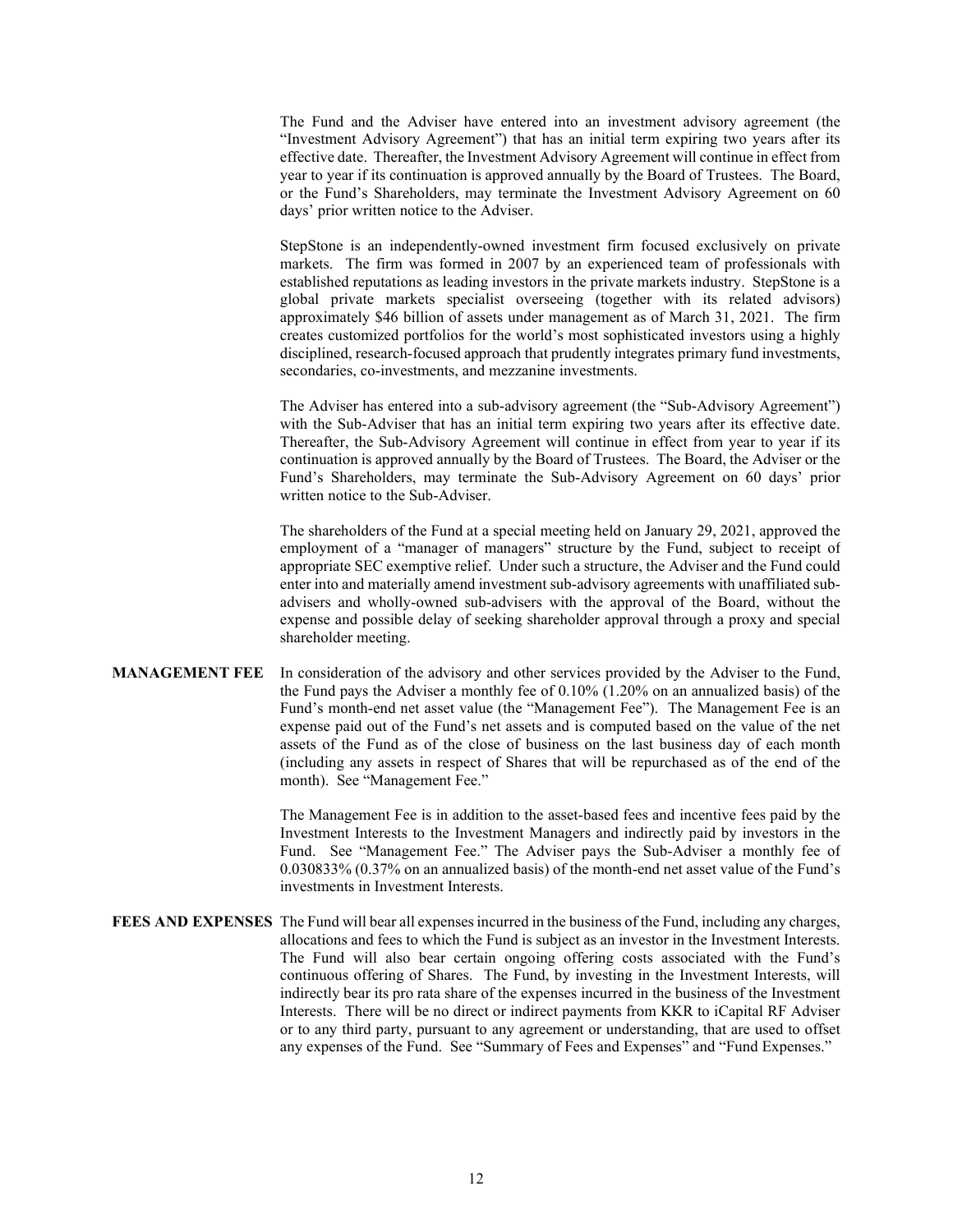The Fund and the Adviser have entered into an investment advisory agreement (the "Investment Advisory Agreement") that has an initial term expiring two years after its effective date. Thereafter, the Investment Advisory Agreement will continue in effect from year to year if its continuation is approved annually by the Board of Trustees. The Board, or the Fund's Shareholders, may terminate the Investment Advisory Agreement on 60 days' prior written notice to the Adviser.

StepStone is an independently-owned investment firm focused exclusively on private markets. The firm was formed in 2007 by an experienced team of professionals with established reputations as leading investors in the private markets industry. StepStone is a global private markets specialist overseeing (together with its related advisors) approximately $46 billion of assets under management as of March 31, 2021. The firm creates customized portfolios for the world's most sophisticated investors using a highly disciplined, research-focused approach that prudently integrates primary fund investments, secondaries, co-investments, and mezzanine investments.

The Adviser has entered into a sub-advisory agreement (the "Sub-Advisory Agreement") with the Sub-Adviser that has an initial term expiring two years after its effective date. Thereafter, the Sub-Advisory Agreement will continue in effect from year to year if its continuation is approved annually by the Board of Trustees. The Board, the Adviser or the Fund's Shareholders, may terminate the Sub-Advisory Agreement on 60 days' prior written notice to the Sub-Adviser.

The shareholders of the Fund at a special meeting held on January 29, 2021, approved the employment of a "manager of managers" structure by the Fund, subject to receipt of appropriate SEC exemptive relief. Under such a structure, the Adviser and the Fund could enter into and materially amend investment sub-advisory agreements with unaffiliated sub-advisers and wholly-owned sub-advisers with the approval of the Board, without the expense and possible delay of seeking shareholder approval through a proxy and special shareholder meeting.

**MANAGEMENT FEE** In consideration of the advisory and other services provided by the Adviser to the Fund, the Fund pays the Adviser a monthly fee of 0.10% (1.20% on an annualized basis) of the Fund's month-end net asset value (the "Management Fee"). The Management Fee is an expense paid out of the Fund's net assets and is computed based on the value of the net assets of the Fund as of the close of business on the last business day of each month (including any assets in respect of Shares that will be repurchased as of the end of the month). See "Management Fee."

The Management Fee is in addition to the asset-based fees and incentive fees paid by the Investment Interests to the Investment Managers and indirectly paid by investors in the Fund. See "Management Fee." The Adviser pays the Sub-Adviser a monthly fee of 0.030833% (0.37% on an annualized basis) of the month-end net asset value of the Fund's investments in Investment Interests.

**FEES AND EXPENSES** The Fund will bear all expenses incurred in the business of the Fund, including any charges, allocations and fees to which the Fund is subject as an investor in the Investment Interests. The Fund will also bear certain ongoing offering costs associated with the Fund's continuous offering of Shares. The Fund, by investing in the Investment Interests, will indirectly bear its pro rata share of the expenses incurred in the business of the Investment Interests. There will be no direct or indirect payments from KKR to iCapital RF Adviser or to any third party, pursuant to any agreement or understanding, that are used to offset any expenses of the Fund. See "Summary of Fees and Expenses" and "Fund Expenses."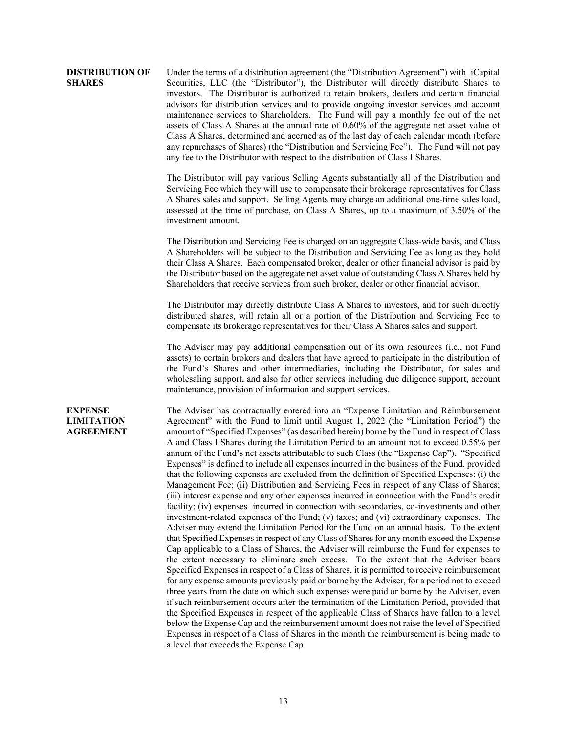**DISTRIBUTION OF SHARES**

Under the terms of a distribution agreement (the "Distribution Agreement") with iCapital Securities, LLC (the "Distributor"), the Distributor will directly distribute Shares to investors. The Distributor is authorized to retain brokers, dealers and certain financial advisors for distribution services and to provide ongoing investor services and account maintenance services to Shareholders. The Fund will pay a monthly fee out of the net assets of Class A Shares at the annual rate of 0.60% of the aggregate net asset value of Class A Shares, determined and accrued as of the last day of each calendar month (before any repurchases of Shares) (the "Distribution and Servicing Fee"). The Fund will not pay any fee to the Distributor with respect to the distribution of Class I Shares.

The Distributor will pay various Selling Agents substantially all of the Distribution and Servicing Fee which they will use to compensate their brokerage representatives for Class A Shares sales and support. Selling Agents may charge an additional one-time sales load, assessed at the time of purchase, on Class A Shares, up to a maximum of 3.50% of the investment amount.

The Distribution and Servicing Fee is charged on an aggregate Class-wide basis, and Class A Shareholders will be subject to the Distribution and Servicing Fee as long as they hold their Class A Shares. Each compensated broker, dealer or other financial advisor is paid by the Distributor based on the aggregate net asset value of outstanding Class A Shares held by Shareholders that receive services from such broker, dealer or other financial advisor.

The Distributor may directly distribute Class A Shares to investors, and for such directly distributed shares, will retain all or a portion of the Distribution and Servicing Fee to compensate its brokerage representatives for their Class A Shares sales and support.

The Adviser may pay additional compensation out of its own resources (i.e., not Fund assets) to certain brokers and dealers that have agreed to participate in the distribution of the Fund's Shares and other intermediaries, including the Distributor, for sales and wholesaling support, and also for other services including due diligence support, account maintenance, provision of information and support services.

**EXPENSE LIMITATION AGREEMENT**

The Adviser has contractually entered into an "Expense Limitation and Reimbursement Agreement" with the Fund to limit until August 1, 2022 (the "Limitation Period") the amount of "Specified Expenses" (as described herein) borne by the Fund in respect of Class A and Class I Shares during the Limitation Period to an amount not to exceed 0.55% per annum of the Fund's net assets attributable to such Class (the "Expense Cap"). "Specified Expenses" is defined to include all expenses incurred in the business of the Fund, provided that the following expenses are excluded from the definition of Specified Expenses: (i) the Management Fee; (ii) Distribution and Servicing Fees in respect of any Class of Shares; (iii) interest expense and any other expenses incurred in connection with the Fund's credit facility; (iv) expenses incurred in connection with secondaries, co-investments and other investment-related expenses of the Fund; (v) taxes; and (vi) extraordinary expenses. The Adviser may extend the Limitation Period for the Fund on an annual basis. To the extent that Specified Expenses in respect of any Class of Shares for any month exceed the Expense Cap applicable to a Class of Shares, the Adviser will reimburse the Fund for expenses to the extent necessary to eliminate such excess. To the extent that the Adviser bears Specified Expenses in respect of a Class of Shares, it is permitted to receive reimbursement for any expense amounts previously paid or borne by the Adviser, for a period not to exceed three years from the date on which such expenses were paid or borne by the Adviser, even if such reimbursement occurs after the termination of the Limitation Period, provided that the Specified Expenses in respect of the applicable Class of Shares have fallen to a level below the Expense Cap and the reimbursement amount does not raise the level of Specified Expenses in respect of a Class of Shares in the month the reimbursement is being made to a level that exceeds the Expense Cap.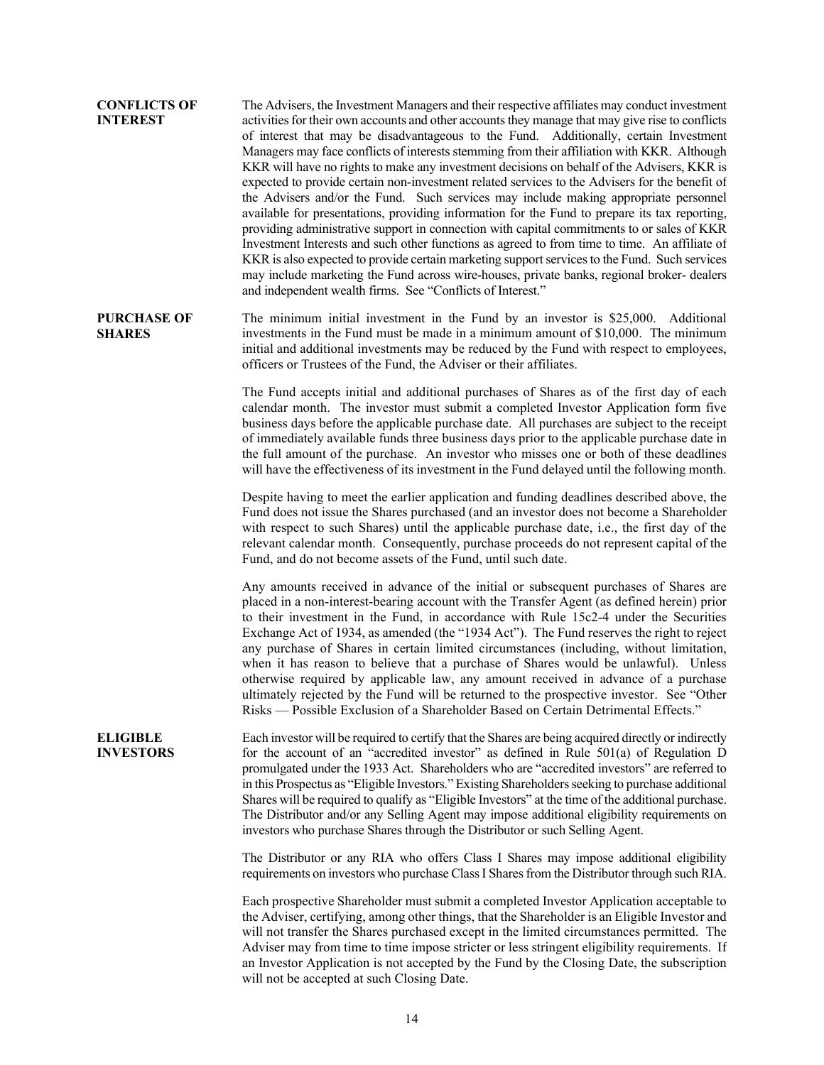**CONFLICTS OF INTEREST**

The Advisers, the Investment Managers and their respective affiliates may conduct investment activities for their own accounts and other accounts they manage that may give rise to conflicts of interest that may be disadvantageous to the Fund. Additionally, certain Investment Managers may face conflicts of interests stemming from their affiliation with KKR. Although KKR will have no rights to make any investment decisions on behalf of the Advisers, KKR is expected to provide certain non-investment related services to the Advisers for the benefit of the Advisers and/or the Fund. Such services may include making appropriate personnel available for presentations, providing information for the Fund to prepare its tax reporting, providing administrative support in connection with capital commitments to or sales of KKR Investment Interests and such other functions as agreed to from time to time. An affiliate of KKR is also expected to provide certain marketing support services to the Fund. Such services may include marketing the Fund across wire-houses, private banks, regional broker- dealers and independent wealth firms. See "Conflicts of Interest."

**PURCHASE OF SHARES**

The minimum initial investment in the Fund by an investor is $25,000. Additional investments in the Fund must be made in a minimum amount of $10,000. The minimum initial and additional investments may be reduced by the Fund with respect to employees, officers or Trustees of the Fund, the Adviser or their affiliates.

The Fund accepts initial and additional purchases of Shares as of the first day of each calendar month. The investor must submit a completed Investor Application form five business days before the applicable purchase date. All purchases are subject to the receipt of immediately available funds three business days prior to the applicable purchase date in the full amount of the purchase. An investor who misses one or both of these deadlines will have the effectiveness of its investment in the Fund delayed until the following month.

Despite having to meet the earlier application and funding deadlines described above, the Fund does not issue the Shares purchased (and an investor does not become a Shareholder with respect to such Shares) until the applicable purchase date, i.e., the first day of the relevant calendar month. Consequently, purchase proceeds do not represent capital of the Fund, and do not become assets of the Fund, until such date.

Any amounts received in advance of the initial or subsequent purchases of Shares are placed in a non-interest-bearing account with the Transfer Agent (as defined herein) prior to their investment in the Fund, in accordance with Rule 15c2-4 under the Securities Exchange Act of 1934, as amended (the "1934 Act"). The Fund reserves the right to reject any purchase of Shares in certain limited circumstances (including, without limitation, when it has reason to believe that a purchase of Shares would be unlawful). Unless otherwise required by applicable law, any amount received in advance of a purchase ultimately rejected by the Fund will be returned to the prospective investor. See "Other Risks — Possible Exclusion of a Shareholder Based on Certain Detrimental Effects."

**ELIGIBLE INVESTORS**

Each investor will be required to certify that the Shares are being acquired directly or indirectly for the account of an "accredited investor" as defined in Rule 501(a) of Regulation D promulgated under the 1933 Act. Shareholders who are "accredited investors" are referred to in this Prospectus as "Eligible Investors." Existing Shareholders seeking to purchase additional Shares will be required to qualify as "Eligible Investors" at the time of the additional purchase. The Distributor and/or any Selling Agent may impose additional eligibility requirements on investors who purchase Shares through the Distributor or such Selling Agent.

The Distributor or any RIA who offers Class I Shares may impose additional eligibility requirements on investors who purchase Class I Shares from the Distributor through such RIA.

Each prospective Shareholder must submit a completed Investor Application acceptable to the Adviser, certifying, among other things, that the Shareholder is an Eligible Investor and will not transfer the Shares purchased except in the limited circumstances permitted. The Adviser may from time to time impose stricter or less stringent eligibility requirements. If an Investor Application is not accepted by the Fund by the Closing Date, the subscription will not be accepted at such Closing Date.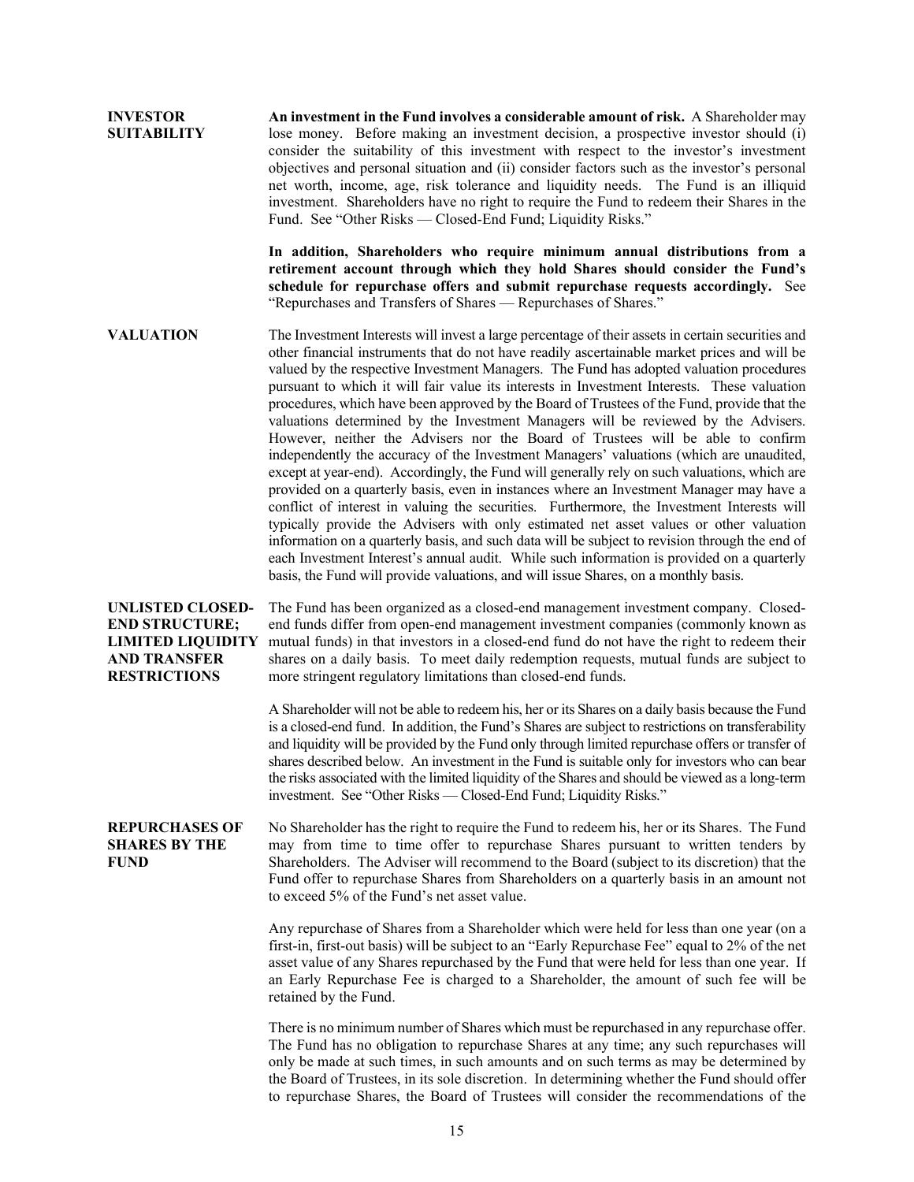**INVESTOR SUITABILITY**

**An investment in the Fund involves a considerable amount of risk.** A Shareholder may lose money. Before making an investment decision, a prospective investor should (i) consider the suitability of this investment with respect to the investor's investment objectives and personal situation and (ii) consider factors such as the investor's personal net worth, income, age, risk tolerance and liquidity needs. The Fund is an illiquid investment. Shareholders have no right to require the Fund to redeem their Shares in the Fund. See "Other Risks — Closed-End Fund; Liquidity Risks."

**In addition, Shareholders who require minimum annual distributions from a retirement account through which they hold Shares should consider the Fund's schedule for repurchase offers and submit repurchase requests accordingly.** See "Repurchases and Transfers of Shares — Repurchases of Shares."

**VALUATION**

The Investment Interests will invest a large percentage of their assets in certain securities and other financial instruments that do not have readily ascertainable market prices and will be valued by the respective Investment Managers. The Fund has adopted valuation procedures pursuant to which it will fair value its interests in Investment Interests. These valuation procedures, which have been approved by the Board of Trustees of the Fund, provide that the valuations determined by the Investment Managers will be reviewed by the Advisers. However, neither the Advisers nor the Board of Trustees will be able to confirm independently the accuracy of the Investment Managers' valuations (which are unaudited, except at year-end). Accordingly, the Fund will generally rely on such valuations, which are provided on a quarterly basis, even in instances where an Investment Manager may have a conflict of interest in valuing the securities. Furthermore, the Investment Interests will typically provide the Advisers with only estimated net asset values or other valuation information on a quarterly basis, and such data will be subject to revision through the end of each Investment Interest's annual audit. While such information is provided on a quarterly basis, the Fund will provide valuations, and will issue Shares, on a monthly basis.

**UNLISTED CLOSED-END STRUCTURE; LIMITED LIQUIDITY AND TRANSFER RESTRICTIONS**

The Fund has been organized as a closed-end management investment company. Closed-end funds differ from open-end management investment companies (commonly known as mutual funds) in that investors in a closed-end fund do not have the right to redeem their shares on a daily basis. To meet daily redemption requests, mutual funds are subject to more stringent regulatory limitations than closed-end funds.

A Shareholder will not be able to redeem his, her or its Shares on a daily basis because the Fund is a closed-end fund. In addition, the Fund's Shares are subject to restrictions on transferability and liquidity will be provided by the Fund only through limited repurchase offers or transfer of shares described below. An investment in the Fund is suitable only for investors who can bear the risks associated with the limited liquidity of the Shares and should be viewed as a long-term investment. See "Other Risks — Closed-End Fund; Liquidity Risks."

**REPURCHASES OF SHARES BY THE FUND**

No Shareholder has the right to require the Fund to redeem his, her or its Shares. The Fund may from time to time offer to repurchase Shares pursuant to written tenders by Shareholders. The Adviser will recommend to the Board (subject to its discretion) that the Fund offer to repurchase Shares from Shareholders on a quarterly basis in an amount not to exceed 5% of the Fund's net asset value.

Any repurchase of Shares from a Shareholder which were held for less than one year (on a first-in, first-out basis) will be subject to an "Early Repurchase Fee" equal to 2% of the net asset value of any Shares repurchased by the Fund that were held for less than one year. If an Early Repurchase Fee is charged to a Shareholder, the amount of such fee will be retained by the Fund.

There is no minimum number of Shares which must be repurchased in any repurchase offer. The Fund has no obligation to repurchase Shares at any time; any such repurchases will only be made at such times, in such amounts and on such terms as may be determined by the Board of Trustees, in its sole discretion. In determining whether the Fund should offer to repurchase Shares, the Board of Trustees will consider the recommendations of the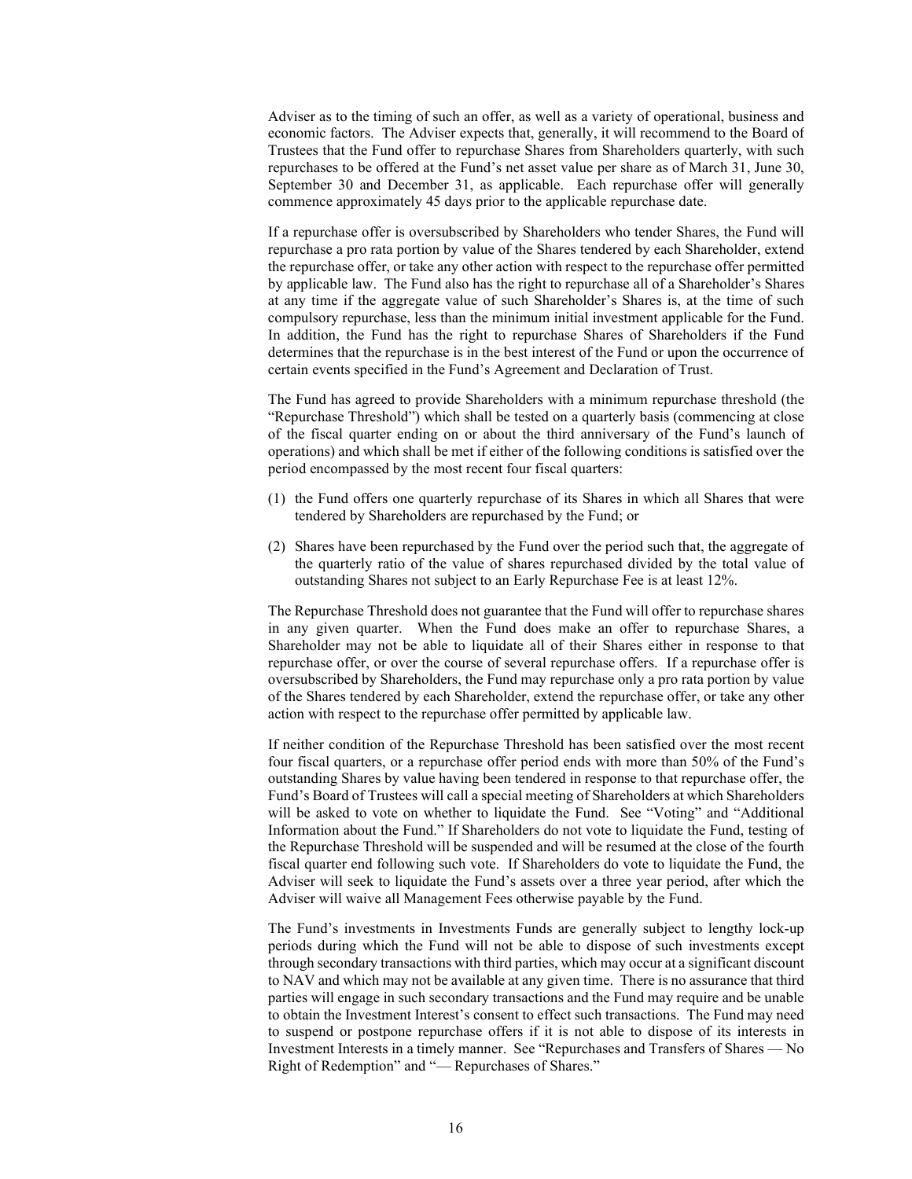Adviser as to the timing of such an offer, as well as a variety of operational, business and economic factors. The Adviser expects that, generally, it will recommend to the Board of Trustees that the Fund offer to repurchase Shares from Shareholders quarterly, with such repurchases to be offered at the Fund's net asset value per share as of March 31, June 30, September 30 and December 31, as applicable. Each repurchase offer will generally commence approximately 45 days prior to the applicable repurchase date.

If a repurchase offer is oversubscribed by Shareholders who tender Shares, the Fund will repurchase a pro rata portion by value of the Shares tendered by each Shareholder, extend the repurchase offer, or take any other action with respect to the repurchase offer permitted by applicable law. The Fund also has the right to repurchase all of a Shareholder's Shares at any time if the aggregate value of such Shareholder's Shares is, at the time of such compulsory repurchase, less than the minimum initial investment applicable for the Fund. In addition, the Fund has the right to repurchase Shares of Shareholders if the Fund determines that the repurchase is in the best interest of the Fund or upon the occurrence of certain events specified in the Fund's Agreement and Declaration of Trust.

The Fund has agreed to provide Shareholders with a minimum repurchase threshold (the "Repurchase Threshold") which shall be tested on a quarterly basis (commencing at close of the fiscal quarter ending on or about the third anniversary of the Fund's launch of operations) and which shall be met if either of the following conditions is satisfied over the period encompassed by the most recent four fiscal quarters:

(1) the Fund offers one quarterly repurchase of its Shares in which all Shares that were tendered by Shareholders are repurchased by the Fund; or

(2) Shares have been repurchased by the Fund over the period such that, the aggregate of the quarterly ratio of the value of shares repurchased divided by the total value of outstanding Shares not subject to an Early Repurchase Fee is at least 12%.

The Repurchase Threshold does not guarantee that the Fund will offer to repurchase shares in any given quarter. When the Fund does make an offer to repurchase Shares, a Shareholder may not be able to liquidate all of their Shares either in response to that repurchase offer, or over the course of several repurchase offers. If a repurchase offer is oversubscribed by Shareholders, the Fund may repurchase only a pro rata portion by value of the Shares tendered by each Shareholder, extend the repurchase offer, or take any other action with respect to the repurchase offer permitted by applicable law.

If neither condition of the Repurchase Threshold has been satisfied over the most recent four fiscal quarters, or a repurchase offer period ends with more than 50% of the Fund's outstanding Shares by value having been tendered in response to that repurchase offer, the Fund's Board of Trustees will call a special meeting of Shareholders at which Shareholders will be asked to vote on whether to liquidate the Fund. See "Voting" and "Additional Information about the Fund." If Shareholders do not vote to liquidate the Fund, testing of the Repurchase Threshold will be suspended and will be resumed at the close of the fourth fiscal quarter end following such vote. If Shareholders do vote to liquidate the Fund, the Adviser will seek to liquidate the Fund's assets over a three year period, after which the Adviser will waive all Management Fees otherwise payable by the Fund.

The Fund's investments in Investments Funds are generally subject to lengthy lock-up periods during which the Fund will not be able to dispose of such investments except through secondary transactions with third parties, which may occur at a significant discount to NAV and which may not be available at any given time. There is no assurance that third parties will engage in such secondary transactions and the Fund may require and be unable to obtain the Investment Interest's consent to effect such transactions. The Fund may need to suspend or postpone repurchase offers if it is not able to dispose of its interests in Investment Interests in a timely manner. See "Repurchases and Transfers of Shares — No Right of Redemption" and "— Repurchases of Shares."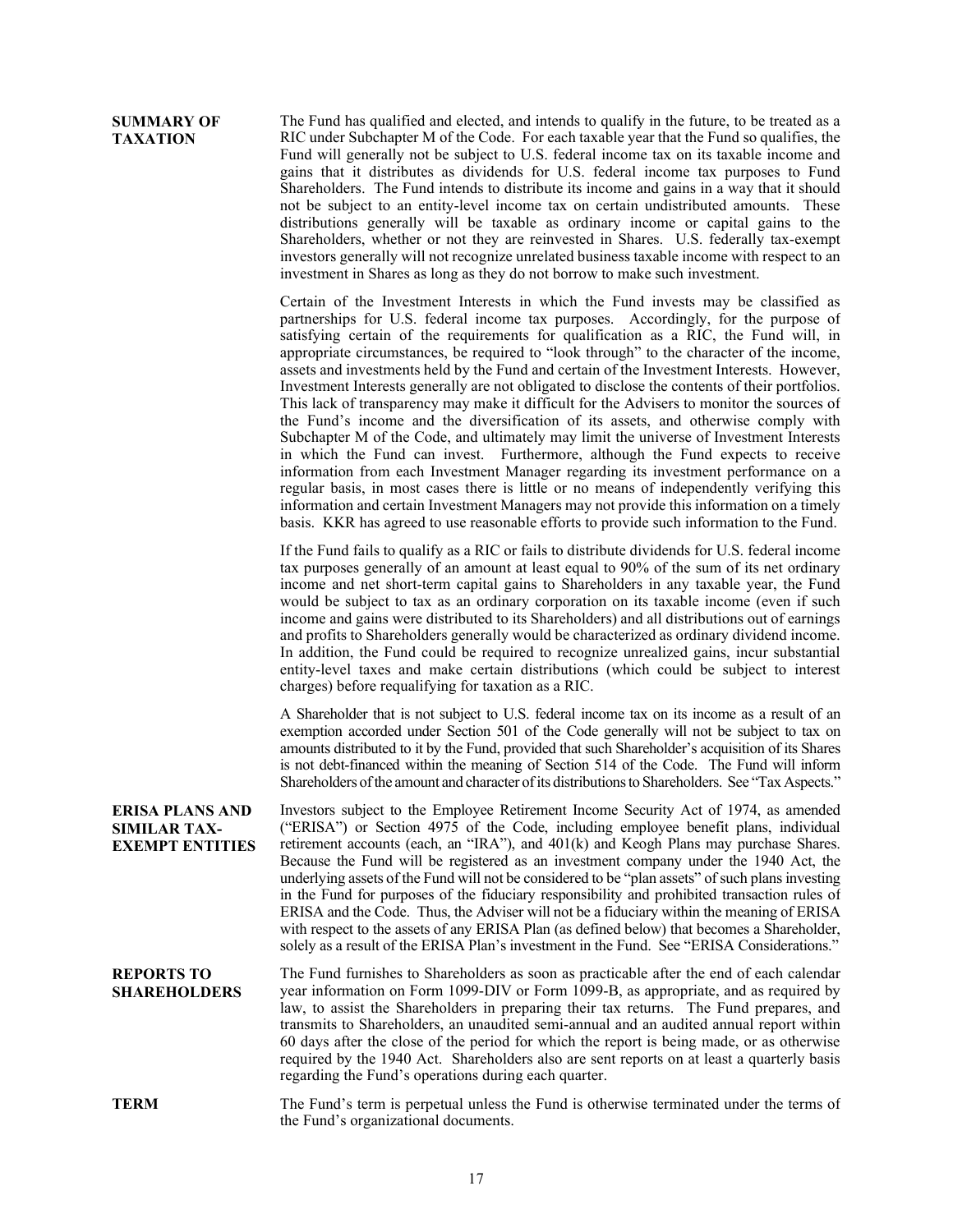**SUMMARY OF TAXATION**

The Fund has qualified and elected, and intends to qualify in the future, to be treated as a RIC under Subchapter M of the Code. For each taxable year that the Fund so qualifies, the Fund will generally not be subject to U.S. federal income tax on its taxable income and gains that it distributes as dividends for U.S. federal income tax purposes to Fund Shareholders. The Fund intends to distribute its income and gains in a way that it should not be subject to an entity-level income tax on certain undistributed amounts. These distributions generally will be taxable as ordinary income or capital gains to the Shareholders, whether or not they are reinvested in Shares. U.S. federally tax-exempt investors generally will not recognize unrelated business taxable income with respect to an investment in Shares as long as they do not borrow to make such investment.

Certain of the Investment Interests in which the Fund invests may be classified as partnerships for U.S. federal income tax purposes. Accordingly, for the purpose of satisfying certain of the requirements for qualification as a RIC, the Fund will, in appropriate circumstances, be required to "look through" to the character of the income, assets and investments held by the Fund and certain of the Investment Interests. However, Investment Interests generally are not obligated to disclose the contents of their portfolios. This lack of transparency may make it difficult for the Advisers to monitor the sources of the Fund's income and the diversification of its assets, and otherwise comply with Subchapter M of the Code, and ultimately may limit the universe of Investment Interests in which the Fund can invest. Furthermore, although the Fund expects to receive information from each Investment Manager regarding its investment performance on a regular basis, in most cases there is little or no means of independently verifying this information and certain Investment Managers may not provide this information on a timely basis. KKR has agreed to use reasonable efforts to provide such information to the Fund.

If the Fund fails to qualify as a RIC or fails to distribute dividends for U.S. federal income tax purposes generally of an amount at least equal to 90% of the sum of its net ordinary income and net short-term capital gains to Shareholders in any taxable year, the Fund would be subject to tax as an ordinary corporation on its taxable income (even if such income and gains were distributed to its Shareholders) and all distributions out of earnings and profits to Shareholders generally would be characterized as ordinary dividend income. In addition, the Fund could be required to recognize unrealized gains, incur substantial entity-level taxes and make certain distributions (which could be subject to interest charges) before requalifying for taxation as a RIC.

A Shareholder that is not subject to U.S. federal income tax on its income as a result of an exemption accorded under Section 501 of the Code generally will not be subject to tax on amounts distributed to it by the Fund, provided that such Shareholder's acquisition of its Shares is not debt-financed within the meaning of Section 514 of the Code. The Fund will inform Shareholders of the amount and character of its distributions to Shareholders. See "Tax Aspects."

**ERISA PLANS AND SIMILAR TAX-EXEMPT ENTITIES**

Investors subject to the Employee Retirement Income Security Act of 1974, as amended ("ERISA") or Section 4975 of the Code, including employee benefit plans, individual retirement accounts (each, an "IRA"), and 401(k) and Keogh Plans may purchase Shares. Because the Fund will be registered as an investment company under the 1940 Act, the underlying assets of the Fund will not be considered to be "plan assets" of such plans investing in the Fund for purposes of the fiduciary responsibility and prohibited transaction rules of ERISA and the Code. Thus, the Adviser will not be a fiduciary within the meaning of ERISA with respect to the assets of any ERISA Plan (as defined below) that becomes a Shareholder, solely as a result of the ERISA Plan's investment in the Fund. See "ERISA Considerations."

**REPORTS TO SHAREHOLDERS**

The Fund furnishes to Shareholders as soon as practicable after the end of each calendar year information on Form 1099-DIV or Form 1099-B, as appropriate, and as required by law, to assist the Shareholders in preparing their tax returns. The Fund prepares, and transmits to Shareholders, an unaudited semi-annual and an audited annual report within 60 days after the close of the period for which the report is being made, or as otherwise required by the 1940 Act. Shareholders also are sent reports on at least a quarterly basis regarding the Fund's operations during each quarter.

**TERM**

The Fund's term is perpetual unless the Fund is otherwise terminated under the terms of the Fund's organizational documents.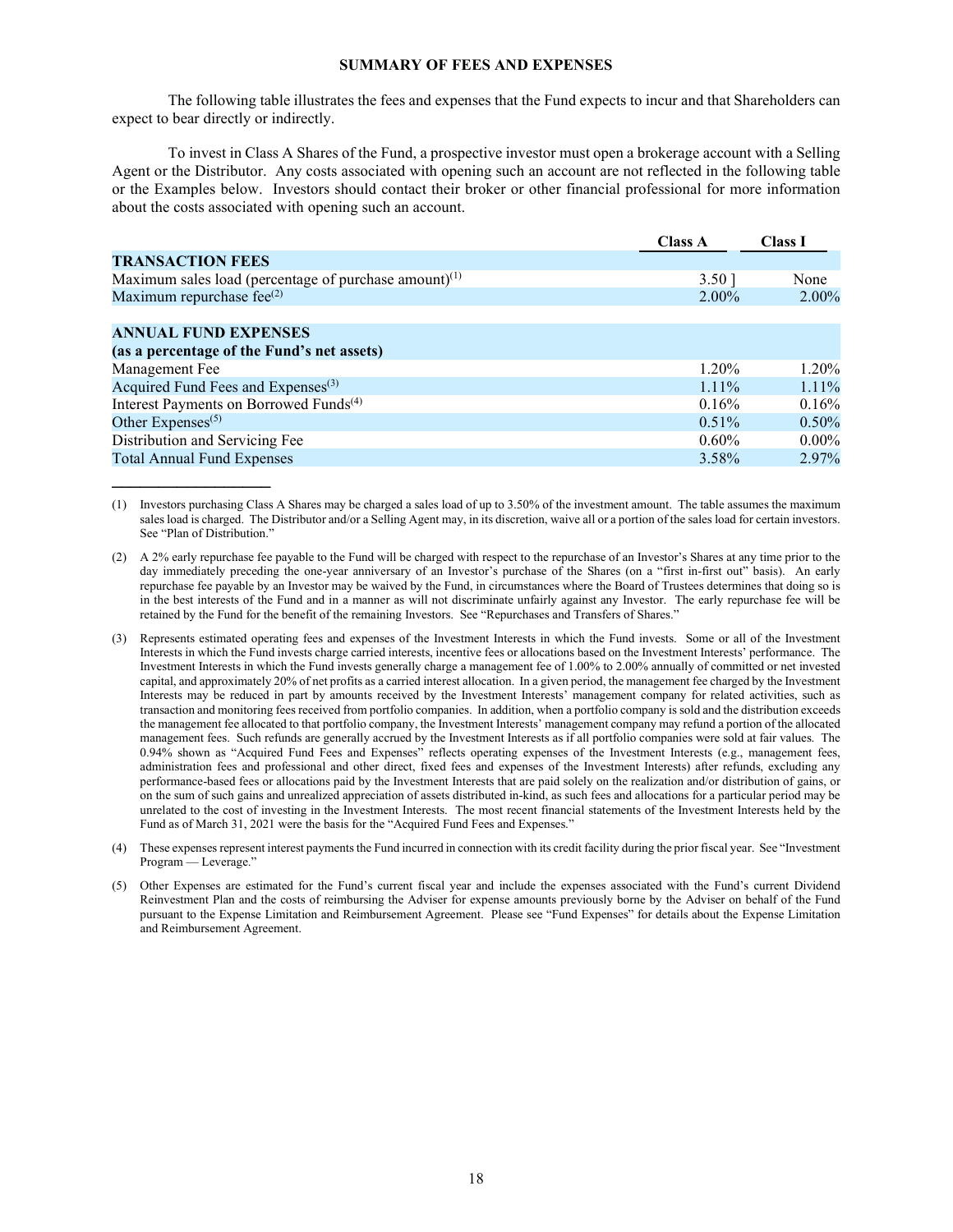**SUMMARY OF FEES AND EXPENSES**

The following table illustrates the fees and expenses that the Fund expects to incur and that Shareholders can expect to bear directly or indirectly.

To invest in Class A Shares of the Fund, a prospective investor must open a brokerage account with a Selling Agent or the Distributor. Any costs associated with opening such an account are not reflected in the following table or the Examples below. Investors should contact their broker or other financial professional for more information about the costs associated with opening such an account.

| | Class A | Class I |
|---|---|---|
| **TRANSACTION FEES** | | |
| Maximum sales load (percentage of purchase amount)(1) | 3.50 ] | None |
| Maximum repurchase fee(2) | 2.00% | 2.00% |
| | | |
| **ANNUAL FUND EXPENSES (as a percentage of the Fund's net assets)** | | |
| Management Fee | 1.20% | 1.20% |
| Acquired Fund Fees and Expenses(3) | 1.11% | 1.11% |
| Interest Payments on Borrowed Funds(4) | 0.16% | 0.16% |
| Other Expenses(5) | 0.51% | 0.50% |
| Distribution and Servicing Fee | 0.60% | 0.00% |
| Total Annual Fund Expenses | 3.58% | 2.97% |

(1) Investors purchasing Class A Shares may be charged a sales load of up to 3.50% of the investment amount. The table assumes the maximum sales load is charged. The Distributor and/or a Selling Agent may, in its discretion, waive all or a portion of the sales load for certain investors. See "Plan of Distribution."

(2) A 2% early repurchase fee payable to the Fund will be charged with respect to the repurchase of an Investor's Shares at any time prior to the day immediately preceding the one-year anniversary of an Investor's purchase of the Shares (on a "first in-first out" basis). An early repurchase fee payable by an Investor may be waived by the Fund, in circumstances where the Board of Trustees determines that doing so is in the best interests of the Fund and in a manner as will not discriminate unfairly against any Investor. The early repurchase fee will be retained by the Fund for the benefit of the remaining Investors. See "Repurchases and Transfers of Shares."

(3) Represents estimated operating fees and expenses of the Investment Interests in which the Fund invests. Some or all of the Investment Interests in which the Fund invests charge carried interests, incentive fees or allocations based on the Investment Interests' performance. The Investment Interests in which the Fund invests generally charge a management fee of 1.00% to 2.00% annually of committed or net invested capital, and approximately 20% of net profits as a carried interest allocation. In a given period, the management fee charged by the Investment Interests may be reduced in part by amounts received by the Investment Interests' management company for related activities, such as transaction and monitoring fees received from portfolio companies. In addition, when a portfolio company is sold and the distribution exceeds the management fee allocated to that portfolio company, the Investment Interests' management company may refund a portion of the allocated management fees. Such refunds are generally accrued by the Investment Interests as if all portfolio companies were sold at fair values. The 0.94% shown as "Acquired Fund Fees and Expenses" reflects operating expenses of the Investment Interests (e.g., management fees, administration fees and professional and other direct, fixed fees and expenses of the Investment Interests) after refunds, excluding any performance-based fees or allocations paid by the Investment Interests that are paid solely on the realization and/or distribution of gains, or on the sum of such gains and unrealized appreciation of assets distributed in-kind, as such fees and allocations for a particular period may be unrelated to the cost of investing in the Investment Interests. The most recent financial statements of the Investment Interests held by the Fund as of March 31, 2021 were the basis for the "Acquired Fund Fees and Expenses."

(4) These expenses represent interest payments the Fund incurred in connection with its credit facility during the prior fiscal year. See "Investment Program — Leverage."

(5) Other Expenses are estimated for the Fund's current fiscal year and include the expenses associated with the Fund's current Dividend Reinvestment Plan and the costs of reimbursing the Adviser for expense amounts previously borne by the Adviser on behalf of the Fund pursuant to the Expense Limitation and Reimbursement Agreement. Please see "Fund Expenses" for details about the Expense Limitation and Reimbursement Agreement.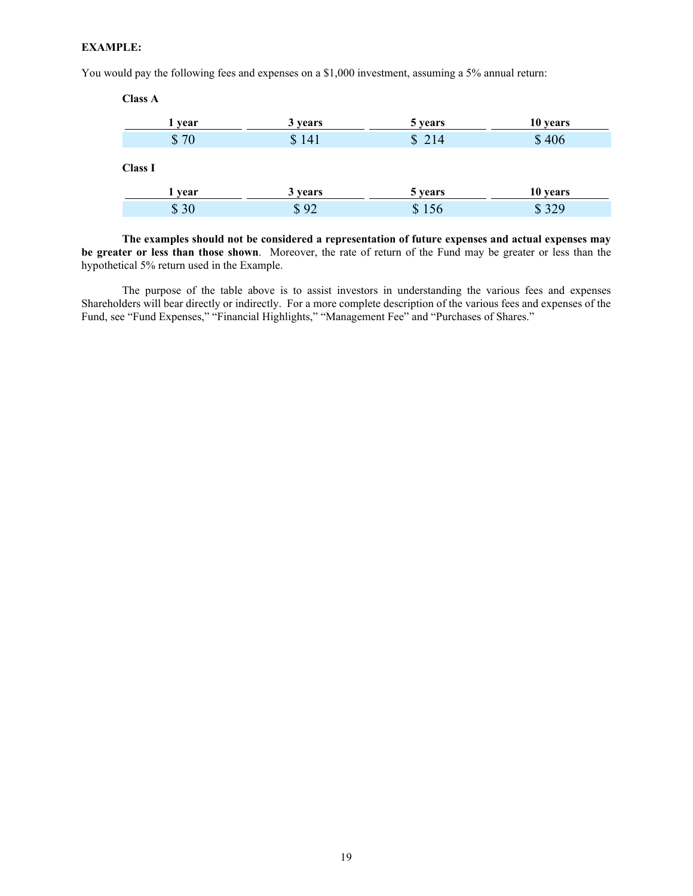**EXAMPLE:**

You would pay the following fees and expenses on a $1,000 investment, assuming a 5% annual return:

**Class A**

| 1 year | 3 years | 5 years | 10 years |
|---|---|---|---|
| $ 70 | $ 141 | $ 214 | $ 406 |

**Class I**

| 1 year | 3 years | 5 years | 10 years |
|---|---|---|---|
| $ 30 | $ 92 | $ 156 | $ 329 |

**The examples should not be considered a representation of future expenses and actual expenses may be greater or less than those shown**. Moreover, the rate of return of the Fund may be greater or less than the hypothetical 5% return used in the Example.

The purpose of the table above is to assist investors in understanding the various fees and expenses Shareholders will bear directly or indirectly. For a more complete description of the various fees and expenses of the Fund, see "Fund Expenses," "Financial Highlights," "Management Fee" and "Purchases of Shares."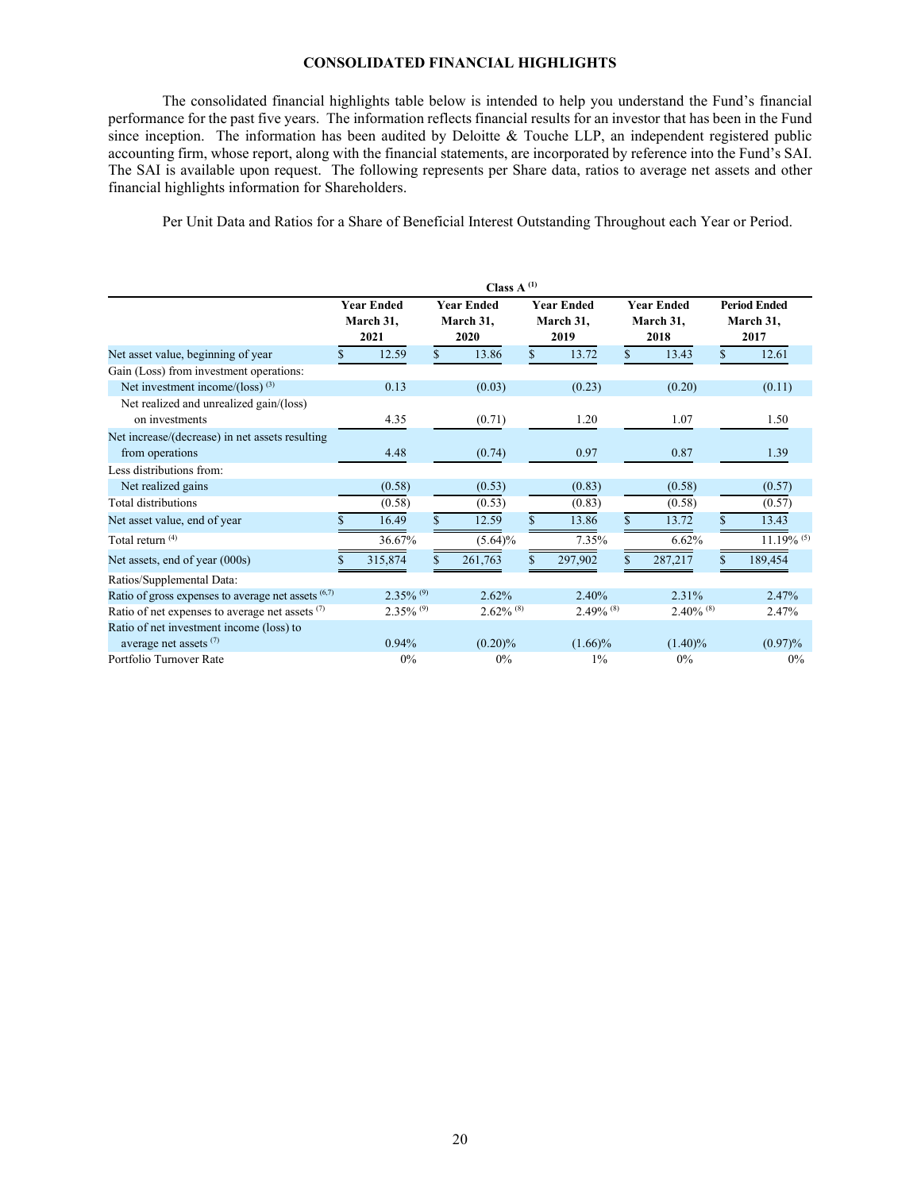## CONSOLIDATED FINANCIAL HIGHLIGHTS

The consolidated financial highlights table below is intended to help you understand the Fund's financial performance for the past five years. The information reflects financial results for an investor that has been in the Fund since inception. The information has been audited by Deloitte & Touche LLP, an independent registered public accounting firm, whose report, along with the financial statements, are incorporated by reference into the Fund's SAI. The SAI is available upon request. The following represents per Share data, ratios to average net assets and other financial highlights information for Shareholders.

Per Unit Data and Ratios for a Share of Beneficial Interest Outstanding Throughout each Year or Period.

| | Class A [1] | | | | |
|---|---|---|---|---|---|
| | Year Ended March 31, 2021 | Year Ended March 31, 2020 | Year Ended March 31, 2019 | Year Ended March 31, 2018 | Period Ended March 31, 2017 |
| Net asset value, beginning of year | $ 12.59 | $ 13.86 | $ 13.72 | $ 13.43 | $ 12.61 |
| Gain (Loss) from investment operations: | | | | | |
| Net investment income/(loss) [3] | 0.13 | (0.03) | (0.23) | (0.20) | (0.11) |
| Net realized and unrealized gain/(loss) on investments | 4.35 | (0.71) | 1.20 | 1.07 | 1.50 |
| Net increase/(decrease) in net assets resulting from operations | 4.48 | (0.74) | 0.97 | 0.87 | 1.39 |
| Less distributions from: | | | | | |
| Net realized gains | (0.58) | (0.53) | (0.83) | (0.58) | (0.57) |
| Total distributions | (0.58) | (0.53) | (0.83) | (0.58) | (0.57) |
| Net asset value, end of year | $ 16.49 | $ 12.59 | $ 13.86 | $ 13.72 | $ 13.43 |
| Total return [4] | 36.67% | (5.64)% | 7.35% | 6.62% | 11.19% [5] |
| Net assets, end of year (000s) | $ 315,874 | $ 261,763 | $ 297,902 | $ 287,217 | $ 189,454 |
| Ratios/Supplemental Data: | | | | | |
| Ratio of gross expenses to average net assets [6,7] | 2.35% [9] | 2.62% | 2.40% | 2.31% | 2.47% |
| Ratio of net expenses to average net assets [7] | 2.35% [9] | 2.62% [8] | 2.49% [8] | 2.40% [8] | 2.47% |
| Ratio of net investment income (loss) to average net assets [7] | 0.94% | (0.20)% | (1.66)% | (1.40)% | (0.97)% |
| Portfolio Turnover Rate | 0% | 0% | 1% | 0% | 0% |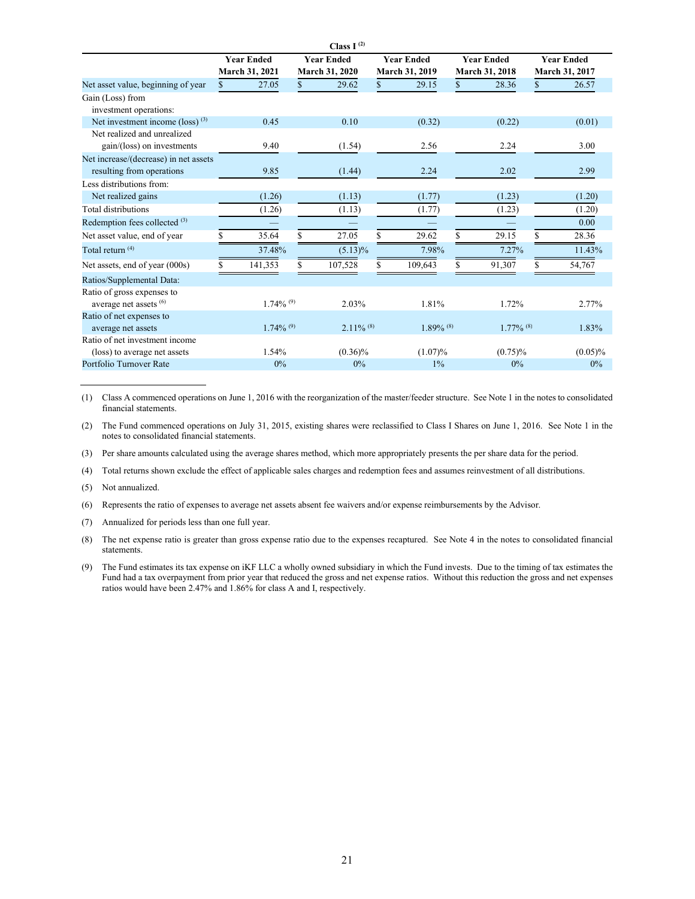| Class I (2) | | | | | |
|---|---|---|---|---|---|
| | Year Ended March 31, 2021 | Year Ended March 31, 2020 | Year Ended March 31, 2019 | Year Ended March 31, 2018 | Year Ended March 31, 2017 |
| Net asset value, beginning of year | $ 27.05 | $ 29.62 | $ 29.15 | $ 28.36 | $ 26.57 |
| Gain (Loss) from investment operations: | | | | | |
| Net investment income (loss) (3) | 0.45 | 0.10 | (0.32) | (0.22) | (0.01) |
| Net realized and unrealized gain/(loss) on investments | 9.40 | (1.54) | 2.56 | 2.24 | 3.00 |
| Net increase/(decrease) in net assets resulting from operations | 9.85 | (1.44) | 2.24 | 2.02 | 2.99 |
| Less distributions from: | | | | | |
| Net realized gains | (1.26) | (1.13) | (1.77) | (1.23) | (1.20) |
| Total distributions | (1.26) | (1.13) | (1.77) | (1.23) | (1.20) |
| Redemption fees collected (3) | — | — | — | — | 0.00 |
| Net asset value, end of year | $ 35.64 | $ 27.05 | $ 29.62 | $ 29.15 | $ 28.36 |
| Total return (4) | 37.48% | (5.13)% | 7.98% | 7.27% | 11.43% |
| Net assets, end of year (000s) | $ 141,353 | $ 107,528 | $ 109,643 | $ 91,307 | $ 54,767 |
| Ratios/Supplemental Data: | | | | | |
| Ratio of gross expenses to average net assets (6) | 1.74% (9) | 2.03% | 1.81% | 1.72% | 2.77% |
| Ratio of net expenses to average net assets | 1.74% (9) | 2.11% (8) | 1.89% (8) | 1.77% (8) | 1.83% |
| Ratio of net investment income (loss) to average net assets | 1.54% | (0.36)% | (1.07)% | (0.75)% | (0.05)% |
| Portfolio Turnover Rate | 0% | 0% | 1% | 0% | 0% |

(1) Class A commenced operations on June 1, 2016 with the reorganization of the master/feeder structure. See Note 1 in the notes to consolidated financial statements.

(2) The Fund commenced operations on July 31, 2015, existing shares were reclassified to Class I Shares on June 1, 2016. See Note 1 in the notes to consolidated financial statements.

(3) Per share amounts calculated using the average shares method, which more appropriately presents the per share data for the period.

(4) Total returns shown exclude the effect of applicable sales charges and redemption fees and assumes reinvestment of all distributions.

(5) Not annualized.

(6) Represents the ratio of expenses to average net assets absent fee waivers and/or expense reimbursements by the Advisor.

(7) Annualized for periods less than one full year.

(8) The net expense ratio is greater than gross expense ratio due to the expenses recaptured. See Note 4 in the notes to consolidated financial statements.

(9) The Fund estimates its tax expense on iKF LLC a wholly owned subsidiary in which the Fund invests. Due to the timing of tax estimates the Fund had a tax overpayment from prior year that reduced the gross and net expense ratios. Without this reduction the gross and net expenses ratios would have been 2.47% and 1.86% for class A and I, respectively.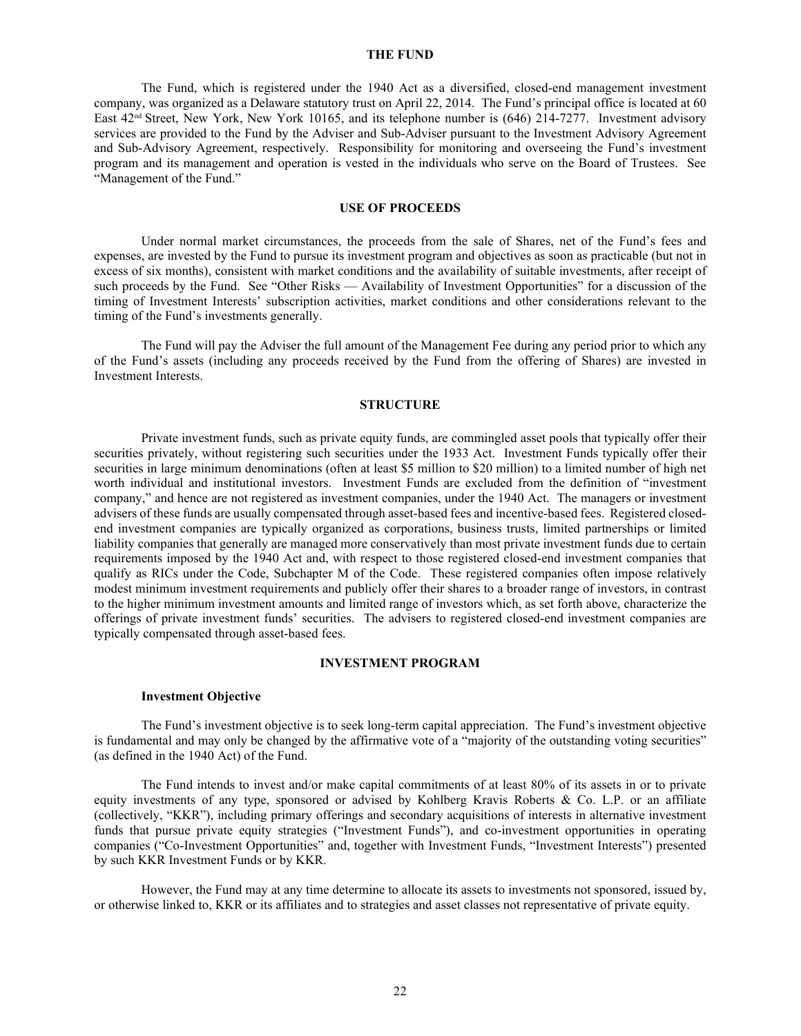## THE FUND

The Fund, which is registered under the 1940 Act as a diversified, closed-end management investment company, was organized as a Delaware statutory trust on April 22, 2014. The Fund's principal office is located at 60 East 42nd Street, New York, New York 10165, and its telephone number is (646) 214-7277. Investment advisory services are provided to the Fund by the Adviser and Sub-Adviser pursuant to the Investment Advisory Agreement and Sub-Advisory Agreement, respectively. Responsibility for monitoring and overseeing the Fund's investment program and its management and operation is vested in the individuals who serve on the Board of Trustees. See "Management of the Fund."

## USE OF PROCEEDS

Under normal market circumstances, the proceeds from the sale of Shares, net of the Fund's fees and expenses, are invested by the Fund to pursue its investment program and objectives as soon as practicable (but not in excess of six months), consistent with market conditions and the availability of suitable investments, after receipt of such proceeds by the Fund. See "Other Risks — Availability of Investment Opportunities" for a discussion of the timing of Investment Interests' subscription activities, market conditions and other considerations relevant to the timing of the Fund's investments generally.

The Fund will pay the Adviser the full amount of the Management Fee during any period prior to which any of the Fund's assets (including any proceeds received by the Fund from the offering of Shares) are invested in Investment Interests.

## STRUCTURE

Private investment funds, such as private equity funds, are commingled asset pools that typically offer their securities privately, without registering such securities under the 1933 Act. Investment Funds typically offer their securities in large minimum denominations (often at least $5 million to $20 million) to a limited number of high net worth individual and institutional investors. Investment Funds are excluded from the definition of "investment company," and hence are not registered as investment companies, under the 1940 Act. The managers or investment advisers of these funds are usually compensated through asset-based fees and incentive-based fees. Registered closed-end investment companies are typically organized as corporations, business trusts, limited partnerships or limited liability companies that generally are managed more conservatively than most private investment funds due to certain requirements imposed by the 1940 Act and, with respect to those registered closed-end investment companies that qualify as RICs under the Code, Subchapter M of the Code. These registered companies often impose relatively modest minimum investment requirements and publicly offer their shares to a broader range of investors, in contrast to the higher minimum investment amounts and limited range of investors which, as set forth above, characterize the offerings of private investment funds' securities. The advisers to registered closed-end investment companies are typically compensated through asset-based fees.

## INVESTMENT PROGRAM

### Investment Objective

The Fund's investment objective is to seek long-term capital appreciation. The Fund's investment objective is fundamental and may only be changed by the affirmative vote of a "majority of the outstanding voting securities" (as defined in the 1940 Act) of the Fund.

The Fund intends to invest and/or make capital commitments of at least 80% of its assets in or to private equity investments of any type, sponsored or advised by Kohlberg Kravis Roberts & Co. L.P. or an affiliate (collectively, "KKR"), including primary offerings and secondary acquisitions of interests in alternative investment funds that pursue private equity strategies ("Investment Funds"), and co-investment opportunities in operating companies ("Co-Investment Opportunities" and, together with Investment Funds, "Investment Interests") presented by such KKR Investment Funds or by KKR.

However, the Fund may at any time determine to allocate its assets to investments not sponsored, issued by, or otherwise linked to, KKR or its affiliates and to strategies and asset classes not representative of private equity.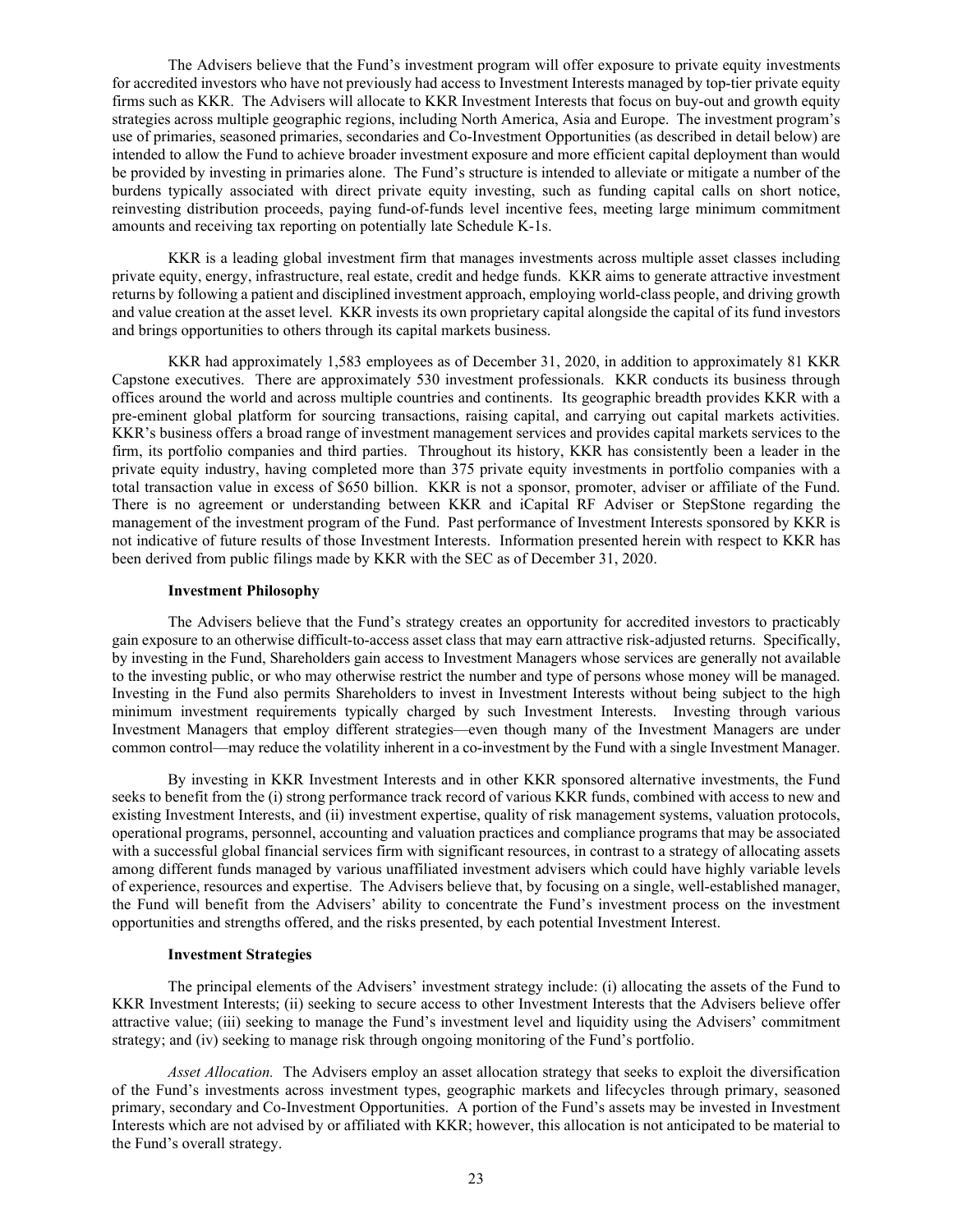The Advisers believe that the Fund's investment program will offer exposure to private equity investments for accredited investors who have not previously had access to Investment Interests managed by top-tier private equity firms such as KKR. The Advisers will allocate to KKR Investment Interests that focus on buy-out and growth equity strategies across multiple geographic regions, including North America, Asia and Europe. The investment program's use of primaries, seasoned primaries, secondaries and Co-Investment Opportunities (as described in detail below) are intended to allow the Fund to achieve broader investment exposure and more efficient capital deployment than would be provided by investing in primaries alone. The Fund's structure is intended to alleviate or mitigate a number of the burdens typically associated with direct private equity investing, such as funding capital calls on short notice, reinvesting distribution proceeds, paying fund-of-funds level incentive fees, meeting large minimum commitment amounts and receiving tax reporting on potentially late Schedule K-1s.

KKR is a leading global investment firm that manages investments across multiple asset classes including private equity, energy, infrastructure, real estate, credit and hedge funds. KKR aims to generate attractive investment returns by following a patient and disciplined investment approach, employing world-class people, and driving growth and value creation at the asset level. KKR invests its own proprietary capital alongside the capital of its fund investors and brings opportunities to others through its capital markets business.

KKR had approximately 1,583 employees as of December 31, 2020, in addition to approximately 81 KKR Capstone executives. There are approximately 530 investment professionals. KKR conducts its business through offices around the world and across multiple countries and continents. Its geographic breadth provides KKR with a pre-eminent global platform for sourcing transactions, raising capital, and carrying out capital markets activities. KKR's business offers a broad range of investment management services and provides capital markets services to the firm, its portfolio companies and third parties. Throughout its history, KKR has consistently been a leader in the private equity industry, having completed more than 375 private equity investments in portfolio companies with a total transaction value in excess of $650 billion. KKR is not a sponsor, promoter, adviser or affiliate of the Fund. There is no agreement or understanding between KKR and iCapital RF Adviser or StepStone regarding the management of the investment program of the Fund. Past performance of Investment Interests sponsored by KKR is not indicative of future results of those Investment Interests. Information presented herein with respect to KKR has been derived from public filings made by KKR with the SEC as of December 31, 2020.

**Investment Philosophy**

The Advisers believe that the Fund's strategy creates an opportunity for accredited investors to practicably gain exposure to an otherwise difficult-to-access asset class that may earn attractive risk-adjusted returns. Specifically, by investing in the Fund, Shareholders gain access to Investment Managers whose services are generally not available to the investing public, or who may otherwise restrict the number and type of persons whose money will be managed. Investing in the Fund also permits Shareholders to invest in Investment Interests without being subject to the high minimum investment requirements typically charged by such Investment Interests. Investing through various Investment Managers that employ different strategies—even though many of the Investment Managers are under common control—may reduce the volatility inherent in a co-investment by the Fund with a single Investment Manager.

By investing in KKR Investment Interests and in other KKR sponsored alternative investments, the Fund seeks to benefit from the (i) strong performance track record of various KKR funds, combined with access to new and existing Investment Interests, and (ii) investment expertise, quality of risk management systems, valuation protocols, operational programs, personnel, accounting and valuation practices and compliance programs that may be associated with a successful global financial services firm with significant resources, in contrast to a strategy of allocating assets among different funds managed by various unaffiliated investment advisers which could have highly variable levels of experience, resources and expertise. The Advisers believe that, by focusing on a single, well-established manager, the Fund will benefit from the Advisers' ability to concentrate the Fund's investment process on the investment opportunities and strengths offered, and the risks presented, by each potential Investment Interest.

**Investment Strategies**

The principal elements of the Advisers' investment strategy include: (i) allocating the assets of the Fund to KKR Investment Interests; (ii) seeking to secure access to other Investment Interests that the Advisers believe offer attractive value; (iii) seeking to manage the Fund's investment level and liquidity using the Advisers' commitment strategy; and (iv) seeking to manage risk through ongoing monitoring of the Fund's portfolio.

*Asset Allocation.* The Advisers employ an asset allocation strategy that seeks to exploit the diversification of the Fund's investments across investment types, geographic markets and lifecycles through primary, seasoned primary, secondary and Co-Investment Opportunities. A portion of the Fund's assets may be invested in Investment Interests which are not advised by or affiliated with KKR; however, this allocation is not anticipated to be material to the Fund's overall strategy.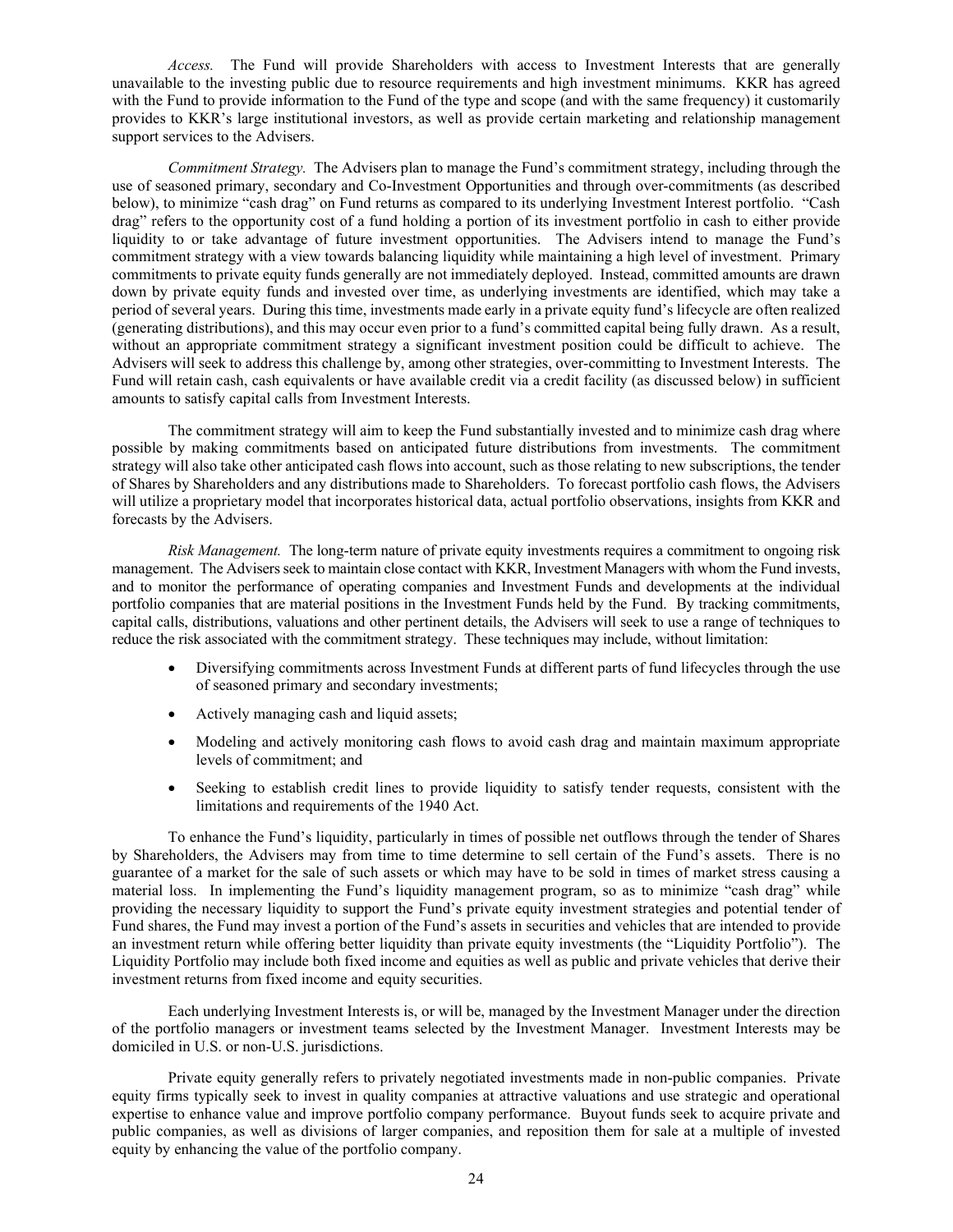*Access.* The Fund will provide Shareholders with access to Investment Interests that are generally unavailable to the investing public due to resource requirements and high investment minimums. KKR has agreed with the Fund to provide information to the Fund of the type and scope (and with the same frequency) it customarily provides to KKR's large institutional investors, as well as provide certain marketing and relationship management support services to the Advisers.

*Commitment Strategy.* The Advisers plan to manage the Fund's commitment strategy, including through the use of seasoned primary, secondary and Co-Investment Opportunities and through over-commitments (as described below), to minimize "cash drag" on Fund returns as compared to its underlying Investment Interest portfolio. "Cash drag" refers to the opportunity cost of a fund holding a portion of its investment portfolio in cash to either provide liquidity to or take advantage of future investment opportunities. The Advisers intend to manage the Fund's commitment strategy with a view towards balancing liquidity while maintaining a high level of investment. Primary commitments to private equity funds generally are not immediately deployed. Instead, committed amounts are drawn down by private equity funds and invested over time, as underlying investments are identified, which may take a period of several years. During this time, investments made early in a private equity fund's lifecycle are often realized (generating distributions), and this may occur even prior to a fund's committed capital being fully drawn. As a result, without an appropriate commitment strategy a significant investment position could be difficult to achieve. The Advisers will seek to address this challenge by, among other strategies, over-committing to Investment Interests. The Fund will retain cash, cash equivalents or have available credit via a credit facility (as discussed below) in sufficient amounts to satisfy capital calls from Investment Interests.

The commitment strategy will aim to keep the Fund substantially invested and to minimize cash drag where possible by making commitments based on anticipated future distributions from investments. The commitment strategy will also take other anticipated cash flows into account, such as those relating to new subscriptions, the tender of Shares by Shareholders and any distributions made to Shareholders. To forecast portfolio cash flows, the Advisers will utilize a proprietary model that incorporates historical data, actual portfolio observations, insights from KKR and forecasts by the Advisers.

*Risk Management.* The long-term nature of private equity investments requires a commitment to ongoing risk management. The Advisers seek to maintain close contact with KKR, Investment Managers with whom the Fund invests, and to monitor the performance of operating companies and Investment Funds and developments at the individual portfolio companies that are material positions in the Investment Funds held by the Fund. By tracking commitments, capital calls, distributions, valuations and other pertinent details, the Advisers will seek to use a range of techniques to reduce the risk associated with the commitment strategy. These techniques may include, without limitation:

- Diversifying commitments across Investment Funds at different parts of fund lifecycles through the use of seasoned primary and secondary investments;
- Actively managing cash and liquid assets;
- Modeling and actively monitoring cash flows to avoid cash drag and maintain maximum appropriate levels of commitment; and
- Seeking to establish credit lines to provide liquidity to satisfy tender requests, consistent with the limitations and requirements of the 1940 Act.

To enhance the Fund's liquidity, particularly in times of possible net outflows through the tender of Shares by Shareholders, the Advisers may from time to time determine to sell certain of the Fund's assets. There is no guarantee of a market for the sale of such assets or which may have to be sold in times of market stress causing a material loss. In implementing the Fund's liquidity management program, so as to minimize "cash drag" while providing the necessary liquidity to support the Fund's private equity investment strategies and potential tender of Fund shares, the Fund may invest a portion of the Fund's assets in securities and vehicles that are intended to provide an investment return while offering better liquidity than private equity investments (the "Liquidity Portfolio"). The Liquidity Portfolio may include both fixed income and equities as well as public and private vehicles that derive their investment returns from fixed income and equity securities.

Each underlying Investment Interests is, or will be, managed by the Investment Manager under the direction of the portfolio managers or investment teams selected by the Investment Manager. Investment Interests may be domiciled in U.S. or non-U.S. jurisdictions.

Private equity generally refers to privately negotiated investments made in non-public companies. Private equity firms typically seek to invest in quality companies at attractive valuations and use strategic and operational expertise to enhance value and improve portfolio company performance. Buyout funds seek to acquire private and public companies, as well as divisions of larger companies, and reposition them for sale at a multiple of invested equity by enhancing the value of the portfolio company.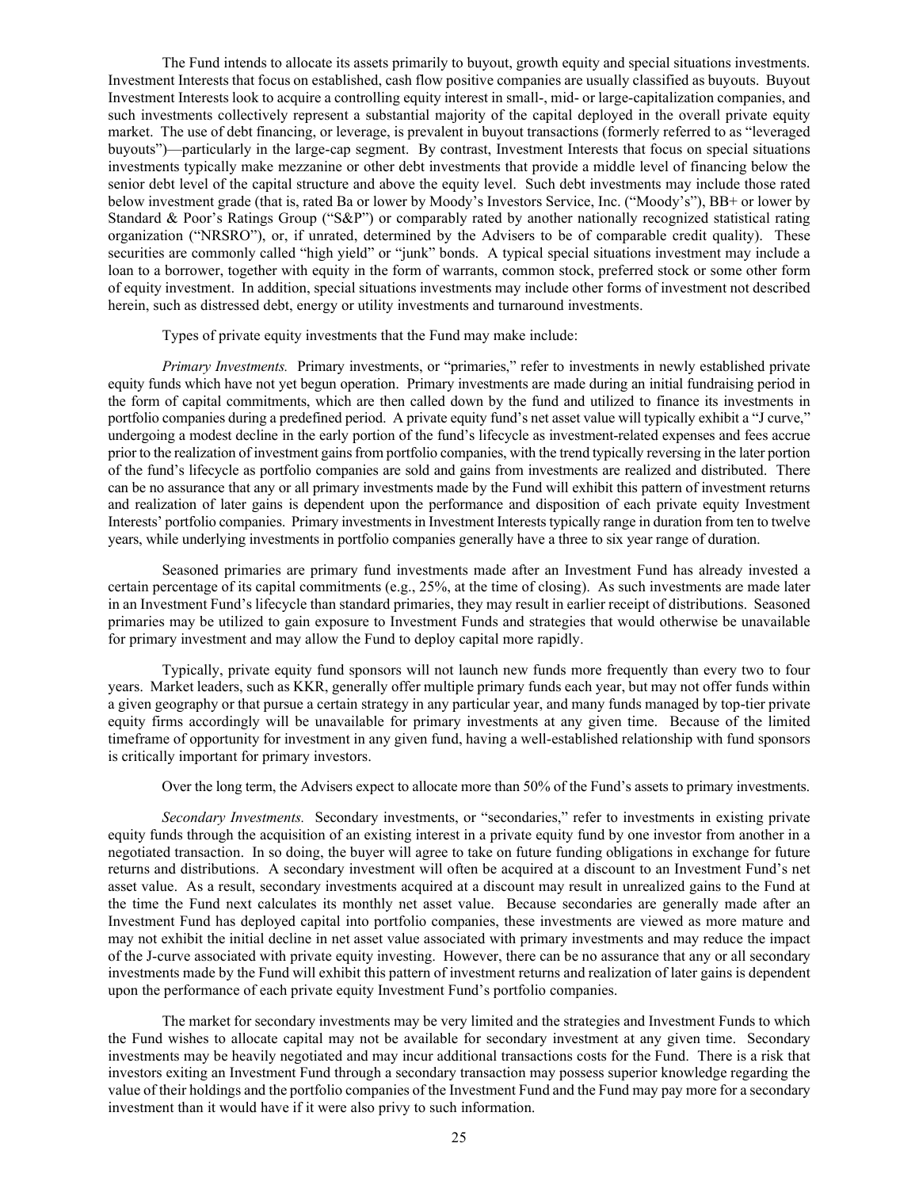The Fund intends to allocate its assets primarily to buyout, growth equity and special situations investments. Investment Interests that focus on established, cash flow positive companies are usually classified as buyouts. Buyout Investment Interests look to acquire a controlling equity interest in small-, mid- or large-capitalization companies, and such investments collectively represent a substantial majority of the capital deployed in the overall private equity market. The use of debt financing, or leverage, is prevalent in buyout transactions (formerly referred to as "leveraged buyouts")—particularly in the large-cap segment. By contrast, Investment Interests that focus on special situations investments typically make mezzanine or other debt investments that provide a middle level of financing below the senior debt level of the capital structure and above the equity level. Such debt investments may include those rated below investment grade (that is, rated Ba or lower by Moody's Investors Service, Inc. ("Moody's"), BB+ or lower by Standard & Poor's Ratings Group ("S&P") or comparably rated by another nationally recognized statistical rating organization ("NRSRO"), or, if unrated, determined by the Advisers to be of comparable credit quality). These securities are commonly called "high yield" or "junk" bonds. A typical special situations investment may include a loan to a borrower, together with equity in the form of warrants, common stock, preferred stock or some other form of equity investment. In addition, special situations investments may include other forms of investment not described herein, such as distressed debt, energy or utility investments and turnaround investments.

Types of private equity investments that the Fund may make include:

*Primary Investments.* Primary investments, or "primaries," refer to investments in newly established private equity funds which have not yet begun operation. Primary investments are made during an initial fundraising period in the form of capital commitments, which are then called down by the fund and utilized to finance its investments in portfolio companies during a predefined period. A private equity fund's net asset value will typically exhibit a "J curve," undergoing a modest decline in the early portion of the fund's lifecycle as investment-related expenses and fees accrue prior to the realization of investment gains from portfolio companies, with the trend typically reversing in the later portion of the fund's lifecycle as portfolio companies are sold and gains from investments are realized and distributed. There can be no assurance that any or all primary investments made by the Fund will exhibit this pattern of investment returns and realization of later gains is dependent upon the performance and disposition of each private equity Investment Interests' portfolio companies. Primary investments in Investment Interests typically range in duration from ten to twelve years, while underlying investments in portfolio companies generally have a three to six year range of duration.

Seasoned primaries are primary fund investments made after an Investment Fund has already invested a certain percentage of its capital commitments (e.g., 25%, at the time of closing). As such investments are made later in an Investment Fund's lifecycle than standard primaries, they may result in earlier receipt of distributions. Seasoned primaries may be utilized to gain exposure to Investment Funds and strategies that would otherwise be unavailable for primary investment and may allow the Fund to deploy capital more rapidly.

Typically, private equity fund sponsors will not launch new funds more frequently than every two to four years. Market leaders, such as KKR, generally offer multiple primary funds each year, but may not offer funds within a given geography or that pursue a certain strategy in any particular year, and many funds managed by top-tier private equity firms accordingly will be unavailable for primary investments at any given time. Because of the limited timeframe of opportunity for investment in any given fund, having a well-established relationship with fund sponsors is critically important for primary investors.

Over the long term, the Advisers expect to allocate more than 50% of the Fund's assets to primary investments.

*Secondary Investments.* Secondary investments, or "secondaries," refer to investments in existing private equity funds through the acquisition of an existing interest in a private equity fund by one investor from another in a negotiated transaction. In so doing, the buyer will agree to take on future funding obligations in exchange for future returns and distributions. A secondary investment will often be acquired at a discount to an Investment Fund's net asset value. As a result, secondary investments acquired at a discount may result in unrealized gains to the Fund at the time the Fund next calculates its monthly net asset value. Because secondaries are generally made after an Investment Fund has deployed capital into portfolio companies, these investments are viewed as more mature and may not exhibit the initial decline in net asset value associated with primary investments and may reduce the impact of the J-curve associated with private equity investing. However, there can be no assurance that any or all secondary investments made by the Fund will exhibit this pattern of investment returns and realization of later gains is dependent upon the performance of each private equity Investment Fund's portfolio companies.

The market for secondary investments may be very limited and the strategies and Investment Funds to which the Fund wishes to allocate capital may not be available for secondary investment at any given time. Secondary investments may be heavily negotiated and may incur additional transactions costs for the Fund. There is a risk that investors exiting an Investment Fund through a secondary transaction may possess superior knowledge regarding the value of their holdings and the portfolio companies of the Investment Fund and the Fund may pay more for a secondary investment than it would have if it were also privy to such information.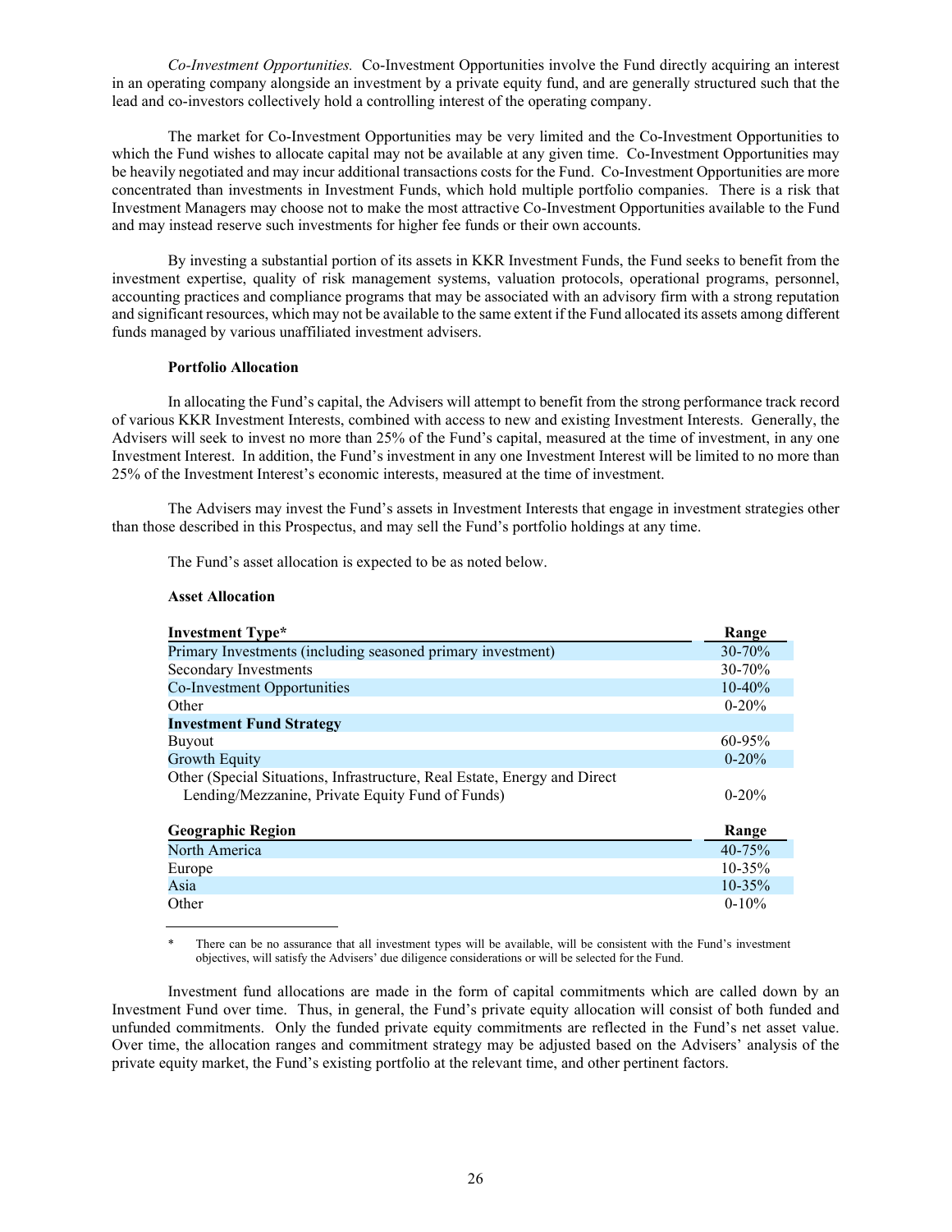*Co-Investment Opportunities.* Co-Investment Opportunities involve the Fund directly acquiring an interest in an operating company alongside an investment by a private equity fund, and are generally structured such that the lead and co-investors collectively hold a controlling interest of the operating company.

The market for Co-Investment Opportunities may be very limited and the Co-Investment Opportunities to which the Fund wishes to allocate capital may not be available at any given time. Co-Investment Opportunities may be heavily negotiated and may incur additional transactions costs for the Fund. Co-Investment Opportunities are more concentrated than investments in Investment Funds, which hold multiple portfolio companies. There is a risk that Investment Managers may choose not to make the most attractive Co-Investment Opportunities available to the Fund and may instead reserve such investments for higher fee funds or their own accounts.

By investing a substantial portion of its assets in KKR Investment Funds, the Fund seeks to benefit from the investment expertise, quality of risk management systems, valuation protocols, operational programs, personnel, accounting practices and compliance programs that may be associated with an advisory firm with a strong reputation and significant resources, which may not be available to the same extent if the Fund allocated its assets among different funds managed by various unaffiliated investment advisers.

**Portfolio Allocation**

In allocating the Fund's capital, the Advisers will attempt to benefit from the strong performance track record of various KKR Investment Interests, combined with access to new and existing Investment Interests. Generally, the Advisers will seek to invest no more than 25% of the Fund's capital, measured at the time of investment, in any one Investment Interest. In addition, the Fund's investment in any one Investment Interest will be limited to no more than 25% of the Investment Interest's economic interests, measured at the time of investment.

The Advisers may invest the Fund's assets in Investment Interests that engage in investment strategies other than those described in this Prospectus, and may sell the Fund's portfolio holdings at any time.

The Fund's asset allocation is expected to be as noted below.

**Asset Allocation**

| **Investment Type*** | **Range** |
|---|---|
| Primary Investments (including seasoned primary investment) | 30-70% |
| Secondary Investments | 30-70% |
| Co-Investment Opportunities | 10-40% |
| Other | 0-20% |
| **Investment Fund Strategy** | |
| Buyout | 60-95% |
| Growth Equity | 0-20% |
| Other (Special Situations, Infrastructure, Real Estate, Energy and Direct Lending/Mezzanine, Private Equity Fund of Funds) | 0-20% |

| **Geographic Region** | **Range** |
|---|---|
| North America | 40-75% |
| Europe | 10-35% |
| Asia | 10-35% |
| Other | 0-10% |

\* There can be no assurance that all investment types will be available, will be consistent with the Fund's investment objectives, will satisfy the Advisers' due diligence considerations or will be selected for the Fund.

Investment fund allocations are made in the form of capital commitments which are called down by an Investment Fund over time. Thus, in general, the Fund's private equity allocation will consist of both funded and unfunded commitments. Only the funded private equity commitments are reflected in the Fund's net asset value. Over time, the allocation ranges and commitment strategy may be adjusted based on the Advisers' analysis of the private equity market, the Fund's existing portfolio at the relevant time, and other pertinent factors.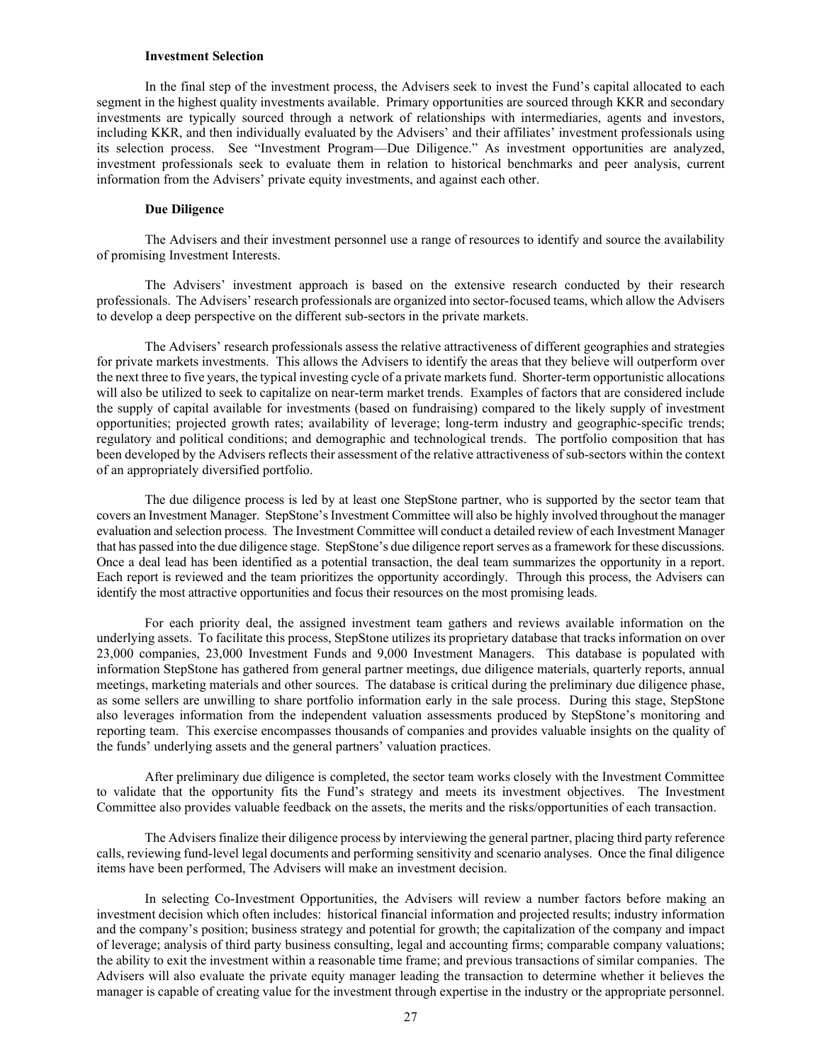### Investment Selection

In the final step of the investment process, the Advisers seek to invest the Fund's capital allocated to each segment in the highest quality investments available. Primary opportunities are sourced through KKR and secondary investments are typically sourced through a network of relationships with intermediaries, agents and investors, including KKR, and then individually evaluated by the Advisers' and their affiliates' investment professionals using its selection process. See "Investment Program—Due Diligence." As investment opportunities are analyzed, investment professionals seek to evaluate them in relation to historical benchmarks and peer analysis, current information from the Advisers' private equity investments, and against each other.

### Due Diligence

The Advisers and their investment personnel use a range of resources to identify and source the availability of promising Investment Interests.

The Advisers' investment approach is based on the extensive research conducted by their research professionals. The Advisers' research professionals are organized into sector-focused teams, which allow the Advisers to develop a deep perspective on the different sub-sectors in the private markets.

The Advisers' research professionals assess the relative attractiveness of different geographies and strategies for private markets investments. This allows the Advisers to identify the areas that they believe will outperform over the next three to five years, the typical investing cycle of a private markets fund. Shorter-term opportunistic allocations will also be utilized to seek to capitalize on near-term market trends. Examples of factors that are considered include the supply of capital available for investments (based on fundraising) compared to the likely supply of investment opportunities; projected growth rates; availability of leverage; long-term industry and geographic-specific trends; regulatory and political conditions; and demographic and technological trends. The portfolio composition that has been developed by the Advisers reflects their assessment of the relative attractiveness of sub-sectors within the context of an appropriately diversified portfolio.

The due diligence process is led by at least one StepStone partner, who is supported by the sector team that covers an Investment Manager. StepStone's Investment Committee will also be highly involved throughout the manager evaluation and selection process. The Investment Committee will conduct a detailed review of each Investment Manager that has passed into the due diligence stage. StepStone's due diligence report serves as a framework for these discussions. Once a deal lead has been identified as a potential transaction, the deal team summarizes the opportunity in a report. Each report is reviewed and the team prioritizes the opportunity accordingly. Through this process, the Advisers can identify the most attractive opportunities and focus their resources on the most promising leads.

For each priority deal, the assigned investment team gathers and reviews available information on the underlying assets. To facilitate this process, StepStone utilizes its proprietary database that tracks information on over 23,000 companies, 23,000 Investment Funds and 9,000 Investment Managers. This database is populated with information StepStone has gathered from general partner meetings, due diligence materials, quarterly reports, annual meetings, marketing materials and other sources. The database is critical during the preliminary due diligence phase, as some sellers are unwilling to share portfolio information early in the sale process. During this stage, StepStone also leverages information from the independent valuation assessments produced by StepStone's monitoring and reporting team. This exercise encompasses thousands of companies and provides valuable insights on the quality of the funds' underlying assets and the general partners' valuation practices.

After preliminary due diligence is completed, the sector team works closely with the Investment Committee to validate that the opportunity fits the Fund's strategy and meets its investment objectives. The Investment Committee also provides valuable feedback on the assets, the merits and the risks/opportunities of each transaction.

The Advisers finalize their diligence process by interviewing the general partner, placing third party reference calls, reviewing fund-level legal documents and performing sensitivity and scenario analyses. Once the final diligence items have been performed, The Advisers will make an investment decision.

In selecting Co-Investment Opportunities, the Advisers will review a number factors before making an investment decision which often includes: historical financial information and projected results; industry information and the company's position; business strategy and potential for growth; the capitalization of the company and impact of leverage; analysis of third party business consulting, legal and accounting firms; comparable company valuations; the ability to exit the investment within a reasonable time frame; and previous transactions of similar companies. The Advisers will also evaluate the private equity manager leading the transaction to determine whether it believes the manager is capable of creating value for the investment through expertise in the industry or the appropriate personnel.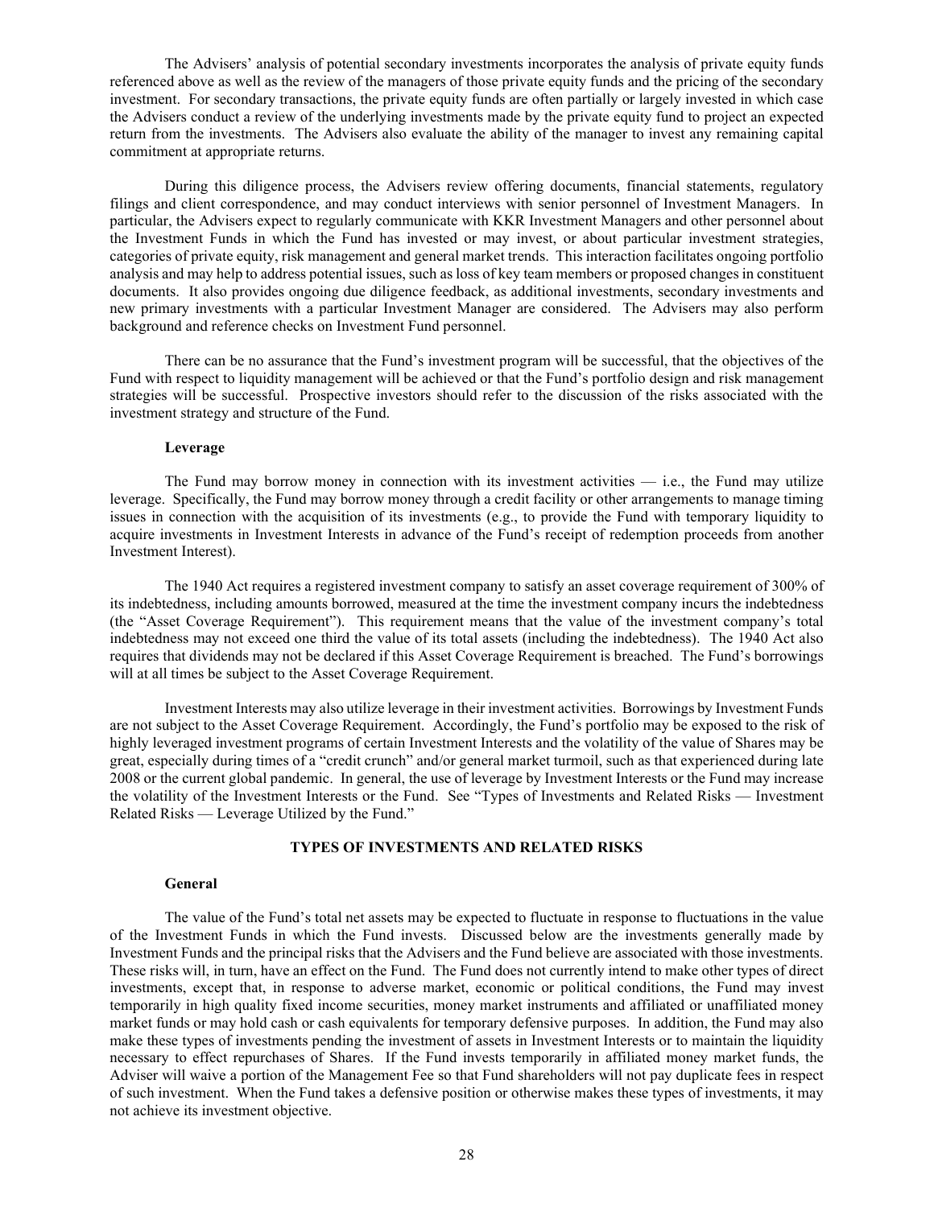The Advisers' analysis of potential secondary investments incorporates the analysis of private equity funds referenced above as well as the review of the managers of those private equity funds and the pricing of the secondary investment. For secondary transactions, the private equity funds are often partially or largely invested in which case the Advisers conduct a review of the underlying investments made by the private equity fund to project an expected return from the investments. The Advisers also evaluate the ability of the manager to invest any remaining capital commitment at appropriate returns.

During this diligence process, the Advisers review offering documents, financial statements, regulatory filings and client correspondence, and may conduct interviews with senior personnel of Investment Managers. In particular, the Advisers expect to regularly communicate with KKR Investment Managers and other personnel about the Investment Funds in which the Fund has invested or may invest, or about particular investment strategies, categories of private equity, risk management and general market trends. This interaction facilitates ongoing portfolio analysis and may help to address potential issues, such as loss of key team members or proposed changes in constituent documents. It also provides ongoing due diligence feedback, as additional investments, secondary investments and new primary investments with a particular Investment Manager are considered. The Advisers may also perform background and reference checks on Investment Fund personnel.

There can be no assurance that the Fund's investment program will be successful, that the objectives of the Fund with respect to liquidity management will be achieved or that the Fund's portfolio design and risk management strategies will be successful. Prospective investors should refer to the discussion of the risks associated with the investment strategy and structure of the Fund.

### Leverage

The Fund may borrow money in connection with its investment activities — i.e., the Fund may utilize leverage. Specifically, the Fund may borrow money through a credit facility or other arrangements to manage timing issues in connection with the acquisition of its investments (e.g., to provide the Fund with temporary liquidity to acquire investments in Investment Interests in advance of the Fund's receipt of redemption proceeds from another Investment Interest).

The 1940 Act requires a registered investment company to satisfy an asset coverage requirement of 300% of its indebtedness, including amounts borrowed, measured at the time the investment company incurs the indebtedness (the "Asset Coverage Requirement"). This requirement means that the value of the investment company's total indebtedness may not exceed one third the value of its total assets (including the indebtedness). The 1940 Act also requires that dividends may not be declared if this Asset Coverage Requirement is breached. The Fund's borrowings will at all times be subject to the Asset Coverage Requirement.

Investment Interests may also utilize leverage in their investment activities. Borrowings by Investment Funds are not subject to the Asset Coverage Requirement. Accordingly, the Fund's portfolio may be exposed to the risk of highly leveraged investment programs of certain Investment Interests and the volatility of the value of Shares may be great, especially during times of a "credit crunch" and/or general market turmoil, such as that experienced during late 2008 or the current global pandemic. In general, the use of leverage by Investment Interests or the Fund may increase the volatility of the Investment Interests or the Fund. See "Types of Investments and Related Risks — Investment Related Risks — Leverage Utilized by the Fund."

## TYPES OF INVESTMENTS AND RELATED RISKS

### General

The value of the Fund's total net assets may be expected to fluctuate in response to fluctuations in the value of the Investment Funds in which the Fund invests. Discussed below are the investments generally made by Investment Funds and the principal risks that the Advisers and the Fund believe are associated with those investments. These risks will, in turn, have an effect on the Fund. The Fund does not currently intend to make other types of direct investments, except that, in response to adverse market, economic or political conditions, the Fund may invest temporarily in high quality fixed income securities, money market instruments and affiliated or unaffiliated money market funds or may hold cash or cash equivalents for temporary defensive purposes. In addition, the Fund may also make these types of investments pending the investment of assets in Investment Interests or to maintain the liquidity necessary to effect repurchases of Shares. If the Fund invests temporarily in affiliated money market funds, the Adviser will waive a portion of the Management Fee so that Fund shareholders will not pay duplicate fees in respect of such investment. When the Fund takes a defensive position or otherwise makes these types of investments, it may not achieve its investment objective.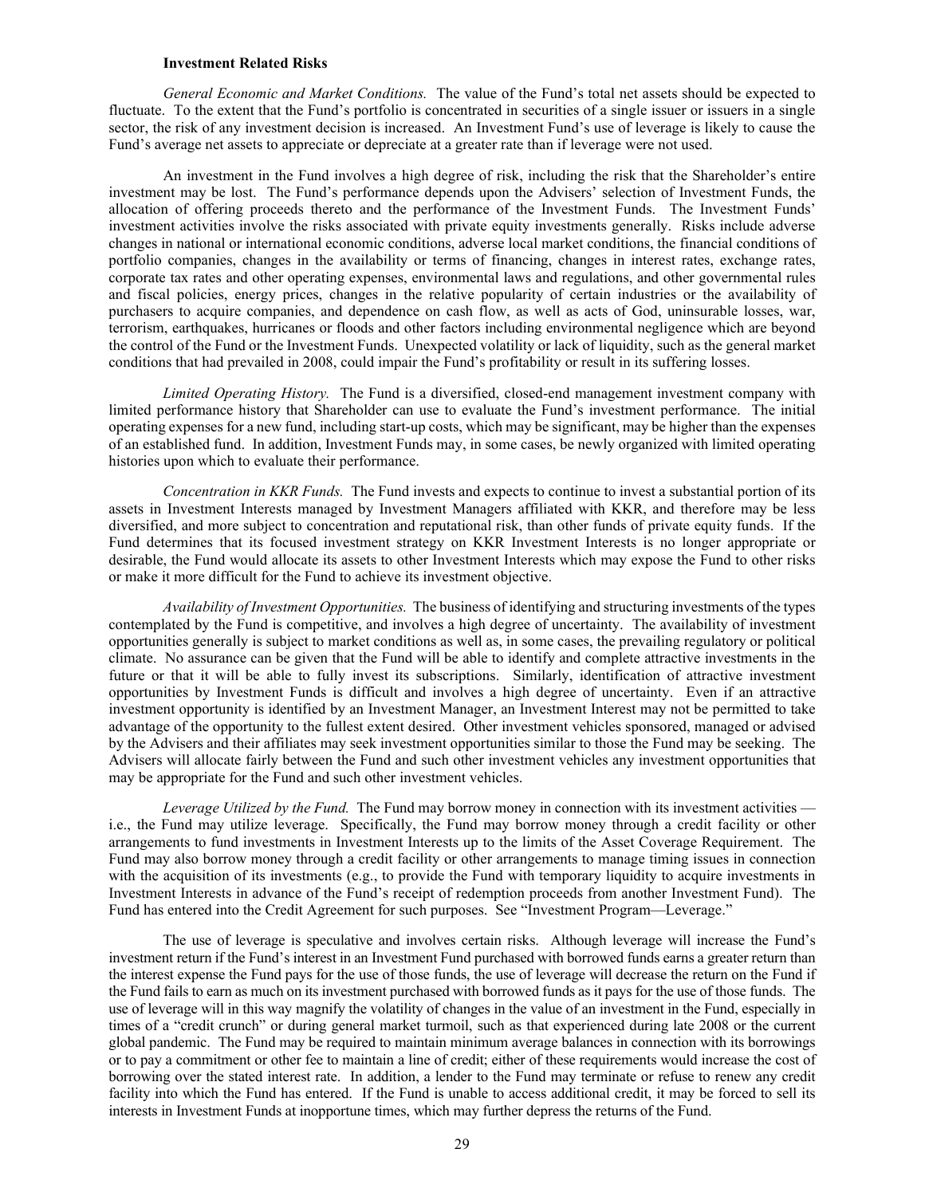**Investment Related Risks**

*General Economic and Market Conditions.* The value of the Fund's total net assets should be expected to fluctuate. To the extent that the Fund's portfolio is concentrated in securities of a single issuer or issuers in a single sector, the risk of any investment decision is increased. An Investment Fund's use of leverage is likely to cause the Fund's average net assets to appreciate or depreciate at a greater rate than if leverage were not used.

An investment in the Fund involves a high degree of risk, including the risk that the Shareholder's entire investment may be lost. The Fund's performance depends upon the Advisers' selection of Investment Funds, the allocation of offering proceeds thereto and the performance of the Investment Funds. The Investment Funds' investment activities involve the risks associated with private equity investments generally. Risks include adverse changes in national or international economic conditions, adverse local market conditions, the financial conditions of portfolio companies, changes in the availability or terms of financing, changes in interest rates, exchange rates, corporate tax rates and other operating expenses, environmental laws and regulations, and other governmental rules and fiscal policies, energy prices, changes in the relative popularity of certain industries or the availability of purchasers to acquire companies, and dependence on cash flow, as well as acts of God, uninsurable losses, war, terrorism, earthquakes, hurricanes or floods and other factors including environmental negligence which are beyond the control of the Fund or the Investment Funds. Unexpected volatility or lack of liquidity, such as the general market conditions that had prevailed in 2008, could impair the Fund's profitability or result in its suffering losses.

*Limited Operating History.* The Fund is a diversified, closed-end management investment company with limited performance history that Shareholder can use to evaluate the Fund's investment performance. The initial operating expenses for a new fund, including start-up costs, which may be significant, may be higher than the expenses of an established fund. In addition, Investment Funds may, in some cases, be newly organized with limited operating histories upon which to evaluate their performance.

*Concentration in KKR Funds.* The Fund invests and expects to continue to invest a substantial portion of its assets in Investment Interests managed by Investment Managers affiliated with KKR, and therefore may be less diversified, and more subject to concentration and reputational risk, than other funds of private equity funds. If the Fund determines that its focused investment strategy on KKR Investment Interests is no longer appropriate or desirable, the Fund would allocate its assets to other Investment Interests which may expose the Fund to other risks or make it more difficult for the Fund to achieve its investment objective.

*Availability of Investment Opportunities.* The business of identifying and structuring investments of the types contemplated by the Fund is competitive, and involves a high degree of uncertainty. The availability of investment opportunities generally is subject to market conditions as well as, in some cases, the prevailing regulatory or political climate. No assurance can be given that the Fund will be able to identify and complete attractive investments in the future or that it will be able to fully invest its subscriptions. Similarly, identification of attractive investment opportunities by Investment Funds is difficult and involves a high degree of uncertainty. Even if an attractive investment opportunity is identified by an Investment Manager, an Investment Interest may not be permitted to take advantage of the opportunity to the fullest extent desired. Other investment vehicles sponsored, managed or advised by the Advisers and their affiliates may seek investment opportunities similar to those the Fund may be seeking. The Advisers will allocate fairly between the Fund and such other investment vehicles any investment opportunities that may be appropriate for the Fund and such other investment vehicles.

*Leverage Utilized by the Fund.* The Fund may borrow money in connection with its investment activities — i.e., the Fund may utilize leverage. Specifically, the Fund may borrow money through a credit facility or other arrangements to fund investments in Investment Interests up to the limits of the Asset Coverage Requirement. The Fund may also borrow money through a credit facility or other arrangements to manage timing issues in connection with the acquisition of its investments (e.g., to provide the Fund with temporary liquidity to acquire investments in Investment Interests in advance of the Fund's receipt of redemption proceeds from another Investment Fund). The Fund has entered into the Credit Agreement for such purposes. See "Investment Program—Leverage."

The use of leverage is speculative and involves certain risks. Although leverage will increase the Fund's investment return if the Fund's interest in an Investment Fund purchased with borrowed funds earns a greater return than the interest expense the Fund pays for the use of those funds, the use of leverage will decrease the return on the Fund if the Fund fails to earn as much on its investment purchased with borrowed funds as it pays for the use of those funds. The use of leverage will in this way magnify the volatility of changes in the value of an investment in the Fund, especially in times of a "credit crunch" or during general market turmoil, such as that experienced during late 2008 or the current global pandemic. The Fund may be required to maintain minimum average balances in connection with its borrowings or to pay a commitment or other fee to maintain a line of credit; either of these requirements would increase the cost of borrowing over the stated interest rate. In addition, a lender to the Fund may terminate or refuse to renew any credit facility into which the Fund has entered. If the Fund is unable to access additional credit, it may be forced to sell its interests in Investment Funds at inopportune times, which may further depress the returns of the Fund.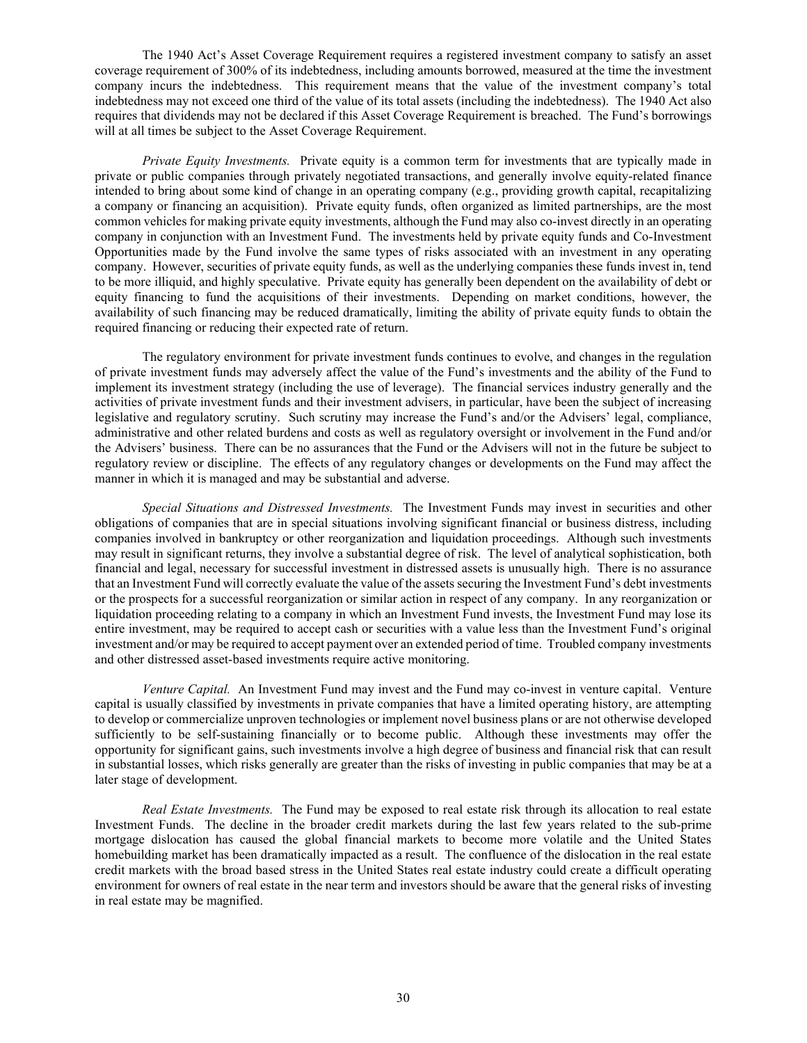The 1940 Act's Asset Coverage Requirement requires a registered investment company to satisfy an asset coverage requirement of 300% of its indebtedness, including amounts borrowed, measured at the time the investment company incurs the indebtedness. This requirement means that the value of the investment company's total indebtedness may not exceed one third of the value of its total assets (including the indebtedness). The 1940 Act also requires that dividends may not be declared if this Asset Coverage Requirement is breached. The Fund's borrowings will at all times be subject to the Asset Coverage Requirement.

*Private Equity Investments.* Private equity is a common term for investments that are typically made in private or public companies through privately negotiated transactions, and generally involve equity-related finance intended to bring about some kind of change in an operating company (e.g., providing growth capital, recapitalizing a company or financing an acquisition). Private equity funds, often organized as limited partnerships, are the most common vehicles for making private equity investments, although the Fund may also co-invest directly in an operating company in conjunction with an Investment Fund. The investments held by private equity funds and Co-Investment Opportunities made by the Fund involve the same types of risks associated with an investment in any operating company. However, securities of private equity funds, as well as the underlying companies these funds invest in, tend to be more illiquid, and highly speculative. Private equity has generally been dependent on the availability of debt or equity financing to fund the acquisitions of their investments. Depending on market conditions, however, the availability of such financing may be reduced dramatically, limiting the ability of private equity funds to obtain the required financing or reducing their expected rate of return.

The regulatory environment for private investment funds continues to evolve, and changes in the regulation of private investment funds may adversely affect the value of the Fund's investments and the ability of the Fund to implement its investment strategy (including the use of leverage). The financial services industry generally and the activities of private investment funds and their investment advisers, in particular, have been the subject of increasing legislative and regulatory scrutiny. Such scrutiny may increase the Fund's and/or the Advisers' legal, compliance, administrative and other related burdens and costs as well as regulatory oversight or involvement in the Fund and/or the Advisers' business. There can be no assurances that the Fund or the Advisers will not in the future be subject to regulatory review or discipline. The effects of any regulatory changes or developments on the Fund may affect the manner in which it is managed and may be substantial and adverse.

*Special Situations and Distressed Investments.* The Investment Funds may invest in securities and other obligations of companies that are in special situations involving significant financial or business distress, including companies involved in bankruptcy or other reorganization and liquidation proceedings. Although such investments may result in significant returns, they involve a substantial degree of risk. The level of analytical sophistication, both financial and legal, necessary for successful investment in distressed assets is unusually high. There is no assurance that an Investment Fund will correctly evaluate the value of the assets securing the Investment Fund's debt investments or the prospects for a successful reorganization or similar action in respect of any company. In any reorganization or liquidation proceeding relating to a company in which an Investment Fund invests, the Investment Fund may lose its entire investment, may be required to accept cash or securities with a value less than the Investment Fund's original investment and/or may be required to accept payment over an extended period of time. Troubled company investments and other distressed asset-based investments require active monitoring.

*Venture Capital.* An Investment Fund may invest and the Fund may co-invest in venture capital. Venture capital is usually classified by investments in private companies that have a limited operating history, are attempting to develop or commercialize unproven technologies or implement novel business plans or are not otherwise developed sufficiently to be self-sustaining financially or to become public. Although these investments may offer the opportunity for significant gains, such investments involve a high degree of business and financial risk that can result in substantial losses, which risks generally are greater than the risks of investing in public companies that may be at a later stage of development.

*Real Estate Investments.* The Fund may be exposed to real estate risk through its allocation to real estate Investment Funds. The decline in the broader credit markets during the last few years related to the sub-prime mortgage dislocation has caused the global financial markets to become more volatile and the United States homebuilding market has been dramatically impacted as a result. The confluence of the dislocation in the real estate credit markets with the broad based stress in the United States real estate industry could create a difficult operating environment for owners of real estate in the near term and investors should be aware that the general risks of investing in real estate may be magnified.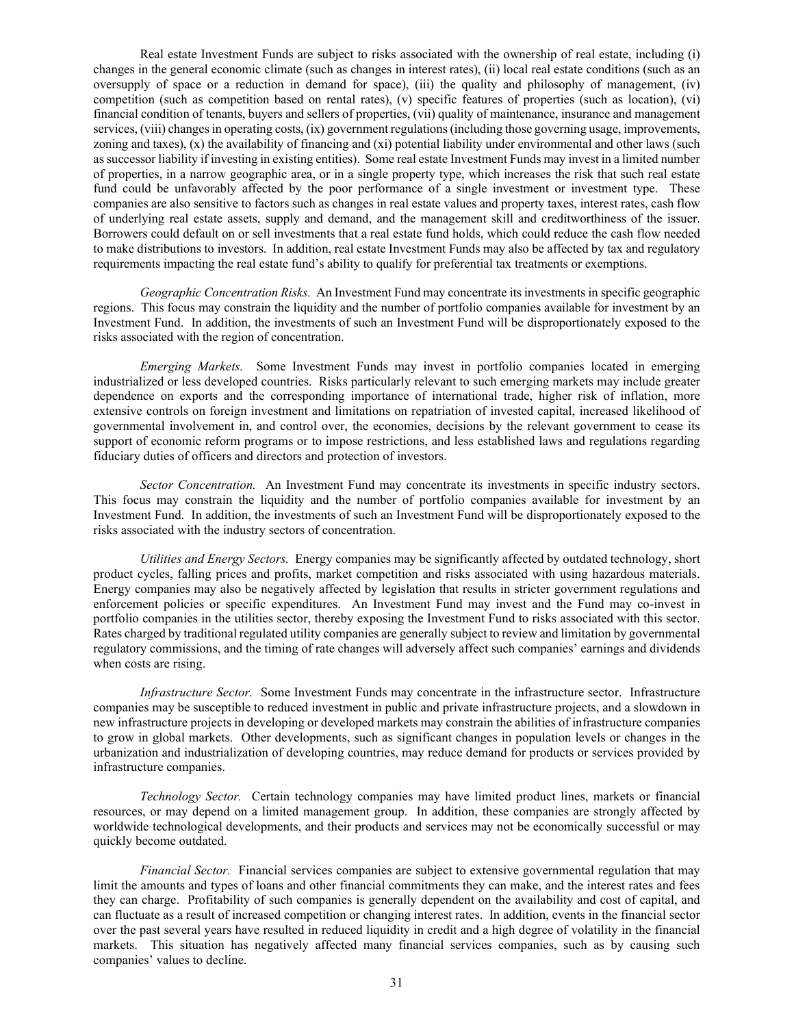Real estate Investment Funds are subject to risks associated with the ownership of real estate, including (i) changes in the general economic climate (such as changes in interest rates), (ii) local real estate conditions (such as an oversupply of space or a reduction in demand for space), (iii) the quality and philosophy of management, (iv) competition (such as competition based on rental rates), (v) specific features of properties (such as location), (vi) financial condition of tenants, buyers and sellers of properties, (vii) quality of maintenance, insurance and management services, (viii) changes in operating costs, (ix) government regulations (including those governing usage, improvements, zoning and taxes), (x) the availability of financing and (xi) potential liability under environmental and other laws (such as successor liability if investing in existing entities). Some real estate Investment Funds may invest in a limited number of properties, in a narrow geographic area, or in a single property type, which increases the risk that such real estate fund could be unfavorably affected by the poor performance of a single investment or investment type. These companies are also sensitive to factors such as changes in real estate values and property taxes, interest rates, cash flow of underlying real estate assets, supply and demand, and the management skill and creditworthiness of the issuer. Borrowers could default on or sell investments that a real estate fund holds, which could reduce the cash flow needed to make distributions to investors. In addition, real estate Investment Funds may also be affected by tax and regulatory requirements impacting the real estate fund's ability to qualify for preferential tax treatments or exemptions.

*Geographic Concentration Risks.* An Investment Fund may concentrate its investments in specific geographic regions. This focus may constrain the liquidity and the number of portfolio companies available for investment by an Investment Fund. In addition, the investments of such an Investment Fund will be disproportionately exposed to the risks associated with the region of concentration.

*Emerging Markets.* Some Investment Funds may invest in portfolio companies located in emerging industrialized or less developed countries. Risks particularly relevant to such emerging markets may include greater dependence on exports and the corresponding importance of international trade, higher risk of inflation, more extensive controls on foreign investment and limitations on repatriation of invested capital, increased likelihood of governmental involvement in, and control over, the economies, decisions by the relevant government to cease its support of economic reform programs or to impose restrictions, and less established laws and regulations regarding fiduciary duties of officers and directors and protection of investors.

*Sector Concentration.* An Investment Fund may concentrate its investments in specific industry sectors. This focus may constrain the liquidity and the number of portfolio companies available for investment by an Investment Fund. In addition, the investments of such an Investment Fund will be disproportionately exposed to the risks associated with the industry sectors of concentration.

*Utilities and Energy Sectors.* Energy companies may be significantly affected by outdated technology, short product cycles, falling prices and profits, market competition and risks associated with using hazardous materials. Energy companies may also be negatively affected by legislation that results in stricter government regulations and enforcement policies or specific expenditures. An Investment Fund may invest and the Fund may co-invest in portfolio companies in the utilities sector, thereby exposing the Investment Fund to risks associated with this sector. Rates charged by traditional regulated utility companies are generally subject to review and limitation by governmental regulatory commissions, and the timing of rate changes will adversely affect such companies' earnings and dividends when costs are rising.

*Infrastructure Sector.* Some Investment Funds may concentrate in the infrastructure sector. Infrastructure companies may be susceptible to reduced investment in public and private infrastructure projects, and a slowdown in new infrastructure projects in developing or developed markets may constrain the abilities of infrastructure companies to grow in global markets. Other developments, such as significant changes in population levels or changes in the urbanization and industrialization of developing countries, may reduce demand for products or services provided by infrastructure companies.

*Technology Sector.* Certain technology companies may have limited product lines, markets or financial resources, or may depend on a limited management group. In addition, these companies are strongly affected by worldwide technological developments, and their products and services may not be economically successful or may quickly become outdated.

*Financial Sector.* Financial services companies are subject to extensive governmental regulation that may limit the amounts and types of loans and other financial commitments they can make, and the interest rates and fees they can charge. Profitability of such companies is generally dependent on the availability and cost of capital, and can fluctuate as a result of increased competition or changing interest rates. In addition, events in the financial sector over the past several years have resulted in reduced liquidity in credit and a high degree of volatility in the financial markets. This situation has negatively affected many financial services companies, such as by causing such companies' values to decline.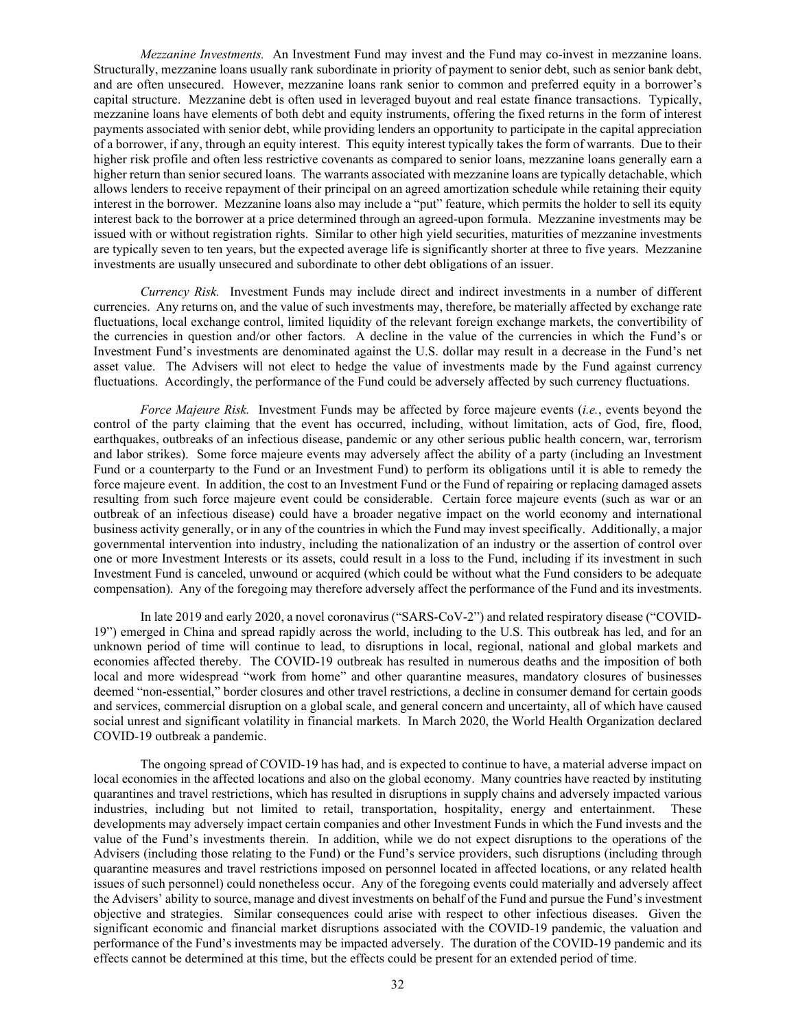*Mezzanine Investments.* An Investment Fund may invest and the Fund may co-invest in mezzanine loans. Structurally, mezzanine loans usually rank subordinate in priority of payment to senior debt, such as senior bank debt, and are often unsecured. However, mezzanine loans rank senior to common and preferred equity in a borrower's capital structure. Mezzanine debt is often used in leveraged buyout and real estate finance transactions. Typically, mezzanine loans have elements of both debt and equity instruments, offering the fixed returns in the form of interest payments associated with senior debt, while providing lenders an opportunity to participate in the capital appreciation of a borrower, if any, through an equity interest. This equity interest typically takes the form of warrants. Due to their higher risk profile and often less restrictive covenants as compared to senior loans, mezzanine loans generally earn a higher return than senior secured loans. The warrants associated with mezzanine loans are typically detachable, which allows lenders to receive repayment of their principal on an agreed amortization schedule while retaining their equity interest in the borrower. Mezzanine loans also may include a "put" feature, which permits the holder to sell its equity interest back to the borrower at a price determined through an agreed-upon formula. Mezzanine investments may be issued with or without registration rights. Similar to other high yield securities, maturities of mezzanine investments are typically seven to ten years, but the expected average life is significantly shorter at three to five years. Mezzanine investments are usually unsecured and subordinate to other debt obligations of an issuer.

*Currency Risk.* Investment Funds may include direct and indirect investments in a number of different currencies. Any returns on, and the value of such investments may, therefore, be materially affected by exchange rate fluctuations, local exchange control, limited liquidity of the relevant foreign exchange markets, the convertibility of the currencies in question and/or other factors. A decline in the value of the currencies in which the Fund's or Investment Fund's investments are denominated against the U.S. dollar may result in a decrease in the Fund's net asset value. The Advisers will not elect to hedge the value of investments made by the Fund against currency fluctuations. Accordingly, the performance of the Fund could be adversely affected by such currency fluctuations.

*Force Majeure Risk.* Investment Funds may be affected by force majeure events (*i.e.*, events beyond the control of the party claiming that the event has occurred, including, without limitation, acts of God, fire, flood, earthquakes, outbreaks of an infectious disease, pandemic or any other serious public health concern, war, terrorism and labor strikes). Some force majeure events may adversely affect the ability of a party (including an Investment Fund or a counterparty to the Fund or an Investment Fund) to perform its obligations until it is able to remedy the force majeure event. In addition, the cost to an Investment Fund or the Fund of repairing or replacing damaged assets resulting from such force majeure event could be considerable. Certain force majeure events (such as war or an outbreak of an infectious disease) could have a broader negative impact on the world economy and international business activity generally, or in any of the countries in which the Fund may invest specifically. Additionally, a major governmental intervention into industry, including the nationalization of an industry or the assertion of control over one or more Investment Interests or its assets, could result in a loss to the Fund, including if its investment in such Investment Fund is canceled, unwound or acquired (which could be without what the Fund considers to be adequate compensation). Any of the foregoing may therefore adversely affect the performance of the Fund and its investments.

In late 2019 and early 2020, a novel coronavirus ("SARS-CoV-2") and related respiratory disease ("COVID-19") emerged in China and spread rapidly across the world, including to the U.S. This outbreak has led, and for an unknown period of time will continue to lead, to disruptions in local, regional, national and global markets and economies affected thereby. The COVID-19 outbreak has resulted in numerous deaths and the imposition of both local and more widespread "work from home" and other quarantine measures, mandatory closures of businesses deemed "non-essential," border closures and other travel restrictions, a decline in consumer demand for certain goods and services, commercial disruption on a global scale, and general concern and uncertainty, all of which have caused social unrest and significant volatility in financial markets. In March 2020, the World Health Organization declared COVID-19 outbreak a pandemic.

The ongoing spread of COVID-19 has had, and is expected to continue to have, a material adverse impact on local economies in the affected locations and also on the global economy. Many countries have reacted by instituting quarantines and travel restrictions, which has resulted in disruptions in supply chains and adversely impacted various industries, including but not limited to retail, transportation, hospitality, energy and entertainment. These developments may adversely impact certain companies and other Investment Funds in which the Fund invests and the value of the Fund's investments therein. In addition, while we do not expect disruptions to the operations of the Advisers (including those relating to the Fund) or the Fund's service providers, such disruptions (including through quarantine measures and travel restrictions imposed on personnel located in affected locations, or any related health issues of such personnel) could nonetheless occur. Any of the foregoing events could materially and adversely affect the Advisers' ability to source, manage and divest investments on behalf of the Fund and pursue the Fund's investment objective and strategies. Similar consequences could arise with respect to other infectious diseases. Given the significant economic and financial market disruptions associated with the COVID-19 pandemic, the valuation and performance of the Fund's investments may be impacted adversely. The duration of the COVID-19 pandemic and its effects cannot be determined at this time, but the effects could be present for an extended period of time.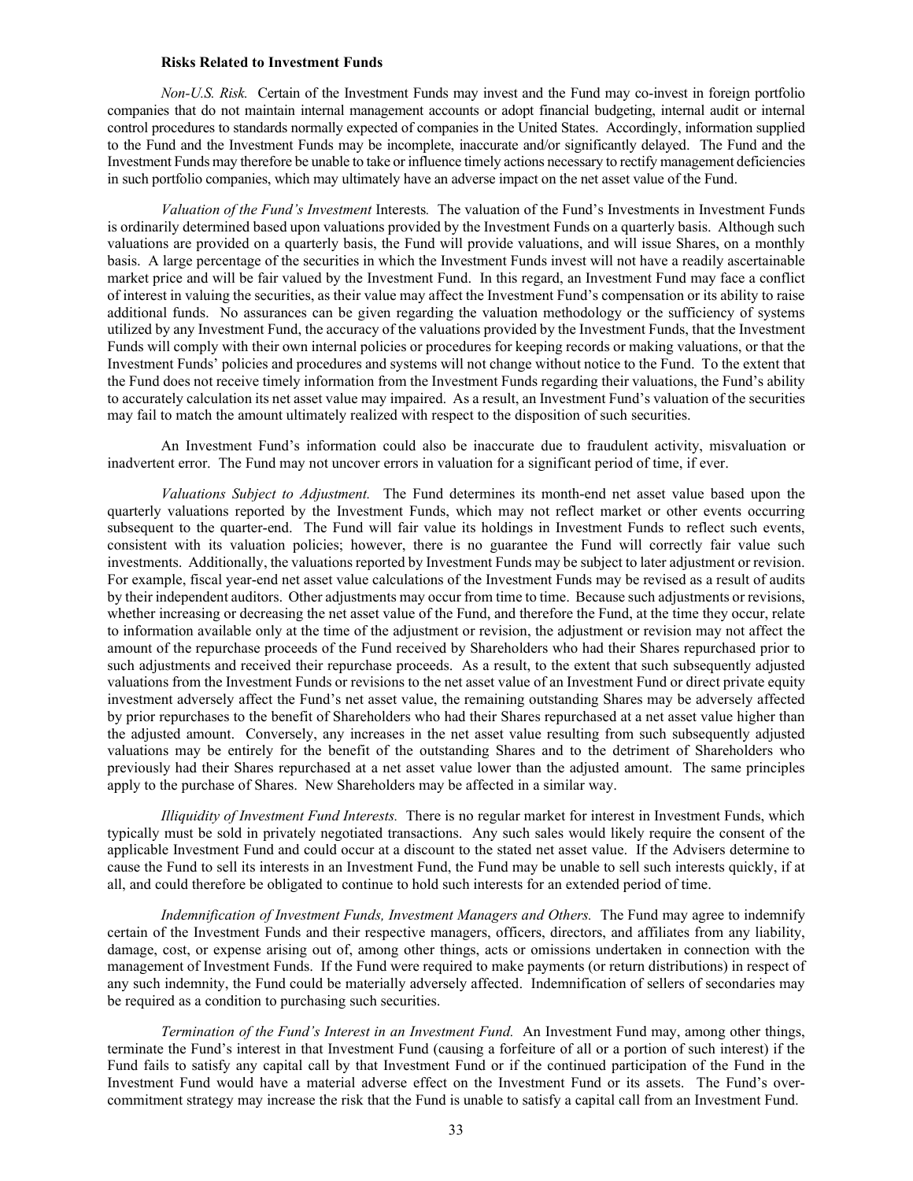**Risks Related to Investment Funds**

*Non-U.S. Risk.* Certain of the Investment Funds may invest and the Fund may co-invest in foreign portfolio companies that do not maintain internal management accounts or adopt financial budgeting, internal audit or internal control procedures to standards normally expected of companies in the United States. Accordingly, information supplied to the Fund and the Investment Funds may be incomplete, inaccurate and/or significantly delayed. The Fund and the Investment Funds may therefore be unable to take or influence timely actions necessary to rectify management deficiencies in such portfolio companies, which may ultimately have an adverse impact on the net asset value of the Fund.

*Valuation of the Fund's Investment* Interests*.* The valuation of the Fund's Investments in Investment Funds is ordinarily determined based upon valuations provided by the Investment Funds on a quarterly basis. Although such valuations are provided on a quarterly basis, the Fund will provide valuations, and will issue Shares, on a monthly basis. A large percentage of the securities in which the Investment Funds invest will not have a readily ascertainable market price and will be fair valued by the Investment Fund. In this regard, an Investment Fund may face a conflict of interest in valuing the securities, as their value may affect the Investment Fund's compensation or its ability to raise additional funds. No assurances can be given regarding the valuation methodology or the sufficiency of systems utilized by any Investment Fund, the accuracy of the valuations provided by the Investment Funds, that the Investment Funds will comply with their own internal policies or procedures for keeping records or making valuations, or that the Investment Funds' policies and procedures and systems will not change without notice to the Fund. To the extent that the Fund does not receive timely information from the Investment Funds regarding their valuations, the Fund's ability to accurately calculation its net asset value may impaired. As a result, an Investment Fund's valuation of the securities may fail to match the amount ultimately realized with respect to the disposition of such securities.

An Investment Fund's information could also be inaccurate due to fraudulent activity, misvaluation or inadvertent error. The Fund may not uncover errors in valuation for a significant period of time, if ever.

*Valuations Subject to Adjustment.* The Fund determines its month-end net asset value based upon the quarterly valuations reported by the Investment Funds, which may not reflect market or other events occurring subsequent to the quarter-end. The Fund will fair value its holdings in Investment Funds to reflect such events, consistent with its valuation policies; however, there is no guarantee the Fund will correctly fair value such investments. Additionally, the valuations reported by Investment Funds may be subject to later adjustment or revision. For example, fiscal year-end net asset value calculations of the Investment Funds may be revised as a result of audits by their independent auditors. Other adjustments may occur from time to time. Because such adjustments or revisions, whether increasing or decreasing the net asset value of the Fund, and therefore the Fund, at the time they occur, relate to information available only at the time of the adjustment or revision, the adjustment or revision may not affect the amount of the repurchase proceeds of the Fund received by Shareholders who had their Shares repurchased prior to such adjustments and received their repurchase proceeds. As a result, to the extent that such subsequently adjusted valuations from the Investment Funds or revisions to the net asset value of an Investment Fund or direct private equity investment adversely affect the Fund's net asset value, the remaining outstanding Shares may be adversely affected by prior repurchases to the benefit of Shareholders who had their Shares repurchased at a net asset value higher than the adjusted amount. Conversely, any increases in the net asset value resulting from such subsequently adjusted valuations may be entirely for the benefit of the outstanding Shares and to the detriment of Shareholders who previously had their Shares repurchased at a net asset value lower than the adjusted amount. The same principles apply to the purchase of Shares. New Shareholders may be affected in a similar way.

*Illiquidity of Investment Fund Interests.* There is no regular market for interest in Investment Funds, which typically must be sold in privately negotiated transactions. Any such sales would likely require the consent of the applicable Investment Fund and could occur at a discount to the stated net asset value. If the Advisers determine to cause the Fund to sell its interests in an Investment Fund, the Fund may be unable to sell such interests quickly, if at all, and could therefore be obligated to continue to hold such interests for an extended period of time.

*Indemnification of Investment Funds, Investment Managers and Others.* The Fund may agree to indemnify certain of the Investment Funds and their respective managers, officers, directors, and affiliates from any liability, damage, cost, or expense arising out of, among other things, acts or omissions undertaken in connection with the management of Investment Funds. If the Fund were required to make payments (or return distributions) in respect of any such indemnity, the Fund could be materially adversely affected. Indemnification of sellers of secondaries may be required as a condition to purchasing such securities.

*Termination of the Fund's Interest in an Investment Fund.* An Investment Fund may, among other things, terminate the Fund's interest in that Investment Fund (causing a forfeiture of all or a portion of such interest) if the Fund fails to satisfy any capital call by that Investment Fund or if the continued participation of the Fund in the Investment Fund would have a material adverse effect on the Investment Fund or its assets. The Fund's over-commitment strategy may increase the risk that the Fund is unable to satisfy a capital call from an Investment Fund.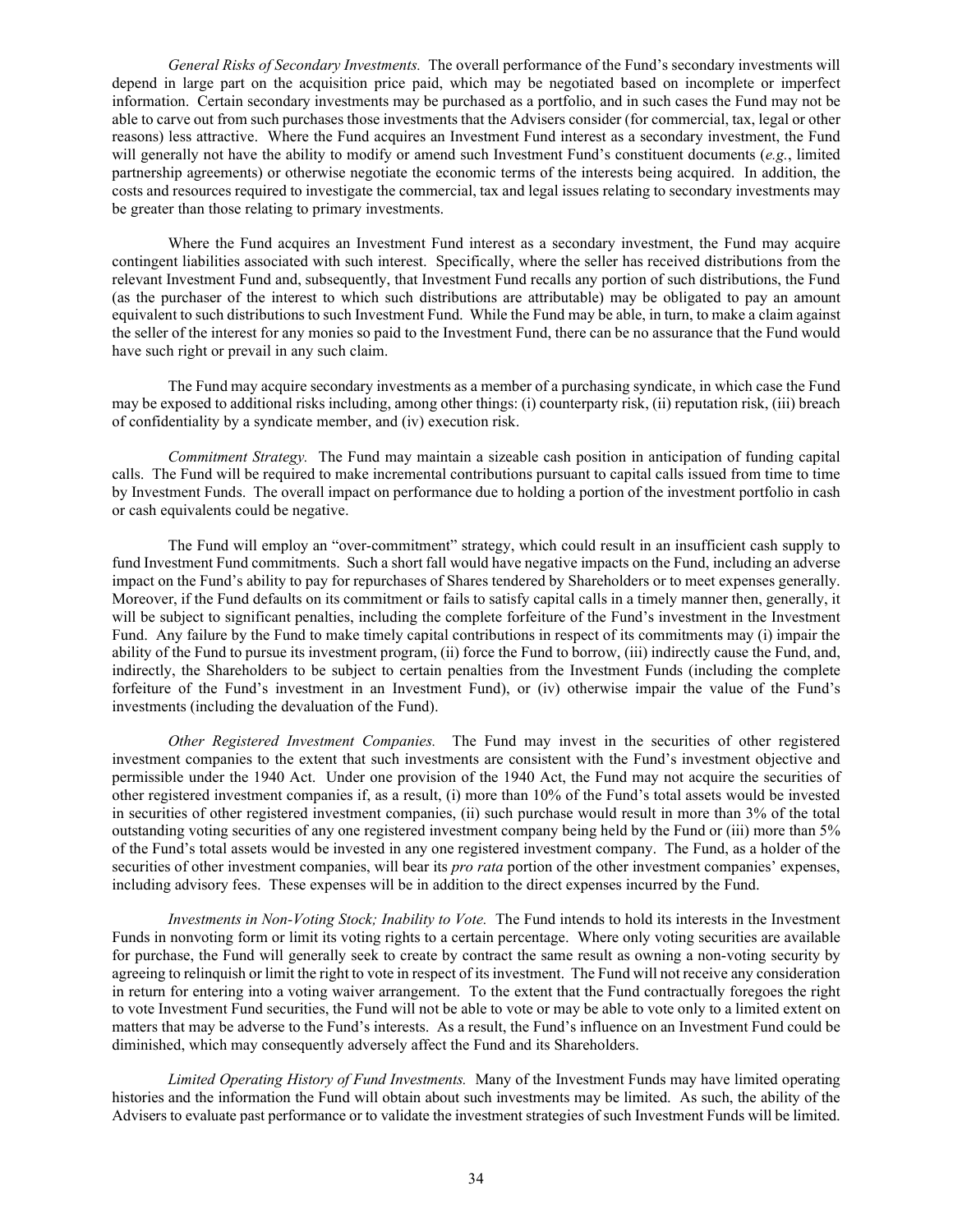*General Risks of Secondary Investments.* The overall performance of the Fund's secondary investments will depend in large part on the acquisition price paid, which may be negotiated based on incomplete or imperfect information. Certain secondary investments may be purchased as a portfolio, and in such cases the Fund may not be able to carve out from such purchases those investments that the Advisers consider (for commercial, tax, legal or other reasons) less attractive. Where the Fund acquires an Investment Fund interest as a secondary investment, the Fund will generally not have the ability to modify or amend such Investment Fund's constituent documents (*e.g.*, limited partnership agreements) or otherwise negotiate the economic terms of the interests being acquired. In addition, the costs and resources required to investigate the commercial, tax and legal issues relating to secondary investments may be greater than those relating to primary investments.

Where the Fund acquires an Investment Fund interest as a secondary investment, the Fund may acquire contingent liabilities associated with such interest. Specifically, where the seller has received distributions from the relevant Investment Fund and, subsequently, that Investment Fund recalls any portion of such distributions, the Fund (as the purchaser of the interest to which such distributions are attributable) may be obligated to pay an amount equivalent to such distributions to such Investment Fund. While the Fund may be able, in turn, to make a claim against the seller of the interest for any monies so paid to the Investment Fund, there can be no assurance that the Fund would have such right or prevail in any such claim.

The Fund may acquire secondary investments as a member of a purchasing syndicate, in which case the Fund may be exposed to additional risks including, among other things: (i) counterparty risk, (ii) reputation risk, (iii) breach of confidentiality by a syndicate member, and (iv) execution risk.

*Commitment Strategy.* The Fund may maintain a sizeable cash position in anticipation of funding capital calls. The Fund will be required to make incremental contributions pursuant to capital calls issued from time to time by Investment Funds. The overall impact on performance due to holding a portion of the investment portfolio in cash or cash equivalents could be negative.

The Fund will employ an "over-commitment" strategy, which could result in an insufficient cash supply to fund Investment Fund commitments. Such a short fall would have negative impacts on the Fund, including an adverse impact on the Fund's ability to pay for repurchases of Shares tendered by Shareholders or to meet expenses generally. Moreover, if the Fund defaults on its commitment or fails to satisfy capital calls in a timely manner then, generally, it will be subject to significant penalties, including the complete forfeiture of the Fund's investment in the Investment Fund. Any failure by the Fund to make timely capital contributions in respect of its commitments may (i) impair the ability of the Fund to pursue its investment program, (ii) force the Fund to borrow, (iii) indirectly cause the Fund, and, indirectly, the Shareholders to be subject to certain penalties from the Investment Funds (including the complete forfeiture of the Fund's investment in an Investment Fund), or (iv) otherwise impair the value of the Fund's investments (including the devaluation of the Fund).

*Other Registered Investment Companies.* The Fund may invest in the securities of other registered investment companies to the extent that such investments are consistent with the Fund's investment objective and permissible under the 1940 Act. Under one provision of the 1940 Act, the Fund may not acquire the securities of other registered investment companies if, as a result, (i) more than 10% of the Fund's total assets would be invested in securities of other registered investment companies, (ii) such purchase would result in more than 3% of the total outstanding voting securities of any one registered investment company being held by the Fund or (iii) more than 5% of the Fund's total assets would be invested in any one registered investment company. The Fund, as a holder of the securities of other investment companies, will bear its *pro rata* portion of the other investment companies' expenses, including advisory fees. These expenses will be in addition to the direct expenses incurred by the Fund.

*Investments in Non-Voting Stock; Inability to Vote.* The Fund intends to hold its interests in the Investment Funds in nonvoting form or limit its voting rights to a certain percentage. Where only voting securities are available for purchase, the Fund will generally seek to create by contract the same result as owning a non-voting security by agreeing to relinquish or limit the right to vote in respect of its investment. The Fund will not receive any consideration in return for entering into a voting waiver arrangement. To the extent that the Fund contractually foregoes the right to vote Investment Fund securities, the Fund will not be able to vote or may be able to vote only to a limited extent on matters that may be adverse to the Fund's interests. As a result, the Fund's influence on an Investment Fund could be diminished, which may consequently adversely affect the Fund and its Shareholders.

*Limited Operating History of Fund Investments.* Many of the Investment Funds may have limited operating histories and the information the Fund will obtain about such investments may be limited. As such, the ability of the Advisers to evaluate past performance or to validate the investment strategies of such Investment Funds will be limited.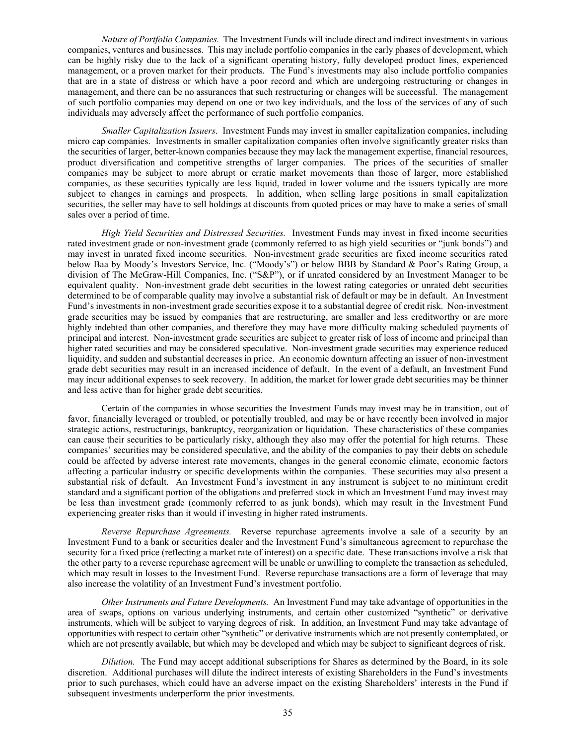*Nature of Portfolio Companies.* The Investment Funds will include direct and indirect investments in various companies, ventures and businesses. This may include portfolio companies in the early phases of development, which can be highly risky due to the lack of a significant operating history, fully developed product lines, experienced management, or a proven market for their products. The Fund's investments may also include portfolio companies that are in a state of distress or which have a poor record and which are undergoing restructuring or changes in management, and there can be no assurances that such restructuring or changes will be successful. The management of such portfolio companies may depend on one or two key individuals, and the loss of the services of any of such individuals may adversely affect the performance of such portfolio companies.

*Smaller Capitalization Issuers.* Investment Funds may invest in smaller capitalization companies, including micro cap companies. Investments in smaller capitalization companies often involve significantly greater risks than the securities of larger, better-known companies because they may lack the management expertise, financial resources, product diversification and competitive strengths of larger companies. The prices of the securities of smaller companies may be subject to more abrupt or erratic market movements than those of larger, more established companies, as these securities typically are less liquid, traded in lower volume and the issuers typically are more subject to changes in earnings and prospects. In addition, when selling large positions in small capitalization securities, the seller may have to sell holdings at discounts from quoted prices or may have to make a series of small sales over a period of time.

*High Yield Securities and Distressed Securities.* Investment Funds may invest in fixed income securities rated investment grade or non-investment grade (commonly referred to as high yield securities or "junk bonds") and may invest in unrated fixed income securities. Non-investment grade securities are fixed income securities rated below Baa by Moody's Investors Service, Inc. ("Moody's") or below BBB by Standard & Poor's Rating Group, a division of The McGraw-Hill Companies, Inc. ("S&P"), or if unrated considered by an Investment Manager to be equivalent quality. Non-investment grade debt securities in the lowest rating categories or unrated debt securities determined to be of comparable quality may involve a substantial risk of default or may be in default. An Investment Fund's investments in non-investment grade securities expose it to a substantial degree of credit risk. Non-investment grade securities may be issued by companies that are restructuring, are smaller and less creditworthy or are more highly indebted than other companies, and therefore they may have more difficulty making scheduled payments of principal and interest. Non-investment grade securities are subject to greater risk of loss of income and principal than higher rated securities and may be considered speculative. Non-investment grade securities may experience reduced liquidity, and sudden and substantial decreases in price. An economic downturn affecting an issuer of non-investment grade debt securities may result in an increased incidence of default. In the event of a default, an Investment Fund may incur additional expenses to seek recovery. In addition, the market for lower grade debt securities may be thinner and less active than for higher grade debt securities.

Certain of the companies in whose securities the Investment Funds may invest may be in transition, out of favor, financially leveraged or troubled, or potentially troubled, and may be or have recently been involved in major strategic actions, restructurings, bankruptcy, reorganization or liquidation. These characteristics of these companies can cause their securities to be particularly risky, although they also may offer the potential for high returns. These companies' securities may be considered speculative, and the ability of the companies to pay their debts on schedule could be affected by adverse interest rate movements, changes in the general economic climate, economic factors affecting a particular industry or specific developments within the companies. These securities may also present a substantial risk of default. An Investment Fund's investment in any instrument is subject to no minimum credit standard and a significant portion of the obligations and preferred stock in which an Investment Fund may invest may be less than investment grade (commonly referred to as junk bonds), which may result in the Investment Fund experiencing greater risks than it would if investing in higher rated instruments.

*Reverse Repurchase Agreements.* Reverse repurchase agreements involve a sale of a security by an Investment Fund to a bank or securities dealer and the Investment Fund's simultaneous agreement to repurchase the security for a fixed price (reflecting a market rate of interest) on a specific date. These transactions involve a risk that the other party to a reverse repurchase agreement will be unable or unwilling to complete the transaction as scheduled, which may result in losses to the Investment Fund. Reverse repurchase transactions are a form of leverage that may also increase the volatility of an Investment Fund's investment portfolio.

*Other Instruments and Future Developments.* An Investment Fund may take advantage of opportunities in the area of swaps, options on various underlying instruments, and certain other customized "synthetic" or derivative instruments, which will be subject to varying degrees of risk. In addition, an Investment Fund may take advantage of opportunities with respect to certain other "synthetic" or derivative instruments which are not presently contemplated, or which are not presently available, but which may be developed and which may be subject to significant degrees of risk.

*Dilution.* The Fund may accept additional subscriptions for Shares as determined by the Board, in its sole discretion. Additional purchases will dilute the indirect interests of existing Shareholders in the Fund's investments prior to such purchases, which could have an adverse impact on the existing Shareholders' interests in the Fund if subsequent investments underperform the prior investments.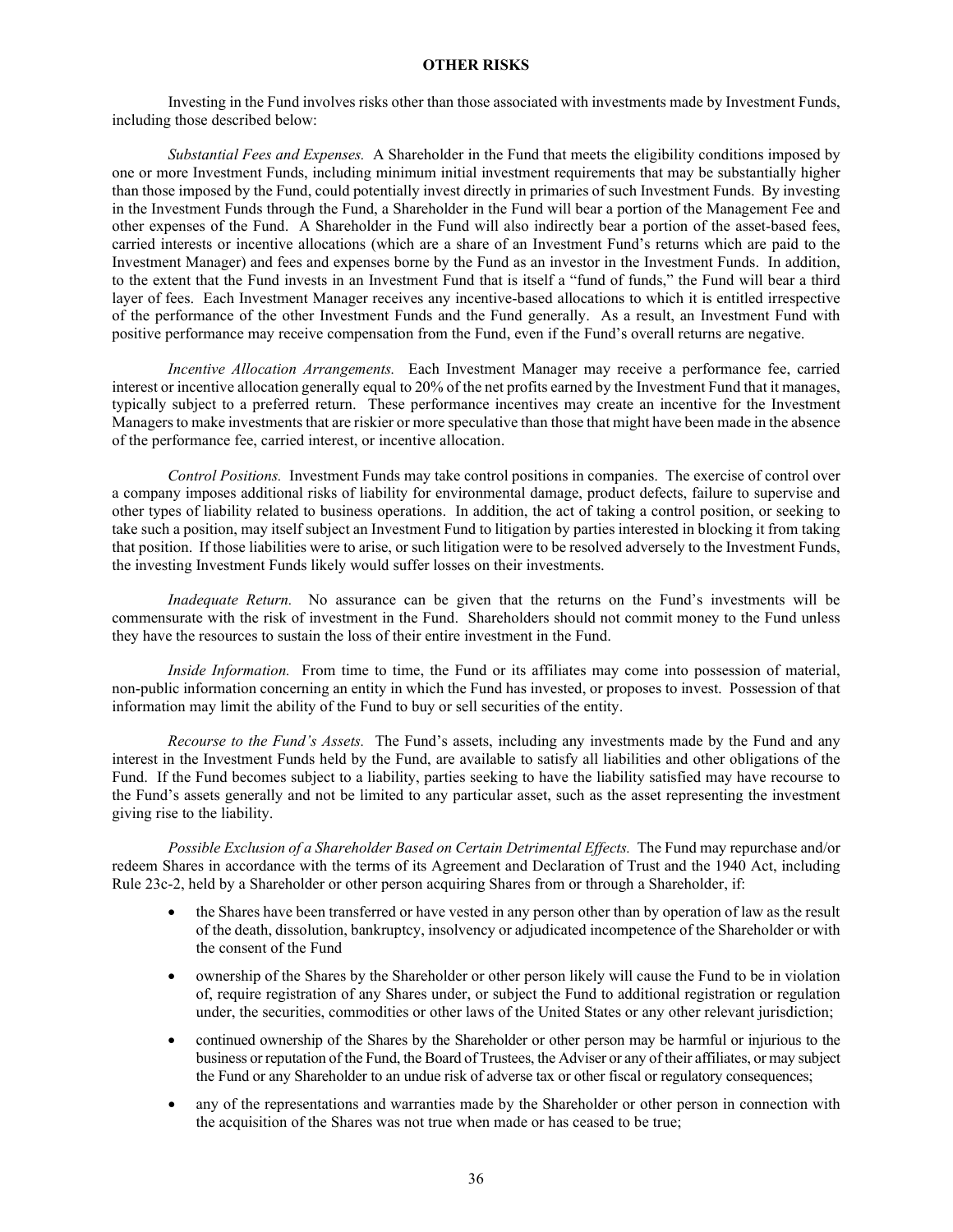## OTHER RISKS

Investing in the Fund involves risks other than those associated with investments made by Investment Funds, including those described below:

*Substantial Fees and Expenses.* A Shareholder in the Fund that meets the eligibility conditions imposed by one or more Investment Funds, including minimum initial investment requirements that may be substantially higher than those imposed by the Fund, could potentially invest directly in primaries of such Investment Funds. By investing in the Investment Funds through the Fund, a Shareholder in the Fund will bear a portion of the Management Fee and other expenses of the Fund. A Shareholder in the Fund will also indirectly bear a portion of the asset-based fees, carried interests or incentive allocations (which are a share of an Investment Fund's returns which are paid to the Investment Manager) and fees and expenses borne by the Fund as an investor in the Investment Funds. In addition, to the extent that the Fund invests in an Investment Fund that is itself a "fund of funds," the Fund will bear a third layer of fees. Each Investment Manager receives any incentive-based allocations to which it is entitled irrespective of the performance of the other Investment Funds and the Fund generally. As a result, an Investment Fund with positive performance may receive compensation from the Fund, even if the Fund's overall returns are negative.

*Incentive Allocation Arrangements.* Each Investment Manager may receive a performance fee, carried interest or incentive allocation generally equal to 20% of the net profits earned by the Investment Fund that it manages, typically subject to a preferred return. These performance incentives may create an incentive for the Investment Managers to make investments that are riskier or more speculative than those that might have been made in the absence of the performance fee, carried interest, or incentive allocation.

*Control Positions.* Investment Funds may take control positions in companies. The exercise of control over a company imposes additional risks of liability for environmental damage, product defects, failure to supervise and other types of liability related to business operations. In addition, the act of taking a control position, or seeking to take such a position, may itself subject an Investment Fund to litigation by parties interested in blocking it from taking that position. If those liabilities were to arise, or such litigation were to be resolved adversely to the Investment Funds, the investing Investment Funds likely would suffer losses on their investments.

*Inadequate Return.* No assurance can be given that the returns on the Fund's investments will be commensurate with the risk of investment in the Fund. Shareholders should not commit money to the Fund unless they have the resources to sustain the loss of their entire investment in the Fund.

*Inside Information.* From time to time, the Fund or its affiliates may come into possession of material, non-public information concerning an entity in which the Fund has invested, or proposes to invest. Possession of that information may limit the ability of the Fund to buy or sell securities of the entity.

*Recourse to the Fund's Assets.* The Fund's assets, including any investments made by the Fund and any interest in the Investment Funds held by the Fund, are available to satisfy all liabilities and other obligations of the Fund. If the Fund becomes subject to a liability, parties seeking to have the liability satisfied may have recourse to the Fund's assets generally and not be limited to any particular asset, such as the asset representing the investment giving rise to the liability.

*Possible Exclusion of a Shareholder Based on Certain Detrimental Effects.* The Fund may repurchase and/or redeem Shares in accordance with the terms of its Agreement and Declaration of Trust and the 1940 Act, including Rule 23c-2, held by a Shareholder or other person acquiring Shares from or through a Shareholder, if:

- the Shares have been transferred or have vested in any person other than by operation of law as the result of the death, dissolution, bankruptcy, insolvency or adjudicated incompetence of the Shareholder or with the consent of the Fund
- ownership of the Shares by the Shareholder or other person likely will cause the Fund to be in violation of, require registration of any Shares under, or subject the Fund to additional registration or regulation under, the securities, commodities or other laws of the United States or any other relevant jurisdiction;
- continued ownership of the Shares by the Shareholder or other person may be harmful or injurious to the business or reputation of the Fund, the Board of Trustees, the Adviser or any of their affiliates, or may subject the Fund or any Shareholder to an undue risk of adverse tax or other fiscal or regulatory consequences;
- any of the representations and warranties made by the Shareholder or other person in connection with the acquisition of the Shares was not true when made or has ceased to be true;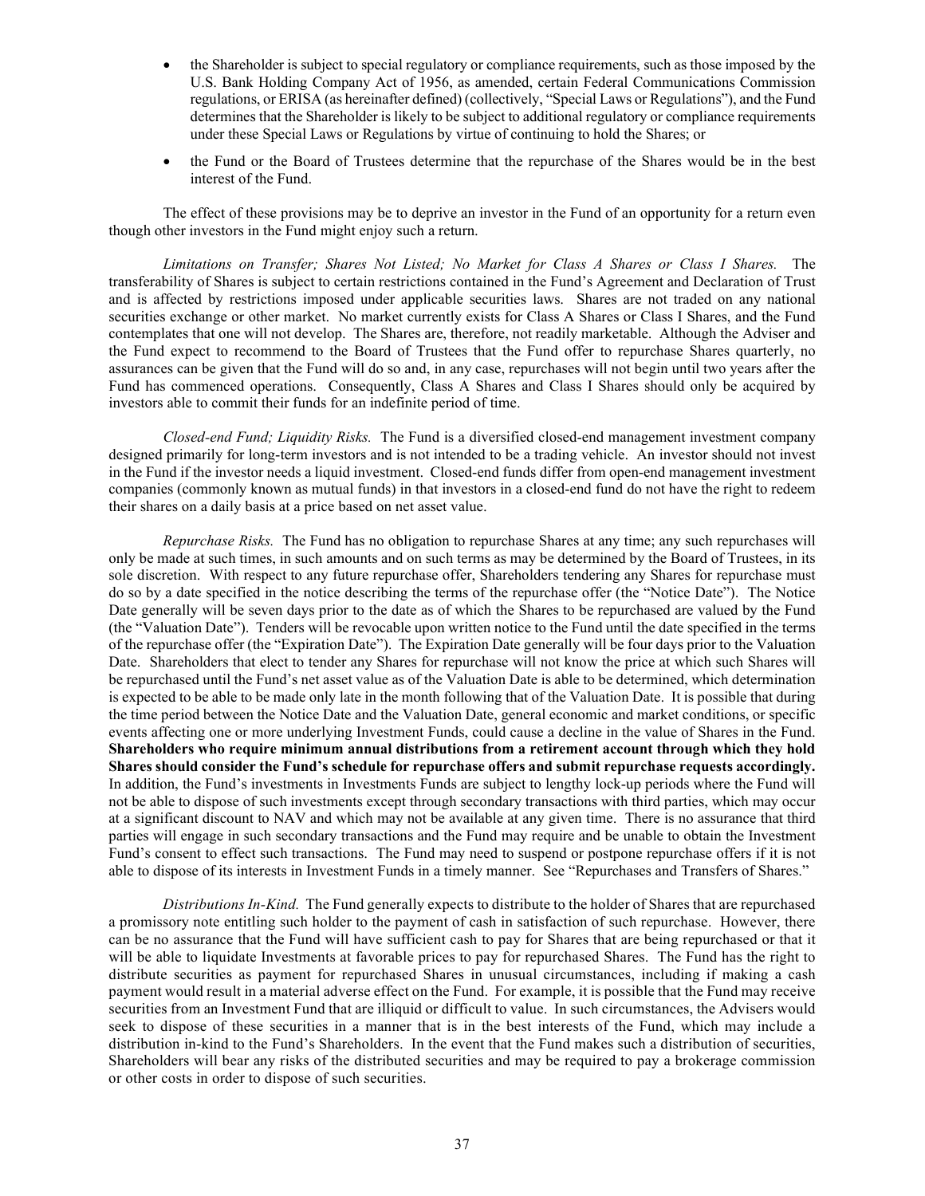- the Shareholder is subject to special regulatory or compliance requirements, such as those imposed by the U.S. Bank Holding Company Act of 1956, as amended, certain Federal Communications Commission regulations, or ERISA (as hereinafter defined) (collectively, "Special Laws or Regulations"), and the Fund determines that the Shareholder is likely to be subject to additional regulatory or compliance requirements under these Special Laws or Regulations by virtue of continuing to hold the Shares; or
- the Fund or the Board of Trustees determine that the repurchase of the Shares would be in the best interest of the Fund.

The effect of these provisions may be to deprive an investor in the Fund of an opportunity for a return even though other investors in the Fund might enjoy such a return.

*Limitations on Transfer; Shares Not Listed; No Market for Class A Shares or Class I Shares.* The transferability of Shares is subject to certain restrictions contained in the Fund's Agreement and Declaration of Trust and is affected by restrictions imposed under applicable securities laws. Shares are not traded on any national securities exchange or other market. No market currently exists for Class A Shares or Class I Shares, and the Fund contemplates that one will not develop. The Shares are, therefore, not readily marketable. Although the Adviser and the Fund expect to recommend to the Board of Trustees that the Fund offer to repurchase Shares quarterly, no assurances can be given that the Fund will do so and, in any case, repurchases will not begin until two years after the Fund has commenced operations. Consequently, Class A Shares and Class I Shares should only be acquired by investors able to commit their funds for an indefinite period of time.

*Closed-end Fund; Liquidity Risks.* The Fund is a diversified closed-end management investment company designed primarily for long-term investors and is not intended to be a trading vehicle. An investor should not invest in the Fund if the investor needs a liquid investment. Closed-end funds differ from open-end management investment companies (commonly known as mutual funds) in that investors in a closed-end fund do not have the right to redeem their shares on a daily basis at a price based on net asset value.

*Repurchase Risks.* The Fund has no obligation to repurchase Shares at any time; any such repurchases will only be made at such times, in such amounts and on such terms as may be determined by the Board of Trustees, in its sole discretion. With respect to any future repurchase offer, Shareholders tendering any Shares for repurchase must do so by a date specified in the notice describing the terms of the repurchase offer (the "Notice Date"). The Notice Date generally will be seven days prior to the date as of which the Shares to be repurchased are valued by the Fund (the "Valuation Date"). Tenders will be revocable upon written notice to the Fund until the date specified in the terms of the repurchase offer (the "Expiration Date"). The Expiration Date generally will be four days prior to the Valuation Date. Shareholders that elect to tender any Shares for repurchase will not know the price at which such Shares will be repurchased until the Fund's net asset value as of the Valuation Date is able to be determined, which determination is expected to be able to be made only late in the month following that of the Valuation Date. It is possible that during the time period between the Notice Date and the Valuation Date, general economic and market conditions, or specific events affecting one or more underlying Investment Funds, could cause a decline in the value of Shares in the Fund. **Shareholders who require minimum annual distributions from a retirement account through which they hold Shares should consider the Fund's schedule for repurchase offers and submit repurchase requests accordingly.** In addition, the Fund's investments in Investments Funds are subject to lengthy lock-up periods where the Fund will not be able to dispose of such investments except through secondary transactions with third parties, which may occur at a significant discount to NAV and which may not be available at any given time. There is no assurance that third parties will engage in such secondary transactions and the Fund may require and be unable to obtain the Investment Fund's consent to effect such transactions. The Fund may need to suspend or postpone repurchase offers if it is not able to dispose of its interests in Investment Funds in a timely manner. See "Repurchases and Transfers of Shares."

*Distributions In-Kind.* The Fund generally expects to distribute to the holder of Shares that are repurchased a promissory note entitling such holder to the payment of cash in satisfaction of such repurchase. However, there can be no assurance that the Fund will have sufficient cash to pay for Shares that are being repurchased or that it will be able to liquidate Investments at favorable prices to pay for repurchased Shares. The Fund has the right to distribute securities as payment for repurchased Shares in unusual circumstances, including if making a cash payment would result in a material adverse effect on the Fund. For example, it is possible that the Fund may receive securities from an Investment Fund that are illiquid or difficult to value. In such circumstances, the Advisers would seek to dispose of these securities in a manner that is in the best interests of the Fund, which may include a distribution in-kind to the Fund's Shareholders. In the event that the Fund makes such a distribution of securities, Shareholders will bear any risks of the distributed securities and may be required to pay a brokerage commission or other costs in order to dispose of such securities.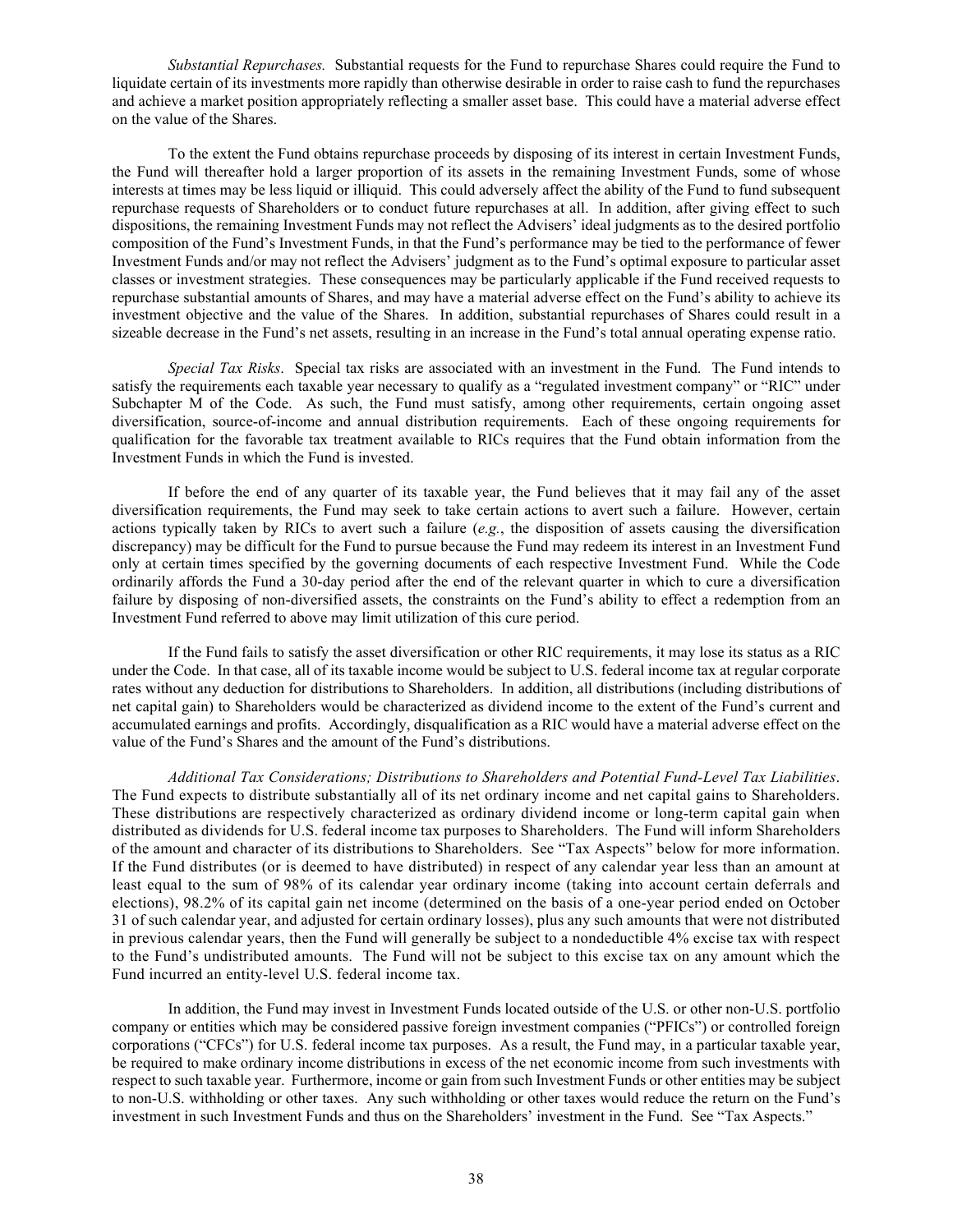*Substantial Repurchases.* Substantial requests for the Fund to repurchase Shares could require the Fund to liquidate certain of its investments more rapidly than otherwise desirable in order to raise cash to fund the repurchases and achieve a market position appropriately reflecting a smaller asset base. This could have a material adverse effect on the value of the Shares.

To the extent the Fund obtains repurchase proceeds by disposing of its interest in certain Investment Funds, the Fund will thereafter hold a larger proportion of its assets in the remaining Investment Funds, some of whose interests at times may be less liquid or illiquid. This could adversely affect the ability of the Fund to fund subsequent repurchase requests of Shareholders or to conduct future repurchases at all. In addition, after giving effect to such dispositions, the remaining Investment Funds may not reflect the Advisers' ideal judgments as to the desired portfolio composition of the Fund's Investment Funds, in that the Fund's performance may be tied to the performance of fewer Investment Funds and/or may not reflect the Advisers' judgment as to the Fund's optimal exposure to particular asset classes or investment strategies. These consequences may be particularly applicable if the Fund received requests to repurchase substantial amounts of Shares, and may have a material adverse effect on the Fund's ability to achieve its investment objective and the value of the Shares. In addition, substantial repurchases of Shares could result in a sizeable decrease in the Fund's net assets, resulting in an increase in the Fund's total annual operating expense ratio.

*Special Tax Risks*. Special tax risks are associated with an investment in the Fund. The Fund intends to satisfy the requirements each taxable year necessary to qualify as a "regulated investment company" or "RIC" under Subchapter M of the Code. As such, the Fund must satisfy, among other requirements, certain ongoing asset diversification, source-of-income and annual distribution requirements. Each of these ongoing requirements for qualification for the favorable tax treatment available to RICs requires that the Fund obtain information from the Investment Funds in which the Fund is invested.

If before the end of any quarter of its taxable year, the Fund believes that it may fail any of the asset diversification requirements, the Fund may seek to take certain actions to avert such a failure. However, certain actions typically taken by RICs to avert such a failure (*e.g.*, the disposition of assets causing the diversification discrepancy) may be difficult for the Fund to pursue because the Fund may redeem its interest in an Investment Fund only at certain times specified by the governing documents of each respective Investment Fund. While the Code ordinarily affords the Fund a 30-day period after the end of the relevant quarter in which to cure a diversification failure by disposing of non-diversified assets, the constraints on the Fund's ability to effect a redemption from an Investment Fund referred to above may limit utilization of this cure period.

If the Fund fails to satisfy the asset diversification or other RIC requirements, it may lose its status as a RIC under the Code. In that case, all of its taxable income would be subject to U.S. federal income tax at regular corporate rates without any deduction for distributions to Shareholders. In addition, all distributions (including distributions of net capital gain) to Shareholders would be characterized as dividend income to the extent of the Fund's current and accumulated earnings and profits. Accordingly, disqualification as a RIC would have a material adverse effect on the value of the Fund's Shares and the amount of the Fund's distributions.

*Additional Tax Considerations; Distributions to Shareholders and Potential Fund-Level Tax Liabilities*. The Fund expects to distribute substantially all of its net ordinary income and net capital gains to Shareholders. These distributions are respectively characterized as ordinary dividend income or long-term capital gain when distributed as dividends for U.S. federal income tax purposes to Shareholders. The Fund will inform Shareholders of the amount and character of its distributions to Shareholders. See "Tax Aspects" below for more information. If the Fund distributes (or is deemed to have distributed) in respect of any calendar year less than an amount at least equal to the sum of 98% of its calendar year ordinary income (taking into account certain deferrals and elections), 98.2% of its capital gain net income (determined on the basis of a one-year period ended on October 31 of such calendar year, and adjusted for certain ordinary losses), plus any such amounts that were not distributed in previous calendar years, then the Fund will generally be subject to a nondeductible 4% excise tax with respect to the Fund's undistributed amounts. The Fund will not be subject to this excise tax on any amount which the Fund incurred an entity-level U.S. federal income tax.

In addition, the Fund may invest in Investment Funds located outside of the U.S. or other non-U.S. portfolio company or entities which may be considered passive foreign investment companies ("PFICs") or controlled foreign corporations ("CFCs") for U.S. federal income tax purposes. As a result, the Fund may, in a particular taxable year, be required to make ordinary income distributions in excess of the net economic income from such investments with respect to such taxable year. Furthermore, income or gain from such Investment Funds or other entities may be subject to non-U.S. withholding or other taxes. Any such withholding or other taxes would reduce the return on the Fund's investment in such Investment Funds and thus on the Shareholders' investment in the Fund. See "Tax Aspects."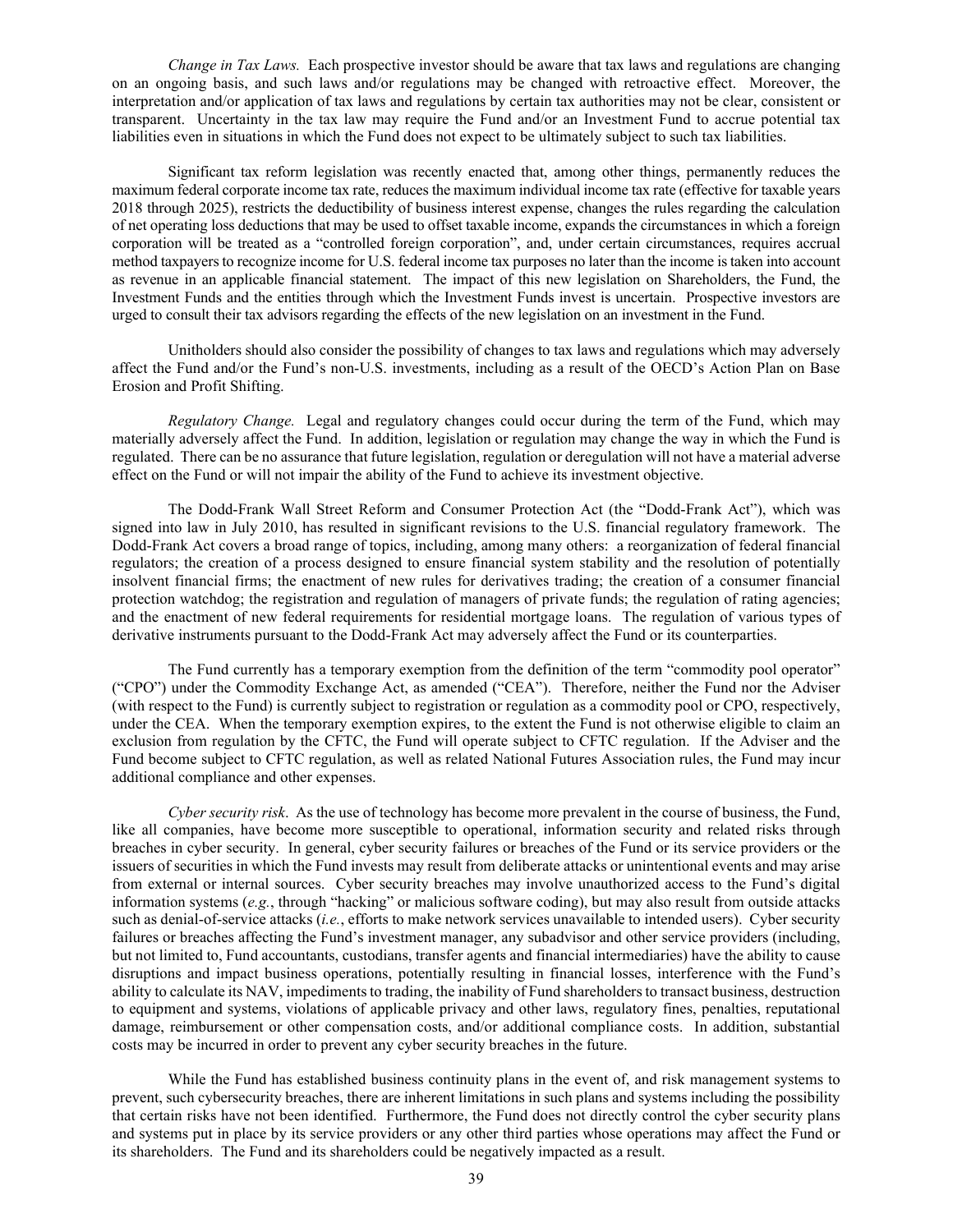*Change in Tax Laws.* Each prospective investor should be aware that tax laws and regulations are changing on an ongoing basis, and such laws and/or regulations may be changed with retroactive effect. Moreover, the interpretation and/or application of tax laws and regulations by certain tax authorities may not be clear, consistent or transparent. Uncertainty in the tax law may require the Fund and/or an Investment Fund to accrue potential tax liabilities even in situations in which the Fund does not expect to be ultimately subject to such tax liabilities.

Significant tax reform legislation was recently enacted that, among other things, permanently reduces the maximum federal corporate income tax rate, reduces the maximum individual income tax rate (effective for taxable years 2018 through 2025), restricts the deductibility of business interest expense, changes the rules regarding the calculation of net operating loss deductions that may be used to offset taxable income, expands the circumstances in which a foreign corporation will be treated as a "controlled foreign corporation", and, under certain circumstances, requires accrual method taxpayers to recognize income for U.S. federal income tax purposes no later than the income is taken into account as revenue in an applicable financial statement. The impact of this new legislation on Shareholders, the Fund, the Investment Funds and the entities through which the Investment Funds invest is uncertain. Prospective investors are urged to consult their tax advisors regarding the effects of the new legislation on an investment in the Fund.

Unitholders should also consider the possibility of changes to tax laws and regulations which may adversely affect the Fund and/or the Fund's non-U.S. investments, including as a result of the OECD's Action Plan on Base Erosion and Profit Shifting.

*Regulatory Change.* Legal and regulatory changes could occur during the term of the Fund, which may materially adversely affect the Fund. In addition, legislation or regulation may change the way in which the Fund is regulated. There can be no assurance that future legislation, regulation or deregulation will not have a material adverse effect on the Fund or will not impair the ability of the Fund to achieve its investment objective.

The Dodd-Frank Wall Street Reform and Consumer Protection Act (the "Dodd-Frank Act"), which was signed into law in July 2010, has resulted in significant revisions to the U.S. financial regulatory framework. The Dodd-Frank Act covers a broad range of topics, including, among many others: a reorganization of federal financial regulators; the creation of a process designed to ensure financial system stability and the resolution of potentially insolvent financial firms; the enactment of new rules for derivatives trading; the creation of a consumer financial protection watchdog; the registration and regulation of managers of private funds; the regulation of rating agencies; and the enactment of new federal requirements for residential mortgage loans. The regulation of various types of derivative instruments pursuant to the Dodd-Frank Act may adversely affect the Fund or its counterparties.

The Fund currently has a temporary exemption from the definition of the term "commodity pool operator" ("CPO") under the Commodity Exchange Act, as amended ("CEA"). Therefore, neither the Fund nor the Adviser (with respect to the Fund) is currently subject to registration or regulation as a commodity pool or CPO, respectively, under the CEA. When the temporary exemption expires, to the extent the Fund is not otherwise eligible to claim an exclusion from regulation by the CFTC, the Fund will operate subject to CFTC regulation. If the Adviser and the Fund become subject to CFTC regulation, as well as related National Futures Association rules, the Fund may incur additional compliance and other expenses.

*Cyber security risk*. As the use of technology has become more prevalent in the course of business, the Fund, like all companies, have become more susceptible to operational, information security and related risks through breaches in cyber security. In general, cyber security failures or breaches of the Fund or its service providers or the issuers of securities in which the Fund invests may result from deliberate attacks or unintentional events and may arise from external or internal sources. Cyber security breaches may involve unauthorized access to the Fund's digital information systems (*e.g.*, through "hacking" or malicious software coding), but may also result from outside attacks such as denial-of-service attacks (*i.e.*, efforts to make network services unavailable to intended users). Cyber security failures or breaches affecting the Fund's investment manager, any subadvisor and other service providers (including, but not limited to, Fund accountants, custodians, transfer agents and financial intermediaries) have the ability to cause disruptions and impact business operations, potentially resulting in financial losses, interference with the Fund's ability to calculate its NAV, impediments to trading, the inability of Fund shareholders to transact business, destruction to equipment and systems, violations of applicable privacy and other laws, regulatory fines, penalties, reputational damage, reimbursement or other compensation costs, and/or additional compliance costs. In addition, substantial costs may be incurred in order to prevent any cyber security breaches in the future.

While the Fund has established business continuity plans in the event of, and risk management systems to prevent, such cybersecurity breaches, there are inherent limitations in such plans and systems including the possibility that certain risks have not been identified. Furthermore, the Fund does not directly control the cyber security plans and systems put in place by its service providers or any other third parties whose operations may affect the Fund or its shareholders. The Fund and its shareholders could be negatively impacted as a result.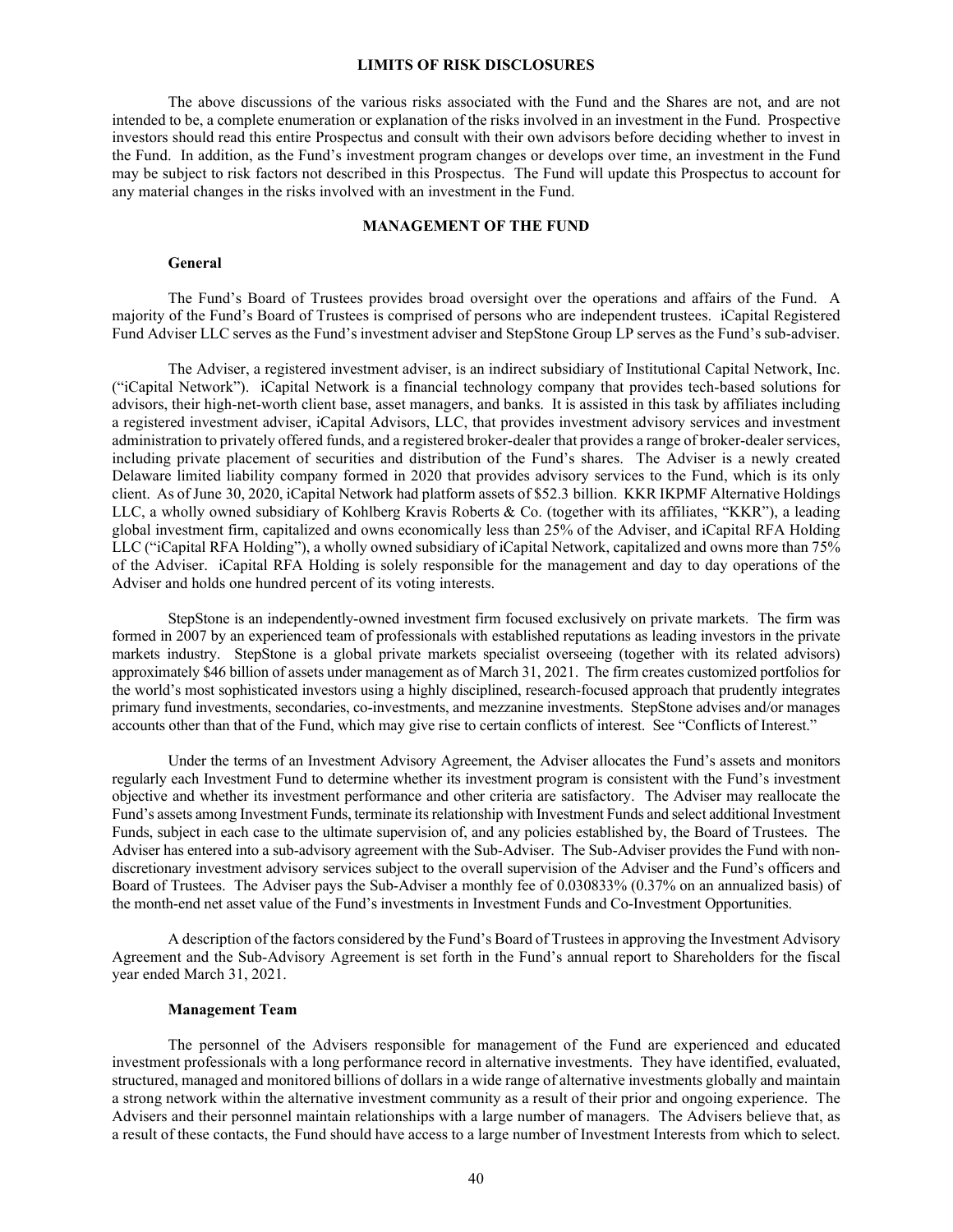## LIMITS OF RISK DISCLOSURES

The above discussions of the various risks associated with the Fund and the Shares are not, and are not intended to be, a complete enumeration or explanation of the risks involved in an investment in the Fund. Prospective investors should read this entire Prospectus and consult with their own advisors before deciding whether to invest in the Fund. In addition, as the Fund's investment program changes or develops over time, an investment in the Fund may be subject to risk factors not described in this Prospectus. The Fund will update this Prospectus to account for any material changes in the risks involved with an investment in the Fund.

## MANAGEMENT OF THE FUND

### General

The Fund's Board of Trustees provides broad oversight over the operations and affairs of the Fund. A majority of the Fund's Board of Trustees is comprised of persons who are independent trustees. iCapital Registered Fund Adviser LLC serves as the Fund's investment adviser and StepStone Group LP serves as the Fund's sub-adviser.

The Adviser, a registered investment adviser, is an indirect subsidiary of Institutional Capital Network, Inc. ("iCapital Network"). iCapital Network is a financial technology company that provides tech-based solutions for advisors, their high-net-worth client base, asset managers, and banks. It is assisted in this task by affiliates including a registered investment adviser, iCapital Advisors, LLC, that provides investment advisory services and investment administration to privately offered funds, and a registered broker-dealer that provides a range of broker-dealer services, including private placement of securities and distribution of the Fund's shares. The Adviser is a newly created Delaware limited liability company formed in 2020 that provides advisory services to the Fund, which is its only client. As of June 30, 2020, iCapital Network had platform assets of $52.3 billion. KKR IKPMF Alternative Holdings LLC, a wholly owned subsidiary of Kohlberg Kravis Roberts & Co. (together with its affiliates, "KKR"), a leading global investment firm, capitalized and owns economically less than 25% of the Adviser, and iCapital RFA Holding LLC ("iCapital RFA Holding"), a wholly owned subsidiary of iCapital Network, capitalized and owns more than 75% of the Adviser. iCapital RFA Holding is solely responsible for the management and day to day operations of the Adviser and holds one hundred percent of its voting interests.

StepStone is an independently-owned investment firm focused exclusively on private markets. The firm was formed in 2007 by an experienced team of professionals with established reputations as leading investors in the private markets industry. StepStone is a global private markets specialist overseeing (together with its related advisors) approximately $46 billion of assets under management as of March 31, 2021. The firm creates customized portfolios for the world's most sophisticated investors using a highly disciplined, research-focused approach that prudently integrates primary fund investments, secondaries, co-investments, and mezzanine investments. StepStone advises and/or manages accounts other than that of the Fund, which may give rise to certain conflicts of interest. See "Conflicts of Interest."

Under the terms of an Investment Advisory Agreement, the Adviser allocates the Fund's assets and monitors regularly each Investment Fund to determine whether its investment program is consistent with the Fund's investment objective and whether its investment performance and other criteria are satisfactory. The Adviser may reallocate the Fund's assets among Investment Funds, terminate its relationship with Investment Funds and select additional Investment Funds, subject in each case to the ultimate supervision of, and any policies established by, the Board of Trustees. The Adviser has entered into a sub-advisory agreement with the Sub-Adviser. The Sub-Adviser provides the Fund with non-discretionary investment advisory services subject to the overall supervision of the Adviser and the Fund's officers and Board of Trustees. The Adviser pays the Sub-Adviser a monthly fee of 0.030833% (0.37% on an annualized basis) of the month-end net asset value of the Fund's investments in Investment Funds and Co-Investment Opportunities.

A description of the factors considered by the Fund's Board of Trustees in approving the Investment Advisory Agreement and the Sub-Advisory Agreement is set forth in the Fund's annual report to Shareholders for the fiscal year ended March 31, 2021.

### Management Team

The personnel of the Advisers responsible for management of the Fund are experienced and educated investment professionals with a long performance record in alternative investments. They have identified, evaluated, structured, managed and monitored billions of dollars in a wide range of alternative investments globally and maintain a strong network within the alternative investment community as a result of their prior and ongoing experience. The Advisers and their personnel maintain relationships with a large number of managers. The Advisers believe that, as a result of these contacts, the Fund should have access to a large number of Investment Interests from which to select.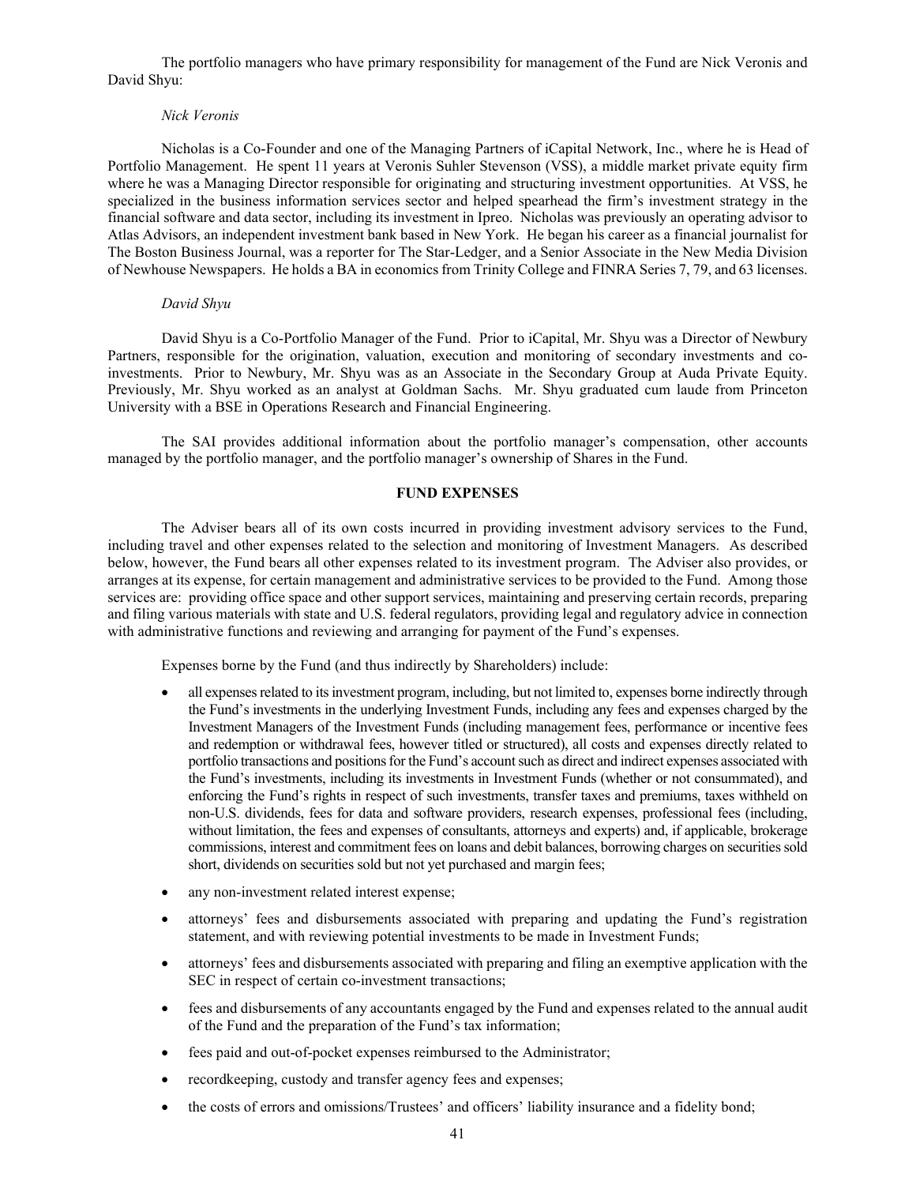The portfolio managers who have primary responsibility for management of the Fund are Nick Veronis and David Shyu:

*Nick Veronis*

Nicholas is a Co-Founder and one of the Managing Partners of iCapital Network, Inc., where he is Head of Portfolio Management. He spent 11 years at Veronis Suhler Stevenson (VSS), a middle market private equity firm where he was a Managing Director responsible for originating and structuring investment opportunities. At VSS, he specialized in the business information services sector and helped spearhead the firm's investment strategy in the financial software and data sector, including its investment in Ipreo. Nicholas was previously an operating advisor to Atlas Advisors, an independent investment bank based in New York. He began his career as a financial journalist for The Boston Business Journal, was a reporter for The Star-Ledger, and a Senior Associate in the New Media Division of Newhouse Newspapers. He holds a BA in economics from Trinity College and FINRA Series 7, 79, and 63 licenses.

*David Shyu*

David Shyu is a Co-Portfolio Manager of the Fund. Prior to iCapital, Mr. Shyu was a Director of Newbury Partners, responsible for the origination, valuation, execution and monitoring of secondary investments and co-investments. Prior to Newbury, Mr. Shyu was as an Associate in the Secondary Group at Auda Private Equity. Previously, Mr. Shyu worked as an analyst at Goldman Sachs. Mr. Shyu graduated cum laude from Princeton University with a BSE in Operations Research and Financial Engineering.

The SAI provides additional information about the portfolio manager's compensation, other accounts managed by the portfolio manager, and the portfolio manager's ownership of Shares in the Fund.

## FUND EXPENSES

The Adviser bears all of its own costs incurred in providing investment advisory services to the Fund, including travel and other expenses related to the selection and monitoring of Investment Managers. As described below, however, the Fund bears all other expenses related to its investment program. The Adviser also provides, or arranges at its expense, for certain management and administrative services to be provided to the Fund. Among those services are: providing office space and other support services, maintaining and preserving certain records, preparing and filing various materials with state and U.S. federal regulators, providing legal and regulatory advice in connection with administrative functions and reviewing and arranging for payment of the Fund's expenses.

Expenses borne by the Fund (and thus indirectly by Shareholders) include:

- all expenses related to its investment program, including, but not limited to, expenses borne indirectly through the Fund's investments in the underlying Investment Funds, including any fees and expenses charged by the Investment Managers of the Investment Funds (including management fees, performance or incentive fees and redemption or withdrawal fees, however titled or structured), all costs and expenses directly related to portfolio transactions and positions for the Fund's account such as direct and indirect expenses associated with the Fund's investments, including its investments in Investment Funds (whether or not consummated), and enforcing the Fund's rights in respect of such investments, transfer taxes and premiums, taxes withheld on non-U.S. dividends, fees for data and software providers, research expenses, professional fees (including, without limitation, the fees and expenses of consultants, attorneys and experts) and, if applicable, brokerage commissions, interest and commitment fees on loans and debit balances, borrowing charges on securities sold short, dividends on securities sold but not yet purchased and margin fees;
- any non-investment related interest expense;
- attorneys' fees and disbursements associated with preparing and updating the Fund's registration statement, and with reviewing potential investments to be made in Investment Funds;
- attorneys' fees and disbursements associated with preparing and filing an exemptive application with the SEC in respect of certain co-investment transactions;
- fees and disbursements of any accountants engaged by the Fund and expenses related to the annual audit of the Fund and the preparation of the Fund's tax information;
- fees paid and out-of-pocket expenses reimbursed to the Administrator;
- recordkeeping, custody and transfer agency fees and expenses;
- the costs of errors and omissions/Trustees' and officers' liability insurance and a fidelity bond;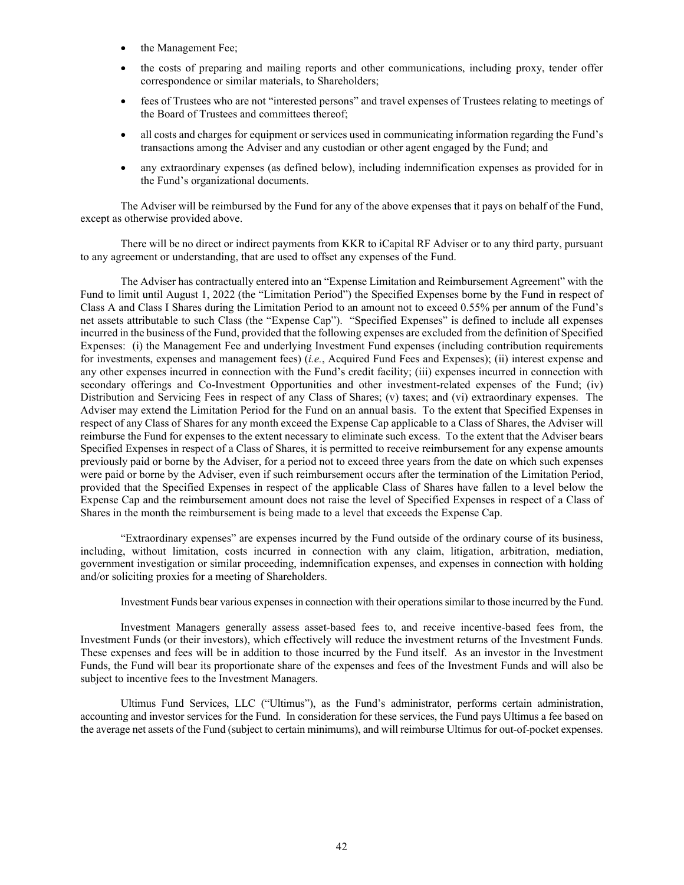- the Management Fee;
- the costs of preparing and mailing reports and other communications, including proxy, tender offer correspondence or similar materials, to Shareholders;
- fees of Trustees who are not "interested persons" and travel expenses of Trustees relating to meetings of the Board of Trustees and committees thereof;
- all costs and charges for equipment or services used in communicating information regarding the Fund's transactions among the Adviser and any custodian or other agent engaged by the Fund; and
- any extraordinary expenses (as defined below), including indemnification expenses as provided for in the Fund's organizational documents.

The Adviser will be reimbursed by the Fund for any of the above expenses that it pays on behalf of the Fund, except as otherwise provided above.

There will be no direct or indirect payments from KKR to iCapital RF Adviser or to any third party, pursuant to any agreement or understanding, that are used to offset any expenses of the Fund.

The Adviser has contractually entered into an "Expense Limitation and Reimbursement Agreement" with the Fund to limit until August 1, 2022 (the "Limitation Period") the Specified Expenses borne by the Fund in respect of Class A and Class I Shares during the Limitation Period to an amount not to exceed 0.55% per annum of the Fund's net assets attributable to such Class (the "Expense Cap"). "Specified Expenses" is defined to include all expenses incurred in the business of the Fund, provided that the following expenses are excluded from the definition of Specified Expenses: (i) the Management Fee and underlying Investment Fund expenses (including contribution requirements for investments, expenses and management fees) (*i.e.*, Acquired Fund Fees and Expenses); (ii) interest expense and any other expenses incurred in connection with the Fund's credit facility; (iii) expenses incurred in connection with secondary offerings and Co-Investment Opportunities and other investment-related expenses of the Fund; (iv) Distribution and Servicing Fees in respect of any Class of Shares; (v) taxes; and (vi) extraordinary expenses. The Adviser may extend the Limitation Period for the Fund on an annual basis. To the extent that Specified Expenses in respect of any Class of Shares for any month exceed the Expense Cap applicable to a Class of Shares, the Adviser will reimburse the Fund for expenses to the extent necessary to eliminate such excess. To the extent that the Adviser bears Specified Expenses in respect of a Class of Shares, it is permitted to receive reimbursement for any expense amounts previously paid or borne by the Adviser, for a period not to exceed three years from the date on which such expenses were paid or borne by the Adviser, even if such reimbursement occurs after the termination of the Limitation Period, provided that the Specified Expenses in respect of the applicable Class of Shares have fallen to a level below the Expense Cap and the reimbursement amount does not raise the level of Specified Expenses in respect of a Class of Shares in the month the reimbursement is being made to a level that exceeds the Expense Cap.

"Extraordinary expenses" are expenses incurred by the Fund outside of the ordinary course of its business, including, without limitation, costs incurred in connection with any claim, litigation, arbitration, mediation, government investigation or similar proceeding, indemnification expenses, and expenses in connection with holding and/or soliciting proxies for a meeting of Shareholders.

Investment Funds bear various expenses in connection with their operations similar to those incurred by the Fund.

Investment Managers generally assess asset-based fees to, and receive incentive-based fees from, the Investment Funds (or their investors), which effectively will reduce the investment returns of the Investment Funds. These expenses and fees will be in addition to those incurred by the Fund itself. As an investor in the Investment Funds, the Fund will bear its proportionate share of the expenses and fees of the Investment Funds and will also be subject to incentive fees to the Investment Managers.

Ultimus Fund Services, LLC ("Ultimus"), as the Fund's administrator, performs certain administration, accounting and investor services for the Fund. In consideration for these services, the Fund pays Ultimus a fee based on the average net assets of the Fund (subject to certain minimums), and will reimburse Ultimus for out-of-pocket expenses.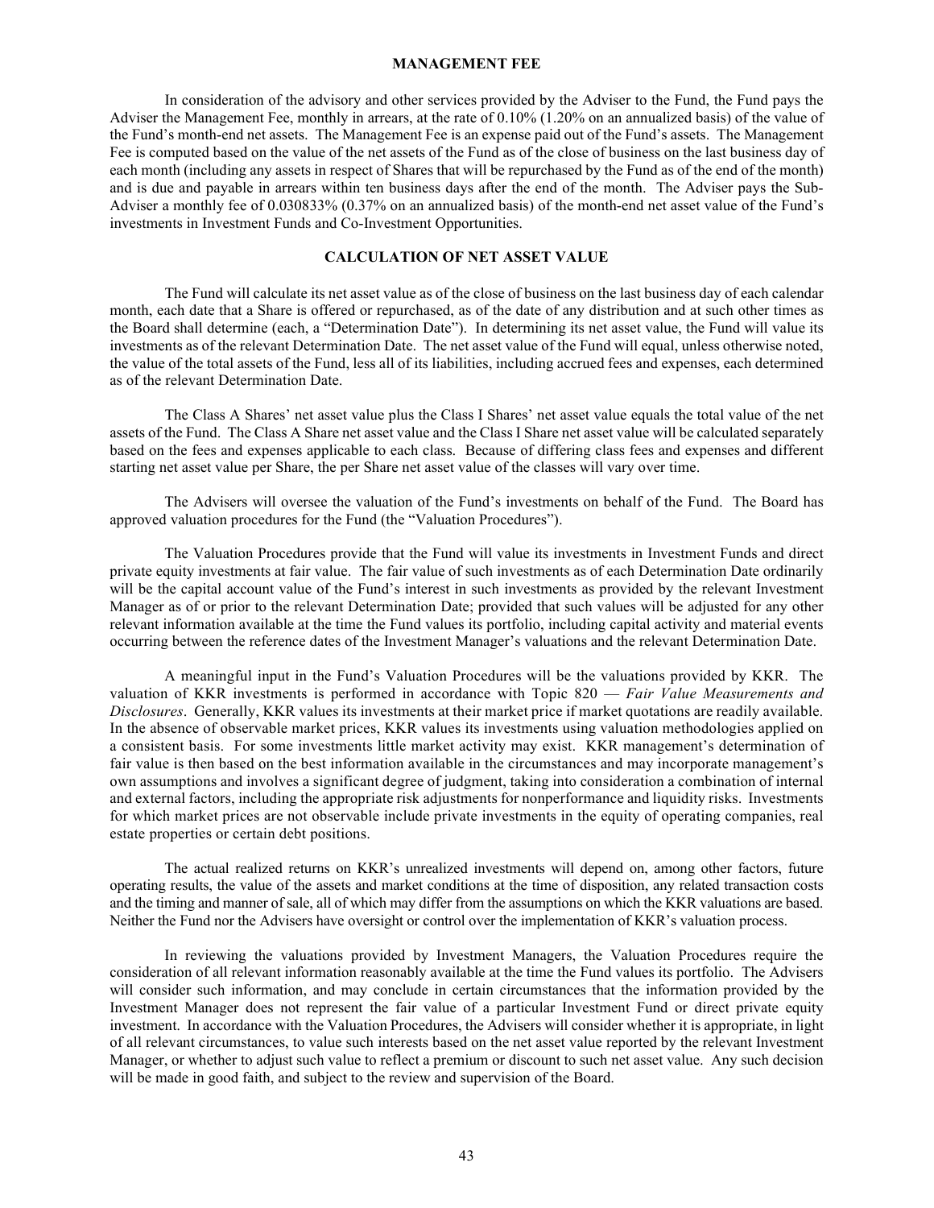## MANAGEMENT FEE

In consideration of the advisory and other services provided by the Adviser to the Fund, the Fund pays the Adviser the Management Fee, monthly in arrears, at the rate of 0.10% (1.20% on an annualized basis) of the value of the Fund's month-end net assets. The Management Fee is an expense paid out of the Fund's assets. The Management Fee is computed based on the value of the net assets of the Fund as of the close of business on the last business day of each month (including any assets in respect of Shares that will be repurchased by the Fund as of the end of the month) and is due and payable in arrears within ten business days after the end of the month. The Adviser pays the Sub-Adviser a monthly fee of 0.030833% (0.37% on an annualized basis) of the month-end net asset value of the Fund's investments in Investment Funds and Co-Investment Opportunities.

## CALCULATION OF NET ASSET VALUE

The Fund will calculate its net asset value as of the close of business on the last business day of each calendar month, each date that a Share is offered or repurchased, as of the date of any distribution and at such other times as the Board shall determine (each, a "Determination Date"). In determining its net asset value, the Fund will value its investments as of the relevant Determination Date. The net asset value of the Fund will equal, unless otherwise noted, the value of the total assets of the Fund, less all of its liabilities, including accrued fees and expenses, each determined as of the relevant Determination Date.

The Class A Shares' net asset value plus the Class I Shares' net asset value equals the total value of the net assets of the Fund. The Class A Share net asset value and the Class I Share net asset value will be calculated separately based on the fees and expenses applicable to each class. Because of differing class fees and expenses and different starting net asset value per Share, the per Share net asset value of the classes will vary over time.

The Advisers will oversee the valuation of the Fund's investments on behalf of the Fund. The Board has approved valuation procedures for the Fund (the "Valuation Procedures").

The Valuation Procedures provide that the Fund will value its investments in Investment Funds and direct private equity investments at fair value. The fair value of such investments as of each Determination Date ordinarily will be the capital account value of the Fund's interest in such investments as provided by the relevant Investment Manager as of or prior to the relevant Determination Date; provided that such values will be adjusted for any other relevant information available at the time the Fund values its portfolio, including capital activity and material events occurring between the reference dates of the Investment Manager's valuations and the relevant Determination Date.

A meaningful input in the Fund's Valuation Procedures will be the valuations provided by KKR. The valuation of KKR investments is performed in accordance with Topic 820 — *Fair Value Measurements and Disclosures*. Generally, KKR values its investments at their market price if market quotations are readily available. In the absence of observable market prices, KKR values its investments using valuation methodologies applied on a consistent basis. For some investments little market activity may exist. KKR management's determination of fair value is then based on the best information available in the circumstances and may incorporate management's own assumptions and involves a significant degree of judgment, taking into consideration a combination of internal and external factors, including the appropriate risk adjustments for nonperformance and liquidity risks. Investments for which market prices are not observable include private investments in the equity of operating companies, real estate properties or certain debt positions.

The actual realized returns on KKR's unrealized investments will depend on, among other factors, future operating results, the value of the assets and market conditions at the time of disposition, any related transaction costs and the timing and manner of sale, all of which may differ from the assumptions on which the KKR valuations are based. Neither the Fund nor the Advisers have oversight or control over the implementation of KKR's valuation process.

In reviewing the valuations provided by Investment Managers, the Valuation Procedures require the consideration of all relevant information reasonably available at the time the Fund values its portfolio. The Advisers will consider such information, and may conclude in certain circumstances that the information provided by the Investment Manager does not represent the fair value of a particular Investment Fund or direct private equity investment. In accordance with the Valuation Procedures, the Advisers will consider whether it is appropriate, in light of all relevant circumstances, to value such interests based on the net asset value reported by the relevant Investment Manager, or whether to adjust such value to reflect a premium or discount to such net asset value. Any such decision will be made in good faith, and subject to the review and supervision of the Board.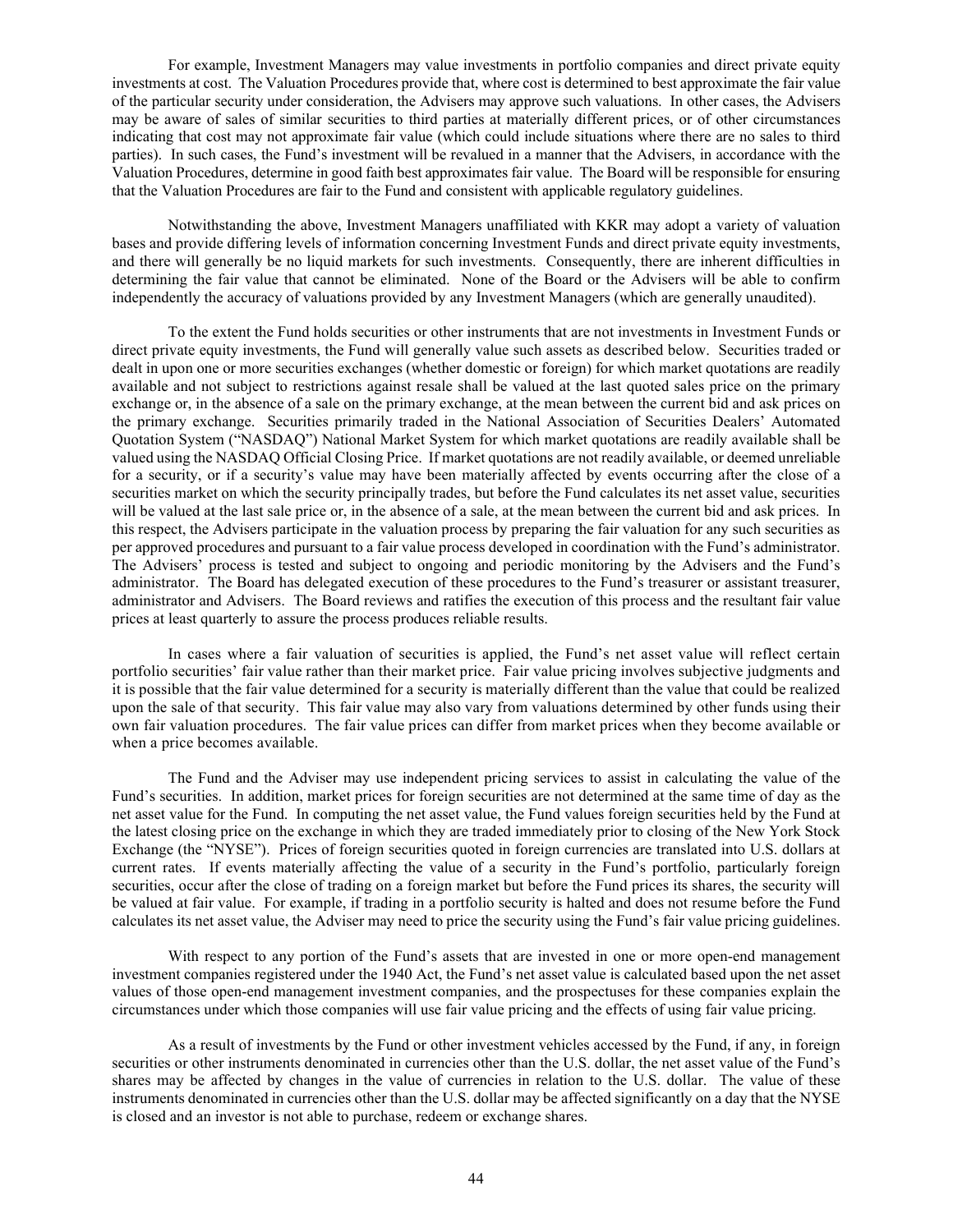For example, Investment Managers may value investments in portfolio companies and direct private equity investments at cost. The Valuation Procedures provide that, where cost is determined to best approximate the fair value of the particular security under consideration, the Advisers may approve such valuations. In other cases, the Advisers may be aware of sales of similar securities to third parties at materially different prices, or of other circumstances indicating that cost may not approximate fair value (which could include situations where there are no sales to third parties). In such cases, the Fund's investment will be revalued in a manner that the Advisers, in accordance with the Valuation Procedures, determine in good faith best approximates fair value. The Board will be responsible for ensuring that the Valuation Procedures are fair to the Fund and consistent with applicable regulatory guidelines.

Notwithstanding the above, Investment Managers unaffiliated with KKR may adopt a variety of valuation bases and provide differing levels of information concerning Investment Funds and direct private equity investments, and there will generally be no liquid markets for such investments. Consequently, there are inherent difficulties in determining the fair value that cannot be eliminated. None of the Board or the Advisers will be able to confirm independently the accuracy of valuations provided by any Investment Managers (which are generally unaudited).

To the extent the Fund holds securities or other instruments that are not investments in Investment Funds or direct private equity investments, the Fund will generally value such assets as described below. Securities traded or dealt in upon one or more securities exchanges (whether domestic or foreign) for which market quotations are readily available and not subject to restrictions against resale shall be valued at the last quoted sales price on the primary exchange or, in the absence of a sale on the primary exchange, at the mean between the current bid and ask prices on the primary exchange. Securities primarily traded in the National Association of Securities Dealers' Automated Quotation System ("NASDAQ") National Market System for which market quotations are readily available shall be valued using the NASDAQ Official Closing Price. If market quotations are not readily available, or deemed unreliable for a security, or if a security's value may have been materially affected by events occurring after the close of a securities market on which the security principally trades, but before the Fund calculates its net asset value, securities will be valued at the last sale price or, in the absence of a sale, at the mean between the current bid and ask prices. In this respect, the Advisers participate in the valuation process by preparing the fair valuation for any such securities as per approved procedures and pursuant to a fair value process developed in coordination with the Fund's administrator. The Advisers' process is tested and subject to ongoing and periodic monitoring by the Advisers and the Fund's administrator. The Board has delegated execution of these procedures to the Fund's treasurer or assistant treasurer, administrator and Advisers. The Board reviews and ratifies the execution of this process and the resultant fair value prices at least quarterly to assure the process produces reliable results.

In cases where a fair valuation of securities is applied, the Fund's net asset value will reflect certain portfolio securities' fair value rather than their market price. Fair value pricing involves subjective judgments and it is possible that the fair value determined for a security is materially different than the value that could be realized upon the sale of that security. This fair value may also vary from valuations determined by other funds using their own fair valuation procedures. The fair value prices can differ from market prices when they become available or when a price becomes available.

The Fund and the Adviser may use independent pricing services to assist in calculating the value of the Fund's securities. In addition, market prices for foreign securities are not determined at the same time of day as the net asset value for the Fund. In computing the net asset value, the Fund values foreign securities held by the Fund at the latest closing price on the exchange in which they are traded immediately prior to closing of the New York Stock Exchange (the "NYSE"). Prices of foreign securities quoted in foreign currencies are translated into U.S. dollars at current rates. If events materially affecting the value of a security in the Fund's portfolio, particularly foreign securities, occur after the close of trading on a foreign market but before the Fund prices its shares, the security will be valued at fair value. For example, if trading in a portfolio security is halted and does not resume before the Fund calculates its net asset value, the Adviser may need to price the security using the Fund's fair value pricing guidelines.

With respect to any portion of the Fund's assets that are invested in one or more open-end management investment companies registered under the 1940 Act, the Fund's net asset value is calculated based upon the net asset values of those open-end management investment companies, and the prospectuses for these companies explain the circumstances under which those companies will use fair value pricing and the effects of using fair value pricing.

As a result of investments by the Fund or other investment vehicles accessed by the Fund, if any, in foreign securities or other instruments denominated in currencies other than the U.S. dollar, the net asset value of the Fund's shares may be affected by changes in the value of currencies in relation to the U.S. dollar. The value of these instruments denominated in currencies other than the U.S. dollar may be affected significantly on a day that the NYSE is closed and an investor is not able to purchase, redeem or exchange shares.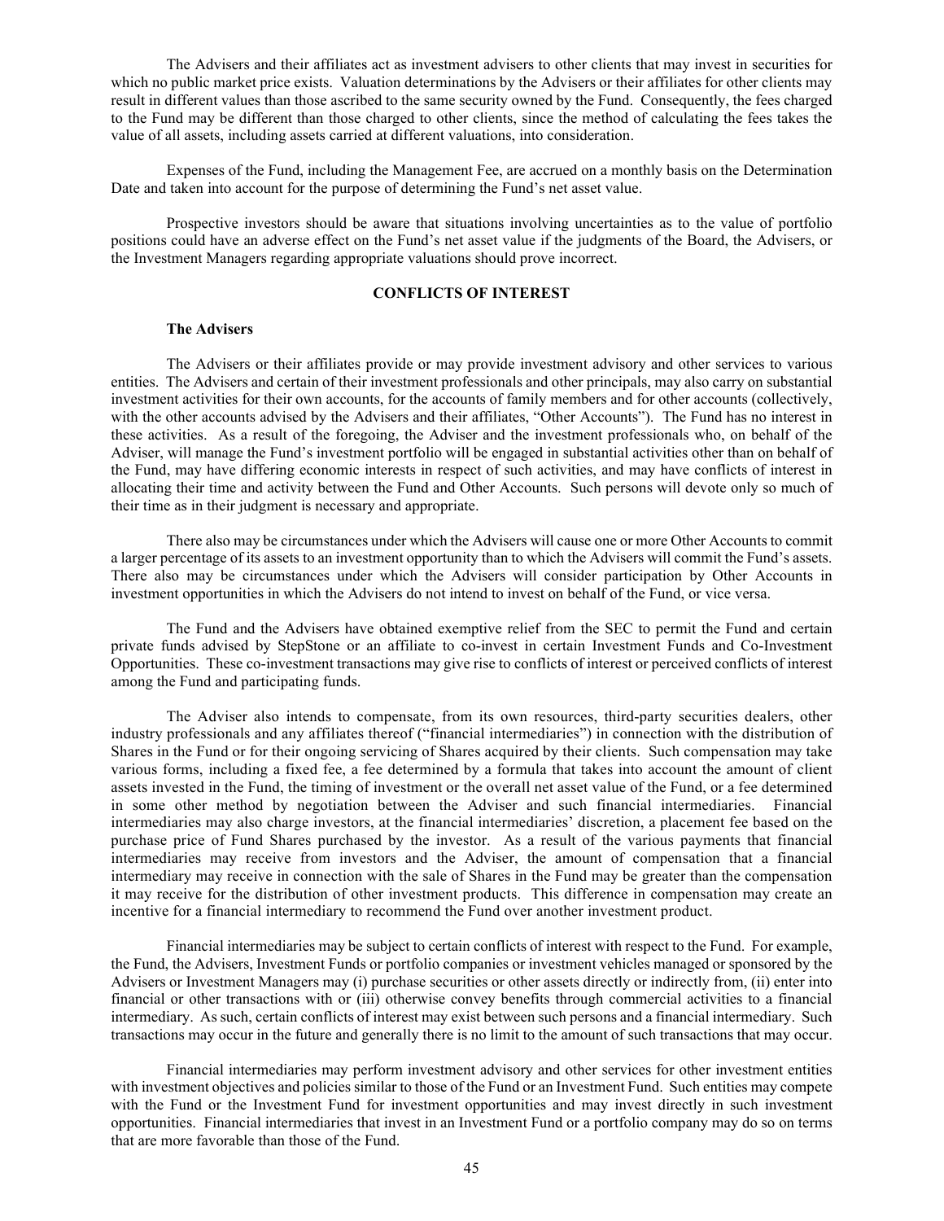The Advisers and their affiliates act as investment advisers to other clients that may invest in securities for which no public market price exists. Valuation determinations by the Advisers or their affiliates for other clients may result in different values than those ascribed to the same security owned by the Fund. Consequently, the fees charged to the Fund may be different than those charged to other clients, since the method of calculating the fees takes the value of all assets, including assets carried at different valuations, into consideration.

Expenses of the Fund, including the Management Fee, are accrued on a monthly basis on the Determination Date and taken into account for the purpose of determining the Fund's net asset value.

Prospective investors should be aware that situations involving uncertainties as to the value of portfolio positions could have an adverse effect on the Fund's net asset value if the judgments of the Board, the Advisers, or the Investment Managers regarding appropriate valuations should prove incorrect.

## CONFLICTS OF INTEREST

### The Advisers

The Advisers or their affiliates provide or may provide investment advisory and other services to various entities. The Advisers and certain of their investment professionals and other principals, may also carry on substantial investment activities for their own accounts, for the accounts of family members and for other accounts (collectively, with the other accounts advised by the Advisers and their affiliates, "Other Accounts"). The Fund has no interest in these activities. As a result of the foregoing, the Adviser and the investment professionals who, on behalf of the Adviser, will manage the Fund's investment portfolio will be engaged in substantial activities other than on behalf of the Fund, may have differing economic interests in respect of such activities, and may have conflicts of interest in allocating their time and activity between the Fund and Other Accounts. Such persons will devote only so much of their time as in their judgment is necessary and appropriate.

There also may be circumstances under which the Advisers will cause one or more Other Accounts to commit a larger percentage of its assets to an investment opportunity than to which the Advisers will commit the Fund's assets. There also may be circumstances under which the Advisers will consider participation by Other Accounts in investment opportunities in which the Advisers do not intend to invest on behalf of the Fund, or vice versa.

The Fund and the Advisers have obtained exemptive relief from the SEC to permit the Fund and certain private funds advised by StepStone or an affiliate to co-invest in certain Investment Funds and Co-Investment Opportunities. These co-investment transactions may give rise to conflicts of interest or perceived conflicts of interest among the Fund and participating funds.

The Adviser also intends to compensate, from its own resources, third-party securities dealers, other industry professionals and any affiliates thereof ("financial intermediaries") in connection with the distribution of Shares in the Fund or for their ongoing servicing of Shares acquired by their clients. Such compensation may take various forms, including a fixed fee, a fee determined by a formula that takes into account the amount of client assets invested in the Fund, the timing of investment or the overall net asset value of the Fund, or a fee determined in some other method by negotiation between the Adviser and such financial intermediaries. Financial intermediaries may also charge investors, at the financial intermediaries' discretion, a placement fee based on the purchase price of Fund Shares purchased by the investor. As a result of the various payments that financial intermediaries may receive from investors and the Adviser, the amount of compensation that a financial intermediary may receive in connection with the sale of Shares in the Fund may be greater than the compensation it may receive for the distribution of other investment products. This difference in compensation may create an incentive for a financial intermediary to recommend the Fund over another investment product.

Financial intermediaries may be subject to certain conflicts of interest with respect to the Fund. For example, the Fund, the Advisers, Investment Funds or portfolio companies or investment vehicles managed or sponsored by the Advisers or Investment Managers may (i) purchase securities or other assets directly or indirectly from, (ii) enter into financial or other transactions with or (iii) otherwise convey benefits through commercial activities to a financial intermediary. As such, certain conflicts of interest may exist between such persons and a financial intermediary. Such transactions may occur in the future and generally there is no limit to the amount of such transactions that may occur.

Financial intermediaries may perform investment advisory and other services for other investment entities with investment objectives and policies similar to those of the Fund or an Investment Fund. Such entities may compete with the Fund or the Investment Fund for investment opportunities and may invest directly in such investment opportunities. Financial intermediaries that invest in an Investment Fund or a portfolio company may do so on terms that are more favorable than those of the Fund.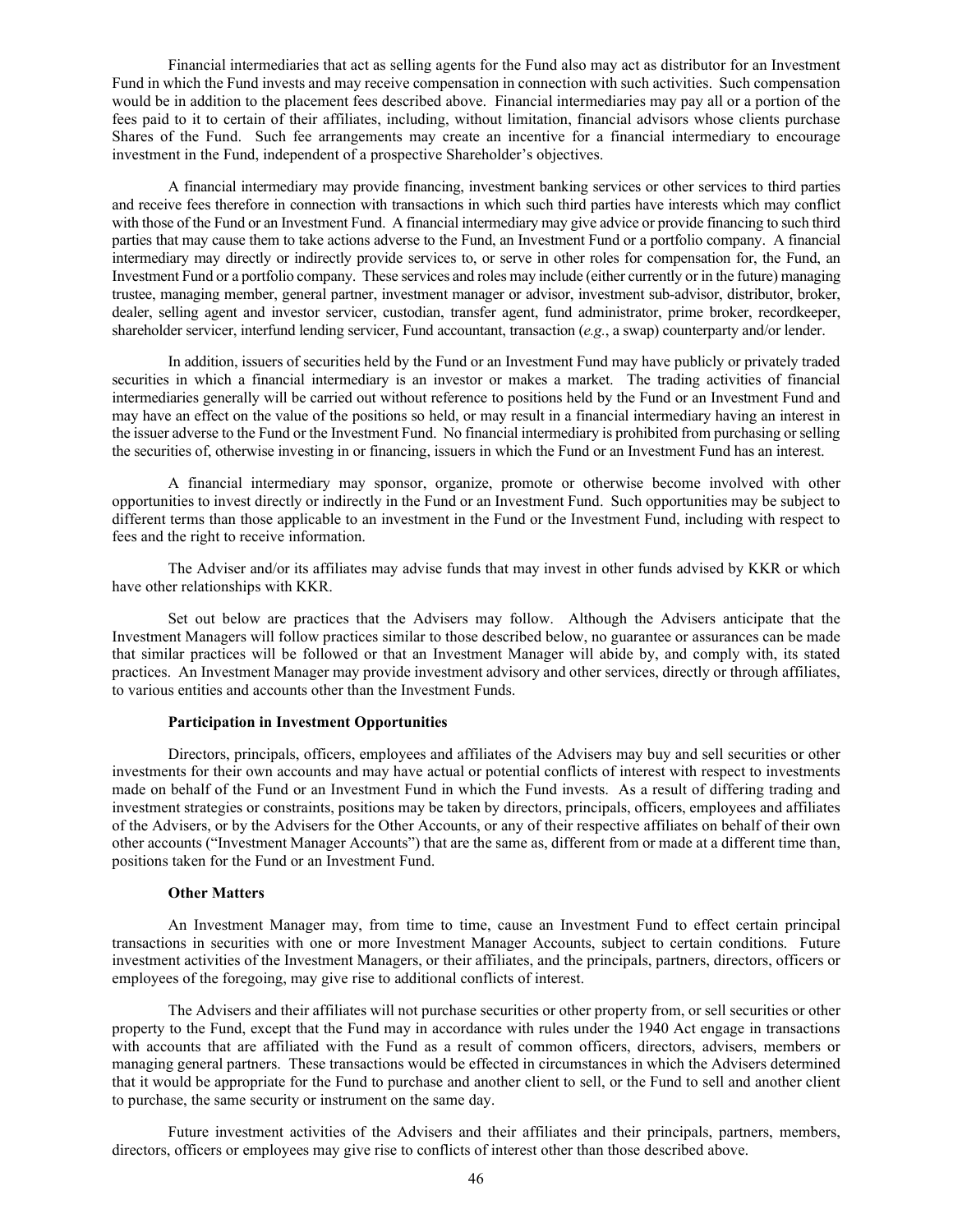Financial intermediaries that act as selling agents for the Fund also may act as distributor for an Investment Fund in which the Fund invests and may receive compensation in connection with such activities. Such compensation would be in addition to the placement fees described above. Financial intermediaries may pay all or a portion of the fees paid to it to certain of their affiliates, including, without limitation, financial advisors whose clients purchase Shares of the Fund. Such fee arrangements may create an incentive for a financial intermediary to encourage investment in the Fund, independent of a prospective Shareholder's objectives.

A financial intermediary may provide financing, investment banking services or other services to third parties and receive fees therefore in connection with transactions in which such third parties have interests which may conflict with those of the Fund or an Investment Fund. A financial intermediary may give advice or provide financing to such third parties that may cause them to take actions adverse to the Fund, an Investment Fund or a portfolio company. A financial intermediary may directly or indirectly provide services to, or serve in other roles for compensation for, the Fund, an Investment Fund or a portfolio company. These services and roles may include (either currently or in the future) managing trustee, managing member, general partner, investment manager or advisor, investment sub-advisor, distributor, broker, dealer, selling agent and investor servicer, custodian, transfer agent, fund administrator, prime broker, recordkeeper, shareholder servicer, interfund lending servicer, Fund accountant, transaction (*e.g.*, a swap) counterparty and/or lender.

In addition, issuers of securities held by the Fund or an Investment Fund may have publicly or privately traded securities in which a financial intermediary is an investor or makes a market. The trading activities of financial intermediaries generally will be carried out without reference to positions held by the Fund or an Investment Fund and may have an effect on the value of the positions so held, or may result in a financial intermediary having an interest in the issuer adverse to the Fund or the Investment Fund. No financial intermediary is prohibited from purchasing or selling the securities of, otherwise investing in or financing, issuers in which the Fund or an Investment Fund has an interest.

A financial intermediary may sponsor, organize, promote or otherwise become involved with other opportunities to invest directly or indirectly in the Fund or an Investment Fund. Such opportunities may be subject to different terms than those applicable to an investment in the Fund or the Investment Fund, including with respect to fees and the right to receive information.

The Adviser and/or its affiliates may advise funds that may invest in other funds advised by KKR or which have other relationships with KKR.

Set out below are practices that the Advisers may follow. Although the Advisers anticipate that the Investment Managers will follow practices similar to those described below, no guarantee or assurances can be made that similar practices will be followed or that an Investment Manager will abide by, and comply with, its stated practices. An Investment Manager may provide investment advisory and other services, directly or through affiliates, to various entities and accounts other than the Investment Funds.

**Participation in Investment Opportunities**

Directors, principals, officers, employees and affiliates of the Advisers may buy and sell securities or other investments for their own accounts and may have actual or potential conflicts of interest with respect to investments made on behalf of the Fund or an Investment Fund in which the Fund invests. As a result of differing trading and investment strategies or constraints, positions may be taken by directors, principals, officers, employees and affiliates of the Advisers, or by the Advisers for the Other Accounts, or any of their respective affiliates on behalf of their own other accounts ("Investment Manager Accounts") that are the same as, different from or made at a different time than, positions taken for the Fund or an Investment Fund.

**Other Matters**

An Investment Manager may, from time to time, cause an Investment Fund to effect certain principal transactions in securities with one or more Investment Manager Accounts, subject to certain conditions. Future investment activities of the Investment Managers, or their affiliates, and the principals, partners, directors, officers or employees of the foregoing, may give rise to additional conflicts of interest.

The Advisers and their affiliates will not purchase securities or other property from, or sell securities or other property to the Fund, except that the Fund may in accordance with rules under the 1940 Act engage in transactions with accounts that are affiliated with the Fund as a result of common officers, directors, advisers, members or managing general partners. These transactions would be effected in circumstances in which the Advisers determined that it would be appropriate for the Fund to purchase and another client to sell, or the Fund to sell and another client to purchase, the same security or instrument on the same day.

Future investment activities of the Advisers and their affiliates and their principals, partners, members, directors, officers or employees may give rise to conflicts of interest other than those described above.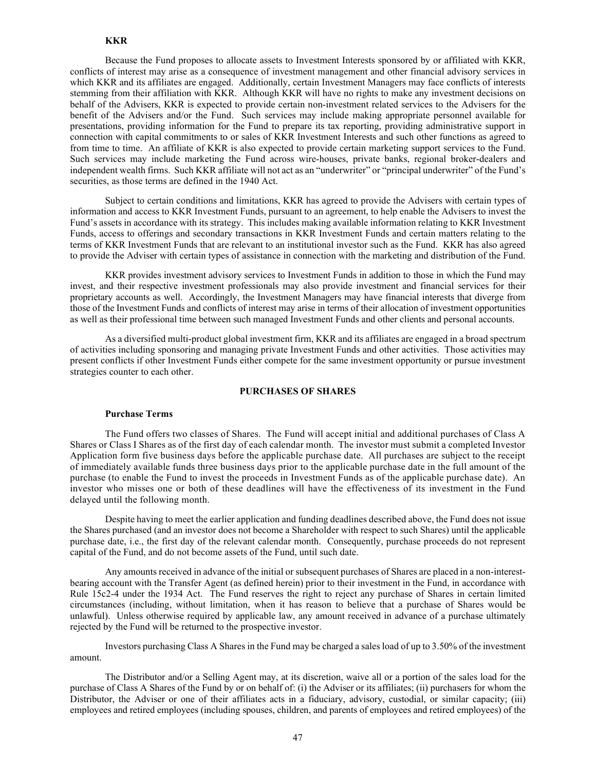### KKR

Because the Fund proposes to allocate assets to Investment Interests sponsored by or affiliated with KKR, conflicts of interest may arise as a consequence of investment management and other financial advisory services in which KKR and its affiliates are engaged. Additionally, certain Investment Managers may face conflicts of interests stemming from their affiliation with KKR. Although KKR will have no rights to make any investment decisions on behalf of the Advisers, KKR is expected to provide certain non-investment related services to the Advisers for the benefit of the Advisers and/or the Fund. Such services may include making appropriate personnel available for presentations, providing information for the Fund to prepare its tax reporting, providing administrative support in connection with capital commitments to or sales of KKR Investment Interests and such other functions as agreed to from time to time. An affiliate of KKR is also expected to provide certain marketing support services to the Fund. Such services may include marketing the Fund across wire-houses, private banks, regional broker-dealers and independent wealth firms. Such KKR affiliate will not act as an "underwriter" or "principal underwriter" of the Fund's securities, as those terms are defined in the 1940 Act.

Subject to certain conditions and limitations, KKR has agreed to provide the Advisers with certain types of information and access to KKR Investment Funds, pursuant to an agreement, to help enable the Advisers to invest the Fund's assets in accordance with its strategy. This includes making available information relating to KKR Investment Funds, access to offerings and secondary transactions in KKR Investment Funds and certain matters relating to the terms of KKR Investment Funds that are relevant to an institutional investor such as the Fund. KKR has also agreed to provide the Adviser with certain types of assistance in connection with the marketing and distribution of the Fund.

KKR provides investment advisory services to Investment Funds in addition to those in which the Fund may invest, and their respective investment professionals may also provide investment and financial services for their proprietary accounts as well. Accordingly, the Investment Managers may have financial interests that diverge from those of the Investment Funds and conflicts of interest may arise in terms of their allocation of investment opportunities as well as their professional time between such managed Investment Funds and other clients and personal accounts.

As a diversified multi-product global investment firm, KKR and its affiliates are engaged in a broad spectrum of activities including sponsoring and managing private Investment Funds and other activities. Those activities may present conflicts if other Investment Funds either compete for the same investment opportunity or pursue investment strategies counter to each other.

## PURCHASES OF SHARES

### Purchase Terms

The Fund offers two classes of Shares. The Fund will accept initial and additional purchases of Class A Shares or Class I Shares as of the first day of each calendar month. The investor must submit a completed Investor Application form five business days before the applicable purchase date. All purchases are subject to the receipt of immediately available funds three business days prior to the applicable purchase date in the full amount of the purchase (to enable the Fund to invest the proceeds in Investment Funds as of the applicable purchase date). An investor who misses one or both of these deadlines will have the effectiveness of its investment in the Fund delayed until the following month.

Despite having to meet the earlier application and funding deadlines described above, the Fund does not issue the Shares purchased (and an investor does not become a Shareholder with respect to such Shares) until the applicable purchase date, i.e., the first day of the relevant calendar month. Consequently, purchase proceeds do not represent capital of the Fund, and do not become assets of the Fund, until such date.

Any amounts received in advance of the initial or subsequent purchases of Shares are placed in a non-interest-bearing account with the Transfer Agent (as defined herein) prior to their investment in the Fund, in accordance with Rule 15c2-4 under the 1934 Act. The Fund reserves the right to reject any purchase of Shares in certain limited circumstances (including, without limitation, when it has reason to believe that a purchase of Shares would be unlawful). Unless otherwise required by applicable law, any amount received in advance of a purchase ultimately rejected by the Fund will be returned to the prospective investor.

Investors purchasing Class A Shares in the Fund may be charged a sales load of up to 3.50% of the investment amount.

The Distributor and/or a Selling Agent may, at its discretion, waive all or a portion of the sales load for the purchase of Class A Shares of the Fund by or on behalf of: (i) the Adviser or its affiliates; (ii) purchasers for whom the Distributor, the Adviser or one of their affiliates acts in a fiduciary, advisory, custodial, or similar capacity; (iii) employees and retired employees (including spouses, children, and parents of employees and retired employees) of the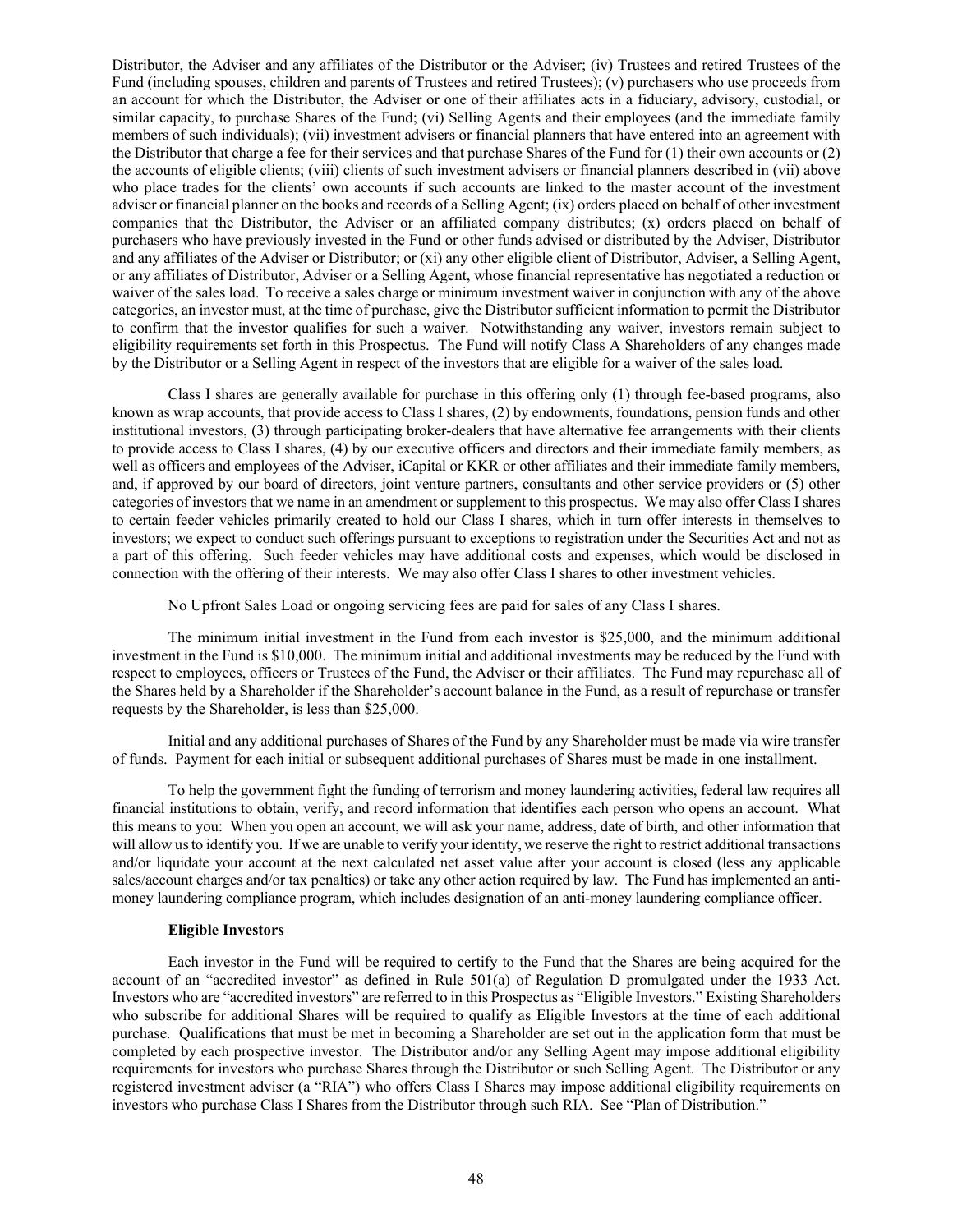Distributor, the Adviser and any affiliates of the Distributor or the Adviser; (iv) Trustees and retired Trustees of the Fund (including spouses, children and parents of Trustees and retired Trustees); (v) purchasers who use proceeds from an account for which the Distributor, the Adviser or one of their affiliates acts in a fiduciary, advisory, custodial, or similar capacity, to purchase Shares of the Fund; (vi) Selling Agents and their employees (and the immediate family members of such individuals); (vii) investment advisers or financial planners that have entered into an agreement with the Distributor that charge a fee for their services and that purchase Shares of the Fund for (1) their own accounts or (2) the accounts of eligible clients; (viii) clients of such investment advisers or financial planners described in (vii) above who place trades for the clients' own accounts if such accounts are linked to the master account of the investment adviser or financial planner on the books and records of a Selling Agent; (ix) orders placed on behalf of other investment companies that the Distributor, the Adviser or an affiliated company distributes; (x) orders placed on behalf of purchasers who have previously invested in the Fund or other funds advised or distributed by the Adviser, Distributor and any affiliates of the Adviser or Distributor; or (xi) any other eligible client of Distributor, Adviser, a Selling Agent, or any affiliates of Distributor, Adviser or a Selling Agent, whose financial representative has negotiated a reduction or waiver of the sales load. To receive a sales charge or minimum investment waiver in conjunction with any of the above categories, an investor must, at the time of purchase, give the Distributor sufficient information to permit the Distributor to confirm that the investor qualifies for such a waiver. Notwithstanding any waiver, investors remain subject to eligibility requirements set forth in this Prospectus. The Fund will notify Class A Shareholders of any changes made by the Distributor or a Selling Agent in respect of the investors that are eligible for a waiver of the sales load.

Class I shares are generally available for purchase in this offering only (1) through fee-based programs, also known as wrap accounts, that provide access to Class I shares, (2) by endowments, foundations, pension funds and other institutional investors, (3) through participating broker-dealers that have alternative fee arrangements with their clients to provide access to Class I shares, (4) by our executive officers and directors and their immediate family members, as well as officers and employees of the Adviser, iCapital or KKR or other affiliates and their immediate family members, and, if approved by our board of directors, joint venture partners, consultants and other service providers or (5) other categories of investors that we name in an amendment or supplement to this prospectus. We may also offer Class I shares to certain feeder vehicles primarily created to hold our Class I shares, which in turn offer interests in themselves to investors; we expect to conduct such offerings pursuant to exceptions to registration under the Securities Act and not as a part of this offering. Such feeder vehicles may have additional costs and expenses, which would be disclosed in connection with the offering of their interests. We may also offer Class I shares to other investment vehicles.

No Upfront Sales Load or ongoing servicing fees are paid for sales of any Class I shares.

The minimum initial investment in the Fund from each investor is $25,000, and the minimum additional investment in the Fund is $10,000. The minimum initial and additional investments may be reduced by the Fund with respect to employees, officers or Trustees of the Fund, the Adviser or their affiliates. The Fund may repurchase all of the Shares held by a Shareholder if the Shareholder's account balance in the Fund, as a result of repurchase or transfer requests by the Shareholder, is less than $25,000.

Initial and any additional purchases of Shares of the Fund by any Shareholder must be made via wire transfer of funds. Payment for each initial or subsequent additional purchases of Shares must be made in one installment.

To help the government fight the funding of terrorism and money laundering activities, federal law requires all financial institutions to obtain, verify, and record information that identifies each person who opens an account. What this means to you: When you open an account, we will ask your name, address, date of birth, and other information that will allow us to identify you. If we are unable to verify your identity, we reserve the right to restrict additional transactions and/or liquidate your account at the next calculated net asset value after your account is closed (less any applicable sales/account charges and/or tax penalties) or take any other action required by law. The Fund has implemented an anti-money laundering compliance program, which includes designation of an anti-money laundering compliance officer.

**Eligible Investors**

Each investor in the Fund will be required to certify to the Fund that the Shares are being acquired for the account of an "accredited investor" as defined in Rule 501(a) of Regulation D promulgated under the 1933 Act. Investors who are "accredited investors" are referred to in this Prospectus as "Eligible Investors." Existing Shareholders who subscribe for additional Shares will be required to qualify as Eligible Investors at the time of each additional purchase. Qualifications that must be met in becoming a Shareholder are set out in the application form that must be completed by each prospective investor. The Distributor and/or any Selling Agent may impose additional eligibility requirements for investors who purchase Shares through the Distributor or such Selling Agent. The Distributor or any registered investment adviser (a "RIA") who offers Class I Shares may impose additional eligibility requirements on investors who purchase Class I Shares from the Distributor through such RIA. See "Plan of Distribution."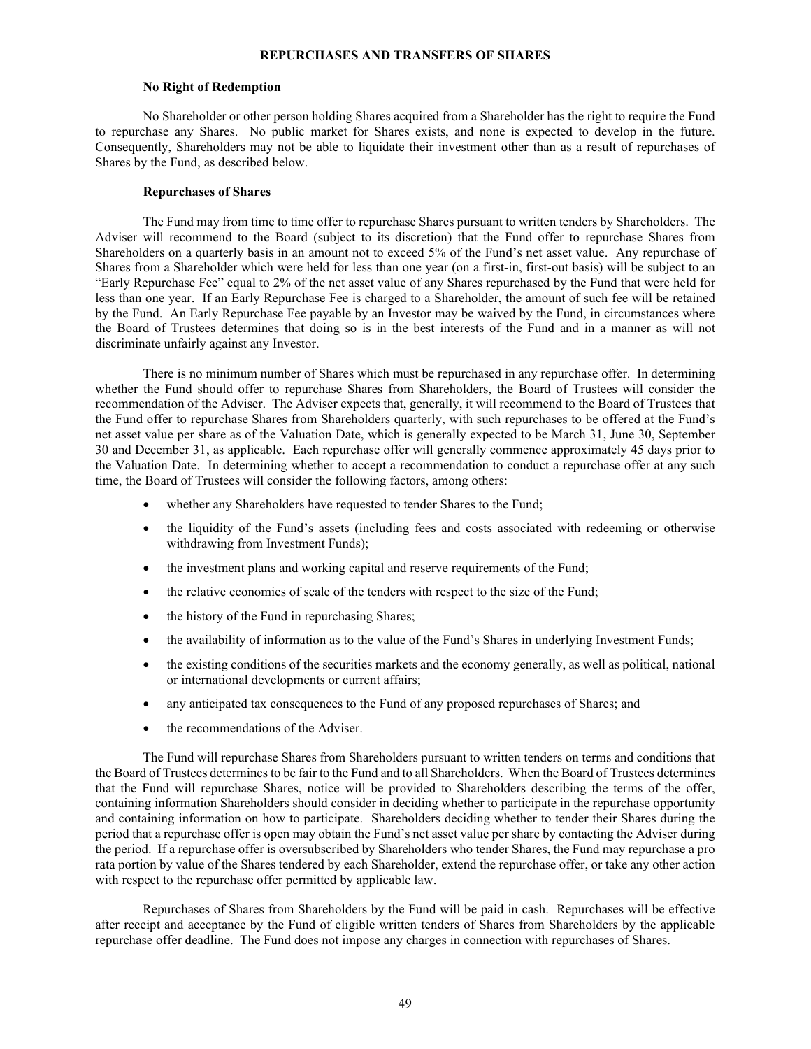## REPURCHASES AND TRANSFERS OF SHARES

### No Right of Redemption

No Shareholder or other person holding Shares acquired from a Shareholder has the right to require the Fund to repurchase any Shares. No public market for Shares exists, and none is expected to develop in the future. Consequently, Shareholders may not be able to liquidate their investment other than as a result of repurchases of Shares by the Fund, as described below.

### Repurchases of Shares

The Fund may from time to time offer to repurchase Shares pursuant to written tenders by Shareholders. The Adviser will recommend to the Board (subject to its discretion) that the Fund offer to repurchase Shares from Shareholders on a quarterly basis in an amount not to exceed 5% of the Fund's net asset value. Any repurchase of Shares from a Shareholder which were held for less than one year (on a first-in, first-out basis) will be subject to an "Early Repurchase Fee" equal to 2% of the net asset value of any Shares repurchased by the Fund that were held for less than one year. If an Early Repurchase Fee is charged to a Shareholder, the amount of such fee will be retained by the Fund. An Early Repurchase Fee payable by an Investor may be waived by the Fund, in circumstances where the Board of Trustees determines that doing so is in the best interests of the Fund and in a manner as will not discriminate unfairly against any Investor.

There is no minimum number of Shares which must be repurchased in any repurchase offer. In determining whether the Fund should offer to repurchase Shares from Shareholders, the Board of Trustees will consider the recommendation of the Adviser. The Adviser expects that, generally, it will recommend to the Board of Trustees that the Fund offer to repurchase Shares from Shareholders quarterly, with such repurchases to be offered at the Fund's net asset value per share as of the Valuation Date, which is generally expected to be March 31, June 30, September 30 and December 31, as applicable. Each repurchase offer will generally commence approximately 45 days prior to the Valuation Date. In determining whether to accept a recommendation to conduct a repurchase offer at any such time, the Board of Trustees will consider the following factors, among others:

- whether any Shareholders have requested to tender Shares to the Fund;
- the liquidity of the Fund's assets (including fees and costs associated with redeeming or otherwise withdrawing from Investment Funds);
- the investment plans and working capital and reserve requirements of the Fund;
- the relative economies of scale of the tenders with respect to the size of the Fund;
- the history of the Fund in repurchasing Shares;
- the availability of information as to the value of the Fund's Shares in underlying Investment Funds;
- the existing conditions of the securities markets and the economy generally, as well as political, national or international developments or current affairs;
- any anticipated tax consequences to the Fund of any proposed repurchases of Shares; and
- the recommendations of the Adviser.

The Fund will repurchase Shares from Shareholders pursuant to written tenders on terms and conditions that the Board of Trustees determines to be fair to the Fund and to all Shareholders. When the Board of Trustees determines that the Fund will repurchase Shares, notice will be provided to Shareholders describing the terms of the offer, containing information Shareholders should consider in deciding whether to participate in the repurchase opportunity and containing information on how to participate. Shareholders deciding whether to tender their Shares during the period that a repurchase offer is open may obtain the Fund's net asset value per share by contacting the Adviser during the period. If a repurchase offer is oversubscribed by Shareholders who tender Shares, the Fund may repurchase a pro rata portion by value of the Shares tendered by each Shareholder, extend the repurchase offer, or take any other action with respect to the repurchase offer permitted by applicable law.

Repurchases of Shares from Shareholders by the Fund will be paid in cash. Repurchases will be effective after receipt and acceptance by the Fund of eligible written tenders of Shares from Shareholders by the applicable repurchase offer deadline. The Fund does not impose any charges in connection with repurchases of Shares.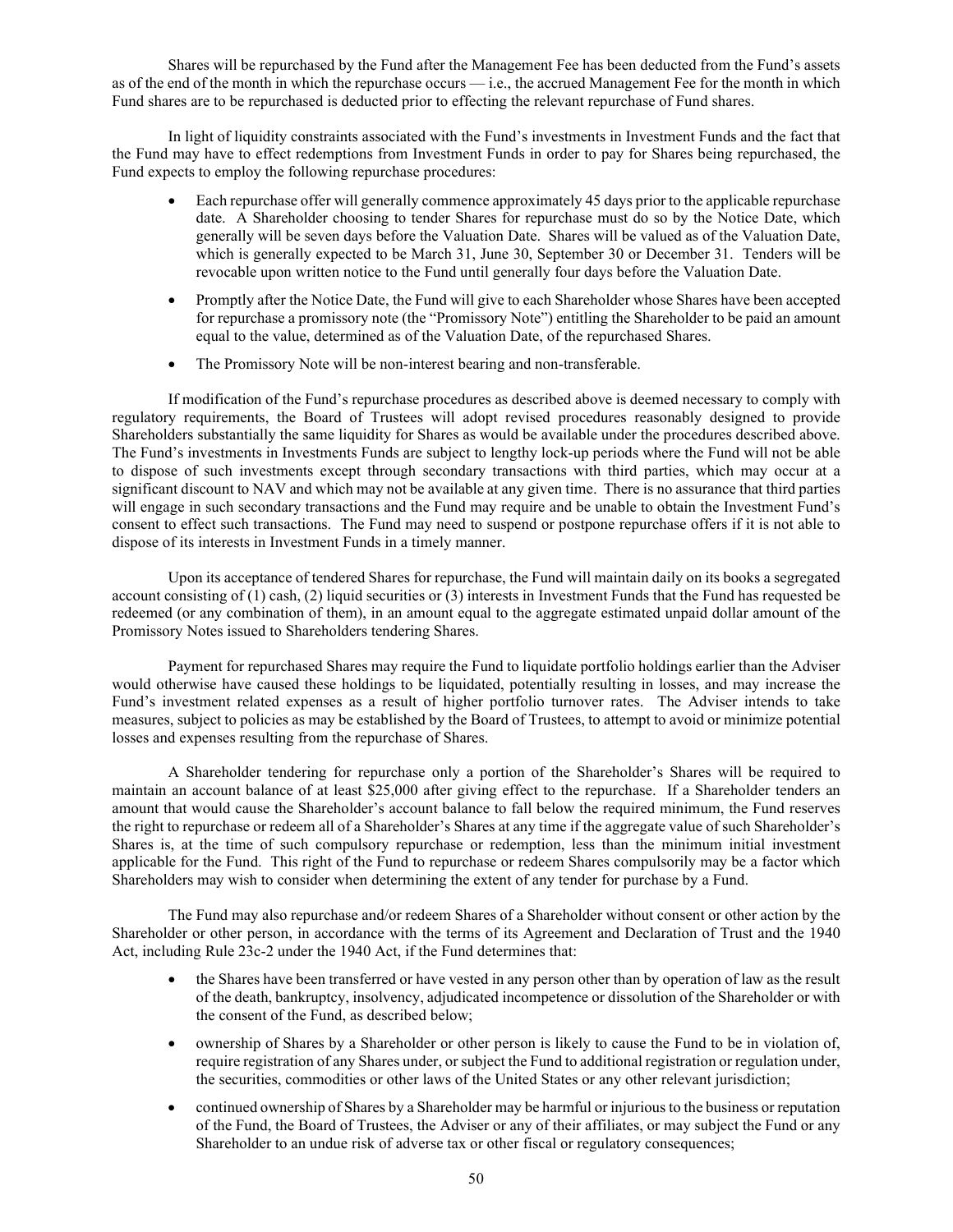Shares will be repurchased by the Fund after the Management Fee has been deducted from the Fund's assets as of the end of the month in which the repurchase occurs — i.e., the accrued Management Fee for the month in which Fund shares are to be repurchased is deducted prior to effecting the relevant repurchase of Fund shares.

In light of liquidity constraints associated with the Fund's investments in Investment Funds and the fact that the Fund may have to effect redemptions from Investment Funds in order to pay for Shares being repurchased, the Fund expects to employ the following repurchase procedures:

- Each repurchase offer will generally commence approximately 45 days prior to the applicable repurchase date. A Shareholder choosing to tender Shares for repurchase must do so by the Notice Date, which generally will be seven days before the Valuation Date. Shares will be valued as of the Valuation Date, which is generally expected to be March 31, June 30, September 30 or December 31. Tenders will be revocable upon written notice to the Fund until generally four days before the Valuation Date.
- Promptly after the Notice Date, the Fund will give to each Shareholder whose Shares have been accepted for repurchase a promissory note (the "Promissory Note") entitling the Shareholder to be paid an amount equal to the value, determined as of the Valuation Date, of the repurchased Shares.
- The Promissory Note will be non-interest bearing and non-transferable.

If modification of the Fund's repurchase procedures as described above is deemed necessary to comply with regulatory requirements, the Board of Trustees will adopt revised procedures reasonably designed to provide Shareholders substantially the same liquidity for Shares as would be available under the procedures described above. The Fund's investments in Investments Funds are subject to lengthy lock-up periods where the Fund will not be able to dispose of such investments except through secondary transactions with third parties, which may occur at a significant discount to NAV and which may not be available at any given time. There is no assurance that third parties will engage in such secondary transactions and the Fund may require and be unable to obtain the Investment Fund's consent to effect such transactions. The Fund may need to suspend or postpone repurchase offers if it is not able to dispose of its interests in Investment Funds in a timely manner.

Upon its acceptance of tendered Shares for repurchase, the Fund will maintain daily on its books a segregated account consisting of (1) cash, (2) liquid securities or (3) interests in Investment Funds that the Fund has requested be redeemed (or any combination of them), in an amount equal to the aggregate estimated unpaid dollar amount of the Promissory Notes issued to Shareholders tendering Shares.

Payment for repurchased Shares may require the Fund to liquidate portfolio holdings earlier than the Adviser would otherwise have caused these holdings to be liquidated, potentially resulting in losses, and may increase the Fund's investment related expenses as a result of higher portfolio turnover rates. The Adviser intends to take measures, subject to policies as may be established by the Board of Trustees, to attempt to avoid or minimize potential losses and expenses resulting from the repurchase of Shares.

A Shareholder tendering for repurchase only a portion of the Shareholder's Shares will be required to maintain an account balance of at least $25,000 after giving effect to the repurchase. If a Shareholder tenders an amount that would cause the Shareholder's account balance to fall below the required minimum, the Fund reserves the right to repurchase or redeem all of a Shareholder's Shares at any time if the aggregate value of such Shareholder's Shares is, at the time of such compulsory repurchase or redemption, less than the minimum initial investment applicable for the Fund. This right of the Fund to repurchase or redeem Shares compulsorily may be a factor which Shareholders may wish to consider when determining the extent of any tender for purchase by a Fund.

The Fund may also repurchase and/or redeem Shares of a Shareholder without consent or other action by the Shareholder or other person, in accordance with the terms of its Agreement and Declaration of Trust and the 1940 Act, including Rule 23c-2 under the 1940 Act, if the Fund determines that:

- the Shares have been transferred or have vested in any person other than by operation of law as the result of the death, bankruptcy, insolvency, adjudicated incompetence or dissolution of the Shareholder or with the consent of the Fund, as described below;
- ownership of Shares by a Shareholder or other person is likely to cause the Fund to be in violation of, require registration of any Shares under, or subject the Fund to additional registration or regulation under, the securities, commodities or other laws of the United States or any other relevant jurisdiction;
- continued ownership of Shares by a Shareholder may be harmful or injurious to the business or reputation of the Fund, the Board of Trustees, the Adviser or any of their affiliates, or may subject the Fund or any Shareholder to an undue risk of adverse tax or other fiscal or regulatory consequences;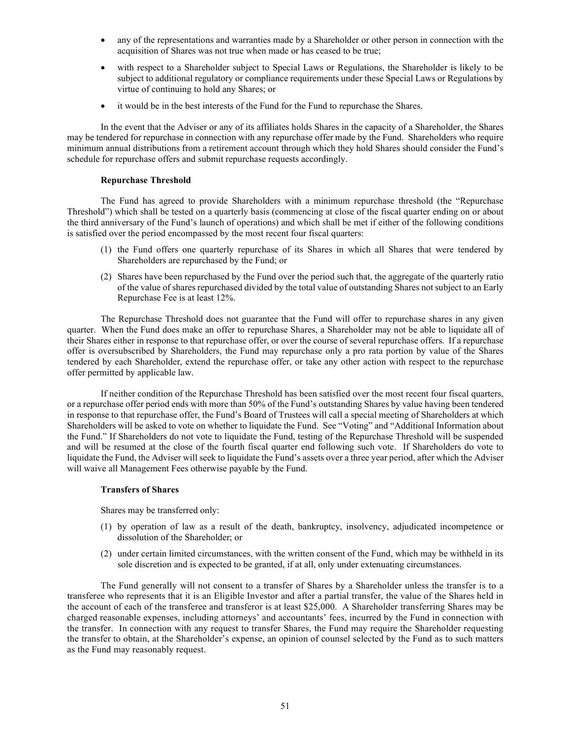- any of the representations and warranties made by a Shareholder or other person in connection with the acquisition of Shares was not true when made or has ceased to be true;
- with respect to a Shareholder subject to Special Laws or Regulations, the Shareholder is likely to be subject to additional regulatory or compliance requirements under these Special Laws or Regulations by virtue of continuing to hold any Shares; or
- it would be in the best interests of the Fund for the Fund to repurchase the Shares.

In the event that the Adviser or any of its affiliates holds Shares in the capacity of a Shareholder, the Shares may be tendered for repurchase in connection with any repurchase offer made by the Fund. Shareholders who require minimum annual distributions from a retirement account through which they hold Shares should consider the Fund's schedule for repurchase offers and submit repurchase requests accordingly.

**Repurchase Threshold**

The Fund has agreed to provide Shareholders with a minimum repurchase threshold (the "Repurchase Threshold") which shall be tested on a quarterly basis (commencing at close of the fiscal quarter ending on or about the third anniversary of the Fund's launch of operations) and which shall be met if either of the following conditions is satisfied over the period encompassed by the most recent four fiscal quarters:

(1) the Fund offers one quarterly repurchase of its Shares in which all Shares that were tendered by Shareholders are repurchased by the Fund; or

(2) Shares have been repurchased by the Fund over the period such that, the aggregate of the quarterly ratio of the value of shares repurchased divided by the total value of outstanding Shares not subject to an Early Repurchase Fee is at least 12%.

The Repurchase Threshold does not guarantee that the Fund will offer to repurchase shares in any given quarter. When the Fund does make an offer to repurchase Shares, a Shareholder may not be able to liquidate all of their Shares either in response to that repurchase offer, or over the course of several repurchase offers. If a repurchase offer is oversubscribed by Shareholders, the Fund may repurchase only a pro rata portion by value of the Shares tendered by each Shareholder, extend the repurchase offer, or take any other action with respect to the repurchase offer permitted by applicable law.

If neither condition of the Repurchase Threshold has been satisfied over the most recent four fiscal quarters, or a repurchase offer period ends with more than 50% of the Fund's outstanding Shares by value having been tendered in response to that repurchase offer, the Fund's Board of Trustees will call a special meeting of Shareholders at which Shareholders will be asked to vote on whether to liquidate the Fund. See "Voting" and "Additional Information about the Fund." If Shareholders do not vote to liquidate the Fund, testing of the Repurchase Threshold will be suspended and will be resumed at the close of the fourth fiscal quarter end following such vote. If Shareholders do vote to liquidate the Fund, the Adviser will seek to liquidate the Fund's assets over a three year period, after which the Adviser will waive all Management Fees otherwise payable by the Fund.

**Transfers of Shares**

Shares may be transferred only:

(1) by operation of law as a result of the death, bankruptcy, insolvency, adjudicated incompetence or dissolution of the Shareholder; or

(2) under certain limited circumstances, with the written consent of the Fund, which may be withheld in its sole discretion and is expected to be granted, if at all, only under extenuating circumstances.

The Fund generally will not consent to a transfer of Shares by a Shareholder unless the transfer is to a transferee who represents that it is an Eligible Investor and after a partial transfer, the value of the Shares held in the account of each of the transferee and transferor is at least $25,000. A Shareholder transferring Shares may be charged reasonable expenses, including attorneys' and accountants' fees, incurred by the Fund in connection with the transfer. In connection with any request to transfer Shares, the Fund may require the Shareholder requesting the transfer to obtain, at the Shareholder's expense, an opinion of counsel selected by the Fund as to such matters as the Fund may reasonably request.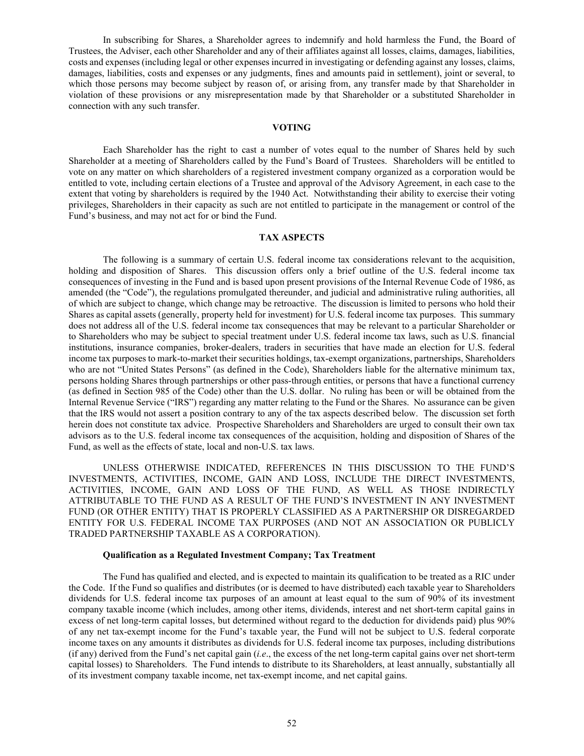In subscribing for Shares, a Shareholder agrees to indemnify and hold harmless the Fund, the Board of Trustees, the Adviser, each other Shareholder and any of their affiliates against all losses, claims, damages, liabilities, costs and expenses (including legal or other expenses incurred in investigating or defending against any losses, claims, damages, liabilities, costs and expenses or any judgments, fines and amounts paid in settlement), joint or several, to which those persons may become subject by reason of, or arising from, any transfer made by that Shareholder in violation of these provisions or any misrepresentation made by that Shareholder or a substituted Shareholder in connection with any such transfer.

## VOTING

Each Shareholder has the right to cast a number of votes equal to the number of Shares held by such Shareholder at a meeting of Shareholders called by the Fund's Board of Trustees. Shareholders will be entitled to vote on any matter on which shareholders of a registered investment company organized as a corporation would be entitled to vote, including certain elections of a Trustee and approval of the Advisory Agreement, in each case to the extent that voting by shareholders is required by the 1940 Act. Notwithstanding their ability to exercise their voting privileges, Shareholders in their capacity as such are not entitled to participate in the management or control of the Fund's business, and may not act for or bind the Fund.

## TAX ASPECTS

The following is a summary of certain U.S. federal income tax considerations relevant to the acquisition, holding and disposition of Shares. This discussion offers only a brief outline of the U.S. federal income tax consequences of investing in the Fund and is based upon present provisions of the Internal Revenue Code of 1986, as amended (the "Code"), the regulations promulgated thereunder, and judicial and administrative ruling authorities, all of which are subject to change, which change may be retroactive. The discussion is limited to persons who hold their Shares as capital assets (generally, property held for investment) for U.S. federal income tax purposes. This summary does not address all of the U.S. federal income tax consequences that may be relevant to a particular Shareholder or to Shareholders who may be subject to special treatment under U.S. federal income tax laws, such as U.S. financial institutions, insurance companies, broker-dealers, traders in securities that have made an election for U.S. federal income tax purposes to mark-to-market their securities holdings, tax-exempt organizations, partnerships, Shareholders who are not "United States Persons" (as defined in the Code), Shareholders liable for the alternative minimum tax, persons holding Shares through partnerships or other pass-through entities, or persons that have a functional currency (as defined in Section 985 of the Code) other than the U.S. dollar. No ruling has been or will be obtained from the Internal Revenue Service ("IRS") regarding any matter relating to the Fund or the Shares. No assurance can be given that the IRS would not assert a position contrary to any of the tax aspects described below. The discussion set forth herein does not constitute tax advice. Prospective Shareholders and Shareholders are urged to consult their own tax advisors as to the U.S. federal income tax consequences of the acquisition, holding and disposition of Shares of the Fund, as well as the effects of state, local and non-U.S. tax laws.

UNLESS OTHERWISE INDICATED, REFERENCES IN THIS DISCUSSION TO THE FUND'S INVESTMENTS, ACTIVITIES, INCOME, GAIN AND LOSS, INCLUDE THE DIRECT INVESTMENTS, ACTIVITIES, INCOME, GAIN AND LOSS OF THE FUND, AS WELL AS THOSE INDIRECTLY ATTRIBUTABLE TO THE FUND AS A RESULT OF THE FUND'S INVESTMENT IN ANY INVESTMENT FUND (OR OTHER ENTITY) THAT IS PROPERLY CLASSIFIED AS A PARTNERSHIP OR DISREGARDED ENTITY FOR U.S. FEDERAL INCOME TAX PURPOSES (AND NOT AN ASSOCIATION OR PUBLICLY TRADED PARTNERSHIP TAXABLE AS A CORPORATION).

### Qualification as a Regulated Investment Company; Tax Treatment

The Fund has qualified and elected, and is expected to maintain its qualification to be treated as a RIC under the Code. If the Fund so qualifies and distributes (or is deemed to have distributed) each taxable year to Shareholders dividends for U.S. federal income tax purposes of an amount at least equal to the sum of 90% of its investment company taxable income (which includes, among other items, dividends, interest and net short-term capital gains in excess of net long-term capital losses, but determined without regard to the deduction for dividends paid) plus 90% of any net tax-exempt income for the Fund's taxable year, the Fund will not be subject to U.S. federal corporate income taxes on any amounts it distributes as dividends for U.S. federal income tax purposes, including distributions (if any) derived from the Fund's net capital gain (*i.e*., the excess of the net long-term capital gains over net short-term capital losses) to Shareholders. The Fund intends to distribute to its Shareholders, at least annually, substantially all of its investment company taxable income, net tax-exempt income, and net capital gains.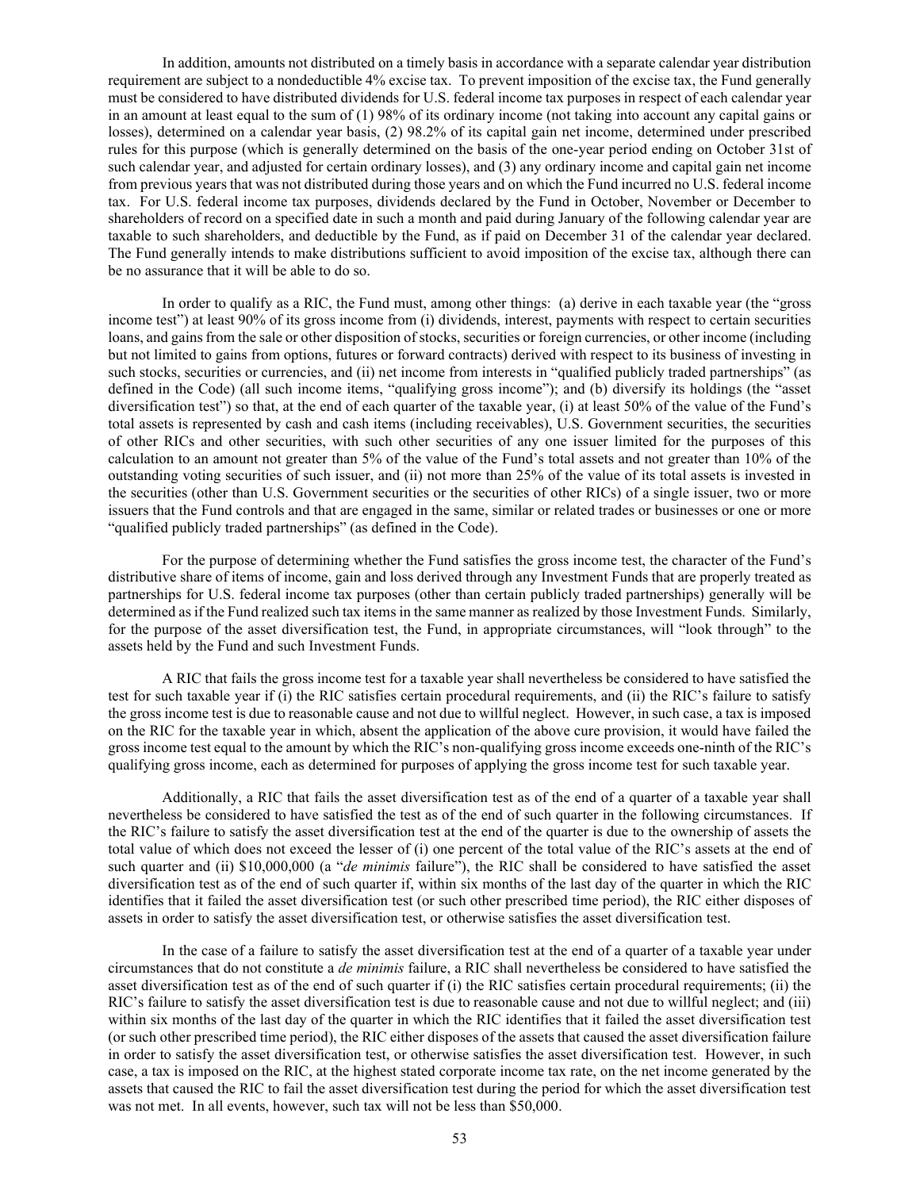In addition, amounts not distributed on a timely basis in accordance with a separate calendar year distribution requirement are subject to a nondeductible 4% excise tax. To prevent imposition of the excise tax, the Fund generally must be considered to have distributed dividends for U.S. federal income tax purposes in respect of each calendar year in an amount at least equal to the sum of (1) 98% of its ordinary income (not taking into account any capital gains or losses), determined on a calendar year basis, (2) 98.2% of its capital gain net income, determined under prescribed rules for this purpose (which is generally determined on the basis of the one-year period ending on October 31st of such calendar year, and adjusted for certain ordinary losses), and (3) any ordinary income and capital gain net income from previous years that was not distributed during those years and on which the Fund incurred no U.S. federal income tax. For U.S. federal income tax purposes, dividends declared by the Fund in October, November or December to shareholders of record on a specified date in such a month and paid during January of the following calendar year are taxable to such shareholders, and deductible by the Fund, as if paid on December 31 of the calendar year declared. The Fund generally intends to make distributions sufficient to avoid imposition of the excise tax, although there can be no assurance that it will be able to do so.

In order to qualify as a RIC, the Fund must, among other things: (a) derive in each taxable year (the "gross income test") at least 90% of its gross income from (i) dividends, interest, payments with respect to certain securities loans, and gains from the sale or other disposition of stocks, securities or foreign currencies, or other income (including but not limited to gains from options, futures or forward contracts) derived with respect to its business of investing in such stocks, securities or currencies, and (ii) net income from interests in "qualified publicly traded partnerships" (as defined in the Code) (all such income items, "qualifying gross income"); and (b) diversify its holdings (the "asset diversification test") so that, at the end of each quarter of the taxable year, (i) at least 50% of the value of the Fund's total assets is represented by cash and cash items (including receivables), U.S. Government securities, the securities of other RICs and other securities, with such other securities of any one issuer limited for the purposes of this calculation to an amount not greater than 5% of the value of the Fund's total assets and not greater than 10% of the outstanding voting securities of such issuer, and (ii) not more than 25% of the value of its total assets is invested in the securities (other than U.S. Government securities or the securities of other RICs) of a single issuer, two or more issuers that the Fund controls and that are engaged in the same, similar or related trades or businesses or one or more "qualified publicly traded partnerships" (as defined in the Code).

For the purpose of determining whether the Fund satisfies the gross income test, the character of the Fund's distributive share of items of income, gain and loss derived through any Investment Funds that are properly treated as partnerships for U.S. federal income tax purposes (other than certain publicly traded partnerships) generally will be determined as if the Fund realized such tax items in the same manner as realized by those Investment Funds. Similarly, for the purpose of the asset diversification test, the Fund, in appropriate circumstances, will "look through" to the assets held by the Fund and such Investment Funds.

A RIC that fails the gross income test for a taxable year shall nevertheless be considered to have satisfied the test for such taxable year if (i) the RIC satisfies certain procedural requirements, and (ii) the RIC's failure to satisfy the gross income test is due to reasonable cause and not due to willful neglect. However, in such case, a tax is imposed on the RIC for the taxable year in which, absent the application of the above cure provision, it would have failed the gross income test equal to the amount by which the RIC's non-qualifying gross income exceeds one-ninth of the RIC's qualifying gross income, each as determined for purposes of applying the gross income test for such taxable year.

Additionally, a RIC that fails the asset diversification test as of the end of a quarter of a taxable year shall nevertheless be considered to have satisfied the test as of the end of such quarter in the following circumstances. If the RIC's failure to satisfy the asset diversification test at the end of the quarter is due to the ownership of assets the total value of which does not exceed the lesser of (i) one percent of the total value of the RIC's assets at the end of such quarter and (ii) $10,000,000 (a "*de minimis* failure"), the RIC shall be considered to have satisfied the asset diversification test as of the end of such quarter if, within six months of the last day of the quarter in which the RIC identifies that it failed the asset diversification test (or such other prescribed time period), the RIC either disposes of assets in order to satisfy the asset diversification test, or otherwise satisfies the asset diversification test.

In the case of a failure to satisfy the asset diversification test at the end of a quarter of a taxable year under circumstances that do not constitute a *de minimis* failure, a RIC shall nevertheless be considered to have satisfied the asset diversification test as of the end of such quarter if (i) the RIC satisfies certain procedural requirements; (ii) the RIC's failure to satisfy the asset diversification test is due to reasonable cause and not due to willful neglect; and (iii) within six months of the last day of the quarter in which the RIC identifies that it failed the asset diversification test (or such other prescribed time period), the RIC either disposes of the assets that caused the asset diversification failure in order to satisfy the asset diversification test, or otherwise satisfies the asset diversification test. However, in such case, a tax is imposed on the RIC, at the highest stated corporate income tax rate, on the net income generated by the assets that caused the RIC to fail the asset diversification test during the period for which the asset diversification test was not met. In all events, however, such tax will not be less than $50,000.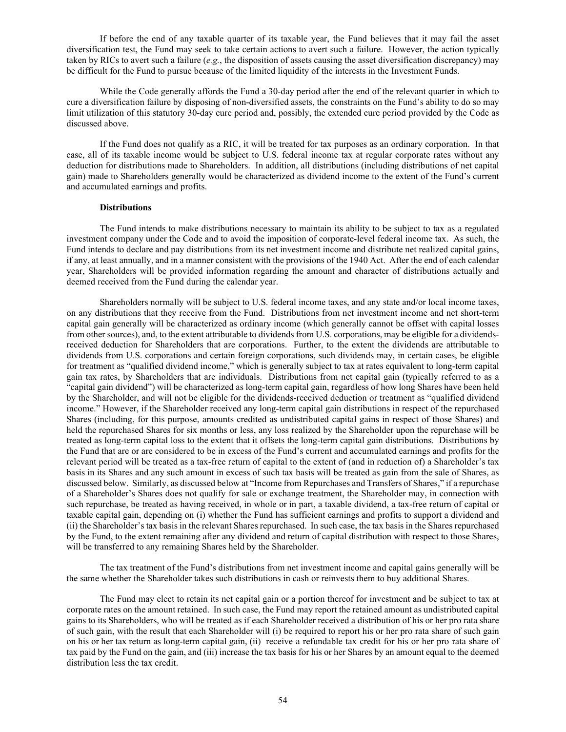If before the end of any taxable quarter of its taxable year, the Fund believes that it may fail the asset diversification test, the Fund may seek to take certain actions to avert such a failure. However, the action typically taken by RICs to avert such a failure (*e.g.*, the disposition of assets causing the asset diversification discrepancy) may be difficult for the Fund to pursue because of the limited liquidity of the interests in the Investment Funds.

While the Code generally affords the Fund a 30-day period after the end of the relevant quarter in which to cure a diversification failure by disposing of non-diversified assets, the constraints on the Fund's ability to do so may limit utilization of this statutory 30-day cure period and, possibly, the extended cure period provided by the Code as discussed above.

If the Fund does not qualify as a RIC, it will be treated for tax purposes as an ordinary corporation. In that case, all of its taxable income would be subject to U.S. federal income tax at regular corporate rates without any deduction for distributions made to Shareholders. In addition, all distributions (including distributions of net capital gain) made to Shareholders generally would be characterized as dividend income to the extent of the Fund's current and accumulated earnings and profits.

**Distributions**

The Fund intends to make distributions necessary to maintain its ability to be subject to tax as a regulated investment company under the Code and to avoid the imposition of corporate-level federal income tax. As such, the Fund intends to declare and pay distributions from its net investment income and distribute net realized capital gains, if any, at least annually, and in a manner consistent with the provisions of the 1940 Act. After the end of each calendar year, Shareholders will be provided information regarding the amount and character of distributions actually and deemed received from the Fund during the calendar year.

Shareholders normally will be subject to U.S. federal income taxes, and any state and/or local income taxes, on any distributions that they receive from the Fund. Distributions from net investment income and net short-term capital gain generally will be characterized as ordinary income (which generally cannot be offset with capital losses from other sources), and, to the extent attributable to dividends from U.S. corporations, may be eligible for a dividends-received deduction for Shareholders that are corporations. Further, to the extent the dividends are attributable to dividends from U.S. corporations and certain foreign corporations, such dividends may, in certain cases, be eligible for treatment as "qualified dividend income," which is generally subject to tax at rates equivalent to long-term capital gain tax rates, by Shareholders that are individuals. Distributions from net capital gain (typically referred to as a "capital gain dividend") will be characterized as long-term capital gain, regardless of how long Shares have been held by the Shareholder, and will not be eligible for the dividends-received deduction or treatment as "qualified dividend income." However, if the Shareholder received any long-term capital gain distributions in respect of the repurchased Shares (including, for this purpose, amounts credited as undistributed capital gains in respect of those Shares) and held the repurchased Shares for six months or less, any loss realized by the Shareholder upon the repurchase will be treated as long-term capital loss to the extent that it offsets the long-term capital gain distributions. Distributions by the Fund that are or are considered to be in excess of the Fund's current and accumulated earnings and profits for the relevant period will be treated as a tax-free return of capital to the extent of (and in reduction of) a Shareholder's tax basis in its Shares and any such amount in excess of such tax basis will be treated as gain from the sale of Shares, as discussed below. Similarly, as discussed below at "Income from Repurchases and Transfers of Shares," if a repurchase of a Shareholder's Shares does not qualify for sale or exchange treatment, the Shareholder may, in connection with such repurchase, be treated as having received, in whole or in part, a taxable dividend, a tax-free return of capital or taxable capital gain, depending on (i) whether the Fund has sufficient earnings and profits to support a dividend and (ii) the Shareholder's tax basis in the relevant Shares repurchased. In such case, the tax basis in the Shares repurchased by the Fund, to the extent remaining after any dividend and return of capital distribution with respect to those Shares, will be transferred to any remaining Shares held by the Shareholder.

The tax treatment of the Fund's distributions from net investment income and capital gains generally will be the same whether the Shareholder takes such distributions in cash or reinvests them to buy additional Shares.

The Fund may elect to retain its net capital gain or a portion thereof for investment and be subject to tax at corporate rates on the amount retained. In such case, the Fund may report the retained amount as undistributed capital gains to its Shareholders, who will be treated as if each Shareholder received a distribution of his or her pro rata share of such gain, with the result that each Shareholder will (i) be required to report his or her pro rata share of such gain on his or her tax return as long-term capital gain, (ii) receive a refundable tax credit for his or her pro rata share of tax paid by the Fund on the gain, and (iii) increase the tax basis for his or her Shares by an amount equal to the deemed distribution less the tax credit.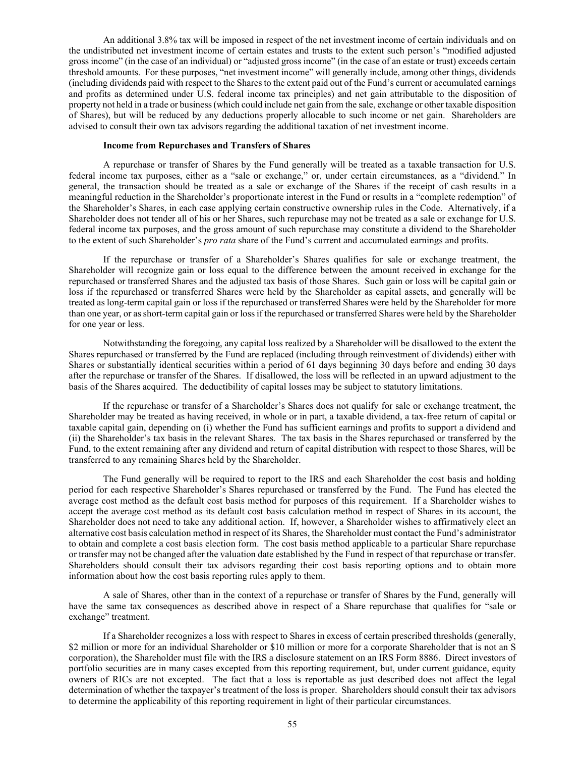An additional 3.8% tax will be imposed in respect of the net investment income of certain individuals and on the undistributed net investment income of certain estates and trusts to the extent such person's "modified adjusted gross income" (in the case of an individual) or "adjusted gross income" (in the case of an estate or trust) exceeds certain threshold amounts. For these purposes, "net investment income" will generally include, among other things, dividends (including dividends paid with respect to the Shares to the extent paid out of the Fund's current or accumulated earnings and profits as determined under U.S. federal income tax principles) and net gain attributable to the disposition of property not held in a trade or business (which could include net gain from the sale, exchange or other taxable disposition of Shares), but will be reduced by any deductions properly allocable to such income or net gain. Shareholders are advised to consult their own tax advisors regarding the additional taxation of net investment income.

**Income from Repurchases and Transfers of Shares**

A repurchase or transfer of Shares by the Fund generally will be treated as a taxable transaction for U.S. federal income tax purposes, either as a "sale or exchange," or, under certain circumstances, as a "dividend." In general, the transaction should be treated as a sale or exchange of the Shares if the receipt of cash results in a meaningful reduction in the Shareholder's proportionate interest in the Fund or results in a "complete redemption" of the Shareholder's Shares, in each case applying certain constructive ownership rules in the Code. Alternatively, if a Shareholder does not tender all of his or her Shares, such repurchase may not be treated as a sale or exchange for U.S. federal income tax purposes, and the gross amount of such repurchase may constitute a dividend to the Shareholder to the extent of such Shareholder's *pro rata* share of the Fund's current and accumulated earnings and profits.

If the repurchase or transfer of a Shareholder's Shares qualifies for sale or exchange treatment, the Shareholder will recognize gain or loss equal to the difference between the amount received in exchange for the repurchased or transferred Shares and the adjusted tax basis of those Shares. Such gain or loss will be capital gain or loss if the repurchased or transferred Shares were held by the Shareholder as capital assets, and generally will be treated as long-term capital gain or loss if the repurchased or transferred Shares were held by the Shareholder for more than one year, or as short-term capital gain or loss if the repurchased or transferred Shares were held by the Shareholder for one year or less.

Notwithstanding the foregoing, any capital loss realized by a Shareholder will be disallowed to the extent the Shares repurchased or transferred by the Fund are replaced (including through reinvestment of dividends) either with Shares or substantially identical securities within a period of 61 days beginning 30 days before and ending 30 days after the repurchase or transfer of the Shares. If disallowed, the loss will be reflected in an upward adjustment to the basis of the Shares acquired. The deductibility of capital losses may be subject to statutory limitations.

If the repurchase or transfer of a Shareholder's Shares does not qualify for sale or exchange treatment, the Shareholder may be treated as having received, in whole or in part, a taxable dividend, a tax-free return of capital or taxable capital gain, depending on (i) whether the Fund has sufficient earnings and profits to support a dividend and (ii) the Shareholder's tax basis in the relevant Shares. The tax basis in the Shares repurchased or transferred by the Fund, to the extent remaining after any dividend and return of capital distribution with respect to those Shares, will be transferred to any remaining Shares held by the Shareholder.

The Fund generally will be required to report to the IRS and each Shareholder the cost basis and holding period for each respective Shareholder's Shares repurchased or transferred by the Fund. The Fund has elected the average cost method as the default cost basis method for purposes of this requirement. If a Shareholder wishes to accept the average cost method as its default cost basis calculation method in respect of Shares in its account, the Shareholder does not need to take any additional action. If, however, a Shareholder wishes to affirmatively elect an alternative cost basis calculation method in respect of its Shares, the Shareholder must contact the Fund's administrator to obtain and complete a cost basis election form. The cost basis method applicable to a particular Share repurchase or transfer may not be changed after the valuation date established by the Fund in respect of that repurchase or transfer. Shareholders should consult their tax advisors regarding their cost basis reporting options and to obtain more information about how the cost basis reporting rules apply to them.

A sale of Shares, other than in the context of a repurchase or transfer of Shares by the Fund, generally will have the same tax consequences as described above in respect of a Share repurchase that qualifies for "sale or exchange" treatment.

If a Shareholder recognizes a loss with respect to Shares in excess of certain prescribed thresholds (generally, \$2 million or more for an individual Shareholder or \$10 million or more for a corporate Shareholder that is not an S corporation), the Shareholder must file with the IRS a disclosure statement on an IRS Form 8886. Direct investors of portfolio securities are in many cases excepted from this reporting requirement, but, under current guidance, equity owners of RICs are not excepted. The fact that a loss is reportable as just described does not affect the legal determination of whether the taxpayer's treatment of the loss is proper. Shareholders should consult their tax advisors to determine the applicability of this reporting requirement in light of their particular circumstances.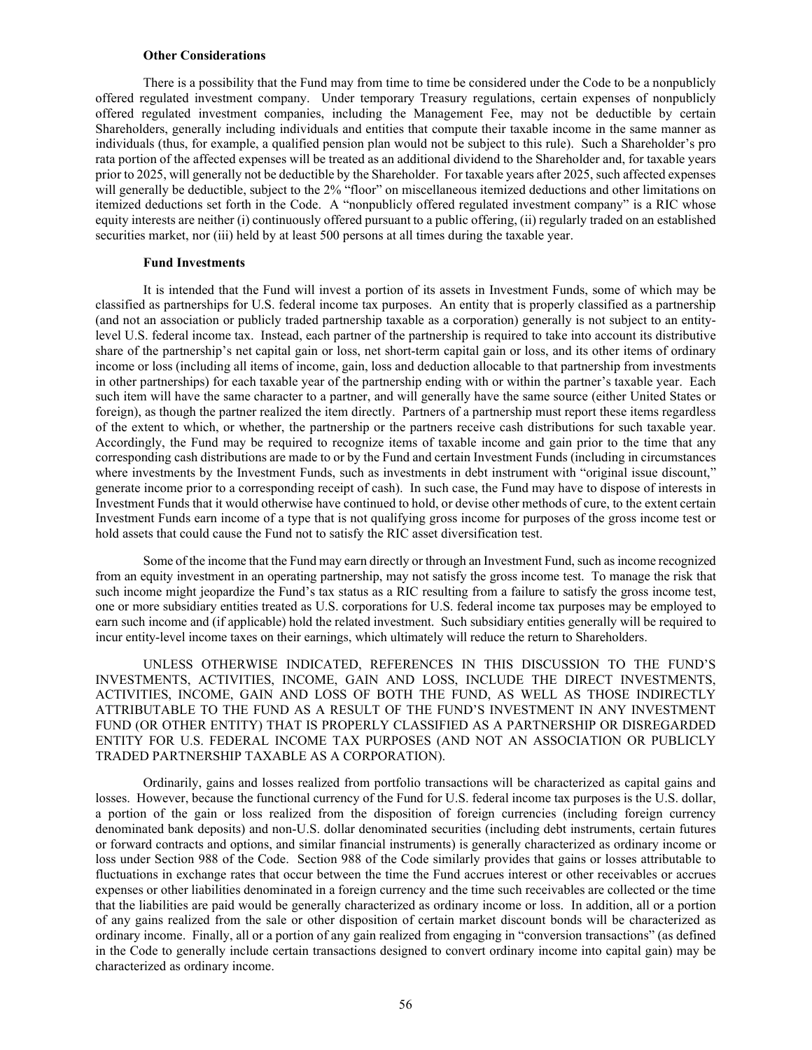### Other Considerations

There is a possibility that the Fund may from time to time be considered under the Code to be a nonpublicly offered regulated investment company. Under temporary Treasury regulations, certain expenses of nonpublicly offered regulated investment companies, including the Management Fee, may not be deductible by certain Shareholders, generally including individuals and entities that compute their taxable income in the same manner as individuals (thus, for example, a qualified pension plan would not be subject to this rule). Such a Shareholder's pro rata portion of the affected expenses will be treated as an additional dividend to the Shareholder and, for taxable years prior to 2025, will generally not be deductible by the Shareholder. For taxable years after 2025, such affected expenses will generally be deductible, subject to the 2% "floor" on miscellaneous itemized deductions and other limitations on itemized deductions set forth in the Code. A "nonpublicly offered regulated investment company" is a RIC whose equity interests are neither (i) continuously offered pursuant to a public offering, (ii) regularly traded on an established securities market, nor (iii) held by at least 500 persons at all times during the taxable year.

### Fund Investments

It is intended that the Fund will invest a portion of its assets in Investment Funds, some of which may be classified as partnerships for U.S. federal income tax purposes. An entity that is properly classified as a partnership (and not an association or publicly traded partnership taxable as a corporation) generally is not subject to an entity-level U.S. federal income tax. Instead, each partner of the partnership is required to take into account its distributive share of the partnership's net capital gain or loss, net short-term capital gain or loss, and its other items of ordinary income or loss (including all items of income, gain, loss and deduction allocable to that partnership from investments in other partnerships) for each taxable year of the partnership ending with or within the partner's taxable year. Each such item will have the same character to a partner, and will generally have the same source (either United States or foreign), as though the partner realized the item directly. Partners of a partnership must report these items regardless of the extent to which, or whether, the partnership or the partners receive cash distributions for such taxable year. Accordingly, the Fund may be required to recognize items of taxable income and gain prior to the time that any corresponding cash distributions are made to or by the Fund and certain Investment Funds (including in circumstances where investments by the Investment Funds, such as investments in debt instrument with "original issue discount," generate income prior to a corresponding receipt of cash). In such case, the Fund may have to dispose of interests in Investment Funds that it would otherwise have continued to hold, or devise other methods of cure, to the extent certain Investment Funds earn income of a type that is not qualifying gross income for purposes of the gross income test or hold assets that could cause the Fund not to satisfy the RIC asset diversification test.

Some of the income that the Fund may earn directly or through an Investment Fund, such as income recognized from an equity investment in an operating partnership, may not satisfy the gross income test. To manage the risk that such income might jeopardize the Fund's tax status as a RIC resulting from a failure to satisfy the gross income test, one or more subsidiary entities treated as U.S. corporations for U.S. federal income tax purposes may be employed to earn such income and (if applicable) hold the related investment. Such subsidiary entities generally will be required to incur entity-level income taxes on their earnings, which ultimately will reduce the return to Shareholders.

UNLESS OTHERWISE INDICATED, REFERENCES IN THIS DISCUSSION TO THE FUND'S INVESTMENTS, ACTIVITIES, INCOME, GAIN AND LOSS, INCLUDE THE DIRECT INVESTMENTS, ACTIVITIES, INCOME, GAIN AND LOSS OF BOTH THE FUND, AS WELL AS THOSE INDIRECTLY ATTRIBUTABLE TO THE FUND AS A RESULT OF THE FUND'S INVESTMENT IN ANY INVESTMENT FUND (OR OTHER ENTITY) THAT IS PROPERLY CLASSIFIED AS A PARTNERSHIP OR DISREGARDED ENTITY FOR U.S. FEDERAL INCOME TAX PURPOSES (AND NOT AN ASSOCIATION OR PUBLICLY TRADED PARTNERSHIP TAXABLE AS A CORPORATION).

Ordinarily, gains and losses realized from portfolio transactions will be characterized as capital gains and losses. However, because the functional currency of the Fund for U.S. federal income tax purposes is the U.S. dollar, a portion of the gain or loss realized from the disposition of foreign currencies (including foreign currency denominated bank deposits) and non-U.S. dollar denominated securities (including debt instruments, certain futures or forward contracts and options, and similar financial instruments) is generally characterized as ordinary income or loss under Section 988 of the Code. Section 988 of the Code similarly provides that gains or losses attributable to fluctuations in exchange rates that occur between the time the Fund accrues interest or other receivables or accrues expenses or other liabilities denominated in a foreign currency and the time such receivables are collected or the time that the liabilities are paid would be generally characterized as ordinary income or loss. In addition, all or a portion of any gains realized from the sale or other disposition of certain market discount bonds will be characterized as ordinary income. Finally, all or a portion of any gain realized from engaging in "conversion transactions" (as defined in the Code to generally include certain transactions designed to convert ordinary income into capital gain) may be characterized as ordinary income.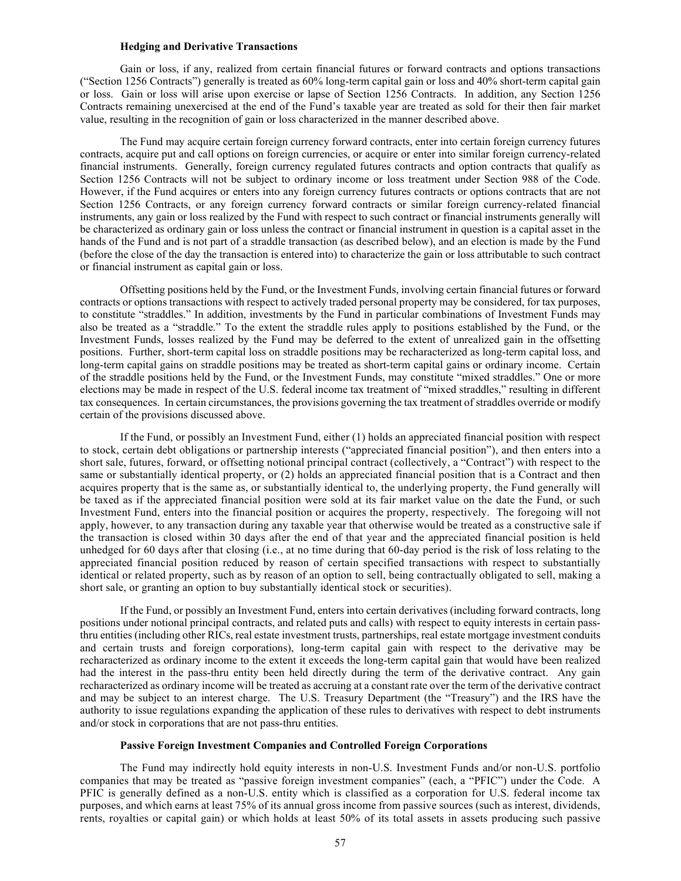### Hedging and Derivative Transactions

Gain or loss, if any, realized from certain financial futures or forward contracts and options transactions ("Section 1256 Contracts") generally is treated as 60% long-term capital gain or loss and 40% short-term capital gain or loss. Gain or loss will arise upon exercise or lapse of Section 1256 Contracts. In addition, any Section 1256 Contracts remaining unexercised at the end of the Fund's taxable year are treated as sold for their then fair market value, resulting in the recognition of gain or loss characterized in the manner described above.

The Fund may acquire certain foreign currency forward contracts, enter into certain foreign currency futures contracts, acquire put and call options on foreign currencies, or acquire or enter into similar foreign currency-related financial instruments. Generally, foreign currency regulated futures contracts and option contracts that qualify as Section 1256 Contracts will not be subject to ordinary income or loss treatment under Section 988 of the Code. However, if the Fund acquires or enters into any foreign currency futures contracts or options contracts that are not Section 1256 Contracts, or any foreign currency forward contracts or similar foreign currency-related financial instruments, any gain or loss realized by the Fund with respect to such contract or financial instruments generally will be characterized as ordinary gain or loss unless the contract or financial instrument in question is a capital asset in the hands of the Fund and is not part of a straddle transaction (as described below), and an election is made by the Fund (before the close of the day the transaction is entered into) to characterize the gain or loss attributable to such contract or financial instrument as capital gain or loss.

Offsetting positions held by the Fund, or the Investment Funds, involving certain financial futures or forward contracts or options transactions with respect to actively traded personal property may be considered, for tax purposes, to constitute "straddles." In addition, investments by the Fund in particular combinations of Investment Funds may also be treated as a "straddle." To the extent the straddle rules apply to positions established by the Fund, or the Investment Funds, losses realized by the Fund may be deferred to the extent of unrealized gain in the offsetting positions. Further, short-term capital loss on straddle positions may be recharacterized as long-term capital loss, and long-term capital gains on straddle positions may be treated as short-term capital gains or ordinary income. Certain of the straddle positions held by the Fund, or the Investment Funds, may constitute "mixed straddles." One or more elections may be made in respect of the U.S. federal income tax treatment of "mixed straddles," resulting in different tax consequences. In certain circumstances, the provisions governing the tax treatment of straddles override or modify certain of the provisions discussed above.

If the Fund, or possibly an Investment Fund, either (1) holds an appreciated financial position with respect to stock, certain debt obligations or partnership interests ("appreciated financial position"), and then enters into a short sale, futures, forward, or offsetting notional principal contract (collectively, a "Contract") with respect to the same or substantially identical property, or (2) holds an appreciated financial position that is a Contract and then acquires property that is the same as, or substantially identical to, the underlying property, the Fund generally will be taxed as if the appreciated financial position were sold at its fair market value on the date the Fund, or such Investment Fund, enters into the financial position or acquires the property, respectively. The foregoing will not apply, however, to any transaction during any taxable year that otherwise would be treated as a constructive sale if the transaction is closed within 30 days after the end of that year and the appreciated financial position is held unhedged for 60 days after that closing (i.e., at no time during that 60-day period is the risk of loss relating to the appreciated financial position reduced by reason of certain specified transactions with respect to substantially identical or related property, such as by reason of an option to sell, being contractually obligated to sell, making a short sale, or granting an option to buy substantially identical stock or securities).

If the Fund, or possibly an Investment Fund, enters into certain derivatives (including forward contracts, long positions under notional principal contracts, and related puts and calls) with respect to equity interests in certain pass-thru entities (including other RICs, real estate investment trusts, partnerships, real estate mortgage investment conduits and certain trusts and foreign corporations), long-term capital gain with respect to the derivative may be recharacterized as ordinary income to the extent it exceeds the long-term capital gain that would have been realized had the interest in the pass-thru entity been held directly during the term of the derivative contract. Any gain recharacterized as ordinary income will be treated as accruing at a constant rate over the term of the derivative contract and may be subject to an interest charge. The U.S. Treasury Department (the "Treasury") and the IRS have the authority to issue regulations expanding the application of these rules to derivatives with respect to debt instruments and/or stock in corporations that are not pass-thru entities.

### Passive Foreign Investment Companies and Controlled Foreign Corporations

The Fund may indirectly hold equity interests in non-U.S. Investment Funds and/or non-U.S. portfolio companies that may be treated as "passive foreign investment companies" (each, a "PFIC") under the Code. A PFIC is generally defined as a non-U.S. entity which is classified as a corporation for U.S. federal income tax purposes, and which earns at least 75% of its annual gross income from passive sources (such as interest, dividends, rents, royalties or capital gain) or which holds at least 50% of its total assets in assets producing such passive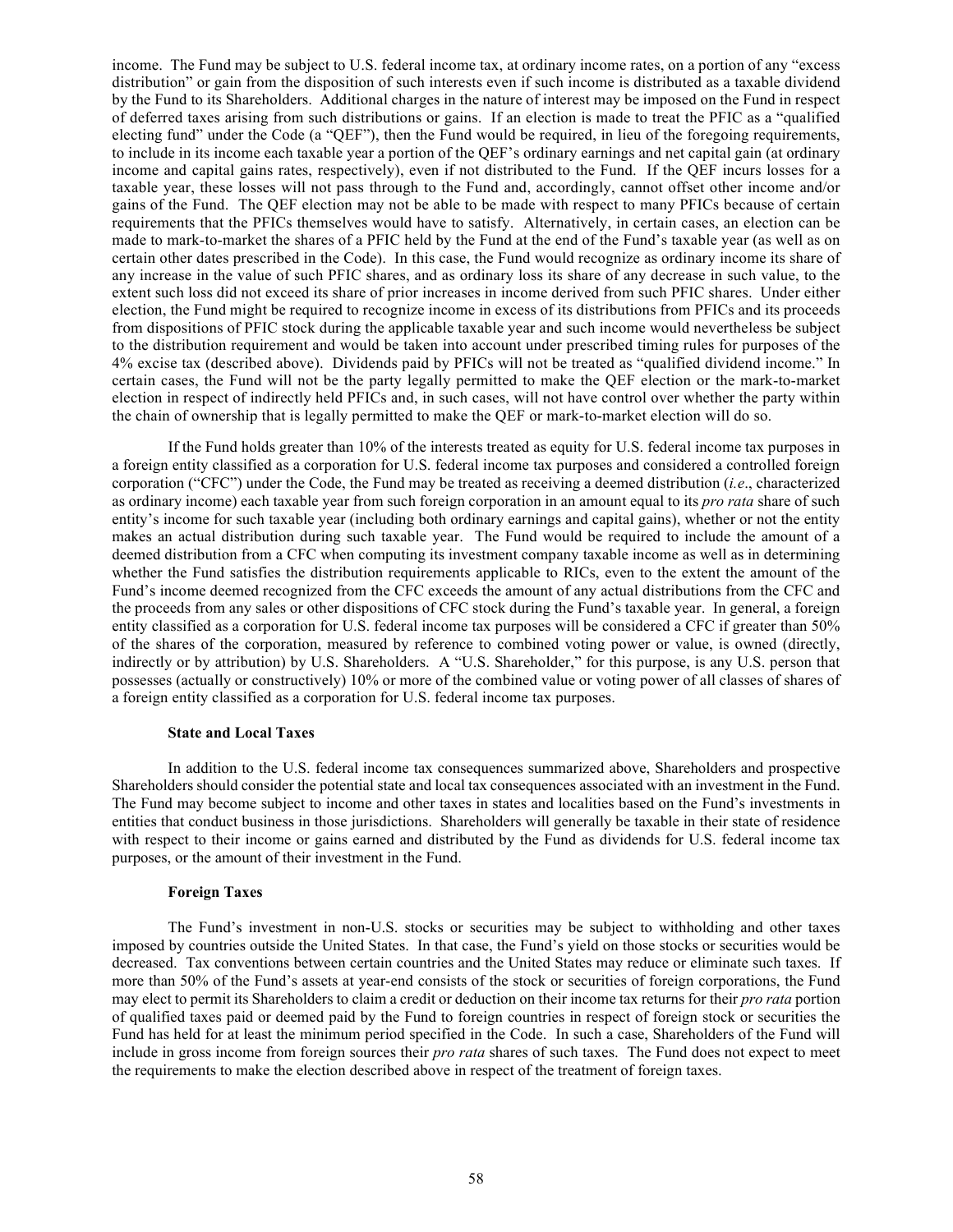income. The Fund may be subject to U.S. federal income tax, at ordinary income rates, on a portion of any "excess distribution" or gain from the disposition of such interests even if such income is distributed as a taxable dividend by the Fund to its Shareholders. Additional charges in the nature of interest may be imposed on the Fund in respect of deferred taxes arising from such distributions or gains. If an election is made to treat the PFIC as a "qualified electing fund" under the Code (a "QEF"), then the Fund would be required, in lieu of the foregoing requirements, to include in its income each taxable year a portion of the QEF's ordinary earnings and net capital gain (at ordinary income and capital gains rates, respectively), even if not distributed to the Fund. If the QEF incurs losses for a taxable year, these losses will not pass through to the Fund and, accordingly, cannot offset other income and/or gains of the Fund. The QEF election may not be able to be made with respect to many PFICs because of certain requirements that the PFICs themselves would have to satisfy. Alternatively, in certain cases, an election can be made to mark-to-market the shares of a PFIC held by the Fund at the end of the Fund's taxable year (as well as on certain other dates prescribed in the Code). In this case, the Fund would recognize as ordinary income its share of any increase in the value of such PFIC shares, and as ordinary loss its share of any decrease in such value, to the extent such loss did not exceed its share of prior increases in income derived from such PFIC shares. Under either election, the Fund might be required to recognize income in excess of its distributions from PFICs and its proceeds from dispositions of PFIC stock during the applicable taxable year and such income would nevertheless be subject to the distribution requirement and would be taken into account under prescribed timing rules for purposes of the 4% excise tax (described above). Dividends paid by PFICs will not be treated as "qualified dividend income." In certain cases, the Fund will not be the party legally permitted to make the QEF election or the mark-to-market election in respect of indirectly held PFICs and, in such cases, will not have control over whether the party within the chain of ownership that is legally permitted to make the QEF or mark-to-market election will do so.

If the Fund holds greater than 10% of the interests treated as equity for U.S. federal income tax purposes in a foreign entity classified as a corporation for U.S. federal income tax purposes and considered a controlled foreign corporation ("CFC") under the Code, the Fund may be treated as receiving a deemed distribution (*i.e*., characterized as ordinary income) each taxable year from such foreign corporation in an amount equal to its *pro rata* share of such entity's income for such taxable year (including both ordinary earnings and capital gains), whether or not the entity makes an actual distribution during such taxable year. The Fund would be required to include the amount of a deemed distribution from a CFC when computing its investment company taxable income as well as in determining whether the Fund satisfies the distribution requirements applicable to RICs, even to the extent the amount of the Fund's income deemed recognized from the CFC exceeds the amount of any actual distributions from the CFC and the proceeds from any sales or other dispositions of CFC stock during the Fund's taxable year. In general, a foreign entity classified as a corporation for U.S. federal income tax purposes will be considered a CFC if greater than 50% of the shares of the corporation, measured by reference to combined voting power or value, is owned (directly, indirectly or by attribution) by U.S. Shareholders. A "U.S. Shareholder," for this purpose, is any U.S. person that possesses (actually or constructively) 10% or more of the combined value or voting power of all classes of shares of a foreign entity classified as a corporation for U.S. federal income tax purposes.

**State and Local Taxes**

In addition to the U.S. federal income tax consequences summarized above, Shareholders and prospective Shareholders should consider the potential state and local tax consequences associated with an investment in the Fund. The Fund may become subject to income and other taxes in states and localities based on the Fund's investments in entities that conduct business in those jurisdictions. Shareholders will generally be taxable in their state of residence with respect to their income or gains earned and distributed by the Fund as dividends for U.S. federal income tax purposes, or the amount of their investment in the Fund.

**Foreign Taxes**

The Fund's investment in non-U.S. stocks or securities may be subject to withholding and other taxes imposed by countries outside the United States. In that case, the Fund's yield on those stocks or securities would be decreased. Tax conventions between certain countries and the United States may reduce or eliminate such taxes. If more than 50% of the Fund's assets at year-end consists of the stock or securities of foreign corporations, the Fund may elect to permit its Shareholders to claim a credit or deduction on their income tax returns for their *pro rata* portion of qualified taxes paid or deemed paid by the Fund to foreign countries in respect of foreign stock or securities the Fund has held for at least the minimum period specified in the Code. In such a case, Shareholders of the Fund will include in gross income from foreign sources their *pro rata* shares of such taxes. The Fund does not expect to meet the requirements to make the election described above in respect of the treatment of foreign taxes.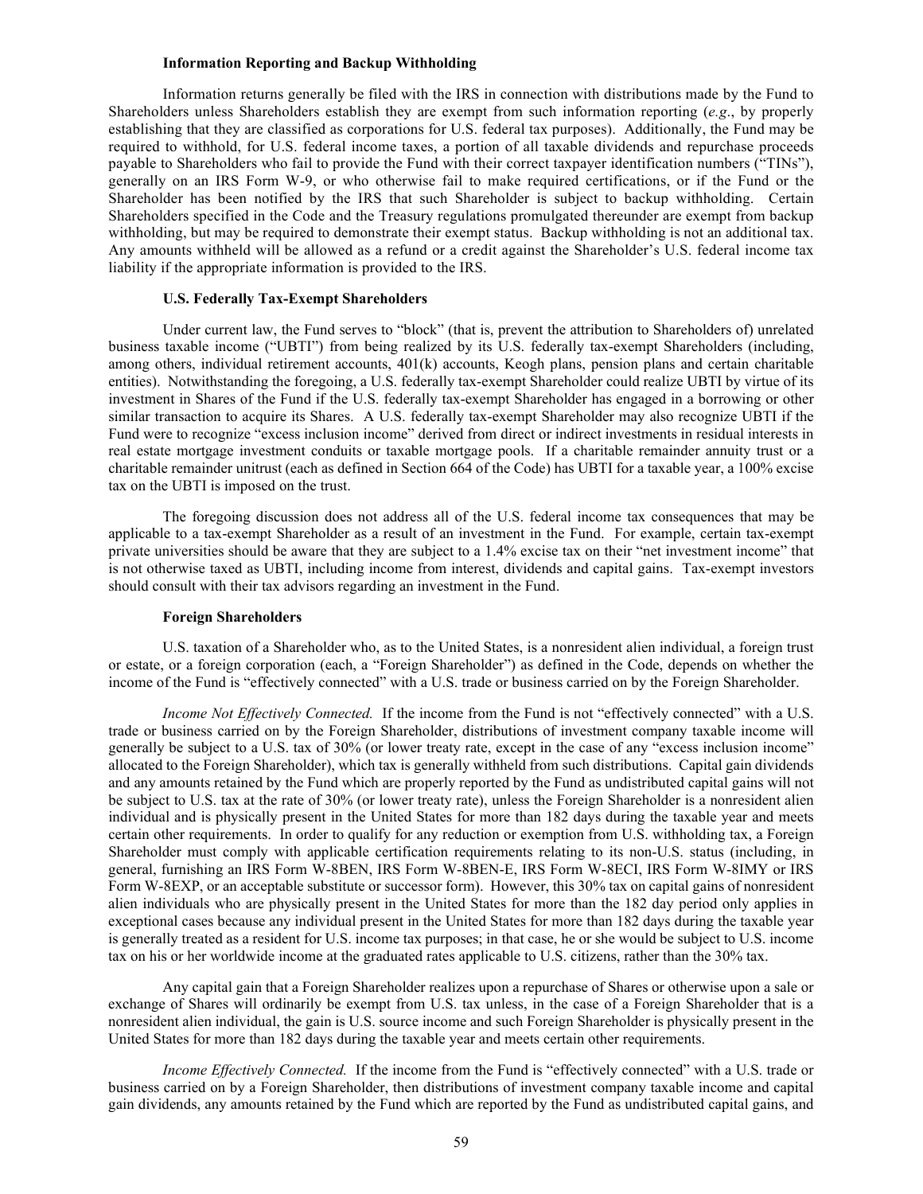#### Information Reporting and Backup Withholding

Information returns generally be filed with the IRS in connection with distributions made by the Fund to Shareholders unless Shareholders establish they are exempt from such information reporting (*e.g*., by properly establishing that they are classified as corporations for U.S. federal tax purposes). Additionally, the Fund may be required to withhold, for U.S. federal income taxes, a portion of all taxable dividends and repurchase proceeds payable to Shareholders who fail to provide the Fund with their correct taxpayer identification numbers ("TINs"), generally on an IRS Form W-9, or who otherwise fail to make required certifications, or if the Fund or the Shareholder has been notified by the IRS that such Shareholder is subject to backup withholding. Certain Shareholders specified in the Code and the Treasury regulations promulgated thereunder are exempt from backup withholding, but may be required to demonstrate their exempt status. Backup withholding is not an additional tax. Any amounts withheld will be allowed as a refund or a credit against the Shareholder's U.S. federal income tax liability if the appropriate information is provided to the IRS.

#### U.S. Federally Tax-Exempt Shareholders

Under current law, the Fund serves to "block" (that is, prevent the attribution to Shareholders of) unrelated business taxable income ("UBTI") from being realized by its U.S. federally tax-exempt Shareholders (including, among others, individual retirement accounts, 401(k) accounts, Keogh plans, pension plans and certain charitable entities). Notwithstanding the foregoing, a U.S. federally tax-exempt Shareholder could realize UBTI by virtue of its investment in Shares of the Fund if the U.S. federally tax-exempt Shareholder has engaged in a borrowing or other similar transaction to acquire its Shares. A U.S. federally tax-exempt Shareholder may also recognize UBTI if the Fund were to recognize "excess inclusion income" derived from direct or indirect investments in residual interests in real estate mortgage investment conduits or taxable mortgage pools. If a charitable remainder annuity trust or a charitable remainder unitrust (each as defined in Section 664 of the Code) has UBTI for a taxable year, a 100% excise tax on the UBTI is imposed on the trust.

The foregoing discussion does not address all of the U.S. federal income tax consequences that may be applicable to a tax-exempt Shareholder as a result of an investment in the Fund. For example, certain tax-exempt private universities should be aware that they are subject to a 1.4% excise tax on their "net investment income" that is not otherwise taxed as UBTI, including income from interest, dividends and capital gains. Tax-exempt investors should consult with their tax advisors regarding an investment in the Fund.

#### Foreign Shareholders

U.S. taxation of a Shareholder who, as to the United States, is a nonresident alien individual, a foreign trust or estate, or a foreign corporation (each, a "Foreign Shareholder") as defined in the Code, depends on whether the income of the Fund is "effectively connected" with a U.S. trade or business carried on by the Foreign Shareholder.

*Income Not Effectively Connected.* If the income from the Fund is not "effectively connected" with a U.S. trade or business carried on by the Foreign Shareholder, distributions of investment company taxable income will generally be subject to a U.S. tax of 30% (or lower treaty rate, except in the case of any "excess inclusion income" allocated to the Foreign Shareholder), which tax is generally withheld from such distributions. Capital gain dividends and any amounts retained by the Fund which are properly reported by the Fund as undistributed capital gains will not be subject to U.S. tax at the rate of 30% (or lower treaty rate), unless the Foreign Shareholder is a nonresident alien individual and is physically present in the United States for more than 182 days during the taxable year and meets certain other requirements. In order to qualify for any reduction or exemption from U.S. withholding tax, a Foreign Shareholder must comply with applicable certification requirements relating to its non-U.S. status (including, in general, furnishing an IRS Form W-8BEN, IRS Form W-8BEN-E, IRS Form W-8ECI, IRS Form W-8IMY or IRS Form W-8EXP, or an acceptable substitute or successor form). However, this 30% tax on capital gains of nonresident alien individuals who are physically present in the United States for more than the 182 day period only applies in exceptional cases because any individual present in the United States for more than 182 days during the taxable year is generally treated as a resident for U.S. income tax purposes; in that case, he or she would be subject to U.S. income tax on his or her worldwide income at the graduated rates applicable to U.S. citizens, rather than the 30% tax.

Any capital gain that a Foreign Shareholder realizes upon a repurchase of Shares or otherwise upon a sale or exchange of Shares will ordinarily be exempt from U.S. tax unless, in the case of a Foreign Shareholder that is a nonresident alien individual, the gain is U.S. source income and such Foreign Shareholder is physically present in the United States for more than 182 days during the taxable year and meets certain other requirements.

*Income Effectively Connected.* If the income from the Fund is "effectively connected" with a U.S. trade or business carried on by a Foreign Shareholder, then distributions of investment company taxable income and capital gain dividends, any amounts retained by the Fund which are reported by the Fund as undistributed capital gains, and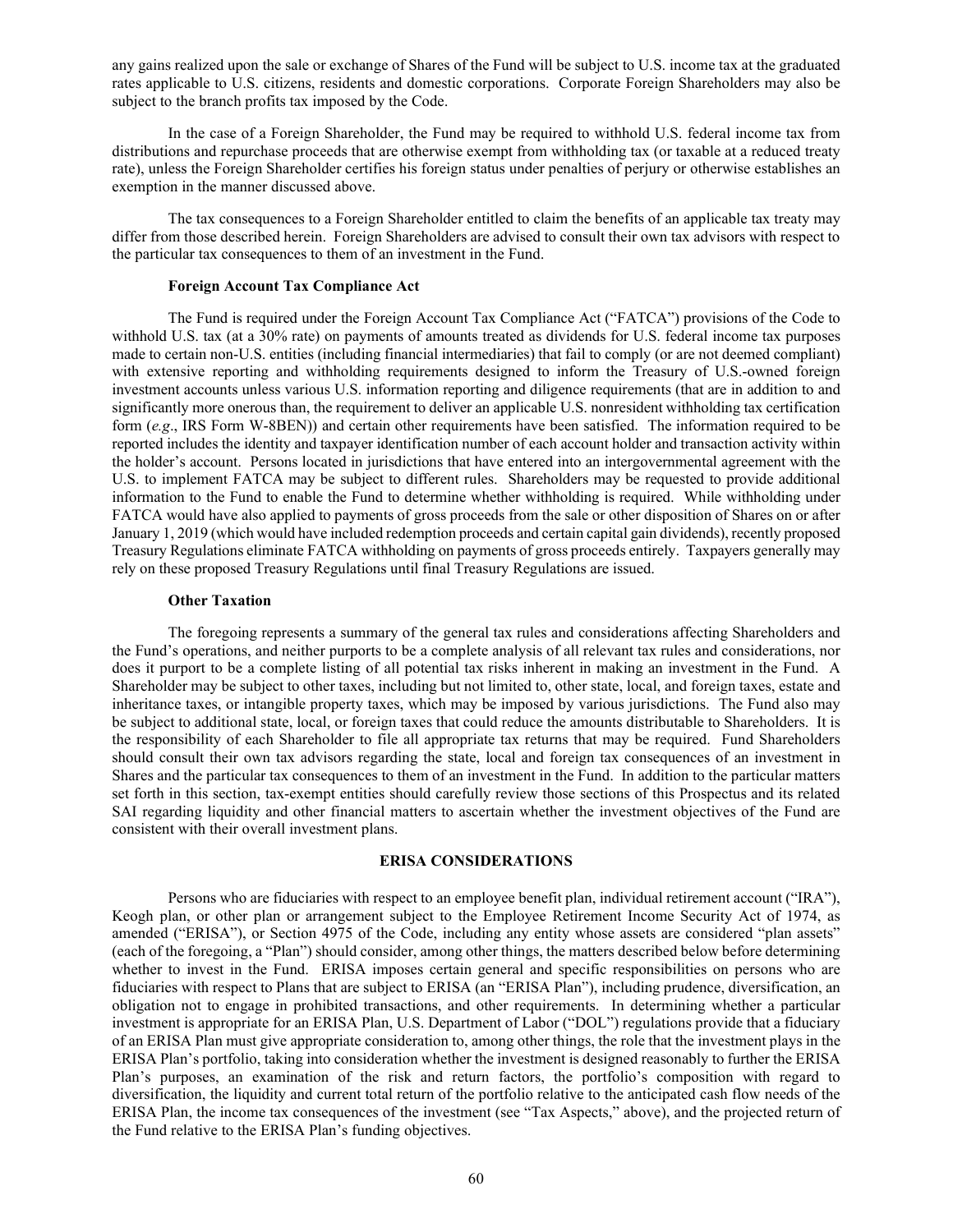any gains realized upon the sale or exchange of Shares of the Fund will be subject to U.S. income tax at the graduated rates applicable to U.S. citizens, residents and domestic corporations. Corporate Foreign Shareholders may also be subject to the branch profits tax imposed by the Code.

In the case of a Foreign Shareholder, the Fund may be required to withhold U.S. federal income tax from distributions and repurchase proceeds that are otherwise exempt from withholding tax (or taxable at a reduced treaty rate), unless the Foreign Shareholder certifies his foreign status under penalties of perjury or otherwise establishes an exemption in the manner discussed above.

The tax consequences to a Foreign Shareholder entitled to claim the benefits of an applicable tax treaty may differ from those described herein. Foreign Shareholders are advised to consult their own tax advisors with respect to the particular tax consequences to them of an investment in the Fund.

**Foreign Account Tax Compliance Act**

The Fund is required under the Foreign Account Tax Compliance Act ("FATCA") provisions of the Code to withhold U.S. tax (at a 30% rate) on payments of amounts treated as dividends for U.S. federal income tax purposes made to certain non-U.S. entities (including financial intermediaries) that fail to comply (or are not deemed compliant) with extensive reporting and withholding requirements designed to inform the Treasury of U.S.-owned foreign investment accounts unless various U.S. information reporting and diligence requirements (that are in addition to and significantly more onerous than, the requirement to deliver an applicable U.S. nonresident withholding tax certification form (*e.g*., IRS Form W-8BEN)) and certain other requirements have been satisfied. The information required to be reported includes the identity and taxpayer identification number of each account holder and transaction activity within the holder's account. Persons located in jurisdictions that have entered into an intergovernmental agreement with the U.S. to implement FATCA may be subject to different rules. Shareholders may be requested to provide additional information to the Fund to enable the Fund to determine whether withholding is required. While withholding under FATCA would have also applied to payments of gross proceeds from the sale or other disposition of Shares on or after January 1, 2019 (which would have included redemption proceeds and certain capital gain dividends), recently proposed Treasury Regulations eliminate FATCA withholding on payments of gross proceeds entirely. Taxpayers generally may rely on these proposed Treasury Regulations until final Treasury Regulations are issued.

**Other Taxation**

The foregoing represents a summary of the general tax rules and considerations affecting Shareholders and the Fund's operations, and neither purports to be a complete analysis of all relevant tax rules and considerations, nor does it purport to be a complete listing of all potential tax risks inherent in making an investment in the Fund. A Shareholder may be subject to other taxes, including but not limited to, other state, local, and foreign taxes, estate and inheritance taxes, or intangible property taxes, which may be imposed by various jurisdictions. The Fund also may be subject to additional state, local, or foreign taxes that could reduce the amounts distributable to Shareholders. It is the responsibility of each Shareholder to file all appropriate tax returns that may be required. Fund Shareholders should consult their own tax advisors regarding the state, local and foreign tax consequences of an investment in Shares and the particular tax consequences to them of an investment in the Fund. In addition to the particular matters set forth in this section, tax-exempt entities should carefully review those sections of this Prospectus and its related SAI regarding liquidity and other financial matters to ascertain whether the investment objectives of the Fund are consistent with their overall investment plans.

## ERISA CONSIDERATIONS

Persons who are fiduciaries with respect to an employee benefit plan, individual retirement account ("IRA"), Keogh plan, or other plan or arrangement subject to the Employee Retirement Income Security Act of 1974, as amended ("ERISA"), or Section 4975 of the Code, including any entity whose assets are considered "plan assets" (each of the foregoing, a "Plan") should consider, among other things, the matters described below before determining whether to invest in the Fund. ERISA imposes certain general and specific responsibilities on persons who are fiduciaries with respect to Plans that are subject to ERISA (an "ERISA Plan"), including prudence, diversification, an obligation not to engage in prohibited transactions, and other requirements. In determining whether a particular investment is appropriate for an ERISA Plan, U.S. Department of Labor ("DOL") regulations provide that a fiduciary of an ERISA Plan must give appropriate consideration to, among other things, the role that the investment plays in the ERISA Plan's portfolio, taking into consideration whether the investment is designed reasonably to further the ERISA Plan's purposes, an examination of the risk and return factors, the portfolio's composition with regard to diversification, the liquidity and current total return of the portfolio relative to the anticipated cash flow needs of the ERISA Plan, the income tax consequences of the investment (see "Tax Aspects," above), and the projected return of the Fund relative to the ERISA Plan's funding objectives.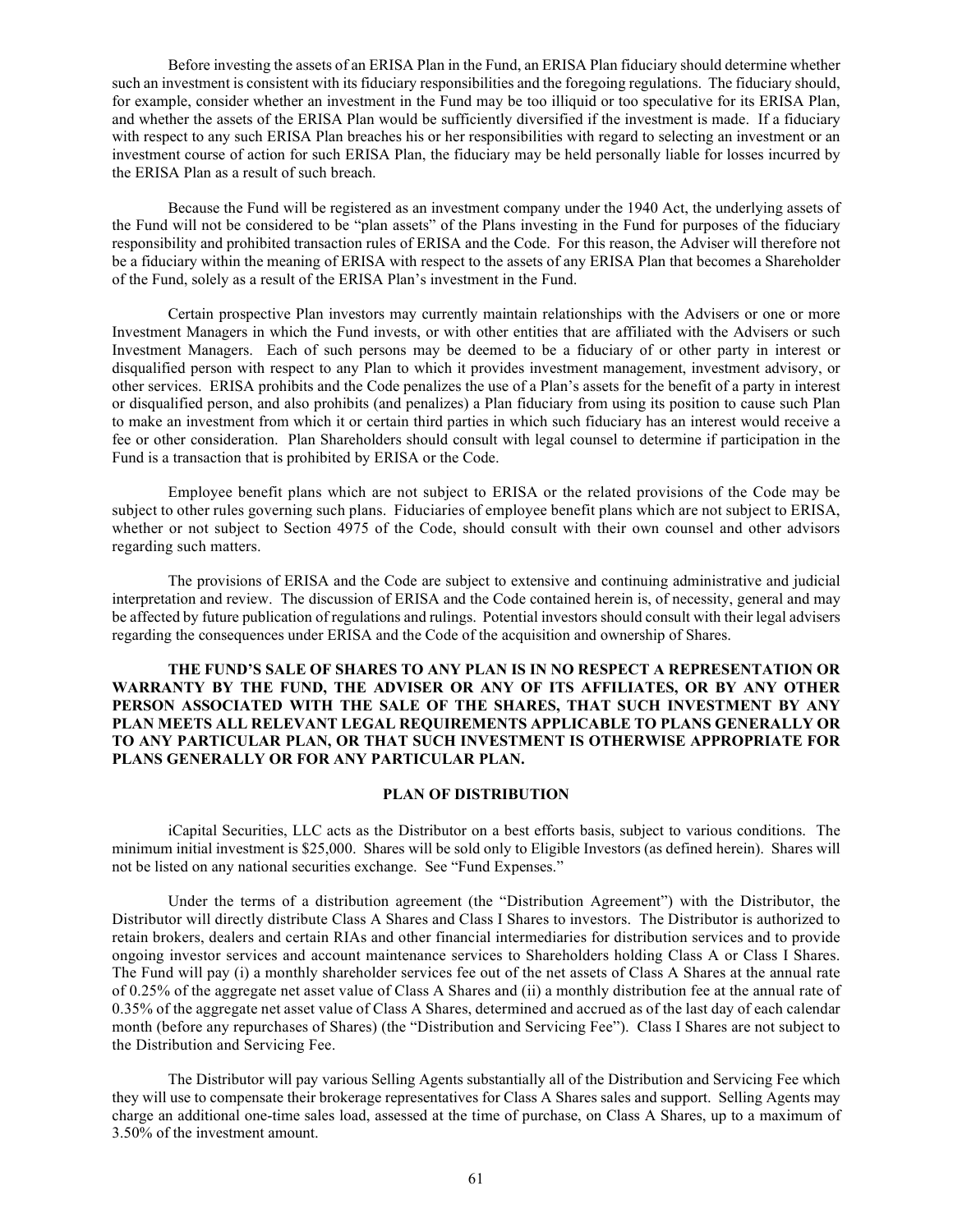Before investing the assets of an ERISA Plan in the Fund, an ERISA Plan fiduciary should determine whether such an investment is consistent with its fiduciary responsibilities and the foregoing regulations. The fiduciary should, for example, consider whether an investment in the Fund may be too illiquid or too speculative for its ERISA Plan, and whether the assets of the ERISA Plan would be sufficiently diversified if the investment is made. If a fiduciary with respect to any such ERISA Plan breaches his or her responsibilities with regard to selecting an investment or an investment course of action for such ERISA Plan, the fiduciary may be held personally liable for losses incurred by the ERISA Plan as a result of such breach.

Because the Fund will be registered as an investment company under the 1940 Act, the underlying assets of the Fund will not be considered to be "plan assets" of the Plans investing in the Fund for purposes of the fiduciary responsibility and prohibited transaction rules of ERISA and the Code. For this reason, the Adviser will therefore not be a fiduciary within the meaning of ERISA with respect to the assets of any ERISA Plan that becomes a Shareholder of the Fund, solely as a result of the ERISA Plan's investment in the Fund.

Certain prospective Plan investors may currently maintain relationships with the Advisers or one or more Investment Managers in which the Fund invests, or with other entities that are affiliated with the Advisers or such Investment Managers. Each of such persons may be deemed to be a fiduciary of or other party in interest or disqualified person with respect to any Plan to which it provides investment management, investment advisory, or other services. ERISA prohibits and the Code penalizes the use of a Plan's assets for the benefit of a party in interest or disqualified person, and also prohibits (and penalizes) a Plan fiduciary from using its position to cause such Plan to make an investment from which it or certain third parties in which such fiduciary has an interest would receive a fee or other consideration. Plan Shareholders should consult with legal counsel to determine if participation in the Fund is a transaction that is prohibited by ERISA or the Code.

Employee benefit plans which are not subject to ERISA or the related provisions of the Code may be subject to other rules governing such plans. Fiduciaries of employee benefit plans which are not subject to ERISA, whether or not subject to Section 4975 of the Code, should consult with their own counsel and other advisors regarding such matters.

The provisions of ERISA and the Code are subject to extensive and continuing administrative and judicial interpretation and review. The discussion of ERISA and the Code contained herein is, of necessity, general and may be affected by future publication of regulations and rulings. Potential investors should consult with their legal advisers regarding the consequences under ERISA and the Code of the acquisition and ownership of Shares.

**THE FUND'S SALE OF SHARES TO ANY PLAN IS IN NO RESPECT A REPRESENTATION OR WARRANTY BY THE FUND, THE ADVISER OR ANY OF ITS AFFILIATES, OR BY ANY OTHER PERSON ASSOCIATED WITH THE SALE OF THE SHARES, THAT SUCH INVESTMENT BY ANY PLAN MEETS ALL RELEVANT LEGAL REQUIREMENTS APPLICABLE TO PLANS GENERALLY OR TO ANY PARTICULAR PLAN, OR THAT SUCH INVESTMENT IS OTHERWISE APPROPRIATE FOR PLANS GENERALLY OR FOR ANY PARTICULAR PLAN.**

## PLAN OF DISTRIBUTION

iCapital Securities, LLC acts as the Distributor on a best efforts basis, subject to various conditions. The minimum initial investment is $25,000. Shares will be sold only to Eligible Investors (as defined herein). Shares will not be listed on any national securities exchange. See "Fund Expenses."

Under the terms of a distribution agreement (the "Distribution Agreement") with the Distributor, the Distributor will directly distribute Class A Shares and Class I Shares to investors. The Distributor is authorized to retain brokers, dealers and certain RIAs and other financial intermediaries for distribution services and to provide ongoing investor services and account maintenance services to Shareholders holding Class A or Class I Shares. The Fund will pay (i) a monthly shareholder services fee out of the net assets of Class A Shares at the annual rate of 0.25% of the aggregate net asset value of Class A Shares and (ii) a monthly distribution fee at the annual rate of 0.35% of the aggregate net asset value of Class A Shares, determined and accrued as of the last day of each calendar month (before any repurchases of Shares) (the "Distribution and Servicing Fee"). Class I Shares are not subject to the Distribution and Servicing Fee.

The Distributor will pay various Selling Agents substantially all of the Distribution and Servicing Fee which they will use to compensate their brokerage representatives for Class A Shares sales and support. Selling Agents may charge an additional one-time sales load, assessed at the time of purchase, on Class A Shares, up to a maximum of 3.50% of the investment amount.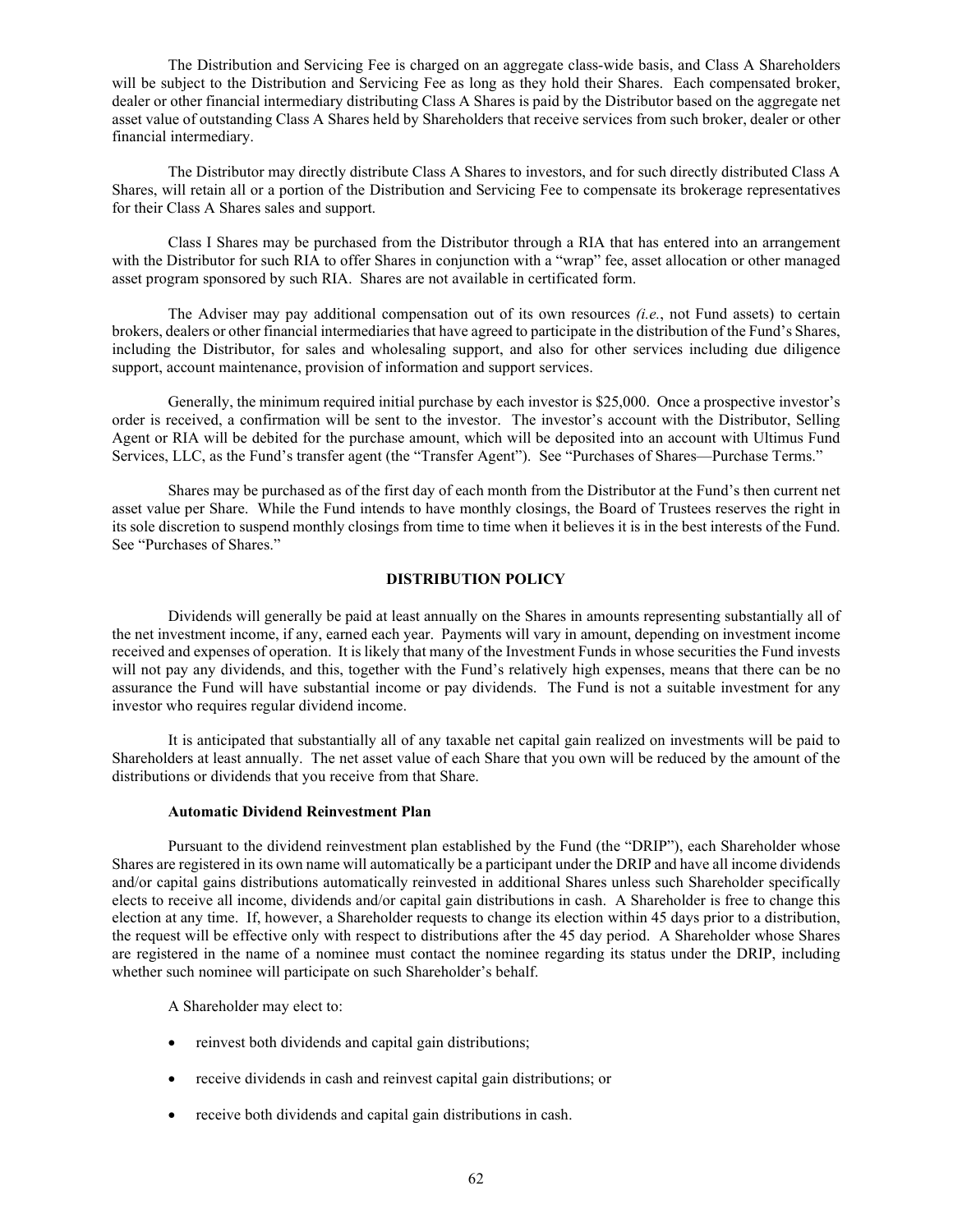The Distribution and Servicing Fee is charged on an aggregate class-wide basis, and Class A Shareholders will be subject to the Distribution and Servicing Fee as long as they hold their Shares. Each compensated broker, dealer or other financial intermediary distributing Class A Shares is paid by the Distributor based on the aggregate net asset value of outstanding Class A Shares held by Shareholders that receive services from such broker, dealer or other financial intermediary.

The Distributor may directly distribute Class A Shares to investors, and for such directly distributed Class A Shares, will retain all or a portion of the Distribution and Servicing Fee to compensate its brokerage representatives for their Class A Shares sales and support.

Class I Shares may be purchased from the Distributor through a RIA that has entered into an arrangement with the Distributor for such RIA to offer Shares in conjunction with a "wrap" fee, asset allocation or other managed asset program sponsored by such RIA. Shares are not available in certificated form.

The Adviser may pay additional compensation out of its own resources *(i.e.*, not Fund assets) to certain brokers, dealers or other financial intermediaries that have agreed to participate in the distribution of the Fund's Shares, including the Distributor, for sales and wholesaling support, and also for other services including due diligence support, account maintenance, provision of information and support services.

Generally, the minimum required initial purchase by each investor is $25,000. Once a prospective investor's order is received, a confirmation will be sent to the investor. The investor's account with the Distributor, Selling Agent or RIA will be debited for the purchase amount, which will be deposited into an account with Ultimus Fund Services, LLC, as the Fund's transfer agent (the "Transfer Agent"). See "Purchases of Shares—Purchase Terms."

Shares may be purchased as of the first day of each month from the Distributor at the Fund's then current net asset value per Share. While the Fund intends to have monthly closings, the Board of Trustees reserves the right in its sole discretion to suspend monthly closings from time to time when it believes it is in the best interests of the Fund. See "Purchases of Shares."

## DISTRIBUTION POLICY

Dividends will generally be paid at least annually on the Shares in amounts representing substantially all of the net investment income, if any, earned each year. Payments will vary in amount, depending on investment income received and expenses of operation. It is likely that many of the Investment Funds in whose securities the Fund invests will not pay any dividends, and this, together with the Fund's relatively high expenses, means that there can be no assurance the Fund will have substantial income or pay dividends. The Fund is not a suitable investment for any investor who requires regular dividend income.

It is anticipated that substantially all of any taxable net capital gain realized on investments will be paid to Shareholders at least annually. The net asset value of each Share that you own will be reduced by the amount of the distributions or dividends that you receive from that Share.

### Automatic Dividend Reinvestment Plan

Pursuant to the dividend reinvestment plan established by the Fund (the "DRIP"), each Shareholder whose Shares are registered in its own name will automatically be a participant under the DRIP and have all income dividends and/or capital gains distributions automatically reinvested in additional Shares unless such Shareholder specifically elects to receive all income, dividends and/or capital gain distributions in cash. A Shareholder is free to change this election at any time. If, however, a Shareholder requests to change its election within 45 days prior to a distribution, the request will be effective only with respect to distributions after the 45 day period. A Shareholder whose Shares are registered in the name of a nominee must contact the nominee regarding its status under the DRIP, including whether such nominee will participate on such Shareholder's behalf.

A Shareholder may elect to:

- reinvest both dividends and capital gain distributions;
- receive dividends in cash and reinvest capital gain distributions; or
- receive both dividends and capital gain distributions in cash.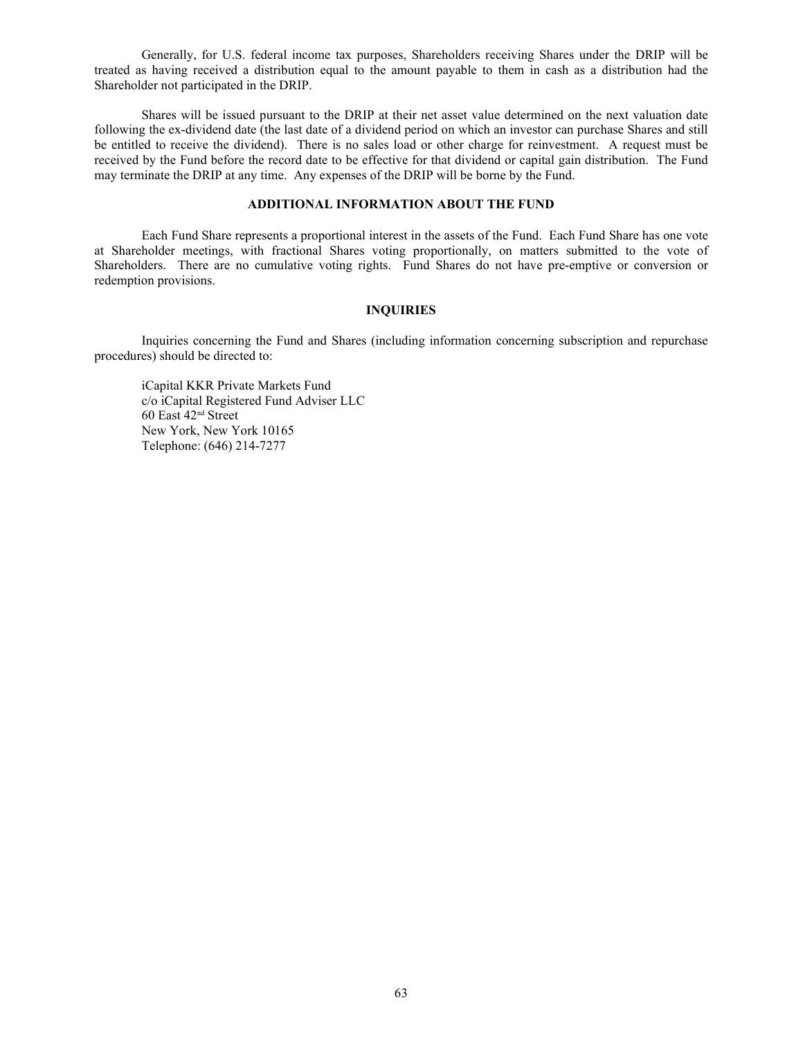Generally, for U.S. federal income tax purposes, Shareholders receiving Shares under the DRIP will be treated as having received a distribution equal to the amount payable to them in cash as a distribution had the Shareholder not participated in the DRIP.

Shares will be issued pursuant to the DRIP at their net asset value determined on the next valuation date following the ex-dividend date (the last date of a dividend period on which an investor can purchase Shares and still be entitled to receive the dividend). There is no sales load or other charge for reinvestment. A request must be received by the Fund before the record date to be effective for that dividend or capital gain distribution. The Fund may terminate the DRIP at any time. Any expenses of the DRIP will be borne by the Fund.

## ADDITIONAL INFORMATION ABOUT THE FUND

Each Fund Share represents a proportional interest in the assets of the Fund. Each Fund Share has one vote at Shareholder meetings, with fractional Shares voting proportionally, on matters submitted to the vote of Shareholders. There are no cumulative voting rights. Fund Shares do not have pre-emptive or conversion or redemption provisions.

## INQUIRIES

Inquiries concerning the Fund and Shares (including information concerning subscription and repurchase procedures) should be directed to:

iCapital KKR Private Markets Fund
c/o iCapital Registered Fund Adviser LLC
60 East 42nd Street
New York, New York 10165
Telephone: (646) 214-7277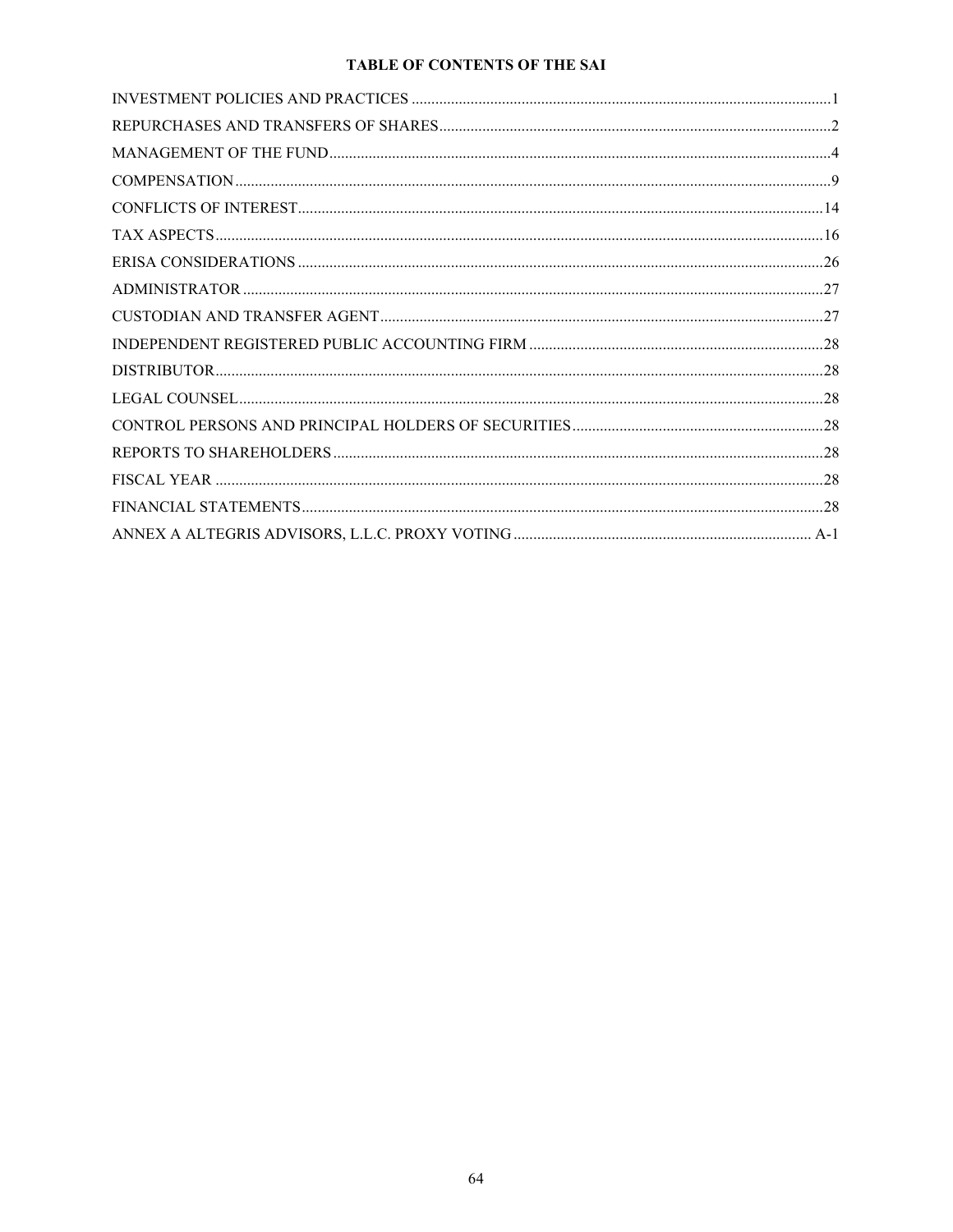## TABLE OF CONTENTS OF THE SAI

| | |
|---|---|
| INVESTMENT POLICIES AND PRACTICES | 1 |
| REPURCHASES AND TRANSFERS OF SHARES | 2 |
| MANAGEMENT OF THE FUND | 4 |
| COMPENSATION | 9 |
| CONFLICTS OF INTEREST | 14 |
| TAX ASPECTS | 16 |
| ERISA CONSIDERATIONS | 26 |
| ADMINISTRATOR | 27 |
| CUSTODIAN AND TRANSFER AGENT | 27 |
| INDEPENDENT REGISTERED PUBLIC ACCOUNTING FIRM | 28 |
| DISTRIBUTOR | 28 |
| LEGAL COUNSEL | 28 |
| CONTROL PERSONS AND PRINCIPAL HOLDERS OF SECURITIES | 28 |
| REPORTS TO SHAREHOLDERS | 28 |
| FISCAL YEAR | 28 |
| FINANCIAL STATEMENTS | 28 |
| ANNEX A ALTEGRIS ADVISORS, L.L.C. PROXY VOTING | A-1 |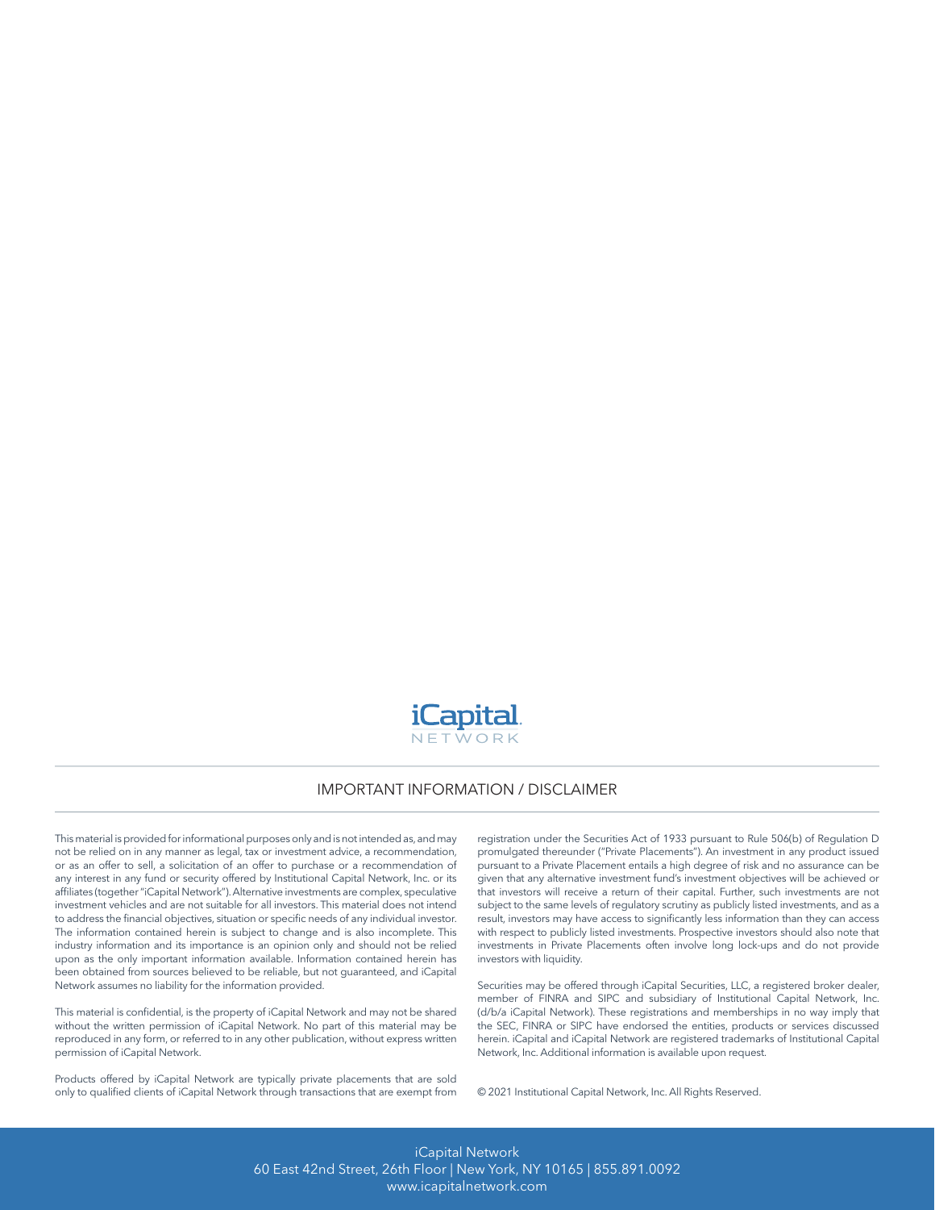iCapital NETWORK

## IMPORTANT INFORMATION / DISCLAIMER

This material is provided for informational purposes only and is not intended as, and may not be relied on in any manner as legal, tax or investment advice, a recommendation, or as an offer to sell, a solicitation of an offer to purchase or a recommendation of any interest in any fund or security offered by Institutional Capital Network, Inc. or its affiliates (together "iCapital Network"). Alternative investments are complex, speculative investment vehicles and are not suitable for all investors. This material does not intend to address the financial objectives, situation or specific needs of any individual investor. The information contained herein is subject to change and is also incomplete. This industry information and its importance is an opinion only and should not be relied upon as the only important information available. Information contained herein has been obtained from sources believed to be reliable, but not guaranteed, and iCapital Network assumes no liability for the information provided.

This material is confidential, is the property of iCapital Network and may not be shared without the written permission of iCapital Network. No part of this material may be reproduced in any form, or referred to in any other publication, without express written permission of iCapital Network.

Products offered by iCapital Network are typically private placements that are sold only to qualified clients of iCapital Network through transactions that are exempt from registration under the Securities Act of 1933 pursuant to Rule 506(b) of Regulation D promulgated thereunder ("Private Placements"). An investment in any product issued pursuant to a Private Placement entails a high degree of risk and no assurance can be given that any alternative investment fund's investment objectives will be achieved or that investors will receive a return of their capital. Further, such investments are not subject to the same levels of regulatory scrutiny as publicly listed investments, and as a result, investors may have access to significantly less information than they can access with respect to publicly listed investments. Prospective investors should also note that investments in Private Placements often involve long lock-ups and do not provide investors with liquidity.

Securities may be offered through iCapital Securities, LLC, a registered broker dealer, member of FINRA and SIPC and subsidiary of Institutional Capital Network, Inc. (d/b/a iCapital Network). These registrations and memberships in no way imply that the SEC, FINRA or SIPC have endorsed the entities, products or services discussed herein. iCapital and iCapital Network are registered trademarks of Institutional Capital Network, Inc. Additional information is available upon request.

© 2021 Institutional Capital Network, Inc. All Rights Reserved.

iCapital Network
60 East 42nd Street, 26th Floor | New York, NY 10165 | 855.891.0092
www.icapitalnetwork.com